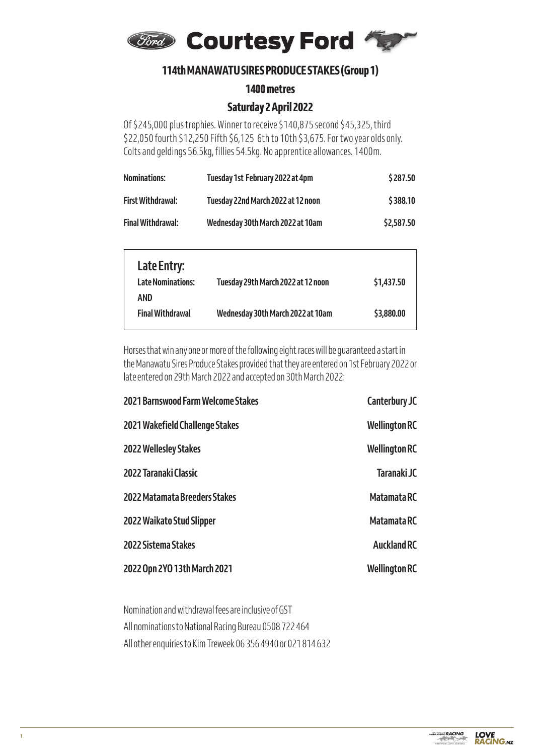# Courtesy Ford

## 114th MANAWATU SIRES PRODUCE STAKES (Group 1)

### 1400 metres

### Saturday 2 April 2022

Of $245,000 plus trophies. Winner to receive $140,875 second $45,325, third $22,050 fourth $12,250 Fifth $6,125 6th to 10th $3,675. For two year olds only. Colts and geldings 56.5kg, fillies 54.5kg. No apprentice allowances. 1400m.

| | | |
|---|---|---|
| **Nominations:** | **Tuesday 1st February 2022 at 4pm** | **$287.50** |
| **First Withdrawal:** | **Tuesday 22nd March 2022 at 12 noon** | **$388.10** |
| **Final Withdrawal:** | **Wednesday 30th March 2022 at 10am** | **$2,587.50** |

**Late Entry:**

| | | |
|---|---|---|
| **Late Nominations:** | **Tuesday 29th March 2022 at 12 noon** | **$1,437.50** |
| **AND** | | |
| **Final Withdrawal** | **Wednesday 30th March 2022 at 10am** | **$3,880.00** |

Horses that win any one or more of the following eight races will be guaranteed a start in the Manawatu Sires Produce Stakes provided that they are entered on 1st February 2022 or late entered on 29th March 2022 and accepted on 30th March 2022:

| | |
|---|---|
| **2021 Barnswood Farm Welcome Stakes** | **Canterbury JC** |
| **2021 Wakefield Challenge Stakes** | **Wellington RC** |
| **2022 Wellesley Stakes** | **Wellington RC** |
| **2022 Taranaki Classic** | **Taranaki JC** |
| **2022 Matamata Breeders Stakes** | **Matamata RC** |
| **2022 Waikato Stud Slipper** | **Matamata RC** |
| **2022 Sistema Stakes** | **Auckland RC** |
| **2022 Opn 2YO 13th March 2021** | **Wellington RC** |

Nomination and withdrawal fees are inclusive of GST

All nominations to National Racing Bureau 0508 722 464

All other enquiries to Kim Treweek 06 356 4940 or 021 814 632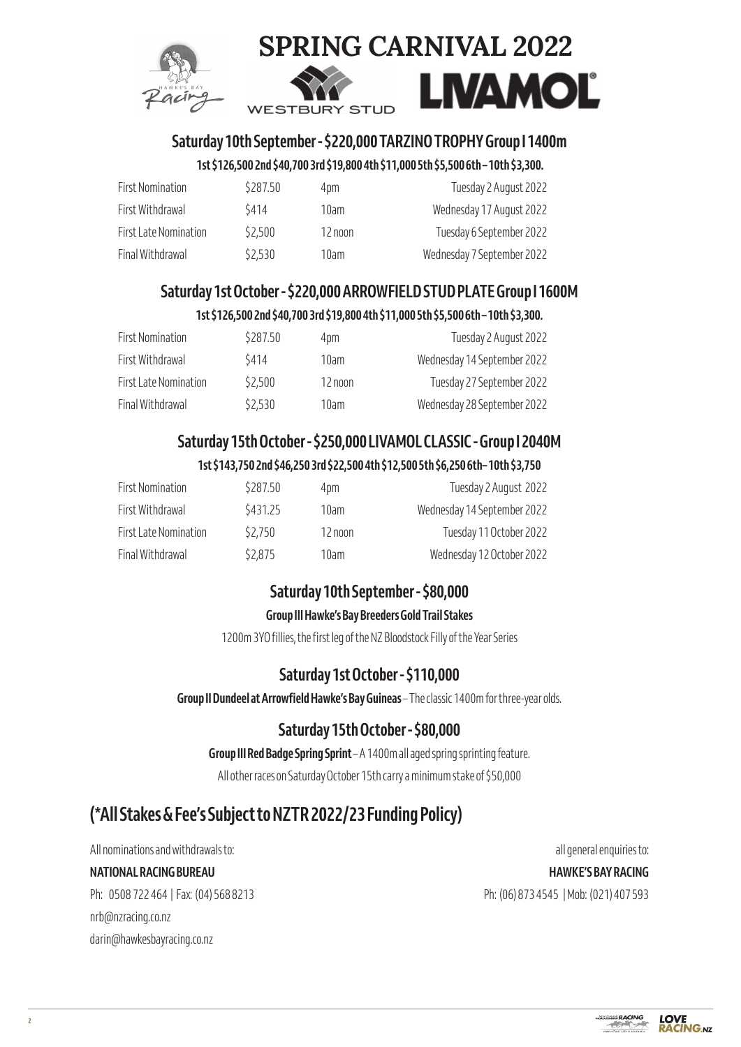# SPRING CARNIVAL 2022

## Saturday 10th September - $220,000 TARZINO TROPHY Group I 1400m

**1st $126,500 2nd $40,700 3rd $19,800 4th $11,000 5th $5,500 6th – 10th $3,300.**

| | | | |
|---|---|---|---|
| First Nomination | $287.50 | 4pm | Tuesday 2 August 2022 |
| First Withdrawal | $414 | 10am | Wednesday 17 August 2022 |
| First Late Nomination | $2,500 | 12 noon | Tuesday 6 September 2022 |
| Final Withdrawal | $2,530 | 10am | Wednesday 7 September 2022 |

## Saturday 1st October - $220,000 ARROWFIELD STUD PLATE Group I 1600M

**1st $126,500 2nd $40,700 3rd $19,800 4th $11,000 5th $5,500 6th – 10th $3,300.**

| | | | |
|---|---|---|---|
| First Nomination | $287.50 | 4pm | Tuesday 2 August 2022 |
| First Withdrawal | $414 | 10am | Wednesday 14 September 2022 |
| First Late Nomination | $2,500 | 12 noon | Tuesday 27 September 2022 |
| Final Withdrawal | $2,530 | 10am | Wednesday 28 September 2022 |

## Saturday 15th October - $250,000 LIVAMOL CLASSIC - Group I 2040M

**1st $143,750 2nd $46,250 3rd $22,500 4th $12,500 5th $6,250 6th– 10th $3,750**

| | | | |
|---|---|---|---|
| First Nomination | $287.50 | 4pm | Tuesday 2 August 2022 |
| First Withdrawal | $431.25 | 10am | Wednesday 14 September 2022 |
| First Late Nomination | $2,750 | 12 noon | Tuesday 11 October 2022 |
| Final Withdrawal | $2,875 | 10am | Wednesday 12 October 2022 |

## Saturday 10th September - $80,000

**Group III Hawke's Bay Breeders Gold Trail Stakes**

1200m 3YO fillies, the first leg of the NZ Bloodstock Filly of the Year Series

## Saturday 1st October - $110,000

**Group II Dundeel at Arrowfield Hawke's Bay Guineas** – The classic 1400m for three-year olds.

## Saturday 15th October - $80,000

**Group III Red Badge Spring Sprint** – A 1400m all aged spring sprinting feature.

All other races on Saturday October 15th carry a minimum stake of $50,000

# (*All Stakes & Fee's Subject to NZTR 2022/23 Funding Policy)

All nominations and withdrawals to:

**NATIONAL RACING BUREAU**

Ph: 0508 722 464 | Fax: (04) 568 8213

nrb@nzracing.co.nz

darin@hawkesbayracing.co.nz

all general enquiries to:

**HAWKE'S BAY RACING**

Ph: (06) 873 4545 | Mob: (021) 407 593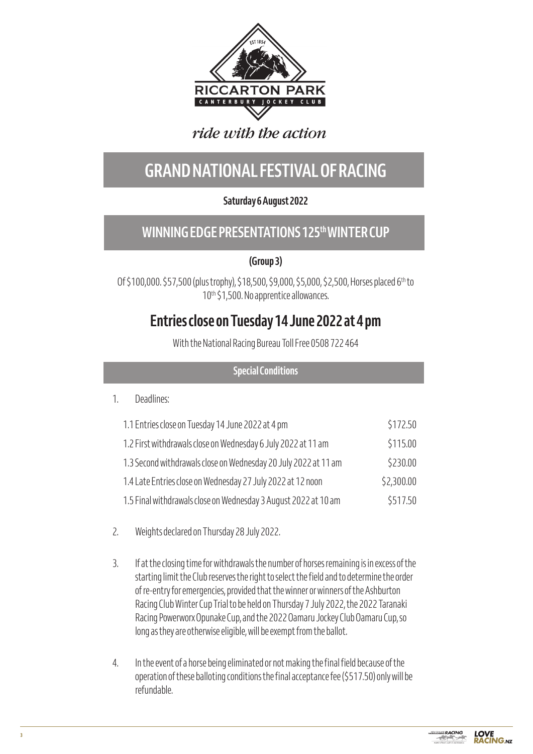*ride with the action*

# GRAND NATIONAL FESTIVAL OF RACING

**Saturday 6 August 2022**

## WINNING EDGE PRESENTATIONS 125th WINTER CUP

**(Group 3)**

Of $100,000. $57,500 (plus trophy), $18,500, $9,000, $5,000, $2,500, Horses placed 6th to 10th $1,500. No apprentice allowances.

## Entries close on Tuesday 14 June 2022 at 4 pm

With the National Racing Bureau Toll Free 0508 722 464

### Special Conditions

1. Deadlines:

| | |
|---|---|
| 1.1 Entries close on Tuesday 14 June 2022 at 4 pm | $172.50 |
| 1.2 First withdrawals close on Wednesday 6 July 2022 at 11 am | $115.00 |
| 1.3 Second withdrawals close on Wednesday 20 July 2022 at 11 am | $230.00 |
| 1.4 Late Entries close on Wednesday 27 July 2022 at 12 noon | $2,300.00 |
| 1.5 Final withdrawals close on Wednesday 3 August 2022 at 10 am | $517.50 |

2. Weights declared on Thursday 28 July 2022.

3. If at the closing time for withdrawals the number of horses remaining is in excess of the starting limit the Club reserves the right to select the field and to determine the order of re-entry for emergencies, provided that the winner or winners of the Ashburton Racing Club Winter Cup Trial to be held on Thursday 7 July 2022, the 2022 Taranaki Racing Powerworx Opunake Cup, and the 2022 Oamaru Jockey Club Oamaru Cup, so long as they are otherwise eligible, will be exempt from the ballot.

4. In the event of a horse being eliminated or not making the final field because of the operation of these balloting conditions the final acceptance fee ($517.50) only will be refundable.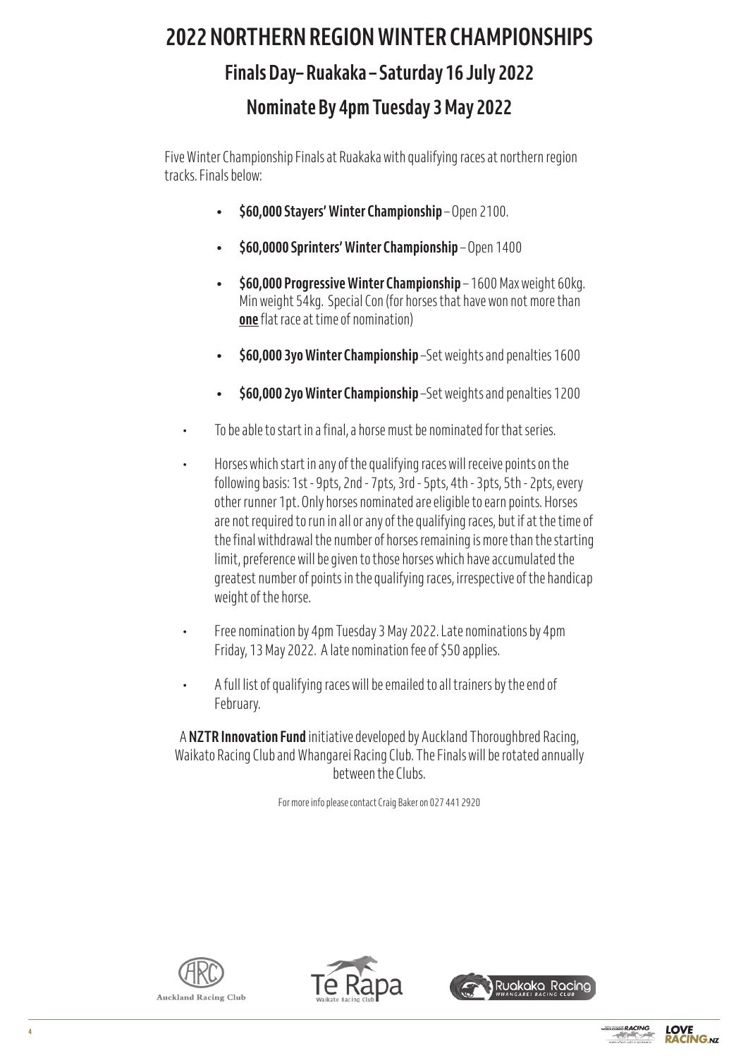# 2022 NORTHERN REGION WINTER CHAMPIONSHIPS

## Finals Day– Ruakaka – Saturday 16 July 2022

## Nominate By 4pm Tuesday 3 May 2022

Five Winter Championship Finals at Ruakaka with qualifying races at northern region tracks. Finals below:

- **\$60,000 Stayers' Winter Championship** – Open 2100.
- **\$60,0000 Sprinters' Winter Championship** – Open 1400
- **\$60,000 Progressive Winter Championship** – 1600 Max weight 60kg. Min weight 54kg. Special Con (for horses that have won not more than **one** flat race at time of nomination)
- **\$60,000 3yo Winter Championship** –Set weights and penalties 1600
- **\$60,000 2yo Winter Championship** –Set weights and penalties 1200

- To be able to start in a final, a horse must be nominated for that series.
- Horses which start in any of the qualifying races will receive points on the following basis: 1st - 9pts, 2nd - 7pts, 3rd - 5pts, 4th - 3pts, 5th - 2pts, every other runner 1pt. Only horses nominated are eligible to earn points. Horses are not required to run in all or any of the qualifying races, but if at the time of the final withdrawal the number of horses remaining is more than the starting limit, preference will be given to those horses which have accumulated the greatest number of points in the qualifying races, irrespective of the handicap weight of the horse.
- Free nomination by 4pm Tuesday 3 May 2022. Late nominations by 4pm Friday, 13 May 2022. A late nomination fee of \$50 applies.
- A full list of qualifying races will be emailed to all trainers by the end of February.

A **NZTR Innovation Fund** initiative developed by Auckland Thoroughbred Racing, Waikato Racing Club and Whangarei Racing Club. The Finals will be rotated annually between the Clubs.

For more info please contact Craig Baker on 027 441 2920

Auckland Racing Club

Te Rapa Waikato Racing Club

Ruakaka Racing WHANGAREI RACING CLUB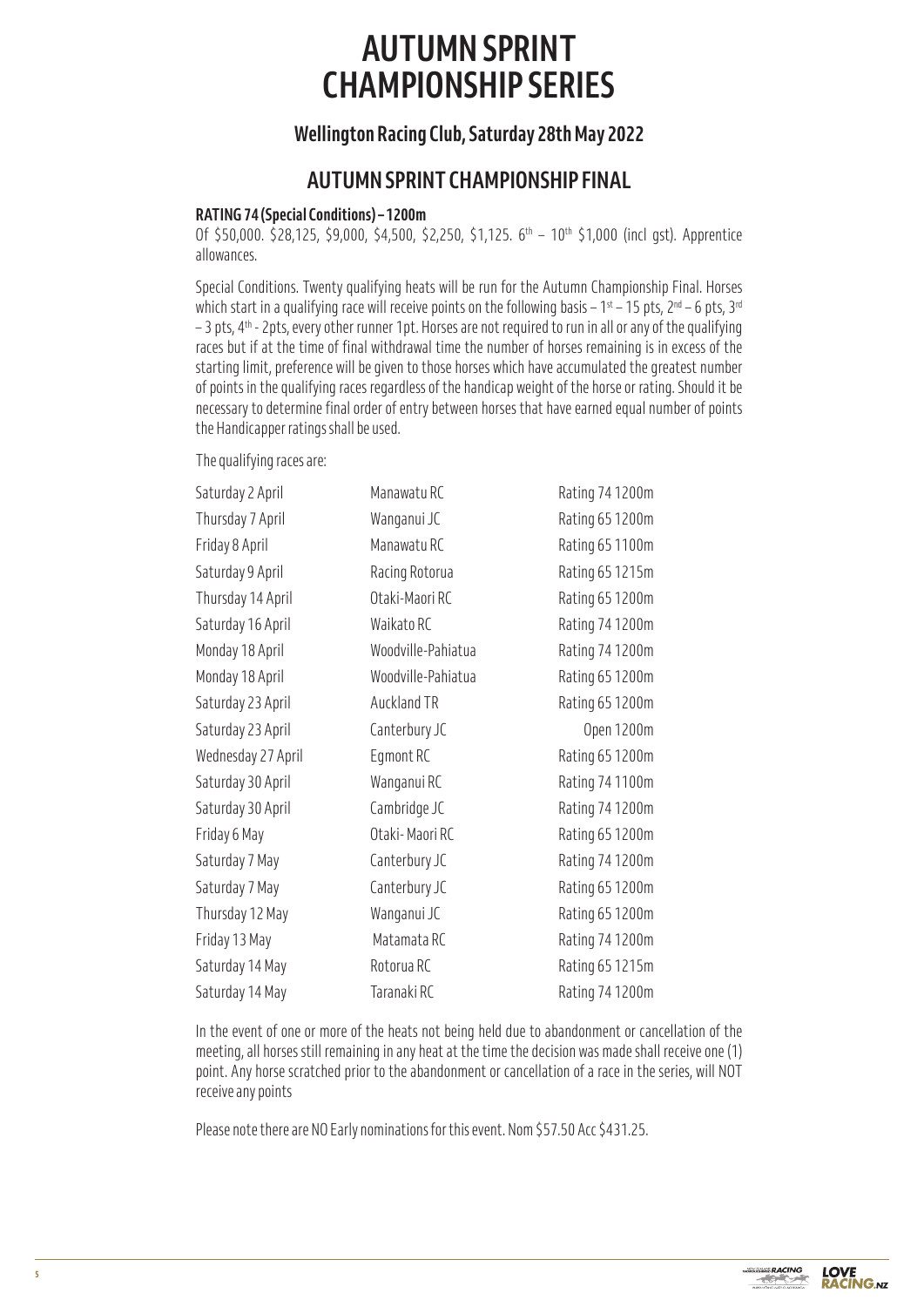# AUTUMN SPRINT CHAMPIONSHIP SERIES

### Wellington Racing Club, Saturday 28th May 2022

## AUTUMN SPRINT CHAMPIONSHIP FINAL

**RATING 74 (Special Conditions) – 1200m**

Of $50,000. $28,125, $9,000, $4,500, $2,250, $1,125. 6th – 10th $1,000 (incl gst). Apprentice allowances.

Special Conditions. Twenty qualifying heats will be run for the Autumn Championship Final. Horses which start in a qualifying race will receive points on the following basis – 1st – 15 pts, 2nd – 6 pts, 3rd – 3 pts, 4th - 2pts, every other runner 1pt. Horses are not required to run in all or any of the qualifying races but if at the time of final withdrawal time the number of horses remaining is in excess of the starting limit, preference will be given to those horses which have accumulated the greatest number of points in the qualifying races regardless of the handicap weight of the horse or rating. Should it be necessary to determine final order of entry between horses that have earned equal number of points the Handicapper ratings shall be used.

The qualifying races are:

| | | |
|---|---|---|
| Saturday 2 April | Manawatu RC | Rating 74 1200m |
| Thursday 7 April | Wanganui JC | Rating 65 1200m |
| Friday 8 April | Manawatu RC | Rating 65 1100m |
| Saturday 9 April | Racing Rotorua | Rating 65 1215m |
| Thursday 14 April | Otaki-Maori RC | Rating 65 1200m |
| Saturday 16 April | Waikato RC | Rating 74 1200m |
| Monday 18 April | Woodville-Pahiatua | Rating 74 1200m |
| Monday 18 April | Woodville-Pahiatua | Rating 65 1200m |
| Saturday 23 April | Auckland TR | Rating 65 1200m |
| Saturday 23 April | Canterbury JC | Open 1200m |
| Wednesday 27 April | Egmont RC | Rating 65 1200m |
| Saturday 30 April | Wanganui RC | Rating 74 1100m |
| Saturday 30 April | Cambridge JC | Rating 74 1200m |
| Friday 6 May | Otaki- Maori RC | Rating 65 1200m |
| Saturday 7 May | Canterbury JC | Rating 74 1200m |
| Saturday 7 May | Canterbury JC | Rating 65 1200m |
| Thursday 12 May | Wanganui JC | Rating 65 1200m |
| Friday 13 May | Matamata RC | Rating 74 1200m |
| Saturday 14 May | Rotorua RC | Rating 65 1215m |
| Saturday 14 May | Taranaki RC | Rating 74 1200m |

In the event of one or more of the heats not being held due to abandonment or cancellation of the meeting, all horses still remaining in any heat at the time the decision was made shall receive one (1) point. Any horse scratched prior to the abandonment or cancellation of a race in the series, will NOT receive any points

Please note there are NO Early nominations for this event. Nom $57.50 Acc $431.25.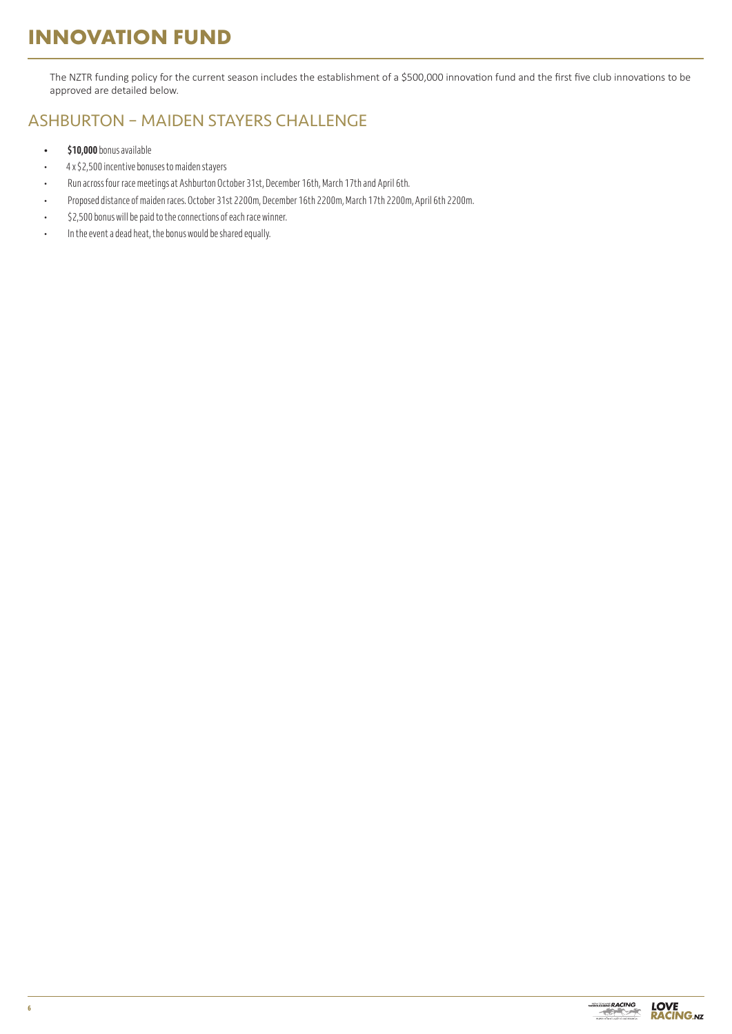# INNOVATION FUND

The NZTR funding policy for the current season includes the establishment of a $500,000 innovation fund and the first five club innovations to be approved are detailed below.

## ASHBURTON – MAIDEN STAYERS CHALLENGE

- **$10,000** bonus available
- 4 x $2,500 incentive bonuses to maiden stayers
- Run across four race meetings at Ashburton October 31st, December 16th, March 17th and April 6th.
- Proposed distance of maiden races. October 31st 2200m, December 16th 2200m, March 17th 2200m, April 6th 2200m.
- $2,500 bonus will be paid to the connections of each race winner.
- In the event a dead heat, the bonus would be shared equally.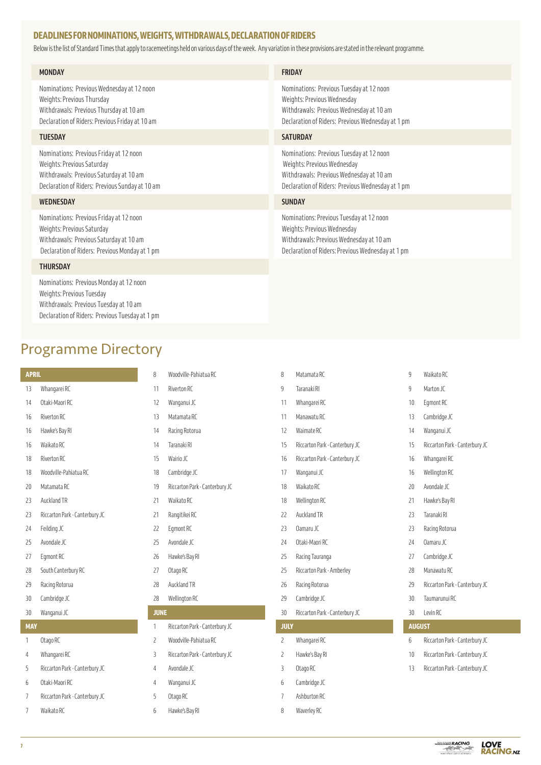## DEADLINES FOR NOMINATIONS, WEIGHTS, WITHDRAWALS, DECLARATION OF RIDERS

Below is the list of Standard Times that apply to racemeetings held on various days of the week. Any variation in these provisions are stated in the relevant programme.

### MONDAY

Nominations: Previous Wednesday at 12 noon
Weights: Previous Thursday
Withdrawals: Previous Thursday at 10 am
Declaration of Riders: Previous Friday at 10 am

### TUESDAY

Nominations: Previous Friday at 12 noon
Weights: Previous Saturday
Withdrawals: Previous Saturday at 10 am
Declaration of Riders: Previous Sunday at 10 am

### WEDNESDAY

Nominations: Previous Friday at 12 noon
Weights: Previous Saturday
Withdrawals: Previous Saturday at 10 am
Declaration of Riders: Previous Monday at 1 pm

### THURSDAY

Nominations: Previous Monday at 12 noon
Weights: Previous Tuesday
Withdrawals: Previous Tuesday at 10 am
Declaration of Riders: Previous Tuesday at 1 pm

### FRIDAY

Nominations: Previous Tuesday at 12 noon
Weights: Previous Wednesday
Withdrawals: Previous Wednesday at 10 am
Declaration of Riders: Previous Wednesday at 1 pm

### SATURDAY

Nominations: Previous Tuesday at 12 noon
Weights: Previous Wednesday
Withdrawals: Previous Wednesday at 10 am
Declaration of Riders: Previous Wednesday at 1 pm

### SUNDAY

Nominations: Previous Tuesday at 12 noon
Weights: Previous Wednesday
Withdrawals: Previous Wednesday at 10 am
Declaration of Riders: Previous Wednesday at 1 pm

# Programme Directory

| APRIL | |
|---|---|
| 13 | Whangarei RC |
| 14 | Otaki-Maori RC |
| 16 | Riverton RC |
| 16 | Hawke's Bay RI |
| 16 | Waikato RC |
| 18 | Riverton RC |
| 18 | Woodville-Pahiatua RC |
| 20 | Matamata RC |
| 23 | Auckland TR |
| 23 | Riccarton Park - Canterbury JC |
| 24 | Feilding JC |
| 25 | Avondale JC |
| 27 | Egmont RC |
| 28 | South Canterbury RC |
| 29 | Racing Rotorua |
| 30 | Cambridge JC |
| 30 | Wanganui JC |

| MAY | |
|---|---|
| 1 | Otago RC |
| 4 | Whangarei RC |
| 5 | Riccarton Park - Canterbury JC |
| 6 | Otaki-Maori RC |
| 7 | Riccarton Park - Canterbury JC |
| 7 | Waikato RC |
| 8 | Woodville-Pahiatua RC |
| 11 | Riverton RC |
| 12 | Wanganui JC |
| 13 | Matamata RC |
| 14 | Racing Rotorua |
| 14 | Taranaki RI |
| 15 | Wairio JC |
| 18 | Cambridge JC |
| 19 | Riccarton Park - Canterbury JC |
| 21 | Waikato RC |
| 21 | Rangitikei RC |
| 22 | Egmont RC |
| 25 | Avondale JC |
| 26 | Hawke's Bay RI |
| 27 | Otago RC |
| 28 | Auckland TR |
| 28 | Wellington RC |

| JUNE | |
|---|---|
| 1 | Riccarton Park - Canterbury JC |
| 2 | Woodville-Pahiatua RC |
| 3 | Riccarton Park - Canterbury JC |
| 4 | Avondale JC |
| 4 | Wanganui JC |
| 5 | Otago RC |
| 6 | Hawke's Bay RI |
| 8 | Matamata RC |
| 9 | Taranaki RI |
| 11 | Whangarei RC |
| 11 | Manawatu RC |
| 12 | Waimate RC |
| 15 | Riccarton Park - Canterbury JC |
| 16 | Riccarton Park - Canterbury JC |
| 17 | Wanganui JC |
| 18 | Waikato RC |
| 18 | Wellington RC |
| 22 | Auckland TR |
| 23 | Oamaru JC |
| 24 | Otaki-Maori RC |
| 25 | Racing Tauranga |
| 25 | Riccarton Park - Amberley |
| 26 | Racing Rotorua |
| 29 | Cambridge JC |
| 30 | Riccarton Park - Canterbury JC |

| JULY | |
|---|---|
| 2 | Whangarei RC |
| 2 | Hawke's Bay RI |
| 3 | Otago RC |
| 6 | Cambridge JC |
| 7 | Ashburton RC |
| 8 | Waverley RC |
| 9 | Waikato RC |
| 9 | Marton JC |
| 10 | Egmont RC |
| 13 | Cambridge JC |
| 14 | Wanganui JC |
| 15 | Riccarton Park - Canterbury JC |
| 16 | Whangarei RC |
| 16 | Wellington RC |
| 20 | Avondale JC |
| 21 | Hawke's Bay RI |
| 23 | Taranaki RI |
| 23 | Racing Rotorua |
| 24 | Oamaru JC |
| 27 | Cambridge JC |
| 28 | Manawatu RC |
| 29 | Riccarton Park - Canterbury JC |
| 30 | Taumarunui RC |
| 30 | Levin RC |

| AUGUST | |
|---|---|
| 6 | Riccarton Park - Canterbury JC |
| 10 | Riccarton Park - Canterbury JC |
| 13 | Riccarton Park - Canterbury JC |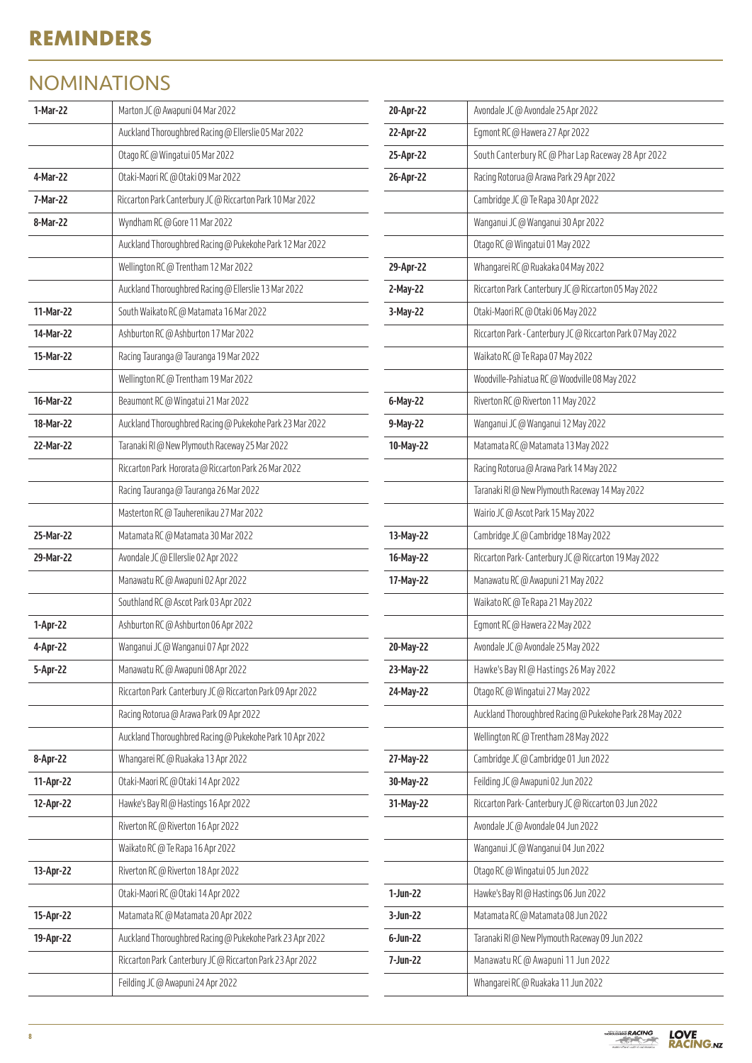# REMINDERS

## NOMINATIONS

| Date | Meeting |
|---|---|
| 1-Mar-22 | Marton JC @ Awapuni 04 Mar 2022 |
| | Auckland Thoroughbred Racing @ Ellerslie 05 Mar 2022 |
| | Otago RC @ Wingatui 05 Mar 2022 |
| 4-Mar-22 | Otaki-Maori RC @ Otaki 09 Mar 2022 |
| 7-Mar-22 | Riccarton Park Canterbury JC @ Riccarton Park 10 Mar 2022 |
| 8-Mar-22 | Wyndham RC @ Gore 11 Mar 2022 |
| | Auckland Thoroughbred Racing @ Pukekohe Park 12 Mar 2022 |
| | Wellington RC @ Trentham 12 Mar 2022 |
| | Auckland Thoroughbred Racing @ Ellerslie 13 Mar 2022 |
| 11-Mar-22 | South Waikato RC @ Matamata 16 Mar 2022 |
| 14-Mar-22 | Ashburton RC @ Ashburton 17 Mar 2022 |
| 15-Mar-22 | Racing Tauranga @ Tauranga 19 Mar 2022 |
| | Wellington RC @ Trentham 19 Mar 2022 |
| 16-Mar-22 | Beaumont RC @ Wingatui 21 Mar 2022 |
| 18-Mar-22 | Auckland Thoroughbred Racing @ Pukekohe Park 23 Mar 2022 |
| 22-Mar-22 | Taranaki RI @ New Plymouth Raceway 25 Mar 2022 |
| | Riccarton Park Hororata @ Riccarton Park 26 Mar 2022 |
| | Racing Tauranga @ Tauranga 26 Mar 2022 |
| | Masterton RC @ Tauherenikau 27 Mar 2022 |
| 25-Mar-22 | Matamata RC @ Matamata 30 Mar 2022 |
| 29-Mar-22 | Avondale JC @ Ellerslie 02 Apr 2022 |
| | Manawatu RC @ Awapuni 02 Apr 2022 |
| | Southland RC @ Ascot Park 03 Apr 2022 |
| 1-Apr-22 | Ashburton RC @ Ashburton 06 Apr 2022 |
| 4-Apr-22 | Wanganui JC @ Wanganui 07 Apr 2022 |
| 5-Apr-22 | Manawatu RC @ Awapuni 08 Apr 2022 |
| | Riccarton Park Canterbury JC @ Riccarton Park 09 Apr 2022 |
| | Racing Rotorua @ Arawa Park 09 Apr 2022 |
| | Auckland Thoroughbred Racing @ Pukekohe Park 10 Apr 2022 |
| 8-Apr-22 | Whangarei RC @ Ruakaka 13 Apr 2022 |
| 11-Apr-22 | Otaki-Maori RC @ Otaki 14 Apr 2022 |
| 12-Apr-22 | Hawke's Bay RI @ Hastings 16 Apr 2022 |
| | Riverton RC @ Riverton 16 Apr 2022 |
| | Waikato RC @ Te Rapa 16 Apr 2022 |
| 13-Apr-22 | Riverton RC @ Riverton 18 Apr 2022 |
| | Otaki-Maori RC @ Otaki 14 Apr 2022 |
| 15-Apr-22 | Matamata RC @ Matamata 20 Apr 2022 |
| 19-Apr-22 | Auckland Thoroughbred Racing @ Pukekohe Park 23 Apr 2022 |
| | Riccarton Park Canterbury JC @ Riccarton Park 23 Apr 2022 |
| | Feilding JC @ Awapuni 24 Apr 2022 |
| 20-Apr-22 | Avondale JC @ Avondale 25 Apr 2022 |
| 22-Apr-22 | Egmont RC @ Hawera 27 Apr 2022 |
| 25-Apr-22 | South Canterbury RC @ Phar Lap Raceway 28 Apr 2022 |
| 26-Apr-22 | Racing Rotorua @ Arawa Park 29 Apr 2022 |
| | Cambridge JC @ Te Rapa 30 Apr 2022 |
| | Wanganui JC @ Wanganui 30 Apr 2022 |
| | Otago RC @ Wingatui 01 May 2022 |
| 29-Apr-22 | Whangarei RC @ Ruakaka 04 May 2022 |
| 2-May-22 | Riccarton Park Canterbury JC @ Riccarton 05 May 2022 |
| 3-May-22 | Otaki-Maori RC @ Otaki 06 May 2022 |
| | Riccarton Park - Canterbury JC @ Riccarton Park 07 May 2022 |
| | Waikato RC @ Te Rapa 07 May 2022 |
| | Woodville-Pahiatua RC @ Woodville 08 May 2022 |
| 6-May-22 | Riverton RC @ Riverton 11 May 2022 |
| 9-May-22 | Wanganui JC @ Wanganui 12 May 2022 |
| 10-May-22 | Matamata RC @ Matamata 13 May 2022 |
| | Racing Rotorua @ Arawa Park 14 May 2022 |
| | Taranaki RI @ New Plymouth Raceway 14 May 2022 |
| | Wairio JC @ Ascot Park 15 May 2022 |
| 13-May-22 | Cambridge JC @ Cambridge 18 May 2022 |
| 16-May-22 | Riccarton Park- Canterbury JC @ Riccarton 19 May 2022 |
| 17-May-22 | Manawatu RC @ Awapuni 21 May 2022 |
| | Waikato RC @ Te Rapa 21 May 2022 |
| | Egmont RC @ Hawera 22 May 2022 |
| 20-May-22 | Avondale JC @ Avondale 25 May 2022 |
| 23-May-22 | Hawke's Bay RI @ Hastings 26 May 2022 |
| 24-May-22 | Otago RC @ Wingatui 27 May 2022 |
| | Auckland Thoroughbred Racing @ Pukekohe Park 28 May 2022 |
| | Wellington RC @ Trentham 28 May 2022 |
| 27-May-22 | Cambridge JC @ Cambridge 01 Jun 2022 |
| 30-May-22 | Feilding JC @ Awapuni 02 Jun 2022 |
| 31-May-22 | Riccarton Park- Canterbury JC @ Riccarton 03 Jun 2022 |
| | Avondale JC @ Avondale 04 Jun 2022 |
| | Wanganui JC @ Wanganui 04 Jun 2022 |
| | Otago RC @ Wingatui 05 Jun 2022 |
| 1-Jun-22 | Hawke's Bay RI @ Hastings 06 Jun 2022 |
| 3-Jun-22 | Matamata RC @ Matamata 08 Jun 2022 |
| 6-Jun-22 | Taranaki RI @ New Plymouth Raceway 09 Jun 2022 |
| 7-Jun-22 | Manawatu RC @ Awapuni 11 Jun 2022 |
| | Whangarei RC @ Ruakaka 11 Jun 2022 |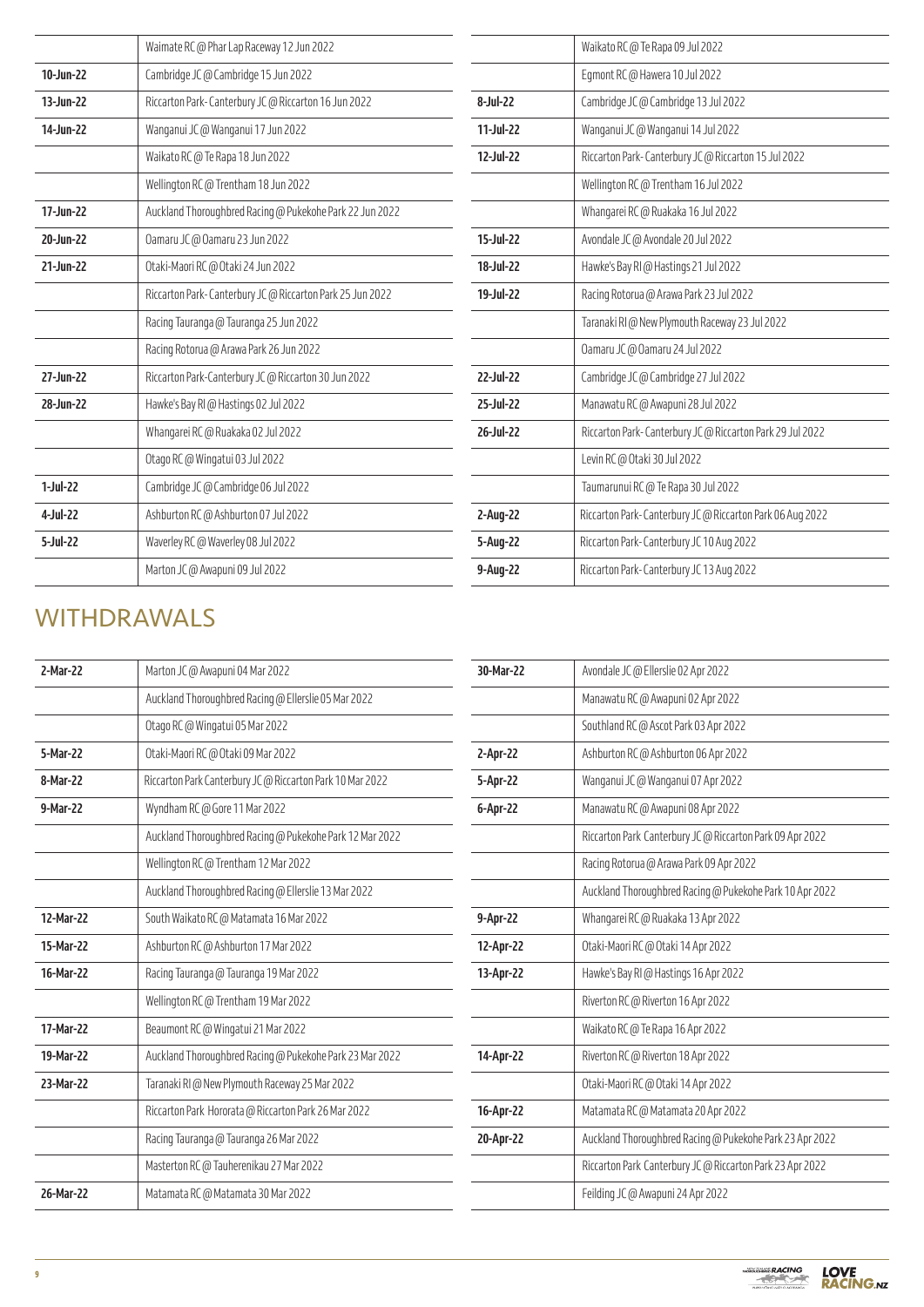|  |  |
|---|---|
|  | Waimate RC @ Phar Lap Raceway 12 Jun 2022 |
| 10-Jun-22 | Cambridge JC @ Cambridge 15 Jun 2022 |
| 13-Jun-22 | Riccarton Park- Canterbury JC @ Riccarton 16 Jun 2022 |
| 14-Jun-22 | Wanganui JC @ Wanganui 17 Jun 2022 |
|  | Waikato RC @ Te Rapa 18 Jun 2022 |
|  | Wellington RC @ Trentham 18 Jun 2022 |
| 17-Jun-22 | Auckland Thoroughbred Racing @ Pukekohe Park 22 Jun 2022 |
| 20-Jun-22 | Oamaru JC @ Oamaru 23 Jun 2022 |
| 21-Jun-22 | Otaki-Maori RC @ Otaki 24 Jun 2022 |
|  | Riccarton Park- Canterbury JC @ Riccarton Park 25 Jun 2022 |
|  | Racing Tauranga @ Tauranga 25 Jun 2022 |
|  | Racing Rotorua @ Arawa Park 26 Jun 2022 |
| 27-Jun-22 | Riccarton Park-Canterbury JC @ Riccarton 30 Jun 2022 |
| 28-Jun-22 | Hawke's Bay RI @ Hastings 02 Jul 2022 |
|  | Whangarei RC @ Ruakaka 02 Jul 2022 |
|  | Otago RC @ Wingatui 03 Jul 2022 |
| 1-Jul-22 | Cambridge JC @ Cambridge 06 Jul 2022 |
| 4-Jul-22 | Ashburton RC @ Ashburton 07 Jul 2022 |
| 5-Jul-22 | Waverley RC @ Waverley 08 Jul 2022 |
|  | Marton JC @ Awapuni 09 Jul 2022 |
|  | Waikato RC @ Te Rapa 09 Jul 2022 |
|  | Egmont RC @ Hawera 10 Jul 2022 |
| 8-Jul-22 | Cambridge JC @ Cambridge 13 Jul 2022 |
| 11-Jul-22 | Wanganui JC @ Wanganui 14 Jul 2022 |
| 12-Jul-22 | Riccarton Park- Canterbury JC @ Riccarton 15 Jul 2022 |
|  | Wellington RC @ Trentham 16 Jul 2022 |
|  | Whangarei RC @ Ruakaka 16 Jul 2022 |
| 15-Jul-22 | Avondale JC @ Avondale 20 Jul 2022 |
| 18-Jul-22 | Hawke's Bay RI @ Hastings 21 Jul 2022 |
| 19-Jul-22 | Racing Rotorua @ Arawa Park 23 Jul 2022 |
|  | Taranaki RI @ New Plymouth Raceway 23 Jul 2022 |
|  | Oamaru JC @ Oamaru 24 Jul 2022 |
| 22-Jul-22 | Cambridge JC @ Cambridge 27 Jul 2022 |
| 25-Jul-22 | Manawatu RC @ Awapuni 28 Jul 2022 |
| 26-Jul-22 | Riccarton Park- Canterbury JC @ Riccarton Park 29 Jul 2022 |
|  | Levin RC @ Otaki 30 Jul 2022 |
|  | Taumarunui RC @ Te Rapa 30 Jul 2022 |
| 2-Aug-22 | Riccarton Park- Canterbury JC @ Riccarton Park 06 Aug 2022 |
| 5-Aug-22 | Riccarton Park- Canterbury JC 10 Aug 2022 |
| 9-Aug-22 | Riccarton Park- Canterbury JC 13 Aug 2022 |

## WITHDRAWALS

|  |  |
|---|---|
| 2-Mar-22 | Marton JC @ Awapuni 04 Mar 2022 |
|  | Auckland Thoroughbred Racing @ Ellerslie 05 Mar 2022 |
|  | Otago RC @ Wingatui 05 Mar 2022 |
| 5-Mar-22 | Otaki-Maori RC @ Otaki 09 Mar 2022 |
| 8-Mar-22 | Riccarton Park Canterbury JC @ Riccarton Park 10 Mar 2022 |
| 9-Mar-22 | Wyndham RC @ Gore 11 Mar 2022 |
|  | Auckland Thoroughbred Racing @ Pukekohe Park 12 Mar 2022 |
|  | Wellington RC @ Trentham 12 Mar 2022 |
|  | Auckland Thoroughbred Racing @ Ellerslie 13 Mar 2022 |
| 12-Mar-22 | South Waikato RC @ Matamata 16 Mar 2022 |
| 15-Mar-22 | Ashburton RC @ Ashburton 17 Mar 2022 |
| 16-Mar-22 | Racing Tauranga @ Tauranga 19 Mar 2022 |
|  | Wellington RC @ Trentham 19 Mar 2022 |
| 17-Mar-22 | Beaumont RC @ Wingatui 21 Mar 2022 |
| 19-Mar-22 | Auckland Thoroughbred Racing @ Pukekohe Park 23 Mar 2022 |
| 23-Mar-22 | Taranaki RI @ New Plymouth Raceway 25 Mar 2022 |
|  | Riccarton Park Hororata @ Riccarton Park 26 Mar 2022 |
|  | Racing Tauranga @ Tauranga 26 Mar 2022 |
|  | Masterton RC @ Tauherenikau 27 Mar 2022 |
| 26-Mar-22 | Matamata RC @ Matamata 30 Mar 2022 |
| 30-Mar-22 | Avondale JC @ Ellerslie 02 Apr 2022 |
|  | Manawatu RC @ Awapuni 02 Apr 2022 |
|  | Southland RC @ Ascot Park 03 Apr 2022 |
| 2-Apr-22 | Ashburton RC @ Ashburton 06 Apr 2022 |
| 5-Apr-22 | Wanganui JC @ Wanganui 07 Apr 2022 |
| 6-Apr-22 | Manawatu RC @ Awapuni 08 Apr 2022 |
|  | Riccarton Park Canterbury JC @ Riccarton Park 09 Apr 2022 |
|  | Racing Rotorua @ Arawa Park 09 Apr 2022 |
|  | Auckland Thoroughbred Racing @ Pukekohe Park 10 Apr 2022 |
| 9-Apr-22 | Whangarei RC @ Ruakaka 13 Apr 2022 |
| 12-Apr-22 | Otaki-Maori RC @ Otaki 14 Apr 2022 |
| 13-Apr-22 | Hawke's Bay RI @ Hastings 16 Apr 2022 |
|  | Riverton RC @ Riverton 16 Apr 2022 |
|  | Waikato RC @ Te Rapa 16 Apr 2022 |
| 14-Apr-22 | Riverton RC @ Riverton 18 Apr 2022 |
|  | Otaki-Maori RC @ Otaki 14 Apr 2022 |
| 16-Apr-22 | Matamata RC @ Matamata 20 Apr 2022 |
| 20-Apr-22 | Auckland Thoroughbred Racing @ Pukekohe Park 23 Apr 2022 |
|  | Riccarton Park Canterbury JC @ Riccarton Park 23 Apr 2022 |
|  | Feilding JC @ Awapuni 24 Apr 2022 |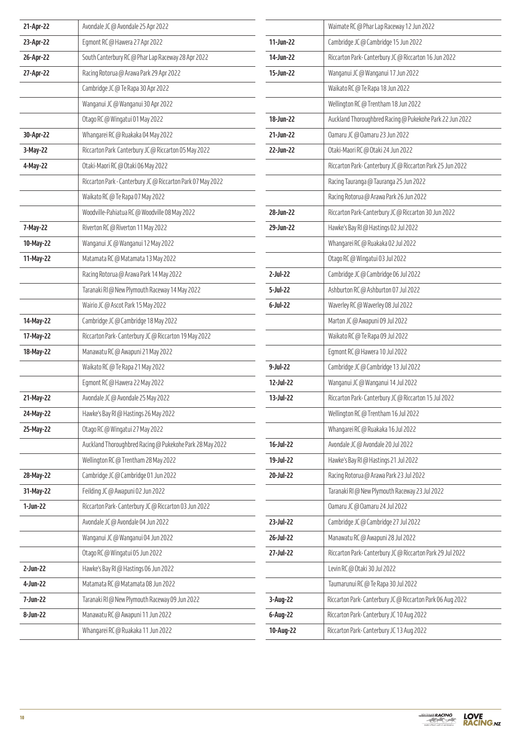| | |
|---|---|
| 21-Apr-22 | Avondale JC @ Avondale 25 Apr 2022 |
| 23-Apr-22 | Egmont RC @ Hawera 27 Apr 2022 |
| 26-Apr-22 | South Canterbury RC @ Phar Lap Raceway 28 Apr 2022 |
| 27-Apr-22 | Racing Rotorua @ Arawa Park 29 Apr 2022 |
| | Cambridge JC @ Te Rapa 30 Apr 2022 |
| | Wanganui JC @ Wanganui 30 Apr 2022 |
| | Otago RC @ Wingatui 01 May 2022 |
| 30-Apr-22 | Whangarei RC @ Ruakaka 04 May 2022 |
| 3-May-22 | Riccarton Park Canterbury JC @ Riccarton 05 May 2022 |
| 4-May-22 | Otaki-Maori RC @ Otaki 06 May 2022 |
| | Riccarton Park - Canterbury JC @ Riccarton Park 07 May 2022 |
| | Waikato RC @ Te Rapa 07 May 2022 |
| | Woodville-Pahiatua RC @ Woodville 08 May 2022 |
| 7-May-22 | Riverton RC @ Riverton 11 May 2022 |
| 10-May-22 | Wanganui JC @ Wanganui 12 May 2022 |
| 11-May-22 | Matamata RC @ Matamata 13 May 2022 |
| | Racing Rotorua @ Arawa Park 14 May 2022 |
| | Taranaki RI @ New Plymouth Raceway 14 May 2022 |
| | Wairio JC @ Ascot Park 15 May 2022 |
| 14-May-22 | Cambridge JC @ Cambridge 18 May 2022 |
| 17-May-22 | Riccarton Park- Canterbury JC @ Riccarton 19 May 2022 |
| 18-May-22 | Manawatu RC @ Awapuni 21 May 2022 |
| | Waikato RC @ Te Rapa 21 May 2022 |
| | Egmont RC @ Hawera 22 May 2022 |
| 21-May-22 | Avondale JC @ Avondale 25 May 2022 |
| 24-May-22 | Hawke's Bay RI @ Hastings 26 May 2022 |
| 25-May-22 | Otago RC @ Wingatui 27 May 2022 |
| | Auckland Thoroughbred Racing @ Pukekohe Park 28 May 2022 |
| | Wellington RC @ Trentham 28 May 2022 |
| 28-May-22 | Cambridge JC @ Cambridge 01 Jun 2022 |
| 31-May-22 | Feilding JC @ Awapuni 02 Jun 2022 |
| 1-Jun-22 | Riccarton Park- Canterbury JC @ Riccarton 03 Jun 2022 |
| | Avondale JC @ Avondale 04 Jun 2022 |
| | Wanganui JC @ Wanganui 04 Jun 2022 |
| | Otago RC @ Wingatui 05 Jun 2022 |
| 2-Jun-22 | Hawke's Bay RI @ Hastings 06 Jun 2022 |
| 4-Jun-22 | Matamata RC @ Matamata 08 Jun 2022 |
| 7-Jun-22 | Taranaki RI @ New Plymouth Raceway 09 Jun 2022 |
| 8-Jun-22 | Manawatu RC @ Awapuni 11 Jun 2022 |
| | Whangarei RC @ Ruakaka 11 Jun 2022 |
| | Waimate RC @ Phar Lap Raceway 12 Jun 2022 |
| 11-Jun-22 | Cambridge JC @ Cambridge 15 Jun 2022 |
| 14-Jun-22 | Riccarton Park- Canterbury JC @ Riccarton 16 Jun 2022 |
| 15-Jun-22 | Wanganui JC @ Wanganui 17 Jun 2022 |
| | Waikato RC @ Te Rapa 18 Jun 2022 |
| | Wellington RC @ Trentham 18 Jun 2022 |
| 18-Jun-22 | Auckland Thoroughbred Racing @ Pukekohe Park 22 Jun 2022 |
| 21-Jun-22 | Oamaru JC @ Oamaru 23 Jun 2022 |
| 22-Jun-22 | Otaki-Maori RC @ Otaki 24 Jun 2022 |
| | Riccarton Park- Canterbury JC @ Riccarton Park 25 Jun 2022 |
| | Racing Tauranga @ Tauranga 25 Jun 2022 |
| | Racing Rotorua @ Arawa Park 26 Jun 2022 |
| 28-Jun-22 | Riccarton Park-Canterbury JC @ Riccarton 30 Jun 2022 |
| 29-Jun-22 | Hawke's Bay RI @ Hastings 02 Jul 2022 |
| | Whangarei RC @ Ruakaka 02 Jul 2022 |
| | Otago RC @ Wingatui 03 Jul 2022 |
| 2-Jul-22 | Cambridge JC @ Cambridge 06 Jul 2022 |
| 5-Jul-22 | Ashburton RC @ Ashburton 07 Jul 2022 |
| 6-Jul-22 | Waverley RC @ Waverley 08 Jul 2022 |
| | Marton JC @ Awapuni 09 Jul 2022 |
| | Waikato RC @ Te Rapa 09 Jul 2022 |
| | Egmont RC @ Hawera 10 Jul 2022 |
| 9-Jul-22 | Cambridge JC @ Cambridge 13 Jul 2022 |
| 12-Jul-22 | Wanganui JC @ Wanganui 14 Jul 2022 |
| 13-Jul-22 | Riccarton Park- Canterbury JC @ Riccarton 15 Jul 2022 |
| | Wellington RC @ Trentham 16 Jul 2022 |
| | Whangarei RC @ Ruakaka 16 Jul 2022 |
| 16-Jul-22 | Avondale JC @ Avondale 20 Jul 2022 |
| 19-Jul-22 | Hawke's Bay RI @ Hastings 21 Jul 2022 |
| 20-Jul-22 | Racing Rotorua @ Arawa Park 23 Jul 2022 |
| | Taranaki RI @ New Plymouth Raceway 23 Jul 2022 |
| | Oamaru JC @ Oamaru 24 Jul 2022 |
| 23-Jul-22 | Cambridge JC @ Cambridge 27 Jul 2022 |
| 26-Jul-22 | Manawatu RC @ Awapuni 28 Jul 2022 |
| 27-Jul-22 | Riccarton Park- Canterbury JC @ Riccarton Park 29 Jul 2022 |
| | Levin RC @ Otaki 30 Jul 2022 |
| | Taumarunui RC @ Te Rapa 30 Jul 2022 |
| 3-Aug-22 | Riccarton Park- Canterbury JC @ Riccarton Park 06 Aug 2022 |
| 6-Aug-22 | Riccarton Park- Canterbury JC 10 Aug 2022 |
| 10-Aug-22 | Riccarton Park- Canterbury JC 13 Aug 2022 |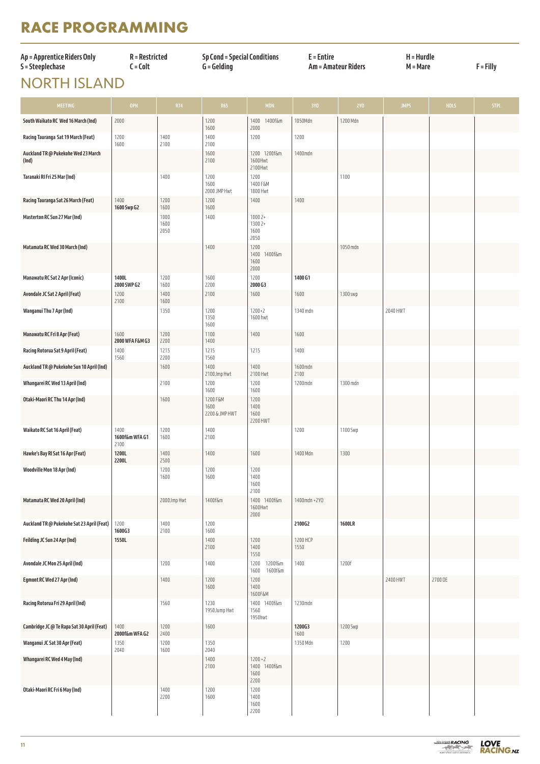# RACE PROGRAMMING

Ap = Apprentice Riders Only
S = Steeplechase
R = Restricted
C = Colt
Sp Cond = Special Conditions
G = Gelding
E = Entire
Am = Amateur Riders
H = Hurdle
M = Mare
F = Filly

## NORTH ISLAND

| MEETING | OPN | R74 | R65 | MDN | 3YO | 2YO | JMPS | HDLS | STPL |
|---|---|---|---|---|---|---|---|---|---|
| South Waikato RC Wed 16 March (Ind) | 2000 | | 1200<br>1600 | 1400 1400f&m<br>2000 | 1050Mdn | 1200 Mdn | | | |
| Racing Tauranga Sat 19 March (Feat) | 1200<br>1600 | 1400<br>2100 | 1400<br>2100 | 1200 | 1200 | | | | |
| Auckland TR @ Pukekohe Wed 23 March (Ind) | | | 1600<br>2100 | 1200 1200f&m<br>1600Hwt<br>2100Hwt | 1400mdn | | | | |
| Taranaki RI Fri 25 Mar (Ind) | | 1400 | 1200<br>1600<br>2000 JMP Hwt | 1200<br>1400 F&M<br>1800 Hwt | | 1100 | | | |
| Racing Tauranga Sat 26 March (Feat) | 1400<br>**1600 Swp G2** | 1200<br>1600 | 1200<br>1600 | 1400 | 1400 | | | | |
| Masterton RC Sun 27 Mar (Ind) | | 1000<br>1600<br>2050 | 1400 | 1000 2+<br>1300 2+<br>1600<br>2050 | | | | | |
| Matamata RC Wed 30 March (Ind) | | | 1400 | 1200<br>1400 1400f&m<br>1600<br>2000 | | 1050 mdn | | | |
| Manawatu RC Sat 2 Apr (Iconic) | **1400L**<br>**2000 SWP G2** | 1200<br>1600 | 1600<br>2200 | 1200<br>**2000 G3** | **1400 G1** | | | | |
| Avondale JC Sat 2 April (Feat) | 1200<br>2100 | 1400<br>1600 | 2100 | 1600 | 1600 | 1300 swp | | | |
| Wanganui Thu 7 Apr (Ind) | | 1350 | 1200<br>1350<br>1600 | 1200+2<br>1600 hwt | 1340 mdn | | 2040 HWT | | |
| Manawatu RC Fri 8 Apr (Feat) | 1600<br>**2000 WFA F&M G3** | 1200<br>2200 | 1100<br>1400 | 1400 | 1600 | | | | |
| Racing Rotorua Sat 9 April (Feat) | 1400<br>1560 | 1215<br>2200 | 1215<br>1560 | 1215 | 1400 | | | | |
| Auckland TR @ Pukekohe Sun 10 April (Ind) | | 1600 | 1400<br>2100 Jmp Hwt | 1400<br>2100 Hwt | 1600mdn<br>2100 | | | | |
| Whangarei RC Wed 13 April (Ind) | | 2100 | 1200<br>1600 | 1200<br>1600 | 1200mdn | 1300 mdn | | | |
| Otaki-Maori RC Thu 14 Apr (Ind) | | 1600 | 1200 F&M<br>1600<br>2200 & JMP HWT | 1200<br>1400<br>1600<br>2200 HWT | | | | | |
| Waikato RC Sat 16 April (Feat) | 1400<br>**1600f&m WFA G1**<br>2100 | 1200<br>1600 | 1400<br>2100 | | 1200 | 1100 Swp | | | |
| Hawke's Bay RI Sat 16 Apr (Feat) | **1200L**<br>**2200L** | 1400<br>2500 | 1400 | 1600 | 1400 Mdn | 1300 | | | |
| Woodville Mon 18 Apr (Ind) | | 1200<br>1600 | 1200<br>1600 | 1200<br>1400<br>1600<br>2100 | | | | | |
| Matamata RC Wed 20 April (Ind) | | 2000Jmp Hwt | 1400f&m | 1400 1400f&m<br>1600Hwt<br>2000 | 1400mdn +2YO | | | | |
| Auckland TR @ Pukekohe Sat 23 April (Feat) | 1200<br>**1600G3** | 1400<br>2100 | 1200<br>1600 | | **2100G2** | **1600LR** | | | |
| Feilding JC Sun 24 Apr (Ind) | **1550L** | | 1400<br>2100 | 1200<br>1400<br>1550 | 1200 HCP<br>1550 | | | | |
| Avondale JC Mon 25 April (Ind) | | 1200 | 1400 | 1200 1200f&m<br>1600 1600f&m | 1400 | 1200f | | | |
| Egmont RC Wed 27 Apr (Ind) | | 1400 | 1200<br>1600 | 1200<br>1400<br>1600F&M | | | 2400 HWT | 2700 OE | |
| Racing Rotorua Fri 29 April (Ind) | | 1560 | 1230<br>1950Jump Hwt | 1400 1400f&m<br>1560<br>1950hwt | 1230mdn | | | | |
| Cambridge JC @ Te Rapa Sat 30 April (Feat) | 1400<br>**2000f&m WFA G2** | 1200<br>2400 | 1600 | | **1200G3**<br>1600 | 1200 Swp | | | |
| Wanganui JC Sat 30 Apr (Feat) | 1350<br>2040 | 1200<br>1600 | 1350<br>2040 | | 1350 Mdn | 1200 | | | |
| Whangarei RC Wed 4 May (Ind) | | | 1400<br>2100 | 1200+2<br>1400 1400f&m<br>1600<br>2200 | | | | | |
| Otaki-Maori RC Fri 6 May (Ind) | | 1400<br>2200 | 1200<br>1600 | 1200<br>1400<br>1600<br>2200 | | | | | |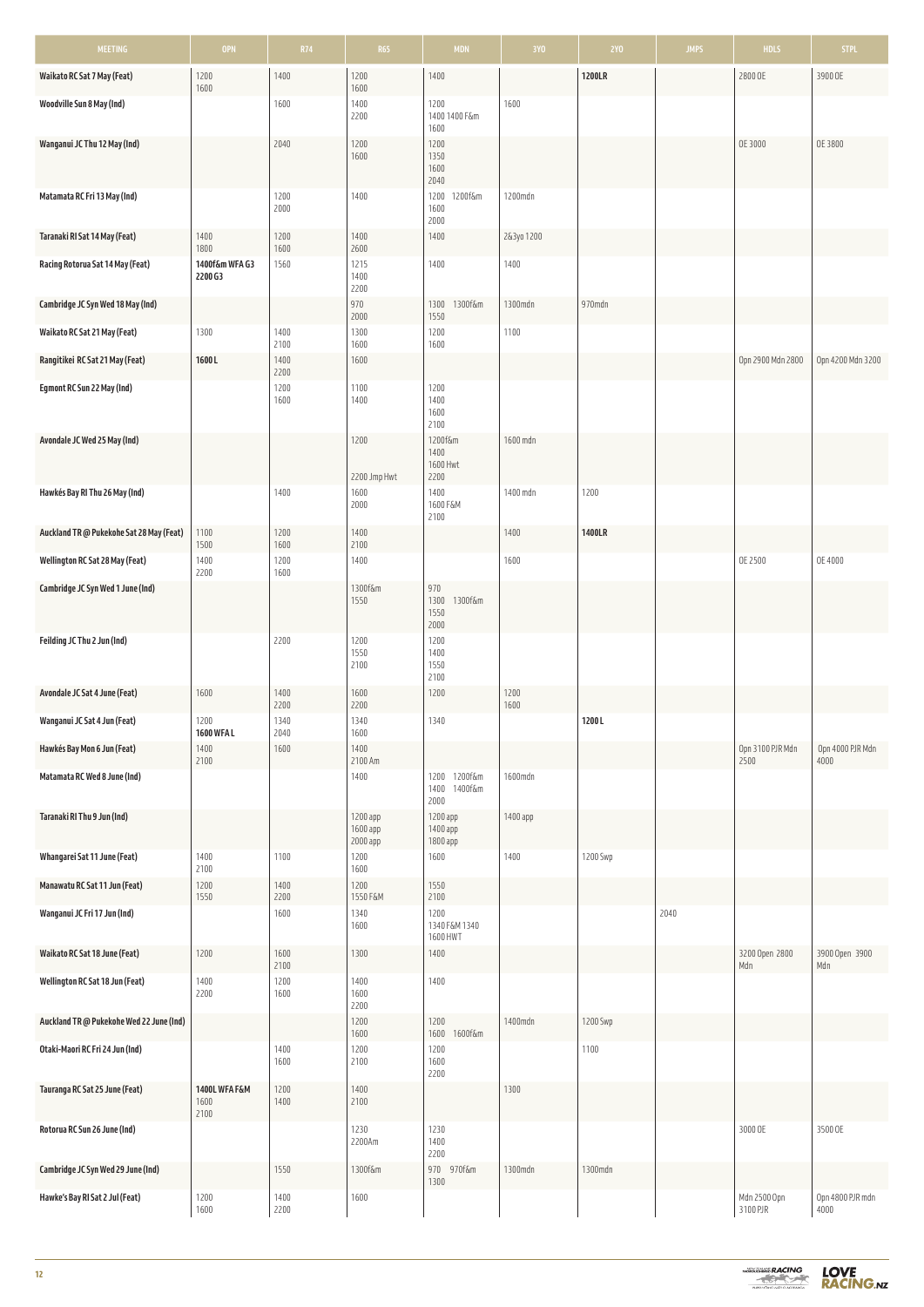| MEETING | OPN | R74 | R65 | MDN | 3YO | 2YO | JMPS | HDLS | STPL |
|---|---|---|---|---|---|---|---|---|---|
| Waikato RC Sat 7 May (Feat) | 1200 1600 | 1400 | 1200 1600 | 1400 | | **1200LR** | | 2800 OE | 3900 OE |
| Woodville Sun 8 May (Ind) | | 1600 | 1400 2200 | 1200 1400 1400 F&m 1600 | 1600 | | | | |
| Wanganui JC Thu 12 May (Ind) | | 2040 | 1200 1600 | 1200 1350 1600 2040 | | | | OE 3000 | OE 3800 |
| Matamata RC Fri 13 May (Ind) | | 1200 2000 | 1400 | 1200 1200f&m 1600 2000 | 1200mdn | | | | |
| Taranaki RI Sat 14 May (Feat) | 1400 1800 | 1200 1600 | 1400 2600 | 1400 | 2&3yo 1200 | | | | |
| Racing Rotorua Sat 14 May (Feat) | **1400f&m WFA G3 2200 G3** | 1560 | 1215 1400 2200 | 1400 | 1400 | | | | |
| Cambridge JC Syn Wed 18 May (Ind) | | | 970 2000 | 1300 1300f&m 1550 | 1300mdn | 970mdn | | | |
| Waikato RC Sat 21 May (Feat) | 1300 | 1400 2100 | 1300 1600 | 1200 1600 | 1100 | | | | |
| Rangitikei RC Sat 21 May (Feat) | **1600 L** | 1400 2200 | 1600 | | | | | Opn 2900 Mdn 2800 | Opn 4200 Mdn 3200 |
| Egmont RC Sun 22 May (Ind) | | 1200 1600 | 1100 1400 | 1200 1400 1600 2100 | | | | | |
| Avondale JC Wed 25 May (Ind) | | | 1200 2200 Jmp Hwt | 1200f&m 1400 1600 Hwt 2200 | 1600 mdn | | | | |
| Hawkes Bay RI Thu 26 May (Ind) | | 1400 | 1600 2000 | 1400 1600 F&M 2100 | 1400 mdn | 1200 | | | |
| Auckland TR @ Pukekohe Sat 28 May (Feat) | 1100 1500 | 1200 1600 | 1400 2100 | | 1400 | **1400LR** | | | |
| Wellington RC Sat 28 May (Feat) | 1400 2200 | 1200 1600 | 1400 | | 1600 | | | OE 2500 | OE 4000 |
| Cambridge JC Syn Wed 1 June (Ind) | | | 1300f&m 1550 | 970 1300 1300f&m 1550 2000 | | | | | |
| Feilding JC Thu 2 Jun (Ind) | | 2200 | 1200 1550 2100 | 1200 1400 1550 2100 | | | | | |
| Avondale JC Sat 4 June (Feat) | 1600 | 1400 2200 | 1600 2200 | 1200 | 1200 1600 | | | | |
| Wanganui JC Sat 4 Jun (Feat) | 1200 **1600 WFA L** | 1340 2040 | 1340 1600 | 1340 | | **1200 L** | | | |
| Hawkes Bay Mon 6 Jun (Feat) | 1400 2100 | 1600 | 1400 2100 Am | | | | | Opn 3100 PJR Mdn 2500 | Opn 4000 PJR Mdn 4000 |
| Matamata RC Wed 8 June (Ind) | | | 1400 | 1200 1200f&m 1400 1400f&m 2000 | 1600mdn | | | | |
| Taranaki RI Thu 9 Jun (Ind) | | | 1200 app 1600 app 2000 app | 1200 app 1400 app 1800 app | 1400 app | | | | |
| Whangarei Sat 11 June (Feat) | 1400 2100 | 1100 | 1200 1600 | 1600 | 1400 | 1200 Swp | | | |
| Manawatu RC Sat 11 Jun (Feat) | 1200 1550 | 1400 2200 | 1200 1550 F&M | 1550 2100 | | | | | |
| Wanganui JC Fri 17 Jun (Ind) | | 1600 | 1340 1600 | 1200 1340 F&M 1340 1600 HWT | | | 2040 | | |
| Waikato RC Sat 18 Jun (Feat) | 1200 | 1600 2100 | 1300 | 1400 | | | | 3200 Open 2800 Mdn | 3900 Open 3900 Mdn |
| Wellington RC Sat 18 Jun (Feat) | 1400 2200 | 1200 1600 | 1400 1600 2200 | 1400 | | | | | |
| Auckland TR @ Pukekohe Wed 22 June (Ind) | | | 1200 1600 | 1200 1600 1600f&m | 1400mdn | 1200 Swp | | | |
| Otaki-Maori RC Fri 24 Jun (Ind) | | 1400 1600 | 1200 2100 | 1200 1600 2200 | | 1100 | | | |
| Tauranga RC Sat 25 June (Feat) | **1400L WFA F&M** 1600 2100 | 1200 1400 | 1400 2100 | | 1300 | | | | |
| Rotorua RC Sun 26 June (Ind) | | | 1230 2200Am | 1230 1400 2200 | | | | 3000 OE | 3500 OE |
| Cambridge JC Syn Wed 29 June (Ind) | | 1550 | 1300f&m | 970 970f&m 1300 | 1300mdn | 1300mdn | | | |
| Hawke's Bay RI Sat 2 Jul (Feat) | 1200 1600 | 1400 2200 | 1600 | | | | | Mdn 2500 Opn 3100 PJR | Opn 4800 PJR mdn 4000 |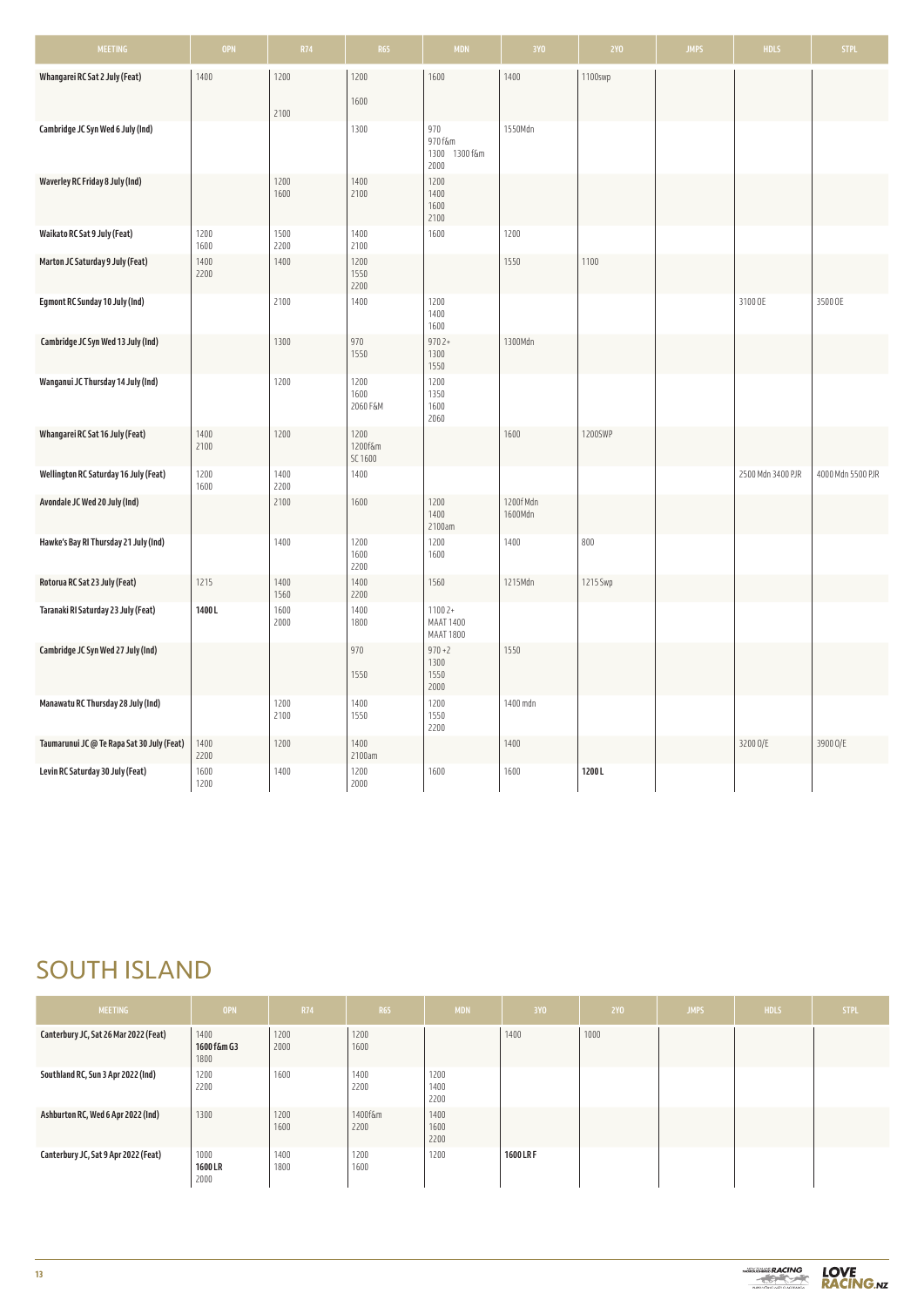| MEETING | OPN | R74 | R65 | MDN | 3YO | 2YO | JMPS | HDLS | STPL |
|---|---|---|---|---|---|---|---|---|---|
| Whangarei RC Sat 2 July (Feat) | 1400 | 1200<br>2100 | 1200<br>1600 | 1600 | 1400 | 1100swp | | | |
| Cambridge JC Syn Wed 6 July (Ind) | | | 1300 | 970<br>970 f&m<br>1300 1300 f&m<br>2000 | 1550Mdn | | | | |
| Waverley RC Friday 8 July (Ind) | | 1200<br>1600 | 1400<br>2100 | 1200<br>1400<br>1600<br>2100 | | | | | |
| Waikato RC Sat 9 July (Feat) | 1200<br>1600 | 1500<br>2200 | 1400<br>2100 | 1600 | 1200 | | | | |
| Marton JC Saturday 9 July (Feat) | 1400<br>2200 | 1400 | 1200<br>1550<br>2200 | | 1550 | 1100 | | | |
| Egmont RC Sunday 10 July (Ind) | | 2100 | 1400 | 1200<br>1400<br>1600 | | | | 3100 OE | 3500 OE |
| Cambridge JC Syn Wed 13 July (Ind) | | 1300 | 970<br>1550 | 970 2+<br>1300<br>1550 | 1300Mdn | | | | |
| Wanganui JC Thursday 14 July (Ind) | | 1200 | 1200<br>1600<br>2060 F&M | 1200<br>1350<br>1600<br>2060 | | | | | |
| Whangarei RC Sat 16 July (Feat) | 1400<br>2100 | 1200 | 1200<br>1200f&m<br>SC 1600 | | 1600 | 1200SWP | | | |
| Wellington RC Saturday 16 July (Feat) | 1200<br>1600 | 1400<br>2200 | 1400 | | | | | 2500 Mdn 3400 PJR | 4000 Mdn 5500 PJR |
| Avondale JC Wed 20 July (Ind) | | 2100 | 1600 | 1200<br>1400<br>2100am | 1200f Mdn<br>1600Mdn | | | | |
| Hawke's Bay RI Thursday 21 July (Ind) | | 1400 | 1200<br>1600<br>2200 | 1200<br>1600 | 1400 | 800 | | | |
| Rotorua RC Sat 23 July (Feat) | 1215 | 1400<br>1560 | 1400<br>2200 | 1560 | 1215Mdn | 1215 Swp | | | |
| Taranaki RI Saturday 23 July (Feat) | **1400 L** | 1600<br>2000 | 1400<br>1800 | 1100 2+<br>MAAT 1400<br>MAAT 1800 | | | | | |
| Cambridge JC Syn Wed 27 July (Ind) | | | 970<br>1550 | 970 +2<br>1300<br>1550<br>2000 | 1550 | | | | |
| Manawatu RC Thursday 28 July (Ind) | | 1200<br>2100 | 1400<br>1550 | 1200<br>1550<br>2200 | 1400 mdn | | | | |
| Taumarunui JC @ Te Rapa Sat 30 July (Feat) | 1400<br>2200 | 1200 | 1400<br>2100am | | 1400 | | | 3200 O/E | 3900 O/E |
| Levin RC Saturday 30 July (Feat) | 1600<br>1200 | 1400 | 1200<br>2000 | 1600 | 1600 | **1200 L** | | | |

# SOUTH ISLAND

| MEETING | OPN | R74 | R65 | MDN | 3YO | 2YO | JMPS | HDLS | STPL |
|---|---|---|---|---|---|---|---|---|---|
| Canterbury JC, Sat 26 Mar 2022 (Feat) | 1400<br>**1600 f&m G3**<br>1800 | 1200<br>2000 | 1200<br>1600 | | 1400 | 1000 | | | |
| Southland RC, Sun 3 Apr 2022 (Ind) | 1200<br>2200 | 1600 | 1400<br>2200 | 1200<br>1400<br>2200 | | | | | |
| Ashburton RC, Wed 6 Apr 2022 (Ind) | 1300 | 1200<br>1600 | 1400f&m<br>2200 | 1400<br>1600<br>2200 | | | | | |
| Canterbury JC, Sat 9 Apr 2022 (Feat) | 1000<br>**1600 LR**<br>2000 | 1400<br>1800 | 1200<br>1600 | 1200 | **1600 LR F** | | | | |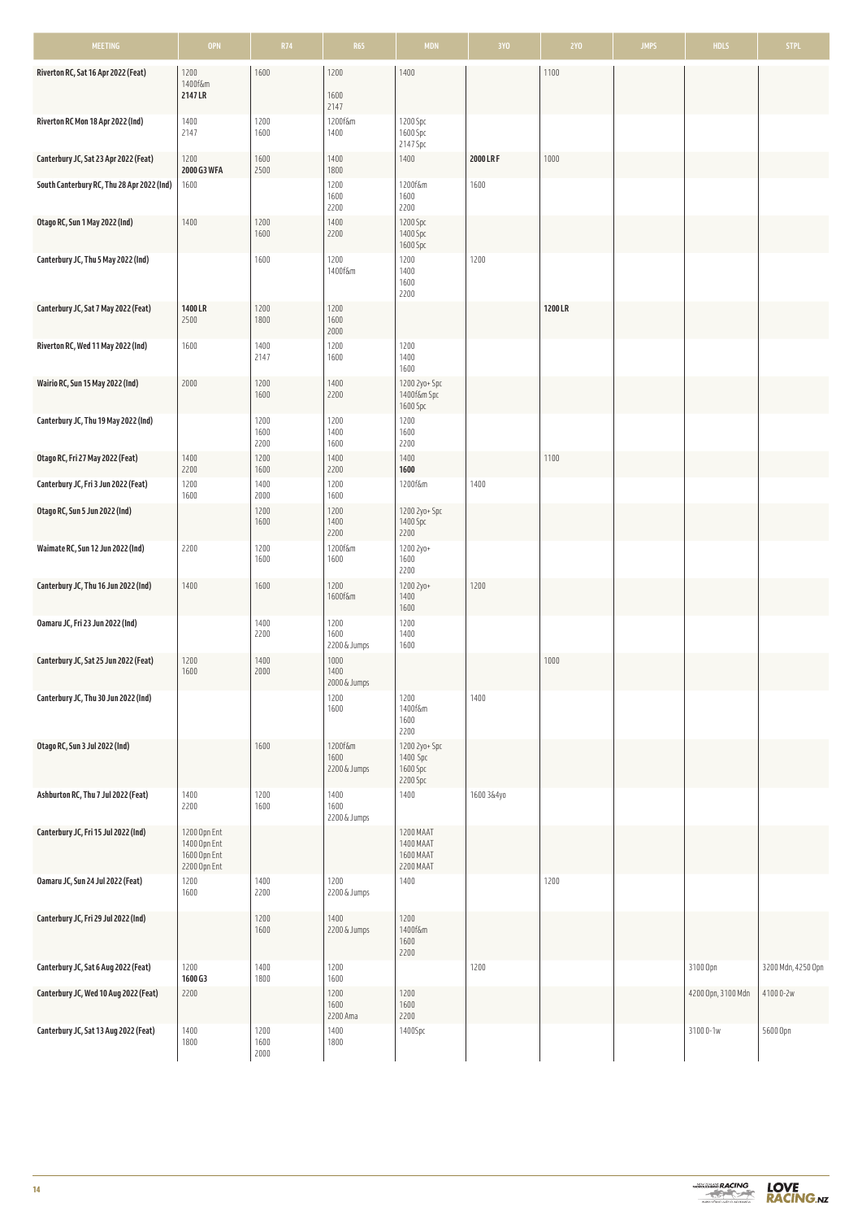| MEETING | OPN | R74 | R65 | MDN | 3YO | 2YO | JMPS | HDLS | STPL |
|---|---|---|---|---|---|---|---|---|---|
| Riverton RC, Sat 16 Apr 2022 (Feat) | 1200<br>1400f&m<br>**2147 LR** | 1600 | 1200<br>1600<br>2147 | 1400 | | 1100 | | | |
| Riverton RC Mon 18 Apr 2022 (Ind) | 1400<br>2147 | 1200<br>1600 | 1200f&m<br>1400 | 1200 Spc<br>1600 Spc<br>2147 Spc | | | | | |
| Canterbury JC, Sat 23 Apr 2022 (Feat) | 1200<br>**2000 G3 WFA** | 1600<br>2500 | 1400<br>1800 | 1400 | **2000 LR F** | 1000 | | | |
| South Canterbury RC, Thu 28 Apr 2022 (Ind) | 1600 | | 1200<br>1600<br>2200 | 1200f&m<br>1600<br>2200 | 1600 | | | | |
| Otago RC, Sun 1 May 2022 (Ind) | 1400 | 1200<br>1600 | 1400<br>2200 | 1200 Spc<br>1400 Spc<br>1600 Spc | | | | | |
| Canterbury JC, Thu 5 May 2022 (Ind) | | 1600 | 1200<br>1400f&m | 1200<br>1400<br>1600<br>2200 | 1200 | | | | |
| Canterbury JC, Sat 7 May 2022 (Feat) | **1400 LR**<br>2500 | 1200<br>1800 | 1200<br>1600<br>2000 | | | **1200 LR** | | | |
| Riverton RC, Wed 11 May 2022 (Ind) | 1600 | 1400<br>2147 | 1200<br>1600 | 1200<br>1400<br>1600 | | | | | |
| Wairio RC, Sun 15 May 2022 (Ind) | 2000 | 1200<br>1600 | 1400<br>2200 | 1200 2yo+ Spc<br>1400f&m Spc<br>1600 Spc | | | | | |
| Canterbury JC, Thu 19 May 2022 (Ind) | | 1200<br>1600<br>2200 | 1200<br>1400<br>1600 | 1200<br>1600<br>2200 | | | | | |
| Otago RC, Fri 27 May 2022 (Feat) | 1400<br>2200 | 1200<br>1600 | 1400<br>2200 | 1400<br>**1600** | | 1100 | | | |
| Canterbury JC, Fri 3 Jun 2022 (Feat) | 1200<br>1600 | 1400<br>2000 | 1200<br>1600 | 1200f&m | 1400 | | | | |
| Otago RC, Sun 5 Jun 2022 (Ind) | | 1200<br>1600 | 1200<br>1400<br>2200 | 1200 2yo+ Spc<br>1400 Spc<br>2200 | | | | | |
| Waimate RC, Sun 12 Jun 2022 (Ind) | 2200 | 1200<br>1600 | 1200f&m<br>1600 | 1200 2yo+<br>1600<br>2200 | | | | | |
| Canterbury JC, Thu 16 Jun 2022 (Ind) | 1400 | 1600 | 1200<br>1600f&m | 1200 2yo+<br>1400<br>1600 | 1200 | | | | |
| Oamaru JC, Fri 23 Jun 2022 (Ind) | | 1400<br>2200 | 1200<br>1600<br>2200 & Jumps | 1200<br>1400<br>1600 | | | | | |
| Canterbury JC, Sat 25 Jun 2022 (Feat) | 1200<br>1600 | 1400<br>2000 | 1000<br>1400<br>2000 & Jumps | | | 1000 | | | |
| Canterbury JC, Thu 30 Jun 2022 (Ind) | | | 1200<br>1600 | 1200<br>1400f&m<br>1600<br>2200 | 1400 | | | | |
| Otago RC, Sun 3 Jul 2022 (Ind) | | 1600 | 1200f&m<br>1600<br>2200 & Jumps | 1200 2yo+ Spc<br>1400 Spc<br>1600 Spc<br>2200 Spc | | | | | |
| Ashburton RC, Thu 7 Jul 2022 (Feat) | 1400<br>2200 | 1200<br>1600 | 1400<br>1600<br>2200 & Jumps | 1400 | 1600 3&4yo | | | | |
| Canterbury JC, Fri 15 Jul 2022 (Ind) | 1200 Opn Ent<br>1400 Opn Ent<br>1600 Opn Ent<br>2200 Opn Ent | | | 1200 MAAT<br>1400 MAAT<br>1600 MAAT<br>2200 MAAT | | | | | |
| Oamaru JC, Sun 24 Jul 2022 (Feat) | 1200<br>1600 | 1400<br>2200 | 1200<br>2200 & Jumps | 1400 | | 1200 | | | |
| Canterbury JC, Fri 29 Jul 2022 (Ind) | | 1200<br>1600 | 1400<br>2200 & Jumps | 1200<br>1400f&m<br>1600<br>2200 | | | | | |
| Canterbury JC, Sat 6 Aug 2022 (Feat) | 1200<br>**1600 G3** | 1400<br>1800 | 1200<br>1600 | | 1200 | | | 3100 Opn | 3200 Mdn, 4250 Opn |
| Canterbury JC, Wed 10 Aug 2022 (Feat) | 2200 | | 1200<br>1600<br>2200 Ama | 1200<br>1600<br>2200 | | | | 4200 Opn, 3100 Mdn | 4100 0-2w |
| Canterbury JC, Sat 13 Aug 2022 (Feat) | 1400<br>1800 | 1200<br>1600<br>2000 | 1400<br>1800 | 1400Spc | | | | 3100 0-1w | 5600 Opn |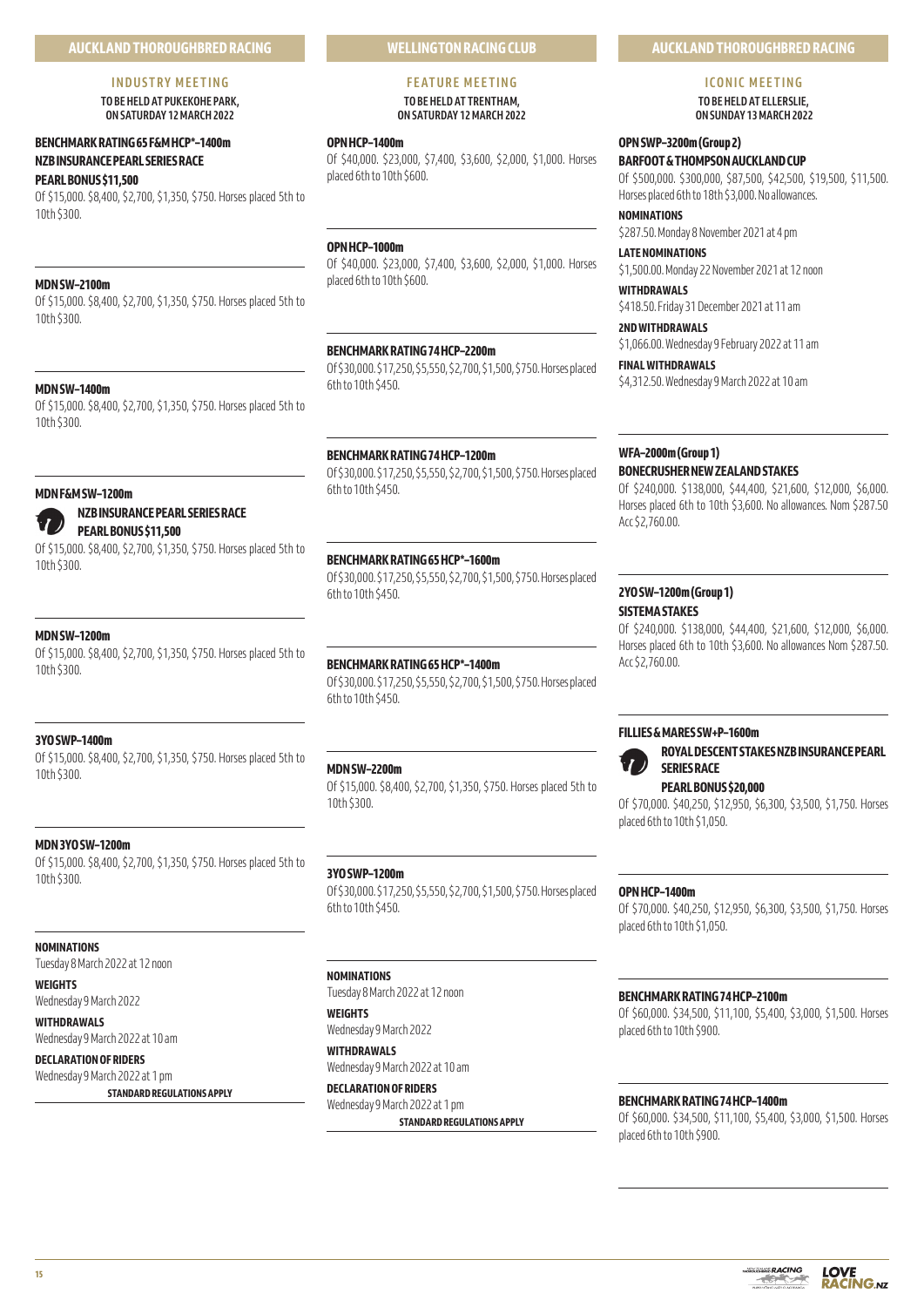## AUCKLAND THOROUGHBRED RACING

### INDUSTRY MEETING

**TO BE HELD AT PUKEKOHE PARK, ON SATURDAY 12 MARCH 2022**

**BENCHMARK RATING 65 F&M HCP*–1400m**
**NZB INSURANCE PEARL SERIES RACE**
**PEARL BONUS $11,500**
Of $15,000. $8,400, $2,700, $1,350, $750. Horses placed 5th to 10th $300.

**MDN SW–2100m**
Of $15,000. $8,400, $2,700, $1,350, $750. Horses placed 5th to 10th $300.

**MDN SW–1400m**
Of $15,000. $8,400, $2,700, $1,350, $750. Horses placed 5th to 10th $300.

**MDN F&M SW–1200m**
**NZB INSURANCE PEARL SERIES RACE**
**PEARL BONUS $11,500**
Of $15,000. $8,400, $2,700, $1,350, $750. Horses placed 5th to 10th $300.

**MDN SW–1200m**
Of $15,000. $8,400, $2,700, $1,350, $750. Horses placed 5th to 10th $300.

**3YO SWP–1400m**
Of $15,000. $8,400, $2,700, $1,350, $750. Horses placed 5th to 10th $300.

**MDN 3YO SW–1200m**
Of $15,000. $8,400, $2,700, $1,350, $750. Horses placed 5th to 10th $300.

**NOMINATIONS**
Tuesday 8 March 2022 at 12 noon

**WEIGHTS**
Wednesday 9 March 2022

**WITHDRAWALS**
Wednesday 9 March 2022 at 10 am

**DECLARATION OF RIDERS**
Wednesday 9 March 2022 at 1 pm

**STANDARD REGULATIONS APPLY**

## WELLINGTON RACING CLUB

### FEATURE MEETING

**TO BE HELD AT TRENTHAM, ON SATURDAY 12 MARCH 2022**

**OPN HCP–1400m**
Of $40,000. $23,000, $7,400, $3,600, $2,000, $1,000. Horses placed 6th to 10th $600.

**OPN HCP–1000m**
Of $40,000. $23,000, $7,400, $3,600, $2,000, $1,000. Horses placed 6th to 10th $600.

**BENCHMARK RATING 74 HCP–2200m**
Of $30,000. $17,250, $5,550, $2,700, $1,500, $750. Horses placed 6th to 10th $450.

**BENCHMARK RATING 74 HCP–1200m**
Of $30,000. $17,250, $5,550, $2,700, $1,500, $750. Horses placed 6th to 10th $450.

**BENCHMARK RATING 65 HCP*–1600m**
Of $30,000. $17,250, $5,550, $2,700, $1,500, $750. Horses placed 6th to 10th $450.

**BENCHMARK RATING 65 HCP*–1400m**
Of $30,000. $17,250, $5,550, $2,700, $1,500, $750. Horses placed 6th to 10th $450.

**MDN SW–2200m**
Of $15,000. $8,400, $2,700, $1,350, $750. Horses placed 5th to 10th $300.

**3YO SWP–1200m**
Of $30,000. $17,250, $5,550, $2,700, $1,500, $750. Horses placed 6th to 10th $450.

**NOMINATIONS**
Tuesday 8 March 2022 at 12 noon

**WEIGHTS**
Wednesday 9 March 2022

**WITHDRAWALS**
Wednesday 9 March 2022 at 10 am

**DECLARATION OF RIDERS**
Wednesday 9 March 2022 at 1 pm

**STANDARD REGULATIONS APPLY**

## AUCKLAND THOROUGHBRED RACING

### ICONIC MEETING

**TO BE HELD AT ELLERSLIE, ON SUNDAY 13 MARCH 2022**

**OPN SWP–3200m (Group 2)**
**BARFOOT & THOMPSON AUCKLAND CUP**
Of $500,000. $300,000, $87,500, $42,500, $19,500, $11,500. Horses placed 6th to 18th $3,000. No allowances.

**NOMINATIONS**
$287.50. Monday 8 November 2021 at 4 pm

**LATE NOMINATIONS**
$1,500.00. Monday 22 November 2021 at 12 noon

**WITHDRAWALS**
$418.50. Friday 31 December 2021 at 11 am

**2ND WITHDRAWALS**
$1,066.00. Wednesday 9 February 2022 at 11 am

**FINAL WITHDRAWALS**
$4,312.50. Wednesday 9 March 2022 at 10 am

**WFA–2000m (Group 1)**
**BONECRUSHER NEW ZEALAND STAKES**
Of $240,000. $138,000, $44,400, $21,600, $12,000, $6,000. Horses placed 6th to 10th $3,600. No allowances. Nom $287.50 Acc $2,760.00.

**2YO SW–1200m (Group 1)**
**SISTEMA STAKES**
Of $240,000. $138,000, $44,400, $21,600, $12,000, $6,000. Horses placed 6th to 10th $3,600. No allowances Nom $287.50. Acc $2,760.00.

**FILLIES & MARES SW+P–1600m**
**ROYAL DESCENT STAKES NZB INSURANCE PEARL SERIES RACE**
**PEARL BONUS $20,000**
Of $70,000. $40,250, $12,950, $6,300, $3,500, $1,750. Horses placed 6th to 10th $1,050.

**OPN HCP–1400m**
Of $70,000. $40,250, $12,950, $6,300, $3,500, $1,750. Horses placed 6th to 10th $1,050.

**BENCHMARK RATING 74 HCP–2100m**
Of $60,000. $34,500, $11,100, $5,400, $3,000, $1,500. Horses placed 6th to 10th $900.

**BENCHMARK RATING 74 HCP–1400m**
Of $60,000. $34,500, $11,100, $5,400, $3,000, $1,500. Horses placed 6th to 10th $900.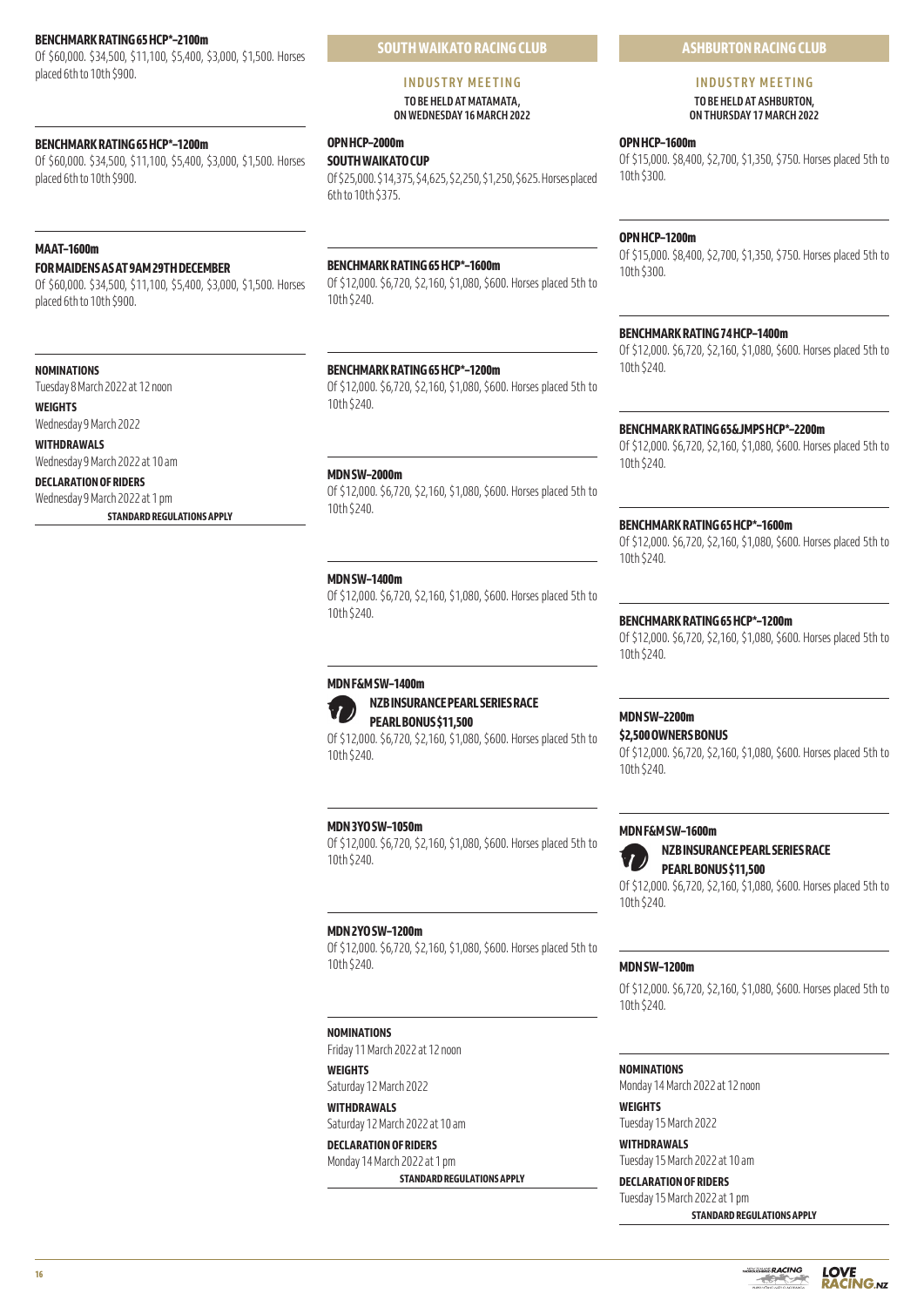**BENCHMARK RATING 65 HCP*–2100m**

Of $60,000. $34,500, $11,100, $5,400, $3,000, $1,500. Horses placed 6th to 10th $900.

**BENCHMARK RATING 65 HCP*–1200m**

Of $60,000. $34,500, $11,100, $5,400, $3,000, $1,500. Horses placed 6th to 10th $900.

**MAAT–1600m**
**FOR MAIDENS AS AT 9AM 29TH DECEMBER**

Of $60,000. $34,500, $11,100, $5,400, $3,000, $1,500. Horses placed 6th to 10th $900.

**NOMINATIONS**
Tuesday 8 March 2022 at 12 noon

**WEIGHTS**
Wednesday 9 March 2022

**WITHDRAWALS**
Wednesday 9 March 2022 at 10 am

**DECLARATION OF RIDERS**
Wednesday 9 March 2022 at 1 pm

**STANDARD REGULATIONS APPLY**

## SOUTH WAIKATO RACING CLUB

### INDUSTRY MEETING

**TO BE HELD AT MATAMATA, ON WEDNESDAY 16 MARCH 2022**

**OPN HCP–2000m**
**SOUTH WAIKATO CUP**

Of $25,000. $14,375, $4,625, $2,250, $1,250, $625. Horses placed 6th to 10th $375.

**BENCHMARK RATING 65 HCP*–1600m**

Of $12,000. $6,720, $2,160, $1,080, $600. Horses placed 5th to 10th $240.

**BENCHMARK RATING 65 HCP*–1200m**

Of $12,000. $6,720, $2,160, $1,080, $600. Horses placed 5th to 10th $240.

**MDN SW–2000m**

Of $12,000. $6,720, $2,160, $1,080, $600. Horses placed 5th to 10th $240.

**MDN SW–1400m**

Of $12,000. $6,720, $2,160, $1,080, $600. Horses placed 5th to 10th $240.

**MDN F&M SW–1400m**
**NZB INSURANCE PEARL SERIES RACE**
**PEARL BONUS $11,500**

Of $12,000. $6,720, $2,160, $1,080, $600. Horses placed 5th to 10th $240.

**MDN 3YO SW–1050m**

Of $12,000. $6,720, $2,160, $1,080, $600. Horses placed 5th to 10th $240.

**MDN 2YO SW–1200m**

Of $12,000. $6,720, $2,160, $1,080, $600. Horses placed 5th to 10th $240.

**NOMINATIONS**
Friday 11 March 2022 at 12 noon

**WEIGHTS**
Saturday 12 March 2022

**WITHDRAWALS**
Saturday 12 March 2022 at 10 am

**DECLARATION OF RIDERS**
Monday 14 March 2022 at 1 pm

**STANDARD REGULATIONS APPLY**

## ASHBURTON RACING CLUB

### INDUSTRY MEETING

**TO BE HELD AT ASHBURTON, ON THURSDAY 17 MARCH 2022**

**OPN HCP–1600m**

Of $15,000. $8,400, $2,700, $1,350, $750. Horses placed 5th to 10th $300.

**OPN HCP–1200m**

Of $15,000. $8,400, $2,700, $1,350, $750. Horses placed 5th to 10th $300.

**BENCHMARK RATING 74 HCP–1400m**

Of $12,000. $6,720, $2,160, $1,080, $600. Horses placed 5th to 10th $240.

**BENCHMARK RATING 65&JMPS HCP*–2200m**

Of $12,000. $6,720, $2,160, $1,080, $600. Horses placed 5th to 10th $240.

**BENCHMARK RATING 65 HCP*–1600m**

Of $12,000. $6,720, $2,160, $1,080, $600. Horses placed 5th to 10th $240.

**BENCHMARK RATING 65 HCP*–1200m**

Of $12,000. $6,720, $2,160, $1,080, $600. Horses placed 5th to 10th $240.

**MDN SW–2200m**
**$2,500 OWNERS BONUS**

Of $12,000. $6,720, $2,160, $1,080, $600. Horses placed 5th to 10th $240.

**MDN F&M SW–1600m**
**NZB INSURANCE PEARL SERIES RACE**
**PEARL BONUS $11,500**

Of $12,000. $6,720, $2,160, $1,080, $600. Horses placed 5th to 10th $240.

**MDN SW–1200m**

Of $12,000. $6,720, $2,160, $1,080, $600. Horses placed 5th to 10th $240.

**NOMINATIONS**
Monday 14 March 2022 at 12 noon

**WEIGHTS**
Tuesday 15 March 2022

**WITHDRAWALS**
Tuesday 15 March 2022 at 10 am

**DECLARATION OF RIDERS**
Tuesday 15 March 2022 at 1 pm

**STANDARD REGULATIONS APPLY**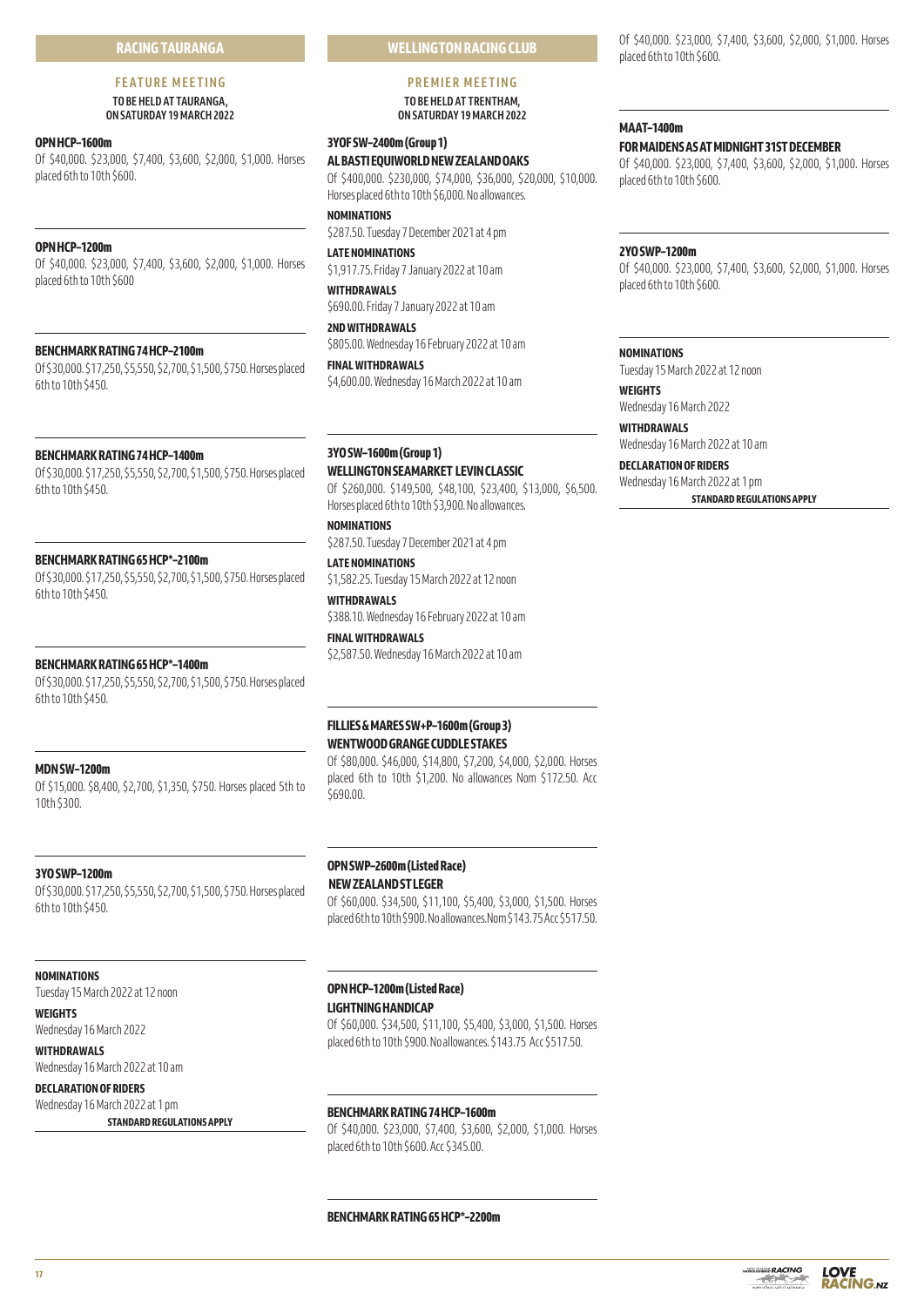## RACING TAURANGA

### FEATURE MEETING

**TO BE HELD AT TAURANGA, ON SATURDAY 19 MARCH 2022**

**OPN HCP–1600m**

Of $40,000. $23,000, $7,400, $3,600, $2,000, $1,000. Horses placed 6th to 10th $600.

**OPN HCP–1200m**

Of $40,000. $23,000, $7,400, $3,600, $2,000, $1,000. Horses placed 6th to 10th $600

**BENCHMARK RATING 74 HCP–2100m**

Of $30,000. $17,250, $5,550, $2,700, $1,500, $750. Horses placed 6th to 10th $450.

**BENCHMARK RATING 74 HCP–1400m**

Of $30,000. $17,250, $5,550, $2,700, $1,500, $750. Horses placed 6th to 10th $450.

**BENCHMARK RATING 65 HCP*–2100m**

Of $30,000. $17,250, $5,550, $2,700, $1,500, $750. Horses placed 6th to 10th $450.

**BENCHMARK RATING 65 HCP*–1400m**

Of $30,000. $17,250, $5,550, $2,700, $1,500, $750. Horses placed 6th to 10th $450.

**MDN SW–1200m**

Of $15,000. $8,400, $2,700, $1,350, $750. Horses placed 5th to 10th $300.

**3YO SWP–1200m**

Of $30,000. $17,250, $5,550, $2,700, $1,500, $750. Horses placed 6th to 10th $450.

**NOMINATIONS**
Tuesday 15 March 2022 at 12 noon

**WEIGHTS**
Wednesday 16 March 2022

**WITHDRAWALS**
Wednesday 16 March 2022 at 10 am

**DECLARATION OF RIDERS**
Wednesday 16 March 2022 at 1 pm

**STANDARD REGULATIONS APPLY**

## WELLINGTON RACING CLUB

### PREMIER MEETING

**TO BE HELD AT TRENTHAM, ON SATURDAY 19 MARCH 2022**

**3YOF SW–2400m (Group 1)**
**AL BASTI EQUIWORLD NEW ZEALAND OAKS**

Of $400,000. $230,000, $74,000, $36,000, $20,000, $10,000. Horses placed 6th to 10th $6,000. No allowances.

**NOMINATIONS**
$287.50. Tuesday 7 December 2021 at 4 pm

**LATE NOMINATIONS**
$1,917.75. Friday 7 January 2022 at 10 am

**WITHDRAWALS**
$690.00. Friday 7 January 2022 at 10 am

**2ND WITHDRAWALS**
$805.00. Wednesday 16 February 2022 at 10 am

**FINAL WITHDRAWALS**
$4,600.00. Wednesday 16 March 2022 at 10 am

**3YO SW–1600m (Group 1)**
**WELLINGTON SEAMARKET LEVIN CLASSIC**

Of $260,000. $149,500, $48,100, $23,400, $13,000, $6,500. Horses placed 6th to 10th $3,900. No allowances.

**NOMINATIONS**
$287.50. Tuesday 7 December 2021 at 4 pm

**LATE NOMINATIONS**
$1,582.25. Tuesday 15 March 2022 at 12 noon

**WITHDRAWALS**
$388.10. Wednesday 16 February 2022 at 10 am

**FINAL WITHDRAWALS**
$2,587.50. Wednesday 16 March 2022 at 10 am

**FILLIES & MARES SW+P–1600m (Group 3)**
**WENTWOOD GRANGE CUDDLE STAKES**

Of $80,000. $46,000, $14,800, $7,200, $4,000, $2,000. Horses placed 6th to 10th $1,200. No allowances Nom $172.50. Acc $690.00.

**OPN SWP–2600m (Listed Race)**
**NEW ZEALAND ST LEGER**

Of $60,000. $34,500, $11,100, $5,400, $3,000, $1,500. Horses placed 6th to 10th $900. No allowances. Nom $143.75 Acc $517.50.

**OPN HCP–1200m (Listed Race)**
**LIGHTNING HANDICAP**

Of $60,000. $34,500, $11,100, $5,400, $3,000, $1,500. Horses placed 6th to 10th $900. No allowances. $143.75 Acc $517.50.

**BENCHMARK RATING 74 HCP–1600m**

Of $40,000. $23,000, $7,400, $3,600, $2,000, $1,000. Horses placed 6th to 10th $600. Acc $345.00.

**BENCHMARK RATING 65 HCP*–2200m**

Of $40,000. $23,000, $7,400, $3,600, $2,000, $1,000. Horses placed 6th to 10th $600.

**MAAT–1400m**
**FOR MAIDENS AS AT MIDNIGHT 31ST DECEMBER**

Of $40,000. $23,000, $7,400, $3,600, $2,000, $1,000. Horses placed 6th to 10th $600.

**2YO SWP–1200m**

Of $40,000. $23,000, $7,400, $3,600, $2,000, $1,000. Horses placed 6th to 10th $600.

**NOMINATIONS**
Tuesday 15 March 2022 at 12 noon

**WEIGHTS**
Wednesday 16 March 2022

**WITHDRAWALS**
Wednesday 16 March 2022 at 10 am

**DECLARATION OF RIDERS**
Wednesday 16 March 2022 at 1 pm

**STANDARD REGULATIONS APPLY**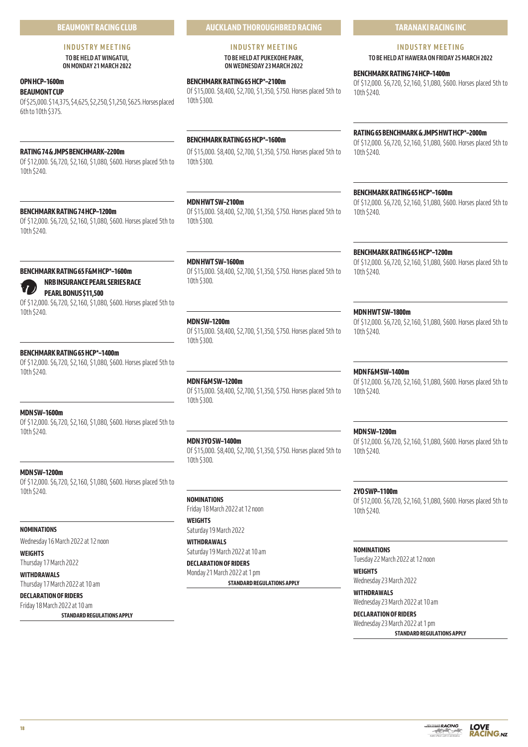## BEAUMONT RACING CLUB

### INDUSTRY MEETING

**TO BE HELD AT WINGATUI, ON MONDAY 21 MARCH 2022**

**OPN HCP–1600m**
**BEAUMONT CUP**
Of $25,000. $14,375, $4,625, $2,250, $1,250, $625. Horses placed 6th to 10th $375.

**RATING 74 & JMPS BENCHMARK–2200m**
Of $12,000. $6,720, $2,160, $1,080, $600. Horses placed 5th to 10th $240.

**BENCHMARK RATING 74 HCP–1200m**
Of $12,000. $6,720, $2,160, $1,080, $600. Horses placed 5th to 10th $240.

**BENCHMARK RATING 65 F&M HCP*–1600m**
**NRB INSURANCE PEARL SERIES RACE**
**PEARL BONUS $11,500**
Of $12,000. $6,720, $2,160, $1,080, $600. Horses placed 5th to 10th $240.

**BENCHMARK RATING 65 HCP*–1400m**
Of $12,000. $6,720, $2,160, $1,080, $600. Horses placed 5th to 10th $240.

**MDN SW–1600m**
Of $12,000. $6,720, $2,160, $1,080, $600. Horses placed 5th to 10th $240.

**MDN SW–1200m**
Of $12,000. $6,720, $2,160, $1,080, $600. Horses placed 5th to 10th $240.

**NOMINATIONS**
Wednesday 16 March 2022 at 12 noon

**WEIGHTS**
Thursday 17 March 2022

**WITHDRAWALS**
Thursday 17 March 2022 at 10 am

**DECLARATION OF RIDERS**
Friday 18 March 2022 at 10 am

**STANDARD REGULATIONS APPLY**

## AUCKLAND THOROUGHBRED RACING

### INDUSTRY MEETING

**TO BE HELD AT PUKEKOHE PARK, ON WEDNESDAY 23 MARCH 2022**

**BENCHMARK RATING 65 HCP*–2100m**
Of $15,000. $8,400, $2,700, $1,350, $750. Horses placed 5th to 10th $300.

**BENCHMARK RATING 65 HCP*–1600m**
Of $15,000. $8,400, $2,700, $1,350, $750. Horses placed 5th to 10th $300.

**MDN HWT SW–2100m**
Of $15,000. $8,400, $2,700, $1,350, $750. Horses placed 5th to 10th $300.

**MDN HWT SW–1600m**
Of $15,000. $8,400, $2,700, $1,350, $750. Horses placed 5th to 10th $300.

**MDN SW–1200m**
Of $15,000. $8,400, $2,700, $1,350, $750. Horses placed 5th to 10th $300.

**MDN F&M SW–1200m**
Of $15,000. $8,400, $2,700, $1,350, $750. Horses placed 5th to 10th $300.

**MDN 3YO SW–1400m**
Of $15,000. $8,400, $2,700, $1,350, $750. Horses placed 5th to 10th $300.

**NOMINATIONS**
Friday 18 March 2022 at 12 noon

**WEIGHTS**
Saturday 19 March 2022

**WITHDRAWALS**
Saturday 19 March 2022 at 10 am

**DECLARATION OF RIDERS**
Monday 21 March 2022 at 1 pm

**STANDARD REGULATIONS APPLY**

## TARANAKI RACING INC

### INDUSTRY MEETING

**TO BE HELD AT HAWERA ON FRIDAY 25 MARCH 2022**

**BENCHMARK RATING 74 HCP–1400m**
Of $12,000. $6,720, $2,160, $1,080, $600. Horses placed 5th to 10th $240.

**RATING 65 BENCHMARK & JMPS HWT HCP*–2000m**
Of $12,000. $6,720, $2,160, $1,080, $600. Horses placed 5th to 10th $240.

**BENCHMARK RATING 65 HCP*–1600m**
Of $12,000. $6,720, $2,160, $1,080, $600. Horses placed 5th to 10th $240.

**BENCHMARK RATING 65 HCP*–1200m**
Of $12,000. $6,720, $2,160, $1,080, $600. Horses placed 5th to 10th $240.

**MDN HWT SW–1800m**
Of $12,000. $6,720, $2,160, $1,080, $600. Horses placed 5th to 10th $240.

**MDN F&M SW–1400m**
Of $12,000. $6,720, $2,160, $1,080, $600. Horses placed 5th to 10th $240.

**MDN SW–1200m**
Of $12,000. $6,720, $2,160, $1,080, $600. Horses placed 5th to 10th $240.

**2YO SWP–1100m**
Of $12,000. $6,720, $2,160, $1,080, $600. Horses placed 5th to 10th $240.

**NOMINATIONS**
Tuesday 22 March 2022 at 12 noon

**WEIGHTS**
Wednesday 23 March 2022

**WITHDRAWALS**
Wednesday 23 March 2022 at 10 am

**DECLARATION OF RIDERS**
Wednesday 23 March 2022 at 1 pm

**STANDARD REGULATIONS APPLY**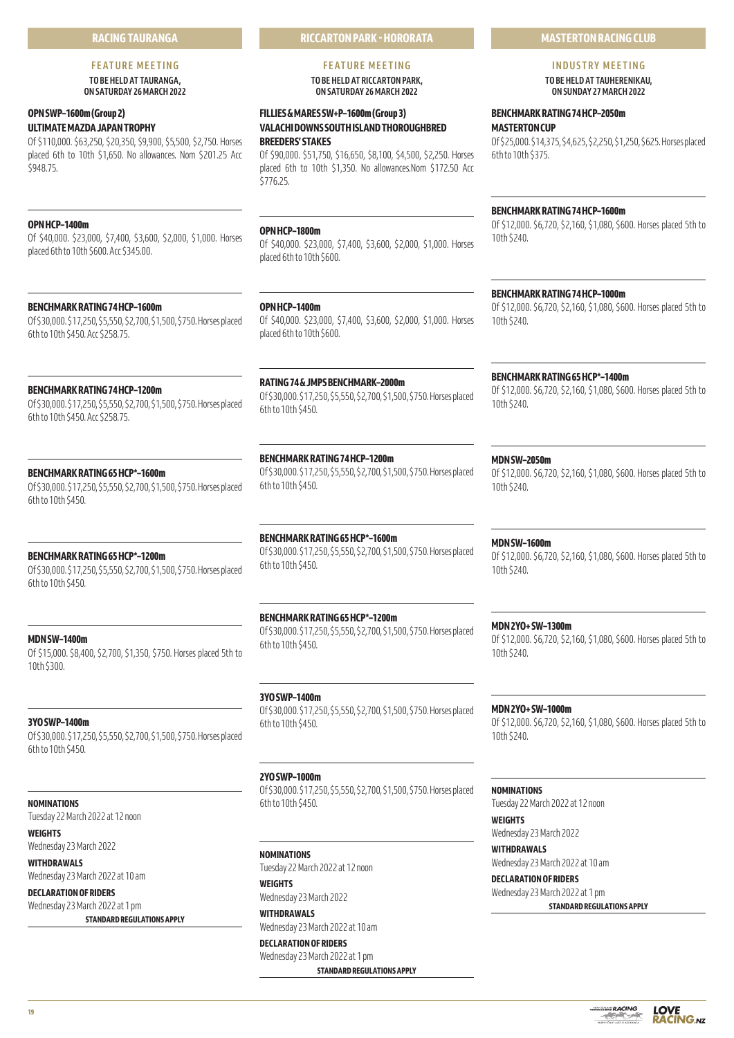## RACING TAURANGA

### FEATURE MEETING

**TO BE HELD AT TAURANGA, ON SATURDAY 26 MARCH 2022**

**OPN SWP–1600m (Group 2)**
**ULTIMATE MAZDA JAPAN TROPHY**

Of $110,000. $63,250, $20,350, $9,900, $5,500, $2,750. Horses placed 6th to 10th $1,650. No allowances. Nom $201.25 Acc $948.75.

**OPN HCP–1400m**

Of $40,000. $23,000, $7,400, $3,600, $2,000, $1,000. Horses placed 6th to 10th $600. Acc $345.00.

**BENCHMARK RATING 74 HCP–1600m**

Of $30,000. $17,250, $5,550, $2,700, $1,500, $750. Horses placed 6th to 10th $450. Acc $258.75.

**BENCHMARK RATING 74 HCP–1200m**

Of $30,000. $17,250, $5,550, $2,700, $1,500, $750. Horses placed 6th to 10th $450. Acc $258.75.

**BENCHMARK RATING 65 HCP*–1600m**

Of $30,000. $17,250, $5,550, $2,700, $1,500, $750. Horses placed 6th to 10th $450.

**BENCHMARK RATING 65 HCP*–1200m**

Of $30,000. $17,250, $5,550, $2,700, $1,500, $750. Horses placed 6th to 10th $450.

**MDN SW–1400m**

Of $15,000. $8,400, $2,700, $1,350, $750. Horses placed 5th to 10th $300.

**3YO SWP–1400m**

Of $30,000. $17,250, $5,550, $2,700, $1,500, $750. Horses placed 6th to 10th $450.

**NOMINATIONS**
Tuesday 22 March 2022 at 12 noon

**WEIGHTS**
Wednesday 23 March 2022

**WITHDRAWALS**
Wednesday 23 March 2022 at 10 am

**DECLARATION OF RIDERS**
Wednesday 23 March 2022 at 1 pm

**STANDARD REGULATIONS APPLY**

## RICCARTON PARK - HORORATA

### FEATURE MEETING

**TO BE HELD AT RICCARTON PARK, ON SATURDAY 26 MARCH 2022**

**FILLIES & MARES SW+P–1600m (Group 3)**
**VALACHI DOWNS SOUTH ISLAND THOROUGHBRED BREEDERS' STAKES**

Of $90,000. $51,750, $16,650, $8,100, $4,500, $2,250. Horses placed 6th to 10th $1,350. No allowances.Nom $172.50 Acc $776.25.

**OPN HCP–1800m**

Of $40,000. $23,000, $7,400, $3,600, $2,000, $1,000. Horses placed 6th to 10th $600.

**OPN HCP–1400m**

Of $40,000. $23,000, $7,400, $3,600, $2,000, $1,000. Horses placed 6th to 10th $600.

**RATING 74 & JMPS BENCHMARK–2000m**

Of $30,000. $17,250, $5,550, $2,700, $1,500, $750. Horses placed 6th to 10th $450.

**BENCHMARK RATING 74 HCP–1200m**

Of $30,000. $17,250, $5,550, $2,700, $1,500, $750. Horses placed 6th to 10th $450.

**BENCHMARK RATING 65 HCP*–1600m**

Of $30,000. $17,250, $5,550, $2,700, $1,500, $750. Horses placed 6th to 10th $450.

**BENCHMARK RATING 65 HCP*–1200m**

Of $30,000. $17,250, $5,550, $2,700, $1,500, $750. Horses placed 6th to 10th $450.

**3YO SWP–1400m**

Of $30,000. $17,250, $5,550, $2,700, $1,500, $750. Horses placed 6th to 10th $450.

**2YO SWP–1000m**

Of $30,000. $17,250, $5,550, $2,700, $1,500, $750. Horses placed 6th to 10th $450.

**NOMINATIONS**
Tuesday 22 March 2022 at 12 noon

**WEIGHTS**
Wednesday 23 March 2022

**WITHDRAWALS**
Wednesday 23 March 2022 at 10 am

**DECLARATION OF RIDERS**
Wednesday 23 March 2022 at 1 pm

**STANDARD REGULATIONS APPLY**

## MASTERTON RACING CLUB

### INDUSTRY MEETING

**TO BE HELD AT TAUHERENIKAU, ON SUNDAY 27 MARCH 2022**

**BENCHMARK RATING 74 HCP–2050m**
**MASTERTON CUP**

Of $25,000. $14,375, $4,625, $2,250, $1,250, $625. Horses placed 6th to 10th $375.

**BENCHMARK RATING 74 HCP–1600m**

Of $12,000. $6,720, $2,160, $1,080, $600. Horses placed 5th to 10th $240.

**BENCHMARK RATING 74 HCP–1000m**

Of $12,000. $6,720, $2,160, $1,080, $600. Horses placed 5th to 10th $240.

**BENCHMARK RATING 65 HCP*–1400m**

Of $12,000. $6,720, $2,160, $1,080, $600. Horses placed 5th to 10th $240.

**MDN SW–2050m**

Of $12,000. $6,720, $2,160, $1,080, $600. Horses placed 5th to 10th $240.

**MDN SW–1600m**

Of $12,000. $6,720, $2,160, $1,080, $600. Horses placed 5th to 10th $240.

**MDN 2YO+ SW–1300m**

Of $12,000. $6,720, $2,160, $1,080, $600. Horses placed 5th to 10th $240.

**MDN 2YO+ SW–1000m**

Of $12,000. $6,720, $2,160, $1,080, $600. Horses placed 5th to 10th $240.

**NOMINATIONS**
Tuesday 22 March 2022 at 12 noon

**WEIGHTS**
Wednesday 23 March 2022

**WITHDRAWALS**
Wednesday 23 March 2022 at 10 am

**DECLARATION OF RIDERS**
Wednesday 23 March 2022 at 1 pm

**STANDARD REGULATIONS APPLY**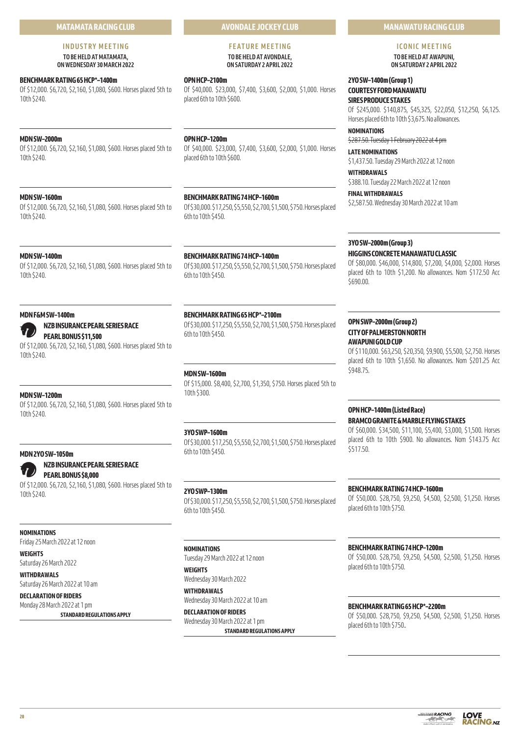## MATAMATA RACING CLUB

### INDUSTRY MEETING

**TO BE HELD AT MATAMATA, ON WEDNESDAY 30 MARCH 2022**

**BENCHMARK RATING 65 HCP*–1400m**
Of $12,000. $6,720, $2,160, $1,080, $600. Horses placed 5th to 10th $240.

**MDN SW–2000m**
Of $12,000. $6,720, $2,160, $1,080, $600. Horses placed 5th to 10th $240.

**MDN SW–1600m**
Of $12,000. $6,720, $2,160, $1,080, $600. Horses placed 5th to 10th $240.

**MDN SW–1400m**
Of $12,000. $6,720, $2,160, $1,080, $600. Horses placed 5th to 10th $240.

**MDN F&M SW–1400m**
**NZB INSURANCE PEARL SERIES RACE**
**PEARL BONUS $11,500**
Of $12,000. $6,720, $2,160, $1,080, $600. Horses placed 5th to 10th $240.

**MDN SW–1200m**
Of $12,000. $6,720, $2,160, $1,080, $600. Horses placed 5th to 10th $240.

**MDN 2YO SW–1050m**
**NZB INSURANCE PEARL SERIES RACE**
**PEARL BONUS $8,000**
Of $12,000. $6,720, $2,160, $1,080, $600. Horses placed 5th to 10th $240.

**NOMINATIONS**
Friday 25 March 2022 at 12 noon

**WEIGHTS**
Saturday 26 March 2022

**WITHDRAWALS**
Saturday 26 March 2022 at 10 am

**DECLARATION OF RIDERS**
Monday 28 March 2022 at 1 pm

**STANDARD REGULATIONS APPLY**

## AVONDALE JOCKEY CLUB

### FEATURE MEETING

**TO BE HELD AT AVONDALE, ON SATURDAY 2 APRIL 2022**

**OPN HCP–2100m**
Of $40,000. $23,000, $7,400, $3,600, $2,000, $1,000. Horses placed 6th to 10th $600.

**OPN HCP–1200m**
Of $40,000. $23,000, $7,400, $3,600, $2,000, $1,000. Horses placed 6th to 10th $600.

**BENCHMARK RATING 74 HCP–1600m**
Of $30,000. $17,250, $5,550, $2,700, $1,500, $750. Horses placed 6th to 10th $450.

**BENCHMARK RATING 74 HCP–1400m**
Of $30,000. $17,250, $5,550, $2,700, $1,500, $750. Horses placed 6th to 10th $450.

**BENCHMARK RATING 65 HCP*–2100m**
Of $30,000. $17,250, $5,550, $2,700, $1,500, $750. Horses placed 6th to 10th $450.

**MDN SW–1600m**
Of $15,000. $8,400, $2,700, $1,350, $750. Horses placed 5th to 10th $300.

**3YO SWP–1600m**
Of $30,000. $17,250, $5,550, $2,700, $1,500, $750. Horses placed 6th to 10th $450.

**2YO SWP–1300m**
Of $30,000. $17,250, $5,550, $2,700, $1,500, $750. Horses placed 6th to 10th $450.

**NOMINATIONS**
Tuesday 29 March 2022 at 12 noon

**WEIGHTS**
Wednesday 30 March 2022

**WITHDRAWALS**
Wednesday 30 March 2022 at 10 am

**DECLARATION OF RIDERS**
Wednesday 30 March 2022 at 1 pm

**STANDARD REGULATIONS APPLY**

## MANAWATU RACING CLUB

### ICONIC MEETING

**TO BE HELD AT AWAPUNI, ON SATURDAY 2 APRIL 2022**

**2YO SW–1400m (Group 1)**
**COURTESY FORD MANAWATU SIRES PRODUCE STAKES**
Of $245,000. $140,875, $45,325, $22,050, $12,250, $6,125. Horses placed 6th to 10th $3,675. No allowances.

**NOMINATIONS**
~~$287.50. Tuesday 1 February 2022 at 4 pm~~

**LATE NOMINATIONS**
$1,437.50. Tuesday 29 March 2022 at 12 noon

**WITHDRAWALS**
$388.10. Tuesday 22 March 2022 at 12 noon

**FINAL WITHDRAWALS**
$2,587.50. Wednesday 30 March 2022 at 10 am

**3YO SW–2000m (Group 3)**
**HIGGINS CONCRETE MANAWATU CLASSIC**
Of $80,000. $46,000, $14,800, $7,200, $4,000, $2,000. Horses placed 6th to 10th $1,200. No allowances. Nom $172.50 Acc $690.00.

**OPN SWP–2000m (Group 2)**
**CITY OF PALMERSTON NORTH AWAPUNI GOLD CUP**
Of $110,000. $63,250, $20,350, $9,900, $5,500, $2,750. Horses placed 6th to 10th $1,650. No allowances. Nom $201.25 Acc $948.75.

**OPN HCP–1400m (Listed Race)**
**BRAMCO GRANITE & MARBLE FLYING STAKES**
Of $60,000. $34,500, $11,100, $5,400, $3,000, $1,500. Horses placed 6th to 10th $900. No allowances. Nom $143.75 Acc $517.50.

**BENCHMARK RATING 74 HCP–1600m**
Of $50,000. $28,750, $9,250, $4,500, $2,500, $1,250. Horses placed 6th to 10th $750.

**BENCHMARK RATING 74 HCP–1200m**
Of $50,000. $28,750, $9,250, $4,500, $2,500, $1,250. Horses placed 6th to 10th $750.

**BENCHMARK RATING 65 HCP*–2200m**
Of $50,000. $28,750, $9,250, $4,500, $2,500, $1,250. Horses placed 6th to 10th $750..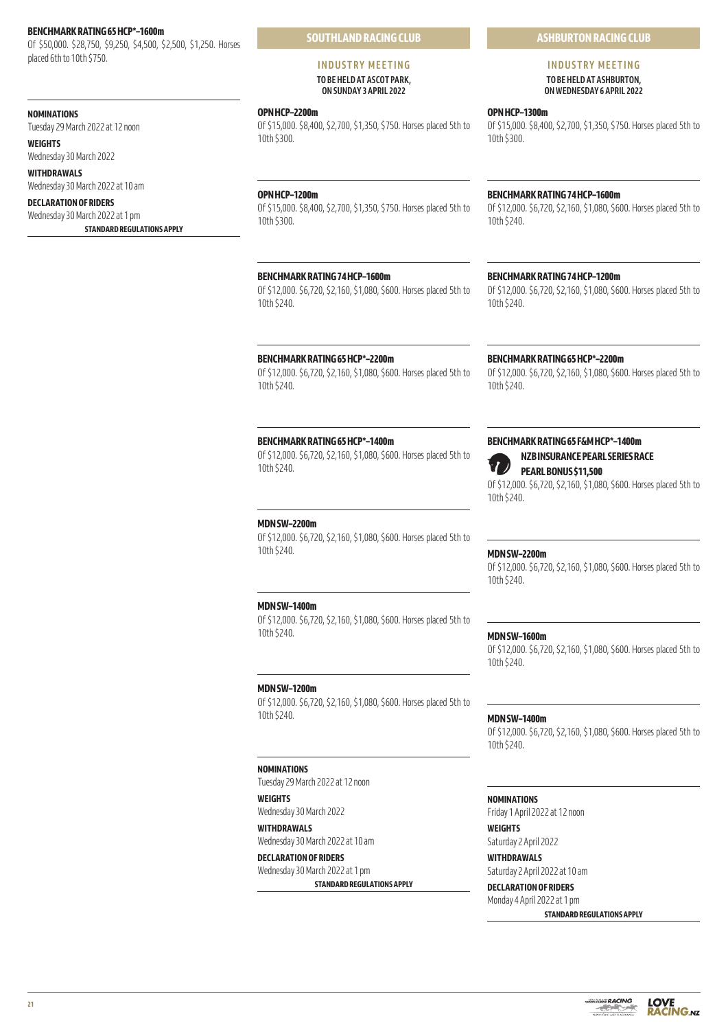**BENCHMARK RATING 65 HCP*–1600m**

Of $50,000. $28,750, $9,250, $4,500, $2,500, $1,250. Horses placed 6th to 10th $750.

**NOMINATIONS**
Tuesday 29 March 2022 at 12 noon

**WEIGHTS**
Wednesday 30 March 2022

**WITHDRAWALS**
Wednesday 30 March 2022 at 10 am

**DECLARATION OF RIDERS**
Wednesday 30 March 2022 at 1 pm

**STANDARD REGULATIONS APPLY**

## SOUTHLAND RACING CLUB

### INDUSTRY MEETING

**TO BE HELD AT ASCOT PARK, ON SUNDAY 3 APRIL 2022**

**OPN HCP–2200m**

Of $15,000. $8,400, $2,700, $1,350, $750. Horses placed 5th to 10th $300.

**OPN HCP–1200m**

Of $15,000. $8,400, $2,700, $1,350, $750. Horses placed 5th to 10th $300.

**BENCHMARK RATING 74 HCP–1600m**

Of $12,000. $6,720, $2,160, $1,080, $600. Horses placed 5th to 10th $240.

**BENCHMARK RATING 65 HCP*–2200m**

Of $12,000. $6,720, $2,160, $1,080, $600. Horses placed 5th to 10th $240.

**BENCHMARK RATING 65 HCP*–1400m**

Of $12,000. $6,720, $2,160, $1,080, $600. Horses placed 5th to 10th $240.

**MDN SW–2200m**

Of $12,000. $6,720, $2,160, $1,080, $600. Horses placed 5th to 10th $240.

**MDN SW–1400m**

Of $12,000. $6,720, $2,160, $1,080, $600. Horses placed 5th to 10th $240.

**MDN SW–1200m**

Of $12,000. $6,720, $2,160, $1,080, $600. Horses placed 5th to 10th $240.

**NOMINATIONS**
Tuesday 29 March 2022 at 12 noon

**WEIGHTS**
Wednesday 30 March 2022

**WITHDRAWALS**
Wednesday 30 March 2022 at 10 am

**DECLARATION OF RIDERS**
Wednesday 30 March 2022 at 1 pm

**STANDARD REGULATIONS APPLY**

## ASHBURTON RACING CLUB

### INDUSTRY MEETING

**TO BE HELD AT ASHBURTON, ON WEDNESDAY 6 APRIL 2022**

**OPN HCP–1300m**

Of $15,000. $8,400, $2,700, $1,350, $750. Horses placed 5th to 10th $300.

**BENCHMARK RATING 74 HCP–1600m**

Of $12,000. $6,720, $2,160, $1,080, $600. Horses placed 5th to 10th $240.

**BENCHMARK RATING 74 HCP–1200m**

Of $12,000. $6,720, $2,160, $1,080, $600. Horses placed 5th to 10th $240.

**BENCHMARK RATING 65 HCP*–2200m**

Of $12,000. $6,720, $2,160, $1,080, $600. Horses placed 5th to 10th $240.

**BENCHMARK RATING 65 F&M HCP*–1400m**

**NZB INSURANCE PEARL SERIES RACE**

**PEARL BONUS $11,500**

Of $12,000. $6,720, $2,160, $1,080, $600. Horses placed 5th to 10th $240.

**MDN SW–2200m**

Of $12,000. $6,720, $2,160, $1,080, $600. Horses placed 5th to 10th $240.

**MDN SW–1600m**

Of $12,000. $6,720, $2,160, $1,080, $600. Horses placed 5th to 10th $240.

**MDN SW–1400m**

Of $12,000. $6,720, $2,160, $1,080, $600. Horses placed 5th to 10th $240.

**NOMINATIONS**
Friday 1 April 2022 at 12 noon

**WEIGHTS**
Saturday 2 April 2022

**WITHDRAWALS**
Saturday 2 April 2022 at 10 am

**DECLARATION OF RIDERS**
Monday 4 April 2022 at 1 pm

**STANDARD REGULATIONS APPLY**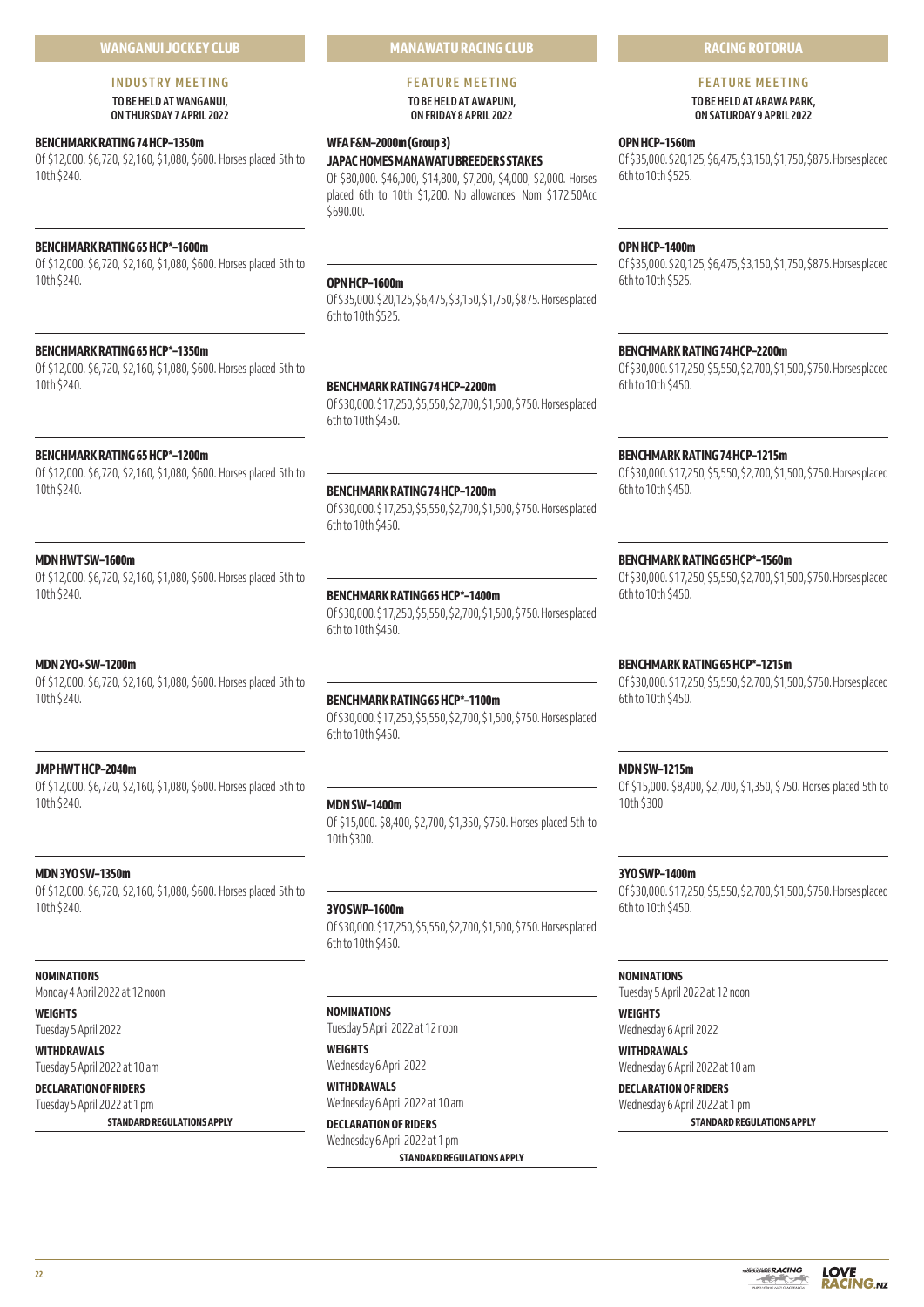## WANGANUI JOCKEY CLUB

### INDUSTRY MEETING

**TO BE HELD AT WANGANUI, ON THURSDAY 7 APRIL 2022**

**BENCHMARK RATING 74 HCP–1350m**
Of $12,000. $6,720, $2,160, $1,080, $600. Horses placed 5th to 10th $240.

**BENCHMARK RATING 65 HCP*–1600m**
Of $12,000. $6,720, $2,160, $1,080, $600. Horses placed 5th to 10th $240.

**BENCHMARK RATING 65 HCP*–1350m**
Of $12,000. $6,720, $2,160, $1,080, $600. Horses placed 5th to 10th $240.

**BENCHMARK RATING 65 HCP*–1200m**
Of $12,000. $6,720, $2,160, $1,080, $600. Horses placed 5th to 10th $240.

**MDN HWT SW–1600m**
Of $12,000. $6,720, $2,160, $1,080, $600. Horses placed 5th to 10th $240.

**MDN 2YO+ SW–1200m**
Of $12,000. $6,720, $2,160, $1,080, $600. Horses placed 5th to 10th $240.

**JMP HWT HCP–2040m**
Of $12,000. $6,720, $2,160, $1,080, $600. Horses placed 5th to 10th $240.

**MDN 3YO SW–1350m**
Of $12,000. $6,720, $2,160, $1,080, $600. Horses placed 5th to 10th $240.

**NOMINATIONS**
Monday 4 April 2022 at 12 noon

**WEIGHTS**
Tuesday 5 April 2022

**WITHDRAWALS**
Tuesday 5 April 2022 at 10 am

**DECLARATION OF RIDERS**
Tuesday 5 April 2022 at 1 pm

**STANDARD REGULATIONS APPLY**

## MANAWATU RACING CLUB

### FEATURE MEETING

**TO BE HELD AT AWAPUNI, ON FRIDAY 8 APRIL 2022**

**WFA F&M–2000m (Group 3)**
**JAPAC HOMES MANAWATU BREEDERS STAKES**
Of $80,000. $46,000, $14,800, $7,200, $4,000, $2,000. Horses placed 6th to 10th $1,200. No allowances. Nom $172.50Acc $690.00.

**OPN HCP–1600m**
Of $35,000. $20,125, $6,475, $3,150, $1,750, $875. Horses placed 6th to 10th $525.

**BENCHMARK RATING 74 HCP–2200m**
Of $30,000. $17,250, $5,550, $2,700, $1,500, $750. Horses placed 6th to 10th $450.

**BENCHMARK RATING 74 HCP–1200m**
Of $30,000. $17,250, $5,550, $2,700, $1,500, $750. Horses placed 6th to 10th $450.

**BENCHMARK RATING 65 HCP*–1400m**
Of $30,000. $17,250, $5,550, $2,700, $1,500, $750. Horses placed 6th to 10th $450.

**BENCHMARK RATING 65 HCP*–1100m**
Of $30,000. $17,250, $5,550, $2,700, $1,500, $750. Horses placed 6th to 10th $450.

**MDN SW–1400m**
Of $15,000. $8,400, $2,700, $1,350, $750. Horses placed 5th to 10th $300.

**3YO SWP–1600m**
Of $30,000. $17,250, $5,550, $2,700, $1,500, $750. Horses placed 6th to 10th $450.

**NOMINATIONS**
Tuesday 5 April 2022 at 12 noon

**WEIGHTS**
Wednesday 6 April 2022

**WITHDRAWALS**
Wednesday 6 April 2022 at 10 am

**DECLARATION OF RIDERS**
Wednesday 6 April 2022 at 1 pm

**STANDARD REGULATIONS APPLY**

## RACING ROTORUA

### FEATURE MEETING

**TO BE HELD AT ARAWA PARK, ON SATURDAY 9 APRIL 2022**

**OPN HCP–1560m**
Of $35,000. $20,125, $6,475, $3,150, $1,750, $875. Horses placed 6th to 10th $525.

**OPN HCP–1400m**
Of $35,000. $20,125, $6,475, $3,150, $1,750, $875. Horses placed 6th to 10th $525.

**BENCHMARK RATING 74 HCP–2200m**
Of $30,000. $17,250, $5,550, $2,700, $1,500, $750. Horses placed 6th to 10th $450.

**BENCHMARK RATING 74 HCP–1215m**
Of $30,000. $17,250, $5,550, $2,700, $1,500, $750. Horses placed 6th to 10th $450.

**BENCHMARK RATING 65 HCP*–1560m**
Of $30,000. $17,250, $5,550, $2,700, $1,500, $750. Horses placed 6th to 10th $450.

**BENCHMARK RATING 65 HCP*–1215m**
Of $30,000. $17,250, $5,550, $2,700, $1,500, $750. Horses placed 6th to 10th $450.

**MDN SW–1215m**
Of $15,000. $8,400, $2,700, $1,350, $750. Horses placed 5th to 10th $300.

**3YO SWP–1400m**
Of $30,000. $17,250, $5,550, $2,700, $1,500, $750. Horses placed 6th to 10th $450.

**NOMINATIONS**
Tuesday 5 April 2022 at 12 noon

**WEIGHTS**
Wednesday 6 April 2022

**WITHDRAWALS**
Wednesday 6 April 2022 at 10 am

**DECLARATION OF RIDERS**
Wednesday 6 April 2022 at 1 pm

**STANDARD REGULATIONS APPLY**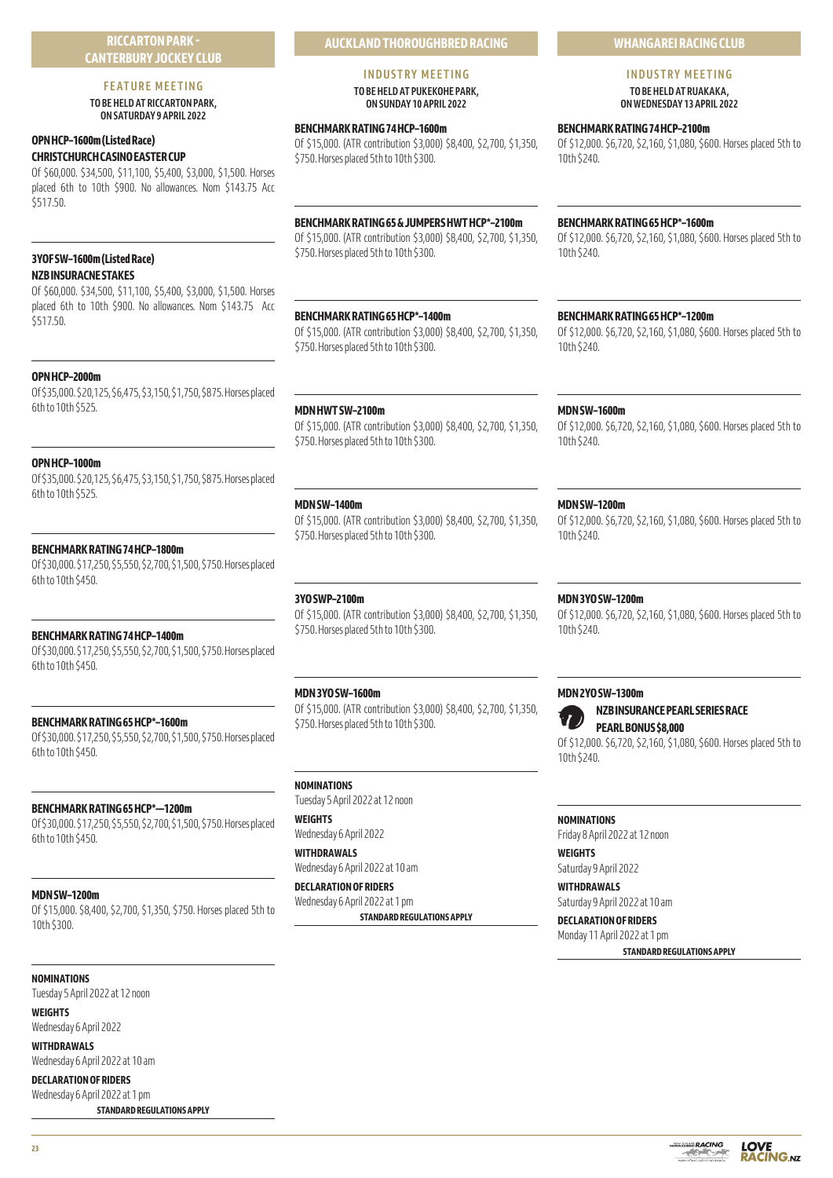## RICCARTON PARK - CANTERBURY JOCKEY CLUB

### FEATURE MEETING

**TO BE HELD AT RICCARTON PARK, ON SATURDAY 9 APRIL 2022**

**OPN HCP–1600m (Listed Race)**
**CHRISTCHURCH CASINO EASTER CUP**
Of $60,000. $34,500, $11,100, $5,400, $3,000, $1,500. Horses placed 6th to 10th $900. No allowances. Nom $143.75 Acc $517.50.

**3YOF SW–1600m (Listed Race)**
**NZB INSURACNE STAKES**
Of $60,000. $34,500, $11,100, $5,400, $3,000, $1,500. Horses placed 6th to 10th $900. No allowances. Nom $143.75 Acc $517.50.

**OPN HCP–2000m**
Of $35,000. $20,125, $6,475, $3,150, $1,750, $875. Horses placed 6th to 10th $525.

**OPN HCP–1000m**
Of $35,000. $20,125, $6,475, $3,150, $1,750, $875. Horses placed 6th to 10th $525.

**BENCHMARK RATING 74 HCP–1800m**
Of $30,000. $17,250, $5,550, $2,700, $1,500, $750. Horses placed 6th to 10th $450.

**BENCHMARK RATING 74 HCP–1400m**
Of $30,000. $17,250, $5,550, $2,700, $1,500, $750. Horses placed 6th to 10th $450.

**BENCHMARK RATING 65 HCP*–1600m**
Of $30,000. $17,250, $5,550, $2,700, $1,500, $750. Horses placed 6th to 10th $450.

**BENCHMARK RATING 65 HCP*—1200m**
Of $30,000. $17,250, $5,550, $2,700, $1,500, $750. Horses placed 6th to 10th $450.

**MDN SW–1200m**
Of $15,000. $8,400, $2,700, $1,350, $750. Horses placed 5th to 10th $300.

**NOMINATIONS**
Tuesday 5 April 2022 at 12 noon

**WEIGHTS**
Wednesday 6 April 2022

**WITHDRAWALS**
Wednesday 6 April 2022 at 10 am

**DECLARATION OF RIDERS**
Wednesday 6 April 2022 at 1 pm

**STANDARD REGULATIONS APPLY**

## AUCKLAND THOROUGHBRED RACING

### INDUSTRY MEETING

**TO BE HELD AT PUKEKOHE PARK, ON SUNDAY 10 APRIL 2022**

**BENCHMARK RATING 74 HCP–1600m**
Of $15,000. (ATR contribution $3,000) $8,400, $2,700, $1,350, $750. Horses placed 5th to 10th $300.

**BENCHMARK RATING 65 & JUMPERS HWT HCP*–2100m**
Of $15,000. (ATR contribution $3,000) $8,400, $2,700, $1,350, $750. Horses placed 5th to 10th $300.

**BENCHMARK RATING 65 HCP*–1400m**
Of $15,000. (ATR contribution $3,000) $8,400, $2,700, $1,350, $750. Horses placed 5th to 10th $300.

**MDN HWT SW–2100m**
Of $15,000. (ATR contribution $3,000) $8,400, $2,700, $1,350, $750. Horses placed 5th to 10th $300.

**MDN SW–1400m**
Of $15,000. (ATR contribution $3,000) $8,400, $2,700, $1,350, $750. Horses placed 5th to 10th $300.

**3YO SWP–2100m**
Of $15,000. (ATR contribution $3,000) $8,400, $2,700, $1,350, $750. Horses placed 5th to 10th $300.

**MDN 3YO SW–1600m**
Of $15,000. (ATR contribution $3,000) $8,400, $2,700, $1,350, $750. Horses placed 5th to 10th $300.

**NOMINATIONS**
Tuesday 5 April 2022 at 12 noon

**WEIGHTS**
Wednesday 6 April 2022

**WITHDRAWALS**
Wednesday 6 April 2022 at 10 am

**DECLARATION OF RIDERS**
Wednesday 6 April 2022 at 1 pm

**STANDARD REGULATIONS APPLY**

## WHANGAREI RACING CLUB

### INDUSTRY MEETING

**TO BE HELD AT RUAKAKA, ON WEDNESDAY 13 APRIL 2022**

**BENCHMARK RATING 74 HCP–2100m**
Of $12,000. $6,720, $2,160, $1,080, $600. Horses placed 5th to 10th $240.

**BENCHMARK RATING 65 HCP*–1600m**
Of $12,000. $6,720, $2,160, $1,080, $600. Horses placed 5th to 10th $240.

**BENCHMARK RATING 65 HCP*–1200m**
Of $12,000. $6,720, $2,160, $1,080, $600. Horses placed 5th to 10th $240.

**MDN SW–1600m**
Of $12,000. $6,720, $2,160, $1,080, $600. Horses placed 5th to 10th $240.

**MDN SW–1200m**
Of $12,000. $6,720, $2,160, $1,080, $600. Horses placed 5th to 10th $240.

**MDN 3YO SW–1200m**
Of $12,000. $6,720, $2,160, $1,080, $600. Horses placed 5th to 10th $240.

**MDN 2YO SW–1300m**
**NZB INSURANCE PEARL SERIES RACE**
**PEARL BONUS $8,000**
Of $12,000. $6,720, $2,160, $1,080, $600. Horses placed 5th to 10th $240.

**NOMINATIONS**
Friday 8 April 2022 at 12 noon

**WEIGHTS**
Saturday 9 April 2022

**WITHDRAWALS**
Saturday 9 April 2022 at 10 am

**DECLARATION OF RIDERS**
Monday 11 April 2022 at 1 pm

**STANDARD REGULATIONS APPLY**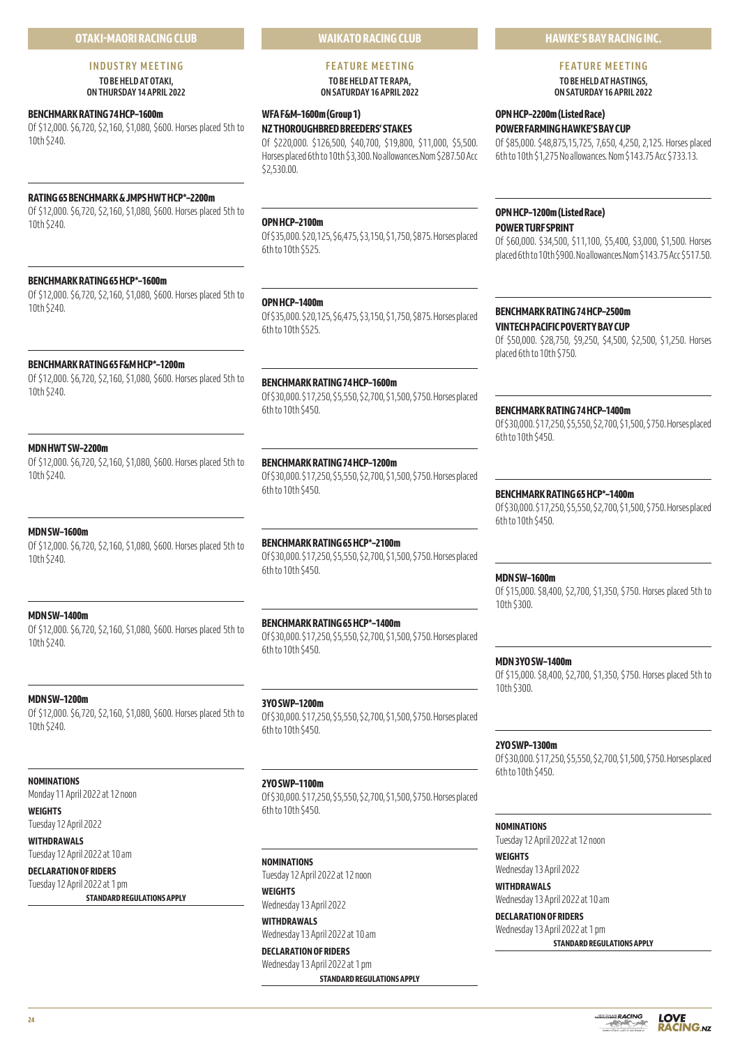## OTAKI-MAORI RACING CLUB

### INDUSTRY MEETING

**TO BE HELD AT OTAKI, ON THURSDAY 14 APRIL 2022**

**BENCHMARK RATING 74 HCP–1600m**
Of $12,000. $6,720, $2,160, $1,080, $600. Horses placed 5th to 10th $240.

**RATING 65 BENCHMARK & JMPS HWT HCP*–2200m**
Of $12,000. $6,720, $2,160, $1,080, $600. Horses placed 5th to 10th $240.

**BENCHMARK RATING 65 HCP*–1600m**
Of $12,000. $6,720, $2,160, $1,080, $600. Horses placed 5th to 10th $240.

**BENCHMARK RATING 65 F&M HCP*–1200m**
Of $12,000. $6,720, $2,160, $1,080, $600. Horses placed 5th to 10th $240.

**MDN HWT SW–2200m**
Of $12,000. $6,720, $2,160, $1,080, $600. Horses placed 5th to 10th $240.

**MDN SW–1600m**
Of $12,000. $6,720, $2,160, $1,080, $600. Horses placed 5th to 10th $240.

**MDN SW–1400m**
Of $12,000. $6,720, $2,160, $1,080, $600. Horses placed 5th to 10th $240.

**MDN SW–1200m**
Of $12,000. $6,720, $2,160, $1,080, $600. Horses placed 5th to 10th $240.

**NOMINATIONS**
Monday 11 April 2022 at 12 noon

**WEIGHTS**
Tuesday 12 April 2022

**WITHDRAWALS**
Tuesday 12 April 2022 at 10 am

**DECLARATION OF RIDERS**
Tuesday 12 April 2022 at 1 pm

**STANDARD REGULATIONS APPLY**

## WAIKATO RACING CLUB

### FEATURE MEETING

**TO BE HELD AT TE RAPA, ON SATURDAY 16 APRIL 2022**

**WFA F&M–1600m (Group 1)**
**NZ THOROUGHBRED BREEDERS' STAKES**
Of $220,000. $126,500, $40,700, $19,800, $11,000, $5,500. Horses placed 6th to 10th $3,300. No allowances. Nom $287.50 Acc $2,530.00.

**OPN HCP–2100m**
Of $35,000. $20,125, $6,475, $3,150, $1,750, $875. Horses placed 6th to 10th $525.

**OPN HCP–1400m**
Of $35,000. $20,125, $6,475, $3,150, $1,750, $875. Horses placed 6th to 10th $525.

**BENCHMARK RATING 74 HCP–1600m**
Of $30,000. $17,250, $5,550, $2,700, $1,500, $750. Horses placed 6th to 10th $450.

**BENCHMARK RATING 74 HCP–1200m**
Of $30,000. $17,250, $5,550, $2,700, $1,500, $750. Horses placed 6th to 10th $450.

**BENCHMARK RATING 65 HCP*–2100m**
Of $30,000. $17,250, $5,550, $2,700, $1,500, $750. Horses placed 6th to 10th $450.

**BENCHMARK RATING 65 HCP*–1400m**
Of $30,000. $17,250, $5,550, $2,700, $1,500, $750. Horses placed 6th to 10th $450.

**3YO SWP–1200m**
Of $30,000. $17,250, $5,550, $2,700, $1,500, $750. Horses placed 6th to 10th $450.

**2YO SWP–1100m**
Of $30,000. $17,250, $5,550, $2,700, $1,500, $750. Horses placed 6th to 10th $450.

**NOMINATIONS**
Tuesday 12 April 2022 at 12 noon

**WEIGHTS**
Wednesday 13 April 2022

**WITHDRAWALS**
Wednesday 13 April 2022 at 10 am

**DECLARATION OF RIDERS**
Wednesday 13 April 2022 at 1 pm

**STANDARD REGULATIONS APPLY**

## HAWKE'S BAY RACING INC.

### FEATURE MEETING

**TO BE HELD AT HASTINGS, ON SATURDAY 16 APRIL 2022**

**OPN HCP–2200m (Listed Race)**
**POWER FARMING HAWKE'S BAY CUP**
Of $85,000. $48,875, 15,725, 7,650, 4,250, 2,125. Horses placed 6th to 10th $1,275 No allowances. Nom $143.75 Acc $733.13.

**OPN HCP–1200m (Listed Race)**
**POWER TURF SPRINT**
Of $60,000. $34,500, $11,100, $5,400, $3,000, $1,500. Horses placed 6th to 10th $900. No allowances. Nom $143.75 Acc $517.50.

**BENCHMARK RATING 74 HCP–2500m**
**VINTECH PACIFIC POVERTY BAY CUP**
Of $50,000. $28,750, $9,250, $4,500, $2,500, $1,250. Horses placed 6th to 10th $750.

**BENCHMARK RATING 74 HCP–1400m**
Of $30,000. $17,250, $5,550, $2,700, $1,500, $750. Horses placed 6th to 10th $450.

**BENCHMARK RATING 65 HCP*–1400m**
Of $30,000. $17,250, $5,550, $2,700, $1,500, $750. Horses placed 6th to 10th $450.

**MDN SW–1600m**
Of $15,000. $8,400, $2,700, $1,350, $750. Horses placed 5th to 10th $300.

**MDN 3YO SW–1400m**
Of $15,000. $8,400, $2,700, $1,350, $750. Horses placed 5th to 10th $300.

**2YO SWP–1300m**
Of $30,000. $17,250, $5,550, $2,700, $1,500, $750. Horses placed 6th to 10th $450.

**NOMINATIONS**
Tuesday 12 April 2022 at 12 noon

**WEIGHTS**
Wednesday 13 April 2022

**WITHDRAWALS**
Wednesday 13 April 2022 at 10 am

**DECLARATION OF RIDERS**
Wednesday 13 April 2022 at 1 pm

**STANDARD REGULATIONS APPLY**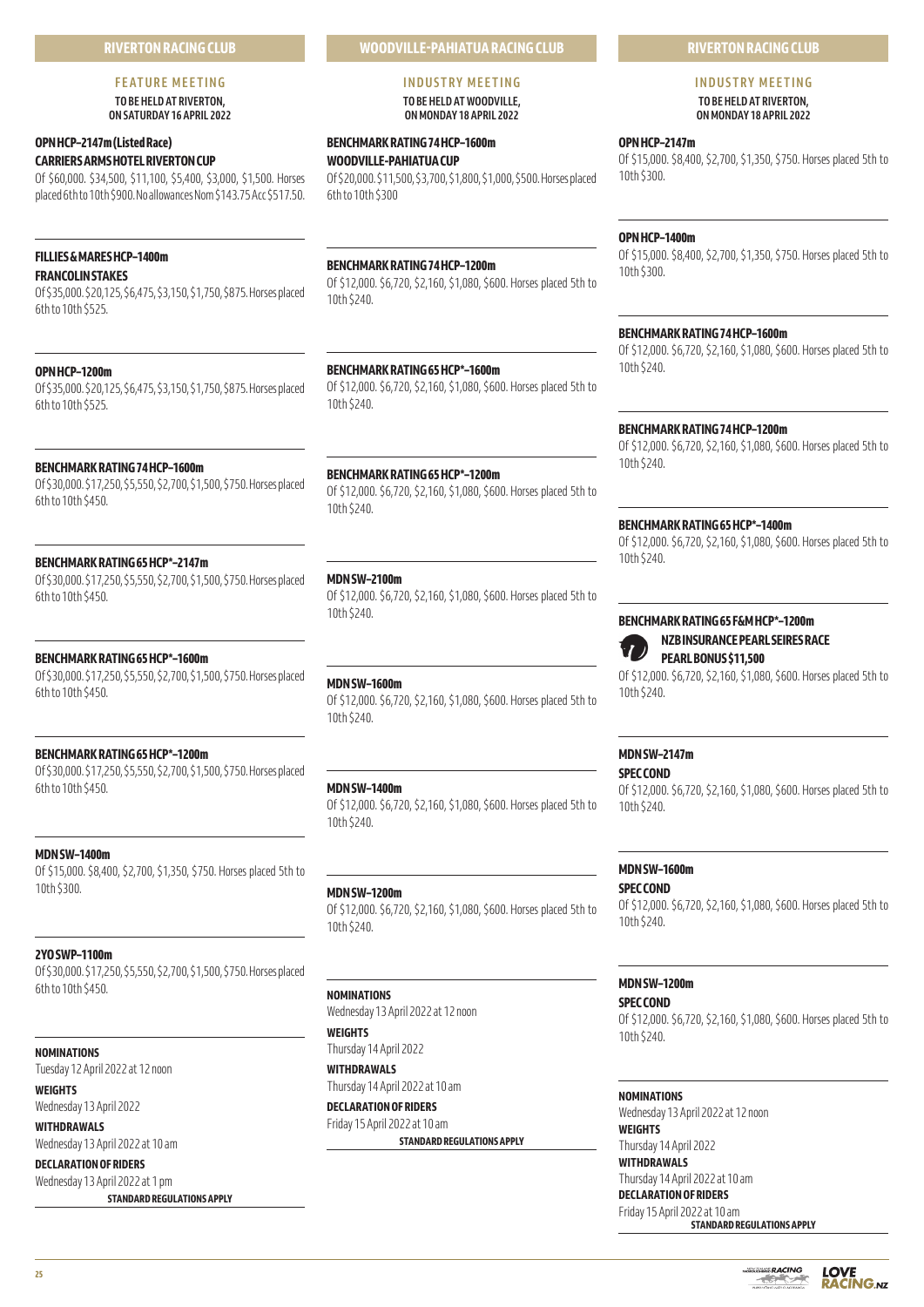## RIVERTON RACING CLUB

### FEATURE MEETING

**TO BE HELD AT RIVERTON, ON SATURDAY 16 APRIL 2022**

**OPN HCP–2147m (Listed Race)**
**CARRIERS ARMS HOTEL RIVERTON CUP**
Of $60,000. $34,500, $11,100, $5,400, $3,000, $1,500. Horses placed 6th to 10th $900. No allowances Nom $143.75 Acc $517.50.

**FILLIES & MARES HCP–1400m**
**FRANCOLIN STAKES**
Of $35,000. $20,125, $6,475, $3,150, $1,750, $875. Horses placed 6th to 10th $525.

**OPN HCP–1200m**
Of $35,000. $20,125, $6,475, $3,150, $1,750, $875. Horses placed 6th to 10th $525.

**BENCHMARK RATING 74 HCP–1600m**
Of $30,000. $17,250, $5,550, $2,700, $1,500, $750. Horses placed 6th to 10th $450.

**BENCHMARK RATING 65 HCP*–2147m**
Of $30,000. $17,250, $5,550, $2,700, $1,500, $750. Horses placed 6th to 10th $450.

**BENCHMARK RATING 65 HCP*–1600m**
Of $30,000. $17,250, $5,550, $2,700, $1,500, $750. Horses placed 6th to 10th $450.

**BENCHMARK RATING 65 HCP*–1200m**
Of $30,000. $17,250, $5,550, $2,700, $1,500, $750. Horses placed 6th to 10th $450.

**MDN SW–1400m**
Of $15,000. $8,400, $2,700, $1,350, $750. Horses placed 5th to 10th $300.

**2YO SWP–1100m**
Of $30,000. $17,250, $5,550, $2,700, $1,500, $750. Horses placed 6th to 10th $450.

**NOMINATIONS**
Tuesday 12 April 2022 at 12 noon

**WEIGHTS**
Wednesday 13 April 2022

**WITHDRAWALS**
Wednesday 13 April 2022 at 10 am

**DECLARATION OF RIDERS**
Wednesday 13 April 2022 at 1 pm

**STANDARD REGULATIONS APPLY**

## WOODVILLE-PAHIATUA RACING CLUB

### INDUSTRY MEETING

**TO BE HELD AT WOODVILLE, ON MONDAY 18 APRIL 2022**

**BENCHMARK RATING 74 HCP–1600m**
**WOODVILLE-PAHIATUA CUP**
Of $20,000. $11,500, $3,700, $1,800, $1,000, $500. Horses placed 6th to 10th $300

**BENCHMARK RATING 74 HCP–1200m**
Of $12,000. $6,720, $2,160, $1,080, $600. Horses placed 5th to 10th $240.

**BENCHMARK RATING 65 HCP*–1600m**
Of $12,000. $6,720, $2,160, $1,080, $600. Horses placed 5th to 10th $240.

**BENCHMARK RATING 65 HCP*–1200m**
Of $12,000. $6,720, $2,160, $1,080, $600. Horses placed 5th to 10th $240.

**MDN SW–2100m**
Of $12,000. $6,720, $2,160, $1,080, $600. Horses placed 5th to 10th $240.

**MDN SW–1600m**
Of $12,000. $6,720, $2,160, $1,080, $600. Horses placed 5th to 10th $240.

**MDN SW–1400m**
Of $12,000. $6,720, $2,160, $1,080, $600. Horses placed 5th to 10th $240.

**MDN SW–1200m**
Of $12,000. $6,720, $2,160, $1,080, $600. Horses placed 5th to 10th $240.

**NOMINATIONS**
Wednesday 13 April 2022 at 12 noon

**WEIGHTS**
Thursday 14 April 2022

**WITHDRAWALS**
Thursday 14 April 2022 at 10 am

**DECLARATION OF RIDERS**
Friday 15 April 2022 at 10 am

**STANDARD REGULATIONS APPLY**

## RIVERTON RACING CLUB

### INDUSTRY MEETING

**TO BE HELD AT RIVERTON, ON MONDAY 18 APRIL 2022**

**OPN HCP–2147m**
Of $15,000. $8,400, $2,700, $1,350, $750. Horses placed 5th to 10th $300.

**OPN HCP–1400m**
Of $15,000. $8,400, $2,700, $1,350, $750. Horses placed 5th to 10th $300.

**BENCHMARK RATING 74 HCP–1600m**
Of $12,000. $6,720, $2,160, $1,080, $600. Horses placed 5th to 10th $240.

**BENCHMARK RATING 74 HCP–1200m**
Of $12,000. $6,720, $2,160, $1,080, $600. Horses placed 5th to 10th $240.

**BENCHMARK RATING 65 HCP*–1400m**
Of $12,000. $6,720, $2,160, $1,080, $600. Horses placed 5th to 10th $240.

**BENCHMARK RATING 65 F&M HCP*–1200m**
**NZB INSURANCE PEARL SEIRES RACE**
**PEARL BONUS $11,500**
Of $12,000. $6,720, $2,160, $1,080, $600. Horses placed 5th to 10th $240.

**MDN SW–2147m**
**SPEC COND**
Of $12,000. $6,720, $2,160, $1,080, $600. Horses placed 5th to 10th $240.

**MDN SW–1600m**
**SPEC COND**
Of $12,000. $6,720, $2,160, $1,080, $600. Horses placed 5th to 10th $240.

**MDN SW–1200m**
**SPEC COND**
Of $12,000. $6,720, $2,160, $1,080, $600. Horses placed 5th to 10th $240.

**NOMINATIONS**
Wednesday 13 April 2022 at 12 noon

**WEIGHTS**
Thursday 14 April 2022

**WITHDRAWALS**
Thursday 14 April 2022 at 10 am

**DECLARATION OF RIDERS**
Friday 15 April 2022 at 10 am

**STANDARD REGULATIONS APPLY**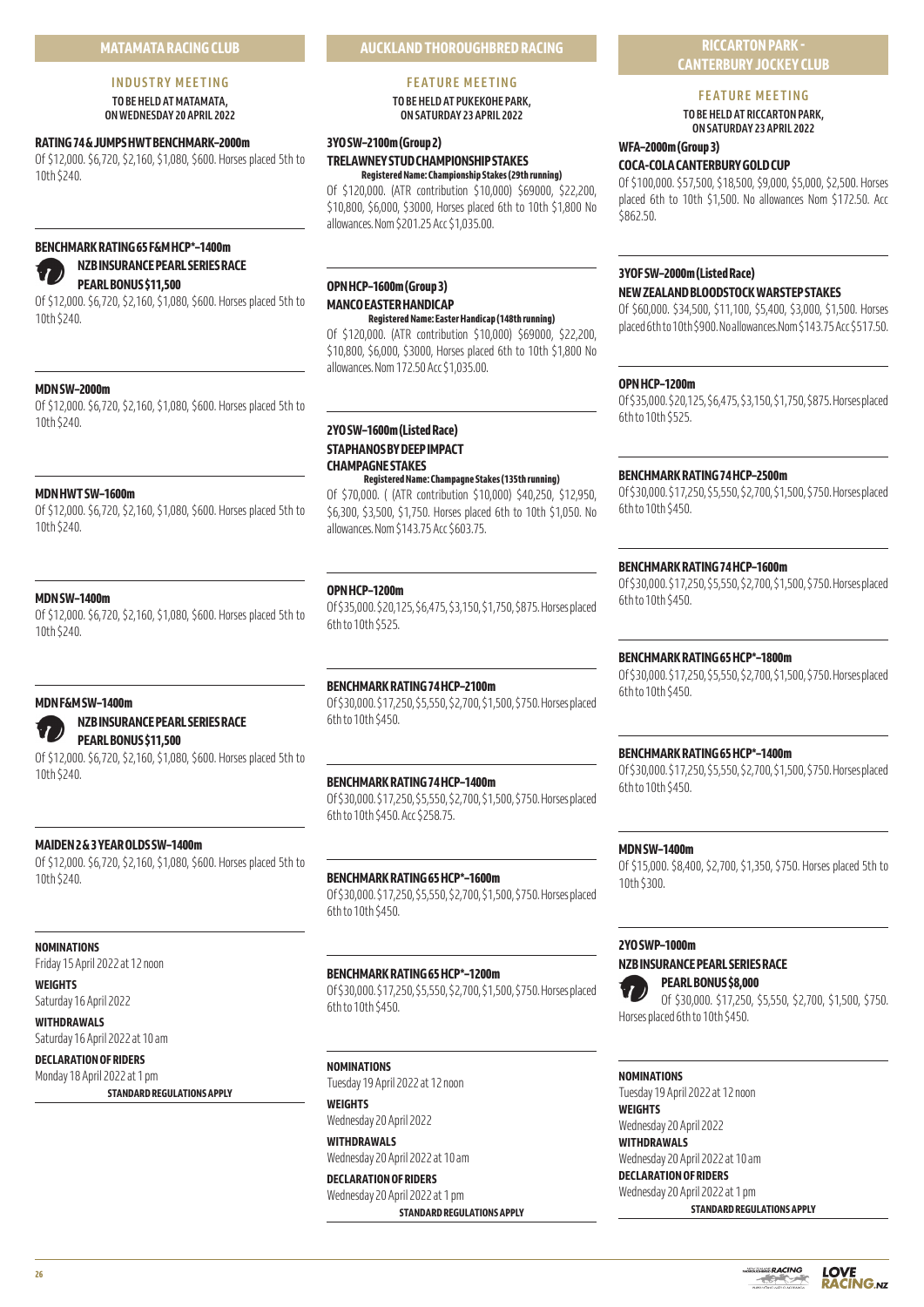## MATAMATA RACING CLUB

### INDUSTRY MEETING

**TO BE HELD AT MATAMATA, ON WEDNESDAY 20 APRIL 2022**

**RATING 74 & JUMPS HWT BENCHMARK–2000m**

Of $12,000. $6,720, $2,160, $1,080, $600. Horses placed 5th to 10th $240.

**BENCHMARK RATING 65 F&M HCP*–1400m**

**NZB INSURANCE PEARL SERIES RACE**
**PEARL BONUS $11,500**

Of $12,000. $6,720, $2,160, $1,080, $600. Horses placed 5th to 10th $240.

**MDN SW–2000m**

Of $12,000. $6,720, $2,160, $1,080, $600. Horses placed 5th to 10th $240.

**MDN HWT SW–1600m**

Of $12,000. $6,720, $2,160, $1,080, $600. Horses placed 5th to 10th $240.

**MDN SW–1400m**

Of $12,000. $6,720, $2,160, $1,080, $600. Horses placed 5th to 10th $240.

**MDN F&M SW–1400m**

**NZB INSURANCE PEARL SERIES RACE**
**PEARL BONUS $11,500**

Of $12,000. $6,720, $2,160, $1,080, $600. Horses placed 5th to 10th $240.

**MAIDEN 2 & 3 YEAR OLDS SW–1400m**

Of $12,000. $6,720, $2,160, $1,080, $600. Horses placed 5th to 10th $240.

**NOMINATIONS**
Friday 15 April 2022 at 12 noon

**WEIGHTS**
Saturday 16 April 2022

**WITHDRAWALS**
Saturday 16 April 2022 at 10 am

**DECLARATION OF RIDERS**
Monday 18 April 2022 at 1 pm

**STANDARD REGULATIONS APPLY**

## AUCKLAND THOROUGHBRED RACING

### FEATURE MEETING

**TO BE HELD AT PUKEKOHE PARK, ON SATURDAY 23 APRIL 2022**

**3YO SW–2100m (Group 2)**
**TRELAWNEY STUD CHAMPIONSHIP STAKES**
**Registered Name: Championship Stakes (29th running)**

Of $120,000. (ATR contribution $10,000) $69000, $22,200, $10,800, $6,000, $3000, Horses placed 6th to 10th $1,800 No allowances. Nom $201.25 Acc $1,035.00.

**OPN HCP–1600m (Group 3)**
**MANCO EASTER HANDICAP**
**Registered Name: Easter Handicap (148th running)**

Of $120,000. (ATR contribution $10,000) $69000, $22,200, $10,800, $6,000, $3000, Horses placed 6th to 10th $1,800 No allowances. Nom 172.50 Acc $1,035.00.

**2YO SW–1600m (Listed Race)**
**STAPHANOS BY DEEP IMPACT CHAMPAGNE STAKES**
**Registered Name: Champagne Stakes (135th running)**

Of $70,000. ( (ATR contribution $10,000) $40,250, $12,950, $6,300, $3,500, $1,750. Horses placed 6th to 10th $1,050. No allowances. Nom $143.75 Acc $603.75.

**OPN HCP–1200m**

Of $35,000. $20,125, $6,475, $3,150, $1,750, $875. Horses placed 6th to 10th $525.

**BENCHMARK RATING 74 HCP–2100m**

Of $30,000. $17,250, $5,550, $2,700, $1,500, $750. Horses placed 6th to 10th $450.

**BENCHMARK RATING 74 HCP–1400m**

Of $30,000. $17,250, $5,550, $2,700, $1,500, $750. Horses placed 6th to 10th $450. Acc $258.75.

**BENCHMARK RATING 65 HCP*–1600m**

Of $30,000. $17,250, $5,550, $2,700, $1,500, $750. Horses placed 6th to 10th $450.

**BENCHMARK RATING 65 HCP*–1200m**

Of $30,000. $17,250, $5,550, $2,700, $1,500, $750. Horses placed 6th to 10th $450.

**NOMINATIONS**
Tuesday 19 April 2022 at 12 noon

**WEIGHTS**
Wednesday 20 April 2022

**WITHDRAWALS**
Wednesday 20 April 2022 at 10 am

**DECLARATION OF RIDERS**
Wednesday 20 April 2022 at 1 pm

**STANDARD REGULATIONS APPLY**

## RICCARTON PARK - CANTERBURY JOCKEY CLUB

### FEATURE MEETING

**TO BE HELD AT RICCARTON PARK, ON SATURDAY 23 APRIL 2022**

**WFA–2000m (Group 3)**
**COCA-COLA CANTERBURY GOLD CUP**

Of $100,000. $57,500, $18,500, $9,000, $5,000, $2,500. Horses placed 6th to 10th $1,500. No allowances Nom $172.50. Acc $862.50.

**3YOF SW–2000m (Listed Race)**
**NEW ZEALAND BLOODSTOCK WARSTEP STAKES**

Of $60,000. $34,500, $11,100, $5,400, $3,000, $1,500. Horses placed 6th to 10th $900. No allowances. Nom $143.75 Acc $517.50.

**OPN HCP–1200m**

Of $35,000. $20,125, $6,475, $3,150, $1,750, $875. Horses placed 6th to 10th $525.

**BENCHMARK RATING 74 HCP–2500m**

Of $30,000. $17,250, $5,550, $2,700, $1,500, $750. Horses placed 6th to 10th $450.

**BENCHMARK RATING 74 HCP–1600m**

Of $30,000. $17,250, $5,550, $2,700, $1,500, $750. Horses placed 6th to 10th $450.

**BENCHMARK RATING 65 HCP*–1800m**

Of $30,000. $17,250, $5,550, $2,700, $1,500, $750. Horses placed 6th to 10th $450.

**BENCHMARK RATING 65 HCP*–1400m**

Of $30,000. $17,250, $5,550, $2,700, $1,500, $750. Horses placed 6th to 10th $450.

**MDN SW–1400m**

Of $15,000. $8,400, $2,700, $1,350, $750. Horses placed 5th to 10th $300.

**2YO SWP–1000m**
**NZB INSURANCE PEARL SERIES RACE**
**PEARL BONUS $8,000**

Of $30,000. $17,250, $5,550, $2,700, $1,500, $750. Horses placed 6th to 10th $450.

**NOMINATIONS**
Tuesday 19 April 2022 at 12 noon

**WEIGHTS**
Wednesday 20 April 2022

**WITHDRAWALS**
Wednesday 20 April 2022 at 10 am

**DECLARATION OF RIDERS**
Wednesday 20 April 2022 at 1 pm

**STANDARD REGULATIONS APPLY**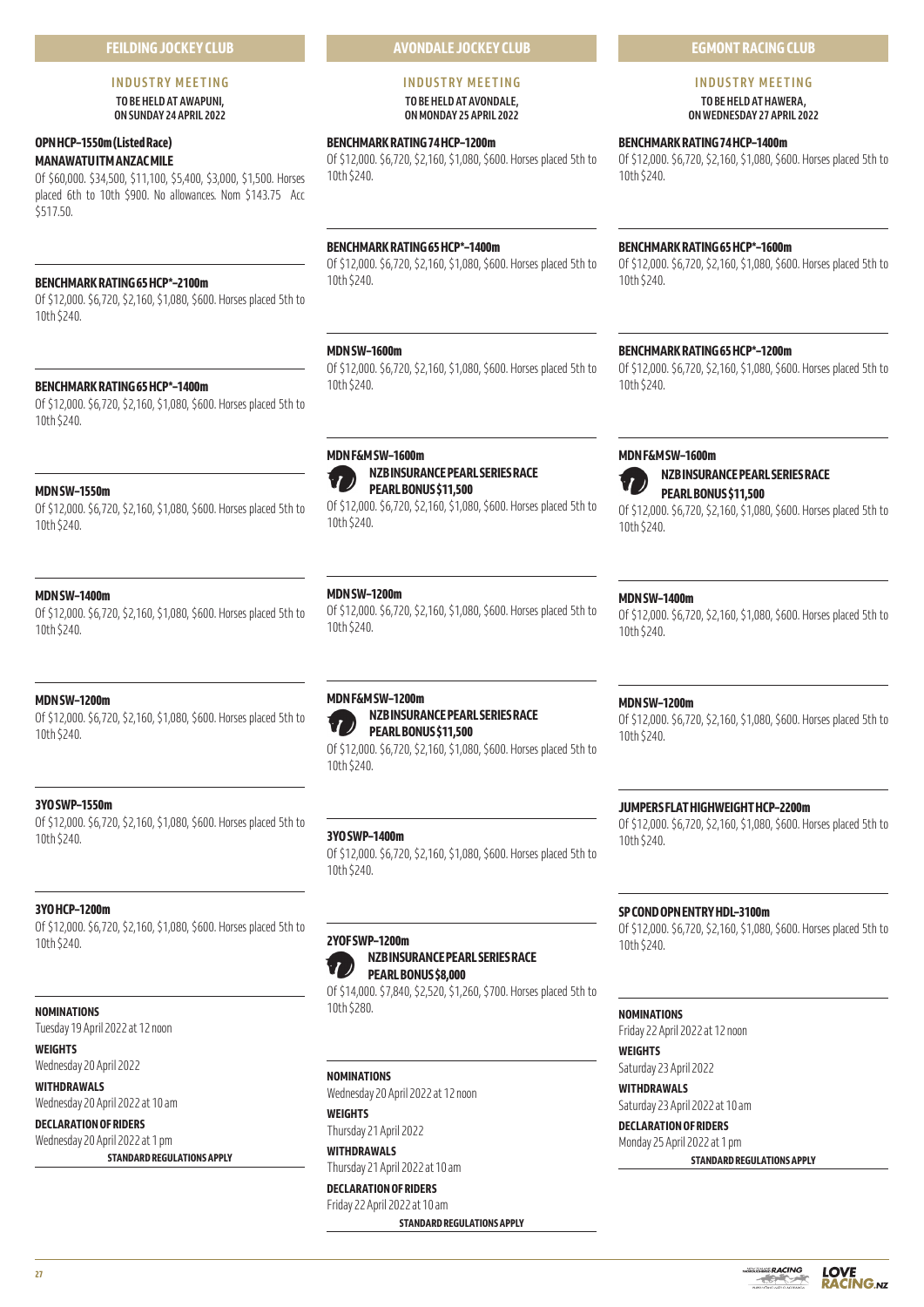## FEILDING JOCKEY CLUB

### INDUSTRY MEETING

**TO BE HELD AT AWAPUNI, ON SUNDAY 24 APRIL 2022**

**OPN HCP–1550m (Listed Race)**
**MANAWATU ITM ANZAC MILE**
Of $60,000. $34,500, $11,100, $5,400, $3,000, $1,500. Horses placed 6th to 10th $900. No allowances. Nom $143.75 Acc $517.50.

**BENCHMARK RATING 65 HCP*–2100m**
Of $12,000. $6,720, $2,160, $1,080, $600. Horses placed 5th to 10th $240.

**BENCHMARK RATING 65 HCP*–1400m**
Of $12,000. $6,720, $2,160, $1,080, $600. Horses placed 5th to 10th $240.

**MDN SW–1550m**
Of $12,000. $6,720, $2,160, $1,080, $600. Horses placed 5th to 10th $240.

**MDN SW–1400m**
Of $12,000. $6,720, $2,160, $1,080, $600. Horses placed 5th to 10th $240.

**MDN SW–1200m**
Of $12,000. $6,720, $2,160, $1,080, $600. Horses placed 5th to 10th $240.

**3YO SWP–1550m**
Of $12,000. $6,720, $2,160, $1,080, $600. Horses placed 5th to 10th $240.

**3YO HCP–1200m**
Of $12,000. $6,720, $2,160, $1,080, $600. Horses placed 5th to 10th $240.

**NOMINATIONS**
Tuesday 19 April 2022 at 12 noon

**WEIGHTS**
Wednesday 20 April 2022

**WITHDRAWALS**
Wednesday 20 April 2022 at 10 am

**DECLARATION OF RIDERS**
Wednesday 20 April 2022 at 1 pm

**STANDARD REGULATIONS APPLY**

## AVONDALE JOCKEY CLUB

### INDUSTRY MEETING

**TO BE HELD AT AVONDALE, ON MONDAY 25 APRIL 2022**

**BENCHMARK RATING 74 HCP–1200m**
Of $12,000. $6,720, $2,160, $1,080, $600. Horses placed 5th to 10th $240.

**BENCHMARK RATING 65 HCP*–1400m**
Of $12,000. $6,720, $2,160, $1,080, $600. Horses placed 5th to 10th $240.

**MDN SW–1600m**
Of $12,000. $6,720, $2,160, $1,080, $600. Horses placed 5th to 10th $240.

**MDN F&M SW–1600m**
**NZB INSURANCE PEARL SERIES RACE**
**PEARL BONUS $11,500**
Of $12,000. $6,720, $2,160, $1,080, $600. Horses placed 5th to 10th $240.

**MDN SW–1200m**
Of $12,000. $6,720, $2,160, $1,080, $600. Horses placed 5th to 10th $240.

**MDN F&M SW–1200m**
**NZB INSURANCE PEARL SERIES RACE**
**PEARL BONUS $11,500**
Of $12,000. $6,720, $2,160, $1,080, $600. Horses placed 5th to 10th $240.

**3YO SWP–1400m**
Of $12,000. $6,720, $2,160, $1,080, $600. Horses placed 5th to 10th $240.

**2YO F SWP–1200m**
**NZB INSURANCE PEARL SERIES RACE**
**PEARL BONUS $8,000**
Of $14,000. $7,840, $2,520, $1,260, $700. Horses placed 5th to 10th $280.

**NOMINATIONS**
Wednesday 20 April 2022 at 12 noon

**WEIGHTS**
Thursday 21 April 2022

**WITHDRAWALS**
Thursday 21 April 2022 at 10 am

**DECLARATION OF RIDERS**
Friday 22 April 2022 at 10 am

**STANDARD REGULATIONS APPLY**

## EGMONT RACING CLUB

### INDUSTRY MEETING

**TO BE HELD AT HAWERA, ON WEDNESDAY 27 APRIL 2022**

**BENCHMARK RATING 74 HCP–1400m**
Of $12,000. $6,720, $2,160, $1,080, $600. Horses placed 5th to 10th $240.

**BENCHMARK RATING 65 HCP*–1600m**
Of $12,000. $6,720, $2,160, $1,080, $600. Horses placed 5th to 10th $240.

**BENCHMARK RATING 65 HCP*–1200m**
Of $12,000. $6,720, $2,160, $1,080, $600. Horses placed 5th to 10th $240.

**MDN F&M SW–1600m**
**NZB INSURANCE PEARL SERIES RACE**
**PEARL BONUS $11,500**
Of $12,000. $6,720, $2,160, $1,080, $600. Horses placed 5th to 10th $240.

**MDN SW–1400m**
Of $12,000. $6,720, $2,160, $1,080, $600. Horses placed 5th to 10th $240.

**MDN SW–1200m**
Of $12,000. $6,720, $2,160, $1,080, $600. Horses placed 5th to 10th $240.

**JUMPERS FLAT HIGHWEIGHT HCP–2200m**
Of $12,000. $6,720, $2,160, $1,080, $600. Horses placed 5th to 10th $240.

**SP COND OPN ENTRY HDL–3100m**
Of $12,000. $6,720, $2,160, $1,080, $600. Horses placed 5th to 10th $240.

**NOMINATIONS**
Friday 22 April 2022 at 12 noon

**WEIGHTS**
Saturday 23 April 2022

**WITHDRAWALS**
Saturday 23 April 2022 at 10 am

**DECLARATION OF RIDERS**
Monday 25 April 2022 at 1 pm

**STANDARD REGULATIONS APPLY**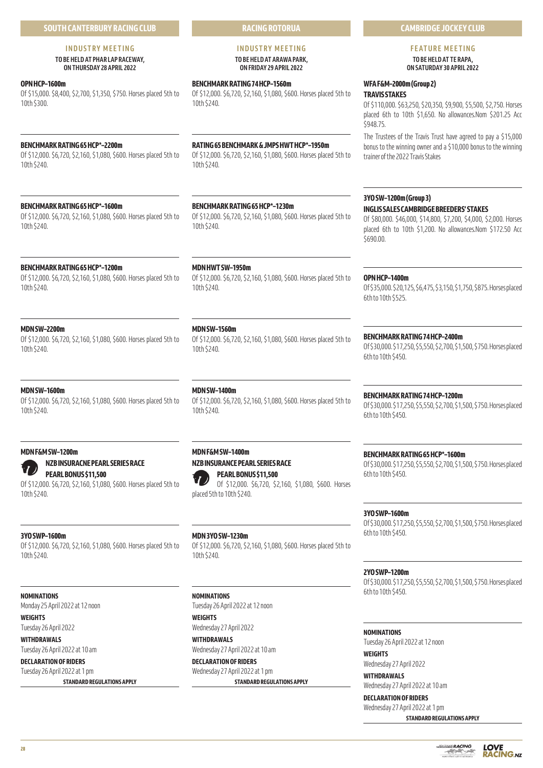## SOUTH CANTERBURY RACING CLUB

### INDUSTRY MEETING

**TO BE HELD AT PHAR LAP RACEWAY, ON THURSDAY 28 APRIL 2022**

**OPN HCP–1600m**
Of $15,000. $8,400, $2,700, $1,350, $750. Horses placed 5th to 10th $300.

**BENCHMARK RATING 65 HCP*–2200m**
Of $12,000. $6,720, $2,160, $1,080, $600. Horses placed 5th to 10th $240.

**BENCHMARK RATING 65 HCP*–1600m**
Of $12,000. $6,720, $2,160, $1,080, $600. Horses placed 5th to 10th $240.

**BENCHMARK RATING 65 HCP*–1200m**
Of $12,000. $6,720, $2,160, $1,080, $600. Horses placed 5th to 10th $240.

**MDN SW–2200m**
Of $12,000. $6,720, $2,160, $1,080, $600. Horses placed 5th to 10th $240.

**MDN SW–1600m**
Of $12,000. $6,720, $2,160, $1,080, $600. Horses placed 5th to 10th $240.

**MDN F&M SW–1200m**
**NZB INSURACNE PEARL SERIES RACE**
**PEARL BONUS $11,500**
Of $12,000. $6,720, $2,160, $1,080, $600. Horses placed 5th to 10th $240.

**3YO SWP–1600m**
Of $12,000. $6,720, $2,160, $1,080, $600. Horses placed 5th to 10th $240.

**NOMINATIONS**
Monday 25 April 2022 at 12 noon

**WEIGHTS**
Tuesday 26 April 2022

**WITHDRAWALS**
Tuesday 26 April 2022 at 10 am

**DECLARATION OF RIDERS**
Tuesday 26 April 2022 at 1 pm

**STANDARD REGULATIONS APPLY**

## RACING ROTORUA

### INDUSTRY MEETING

**TO BE HELD AT ARAWA PARK, ON FRIDAY 29 APRIL 2022**

**BENCHMARK RATING 74 HCP–1560m**
Of $12,000. $6,720, $2,160, $1,080, $600. Horses placed 5th to 10th $240.

**RATING 65 BENCHMARK & JMPS HWT HCP*–1950m**
Of $12,000. $6,720, $2,160, $1,080, $600. Horses placed 5th to 10th $240.

**BENCHMARK RATING 65 HCP*–1230m**
Of $12,000. $6,720, $2,160, $1,080, $600. Horses placed 5th to 10th $240.

**MDN HWT SW–1950m**
Of $12,000. $6,720, $2,160, $1,080, $600. Horses placed 5th to 10th $240.

**MDN SW–1560m**
Of $12,000. $6,720, $2,160, $1,080, $600. Horses placed 5th to 10th $240.

**MDN SW–1400m**
Of $12,000. $6,720, $2,160, $1,080, $600. Horses placed 5th to 10th $240.

**MDN F&M SW–1400m**
**NZB INSURANCE PEARL SERIES RACE**
**PEARL BONUS $11,500**
Of $12,000. $6,720, $2,160, $1,080, $600. Horses placed 5th to 10th $240.

**MDN 3YO SW–1230m**
Of $12,000. $6,720, $2,160, $1,080, $600. Horses placed 5th to 10th $240.

**NOMINATIONS**
Tuesday 26 April 2022 at 12 noon

**WEIGHTS**
Wednesday 27 April 2022

**WITHDRAWALS**
Wednesday 27 April 2022 at 10 am

**DECLARATION OF RIDERS**
Wednesday 27 April 2022 at 1 pm

**STANDARD REGULATIONS APPLY**

## CAMBRIDGE JOCKEY CLUB

### FEATURE MEETING

**TO BE HELD AT TE RAPA, ON SATURDAY 30 APRIL 2022**

**WFA F&M–2000m (Group 2)**
**TRAVIS STAKES**
Of $110,000. $63,250, $20,350, $9,900, $5,500, $2,750. Horses placed 6th to 10th $1,650. No allowances.Nom $201.25 Acc $948.75.

The Trustees of the Travis Trust have agreed to pay a $15,000 bonus to the winning owner and a $10,000 bonus to the winning trainer of the 2022 Travis Stakes

**3YO SW–1200m (Group 3)**
**INGLIS SALES CAMBRIDGE BREEDERS' STAKES**
Of $80,000. $46,000, $14,800, $7,200, $4,000, $2,000. Horses placed 6th to 10th $1,200. No allowances.Nom $172.50 Acc $690.00.

**OPN HCP–1400m**
Of $35,000. $20,125, $6,475, $3,150, $1,750, $875. Horses placed 6th to 10th $525.

**BENCHMARK RATING 74 HCP–2400m**
Of $30,000. $17,250, $5,550, $2,700, $1,500, $750. Horses placed 6th to 10th $450.

**BENCHMARK RATING 74 HCP–1200m**
Of $30,000. $17,250, $5,550, $2,700, $1,500, $750. Horses placed 6th to 10th $450.

**BENCHMARK RATING 65 HCP*–1600m**
Of $30,000. $17,250, $5,550, $2,700, $1,500, $750. Horses placed 6th to 10th $450.

**3YO SWP–1600m**
Of $30,000. $17,250, $5,550, $2,700, $1,500, $750. Horses placed 6th to 10th $450.

**2YO SWP–1200m**
Of $30,000. $17,250, $5,550, $2,700, $1,500, $750. Horses placed 6th to 10th $450.

**NOMINATIONS**
Tuesday 26 April 2022 at 12 noon

**WEIGHTS**
Wednesday 27 April 2022

**WITHDRAWALS**
Wednesday 27 April 2022 at 10 am

**DECLARATION OF RIDERS**
Wednesday 27 April 2022 at 1 pm

**STANDARD REGULATIONS APPLY**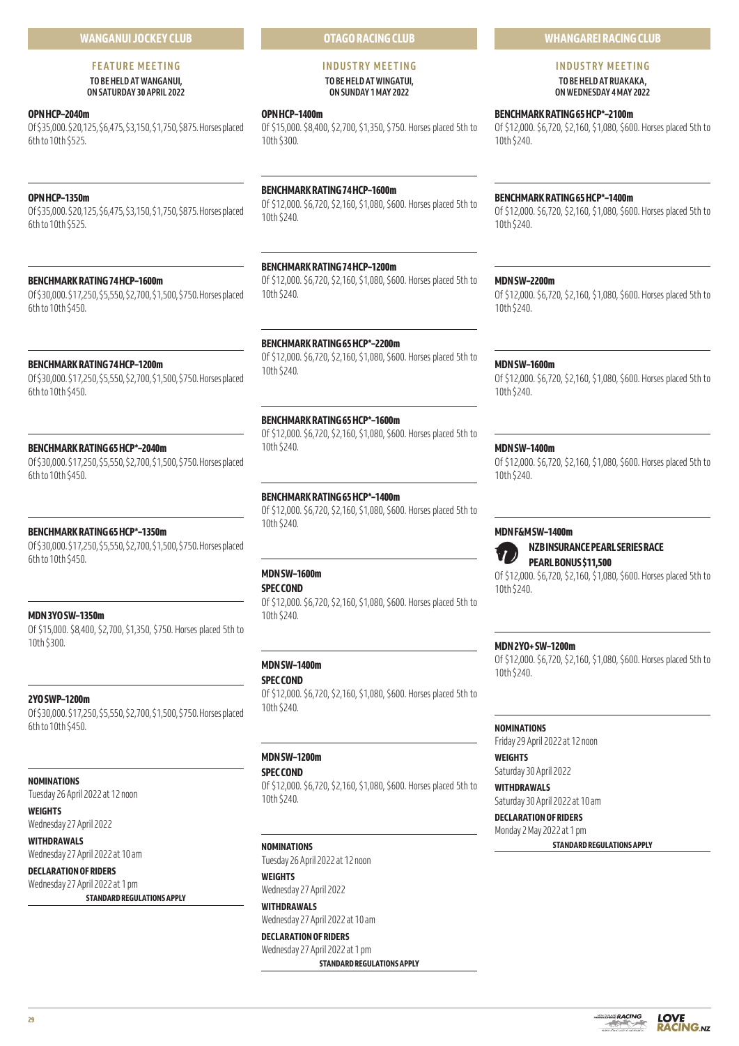## WANGANUI JOCKEY CLUB

### FEATURE MEETING

**TO BE HELD AT WANGANUI, ON SATURDAY 30 APRIL 2022**

**OPN HCP–2040m**
Of $35,000. $20,125, $6,475, $3,150, $1,750, $875. Horses placed 6th to 10th $525.

**OPN HCP–1350m**
Of $35,000. $20,125, $6,475, $3,150, $1,750, $875. Horses placed 6th to 10th $525.

**BENCHMARK RATING 74 HCP–1600m**
Of $30,000. $17,250, $5,550, $2,700, $1,500, $750. Horses placed 6th to 10th $450.

**BENCHMARK RATING 74 HCP–1200m**
Of $30,000. $17,250, $5,550, $2,700, $1,500, $750. Horses placed 6th to 10th $450.

**BENCHMARK RATING 65 HCP*–2040m**
Of $30,000. $17,250, $5,550, $2,700, $1,500, $750. Horses placed 6th to 10th $450.

**BENCHMARK RATING 65 HCP*–1350m**
Of $30,000. $17,250, $5,550, $2,700, $1,500, $750. Horses placed 6th to 10th $450.

**MDN 3YO SW–1350m**
Of $15,000. $8,400, $2,700, $1,350, $750. Horses placed 5th to 10th $300.

**2YO SWP–1200m**
Of $30,000. $17,250, $5,550, $2,700, $1,500, $750. Horses placed 6th to 10th $450.

**NOMINATIONS**
Tuesday 26 April 2022 at 12 noon

**WEIGHTS**
Wednesday 27 April 2022

**WITHDRAWALS**
Wednesday 27 April 2022 at 10 am

**DECLARATION OF RIDERS**
Wednesday 27 April 2022 at 1 pm

**STANDARD REGULATIONS APPLY**

## OTAGO RACING CLUB

### INDUSTRY MEETING

**TO BE HELD AT WINGATUI, ON SUNDAY 1 MAY 2022**

**OPN HCP–1400m**
Of $15,000. $8,400, $2,700, $1,350, $750. Horses placed 5th to 10th $300.

**BENCHMARK RATING 74 HCP–1600m**
Of $12,000. $6,720, $2,160, $1,080, $600. Horses placed 5th to 10th $240.

**BENCHMARK RATING 74 HCP–1200m**
Of $12,000. $6,720, $2,160, $1,080, $600. Horses placed 5th to 10th $240.

**BENCHMARK RATING 65 HCP*–2200m**
Of $12,000. $6,720, $2,160, $1,080, $600. Horses placed 5th to 10th $240.

**BENCHMARK RATING 65 HCP*–1600m**
Of $12,000. $6,720, $2,160, $1,080, $600. Horses placed 5th to 10th $240.

**BENCHMARK RATING 65 HCP*–1400m**
Of $12,000. $6,720, $2,160, $1,080, $600. Horses placed 5th to 10th $240.

**MDN SW–1600m**
**SPEC COND**
Of $12,000. $6,720, $2,160, $1,080, $600. Horses placed 5th to 10th $240.

**MDN SW–1400m**
**SPEC COND**
Of $12,000. $6,720, $2,160, $1,080, $600. Horses placed 5th to 10th $240.

**MDN SW–1200m**
**SPEC COND**
Of $12,000. $6,720, $2,160, $1,080, $600. Horses placed 5th to 10th $240.

**NOMINATIONS**
Tuesday 26 April 2022 at 12 noon

**WEIGHTS**
Wednesday 27 April 2022

**WITHDRAWALS**
Wednesday 27 April 2022 at 10 am

**DECLARATION OF RIDERS**
Wednesday 27 April 2022 at 1 pm

**STANDARD REGULATIONS APPLY**

## WHANGAREI RACING CLUB

### INDUSTRY MEETING

**TO BE HELD AT RUAKAKA, ON WEDNESDAY 4 MAY 2022**

**BENCHMARK RATING 65 HCP*–2100m**
Of $12,000. $6,720, $2,160, $1,080, $600. Horses placed 5th to 10th $240.

**BENCHMARK RATING 65 HCP*–1400m**
Of $12,000. $6,720, $2,160, $1,080, $600. Horses placed 5th to 10th $240.

**MDN SW–2200m**
Of $12,000. $6,720, $2,160, $1,080, $600. Horses placed 5th to 10th $240.

**MDN SW–1600m**
Of $12,000. $6,720, $2,160, $1,080, $600. Horses placed 5th to 10th $240.

**MDN SW–1400m**
Of $12,000. $6,720, $2,160, $1,080, $600. Horses placed 5th to 10th $240.

**MDN F&M SW–1400m**
**NZB INSURANCE PEARL SERIES RACE**
**PEARL BONUS $11,500**
Of $12,000. $6,720, $2,160, $1,080, $600. Horses placed 5th to 10th $240.

**MDN 2YO+ SW–1200m**
Of $12,000. $6,720, $2,160, $1,080, $600. Horses placed 5th to 10th $240.

**NOMINATIONS**
Friday 29 April 2022 at 12 noon

**WEIGHTS**
Saturday 30 April 2022

**WITHDRAWALS**
Saturday 30 April 2022 at 10 am

**DECLARATION OF RIDERS**
Monday 2 May 2022 at 1 pm

**STANDARD REGULATIONS APPLY**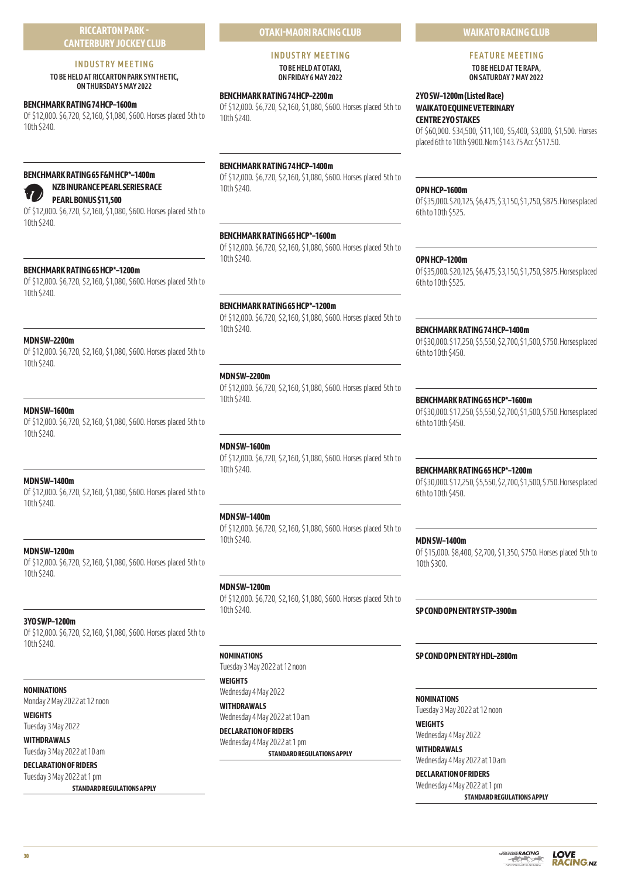## RICCARTON PARK - CANTERBURY JOCKEY CLUB

### INDUSTRY MEETING

**TO BE HELD AT RICCARTON PARK SYNTHETIC, ON THURSDAY 5 MAY 2022**

**BENCHMARK RATING 74 HCP–1600m**
Of $12,000. $6,720, $2,160, $1,080, $600. Horses placed 5th to 10th $240.

**BENCHMARK RATING 65 F&M HCP*–1400m**
**NZB INURANCE PEARL SERIES RACE**
**PEARL BONUS $11,500**
Of $12,000. $6,720, $2,160, $1,080, $600. Horses placed 5th to 10th $240.

**BENCHMARK RATING 65 HCP*–1200m**
Of $12,000. $6,720, $2,160, $1,080, $600. Horses placed 5th to 10th $240.

**MDN SW–2200m**
Of $12,000. $6,720, $2,160, $1,080, $600. Horses placed 5th to 10th $240.

**MDN SW–1600m**
Of $12,000. $6,720, $2,160, $1,080, $600. Horses placed 5th to 10th $240.

**MDN SW–1400m**
Of $12,000. $6,720, $2,160, $1,080, $600. Horses placed 5th to 10th $240.

**MDN SW–1200m**
Of $12,000. $6,720, $2,160, $1,080, $600. Horses placed 5th to 10th $240.

**3YO SWP–1200m**
Of $12,000. $6,720, $2,160, $1,080, $600. Horses placed 5th to 10th $240.

**NOMINATIONS**
Monday 2 May 2022 at 12 noon

**WEIGHTS**
Tuesday 3 May 2022

**WITHDRAWALS**
Tuesday 3 May 2022 at 10 am

**DECLARATION OF RIDERS**
Tuesday 3 May 2022 at 1 pm

**STANDARD REGULATIONS APPLY**

## OTAKI-MAORI RACING CLUB

### INDUSTRY MEETING

**TO BE HELD AT OTAKI, ON FRIDAY 6 MAY 2022**

**BENCHMARK RATING 74 HCP–2200m**
Of $12,000. $6,720, $2,160, $1,080, $600. Horses placed 5th to 10th $240.

**BENCHMARK RATING 74 HCP–1400m**
Of $12,000. $6,720, $2,160, $1,080, $600. Horses placed 5th to 10th $240.

**BENCHMARK RATING 65 HCP*–1600m**
Of $12,000. $6,720, $2,160, $1,080, $600. Horses placed 5th to 10th $240.

**BENCHMARK RATING 65 HCP*–1200m**
Of $12,000. $6,720, $2,160, $1,080, $600. Horses placed 5th to 10th $240.

**MDN SW–2200m**
Of $12,000. $6,720, $2,160, $1,080, $600. Horses placed 5th to 10th $240.

**MDN SW–1600m**
Of $12,000. $6,720, $2,160, $1,080, $600. Horses placed 5th to 10th $240.

**MDN SW–1400m**
Of $12,000. $6,720, $2,160, $1,080, $600. Horses placed 5th to 10th $240.

**MDN SW–1200m**
Of $12,000. $6,720, $2,160, $1,080, $600. Horses placed 5th to 10th $240.

**NOMINATIONS**
Tuesday 3 May 2022 at 12 noon

**WEIGHTS**
Wednesday 4 May 2022

**WITHDRAWALS**
Wednesday 4 May 2022 at 10 am

**DECLARATION OF RIDERS**
Wednesday 4 May 2022 at 1 pm

**STANDARD REGULATIONS APPLY**

## WAIKATO RACING CLUB

### FEATURE MEETING

**TO BE HELD AT TE RAPA, ON SATURDAY 7 MAY 2022**

**2YO SW–1200m (Listed Race)**
**WAIKATO EQUINE VETERINARY CENTRE 2YO STAKES**
Of $60,000. $34,500, $11,100, $5,400, $3,000, $1,500. Horses placed 6th to 10th $900. Nom $143.75 Acc $517.50.

**OPN HCP–1600m**
Of $35,000. $20,125, $6,475, $3,150, $1,750, $875. Horses placed 6th to 10th $525.

**OPN HCP–1200m**
Of $35,000. $20,125, $6,475, $3,150, $1,750, $875. Horses placed 6th to 10th $525.

**BENCHMARK RATING 74 HCP–1400m**
Of $30,000. $17,250, $5,550, $2,700, $1,500, $750. Horses placed 6th to 10th $450.

**BENCHMARK RATING 65 HCP*–1600m**
Of $30,000. $17,250, $5,550, $2,700, $1,500, $750. Horses placed 6th to 10th $450.

**BENCHMARK RATING 65 HCP*–1200m**
Of $30,000. $17,250, $5,550, $2,700, $1,500, $750. Horses placed 6th to 10th $450.

**MDN SW–1400m**
Of $15,000. $8,400, $2,700, $1,350, $750. Horses placed 5th to 10th $300.

**SP COND OPN ENTRY STP–3900m**

**SP COND OPN ENTRY HDL–2800m**

**NOMINATIONS**
Tuesday 3 May 2022 at 12 noon

**WEIGHTS**
Wednesday 4 May 2022

**WITHDRAWALS**
Wednesday 4 May 2022 at 10 am

**DECLARATION OF RIDERS**
Wednesday 4 May 2022 at 1 pm

**STANDARD REGULATIONS APPLY**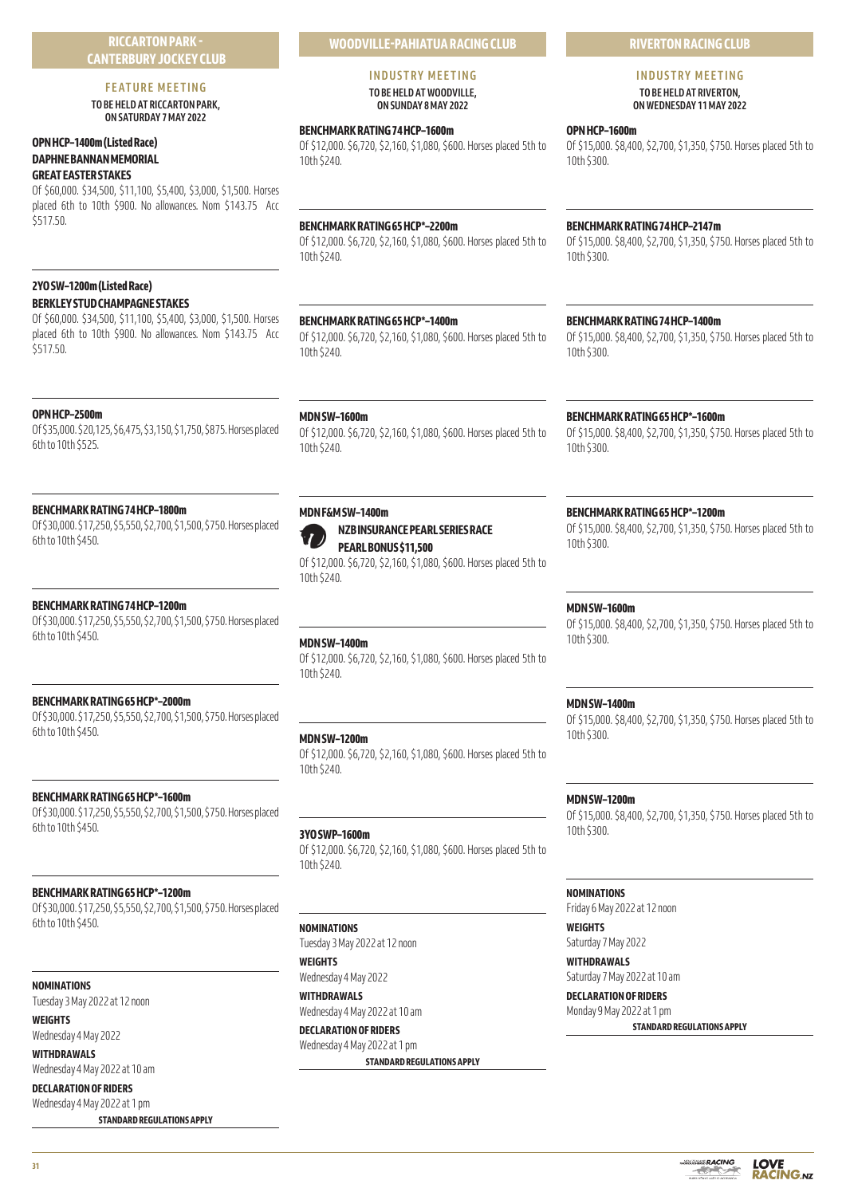## RICCARTON PARK - CANTERBURY JOCKEY CLUB

### FEATURE MEETING

TO BE HELD AT RICCARTON PARK, ON SATURDAY 7 MAY 2022

**OPN HCP–1400m (Listed Race)**
**DAPHNE BANNAN MEMORIAL**
**GREAT EASTER STAKES**

Of $60,000. $34,500, $11,100, $5,400, $3,000, $1,500. Horses placed 6th to 10th $900. No allowances. Nom $143.75 Acc $517.50.

**2YO SW–1200m (Listed Race)**
**BERKLEY STUD CHAMPAGNE STAKES**

Of $60,000. $34,500, $11,100, $5,400, $3,000, $1,500. Horses placed 6th to 10th $900. No allowances. Nom $143.75 Acc $517.50.

**OPN HCP–2500m**

Of $35,000. $20,125, $6,475, $3,150, $1,750, $875. Horses placed 6th to 10th $525.

**BENCHMARK RATING 74 HCP–1800m**

Of $30,000. $17,250, $5,550, $2,700, $1,500, $750. Horses placed 6th to 10th $450.

**BENCHMARK RATING 74 HCP–1200m**

Of $30,000. $17,250, $5,550, $2,700, $1,500, $750. Horses placed 6th to 10th $450.

**BENCHMARK RATING 65 HCP*–2000m**

Of $30,000. $17,250, $5,550, $2,700, $1,500, $750. Horses placed 6th to 10th $450.

**BENCHMARK RATING 65 HCP*–1600m**

Of $30,000. $17,250, $5,550, $2,700, $1,500, $750. Horses placed 6th to 10th $450.

**BENCHMARK RATING 65 HCP*–1200m**

Of $30,000. $17,250, $5,550, $2,700, $1,500, $750. Horses placed 6th to 10th $450.

**NOMINATIONS**
Tuesday 3 May 2022 at 12 noon

**WEIGHTS**
Wednesday 4 May 2022

**WITHDRAWALS**
Wednesday 4 May 2022 at 10 am

**DECLARATION OF RIDERS**
Wednesday 4 May 2022 at 1 pm

**STANDARD REGULATIONS APPLY**

## WOODVILLE-PAHIATUA RACING CLUB

### INDUSTRY MEETING

TO BE HELD AT WOODVILLE, ON SUNDAY 8 MAY 2022

**BENCHMARK RATING 74 HCP–1600m**

Of $12,000. $6,720, $2,160, $1,080, $600. Horses placed 5th to 10th $240.

**BENCHMARK RATING 65 HCP*–2200m**

Of $12,000. $6,720, $2,160, $1,080, $600. Horses placed 5th to 10th $240.

**BENCHMARK RATING 65 HCP*–1400m**

Of $12,000. $6,720, $2,160, $1,080, $600. Horses placed 5th to 10th $240.

**MDN SW–1600m**

Of $12,000. $6,720, $2,160, $1,080, $600. Horses placed 5th to 10th $240.

**MDN F&M SW–1400m**
**NZB INSURANCE PEARL SERIES RACE**
**PEARL BONUS $11,500**

Of $12,000. $6,720, $2,160, $1,080, $600. Horses placed 5th to 10th $240.

**MDN SW–1400m**

Of $12,000. $6,720, $2,160, $1,080, $600. Horses placed 5th to 10th $240.

**MDN SW–1200m**

Of $12,000. $6,720, $2,160, $1,080, $600. Horses placed 5th to 10th $240.

**3YO SWP–1600m**

Of $12,000. $6,720, $2,160, $1,080, $600. Horses placed 5th to 10th $240.

**NOMINATIONS**
Tuesday 3 May 2022 at 12 noon

**WEIGHTS**
Wednesday 4 May 2022

**WITHDRAWALS**
Wednesday 4 May 2022 at 10 am

**DECLARATION OF RIDERS**
Wednesday 4 May 2022 at 1 pm

**STANDARD REGULATIONS APPLY**

## RIVERTON RACING CLUB

### INDUSTRY MEETING

TO BE HELD AT RIVERTON, ON WEDNESDAY 11 MAY 2022

**OPN HCP–1600m**

Of $15,000. $8,400, $2,700, $1,350, $750. Horses placed 5th to 10th $300.

**BENCHMARK RATING 74 HCP–2147m**

Of $15,000. $8,400, $2,700, $1,350, $750. Horses placed 5th to 10th $300.

**BENCHMARK RATING 74 HCP–1400m**

Of $15,000. $8,400, $2,700, $1,350, $750. Horses placed 5th to 10th $300.

**BENCHMARK RATING 65 HCP*–1600m**

Of $15,000. $8,400, $2,700, $1,350, $750. Horses placed 5th to 10th $300.

**BENCHMARK RATING 65 HCP*–1200m**

Of $15,000. $8,400, $2,700, $1,350, $750. Horses placed 5th to 10th $300.

**MDN SW–1600m**

Of $15,000. $8,400, $2,700, $1,350, $750. Horses placed 5th to 10th $300.

**MDN SW–1400m**

Of $15,000. $8,400, $2,700, $1,350, $750. Horses placed 5th to 10th $300.

**MDN SW–1200m**

Of $15,000. $8,400, $2,700, $1,350, $750. Horses placed 5th to 10th $300.

**NOMINATIONS**
Friday 6 May 2022 at 12 noon

**WEIGHTS**
Saturday 7 May 2022

**WITHDRAWALS**
Saturday 7 May 2022 at 10 am

**DECLARATION OF RIDERS**
Monday 9 May 2022 at 1 pm

**STANDARD REGULATIONS APPLY**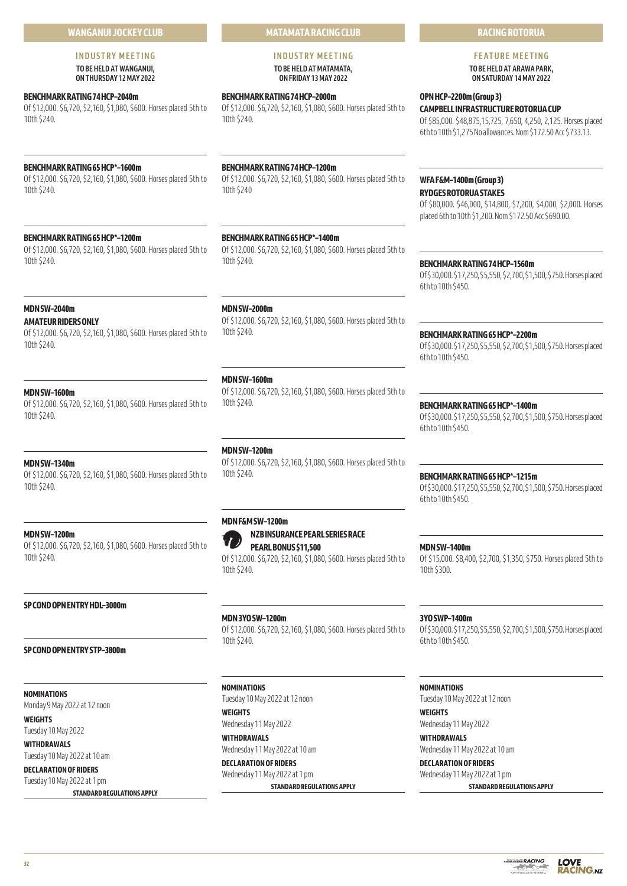## WANGANUI JOCKEY CLUB

### INDUSTRY MEETING

**TO BE HELD AT WANGANUI, ON THURSDAY 12 MAY 2022**

**BENCHMARK RATING 74 HCP–2040m**
Of $12,000. $6,720, $2,160, $1,080, $600. Horses placed 5th to 10th $240.

**BENCHMARK RATING 65 HCP*–1600m**
Of $12,000. $6,720, $2,160, $1,080, $600. Horses placed 5th to 10th $240.

**BENCHMARK RATING 65 HCP*–1200m**
Of $12,000. $6,720, $2,160, $1,080, $600. Horses placed 5th to 10th $240.

**MDN SW–2040m**
**AMATEUR RIDERS ONLY**
Of $12,000. $6,720, $2,160, $1,080, $600. Horses placed 5th to 10th $240.

**MDN SW–1600m**
Of $12,000. $6,720, $2,160, $1,080, $600. Horses placed 5th to 10th $240.

**MDN SW–1340m**
Of $12,000. $6,720, $2,160, $1,080, $600. Horses placed 5th to 10th $240.

**MDN SW–1200m**
Of $12,000. $6,720, $2,160, $1,080, $600. Horses placed 5th to 10th $240.

**SP COND OPN ENTRY HDL–3000m**

**SP COND OPN ENTRY STP–3800m**

**NOMINATIONS**
Monday 9 May 2022 at 12 noon

**WEIGHTS**
Tuesday 10 May 2022

**WITHDRAWALS**
Tuesday 10 May 2022 at 10 am

**DECLARATION OF RIDERS**
Tuesday 10 May 2022 at 1 pm

**STANDARD REGULATIONS APPLY**

## MATAMATA RACING CLUB

### INDUSTRY MEETING

**TO BE HELD AT MATAMATA, ON FRIDAY 13 MAY 2022**

**BENCHMARK RATING 74 HCP–2000m**
Of $12,000. $6,720, $2,160, $1,080, $600. Horses placed 5th to 10th $240.

**BENCHMARK RATING 74 HCP–1200m**
Of $12,000. $6,720, $2,160, $1,080, $600. Horses placed 5th to 10th $240

**BENCHMARK RATING 65 HCP*–1400m**
Of $12,000. $6,720, $2,160, $1,080, $600. Horses placed 5th to 10th $240.

**MDN SW–2000m**
Of $12,000. $6,720, $2,160, $1,080, $600. Horses placed 5th to 10th $240.

**MDN SW–1600m**
Of $12,000. $6,720, $2,160, $1,080, $600. Horses placed 5th to 10th $240.

**MDN SW–1200m**
Of $12,000. $6,720, $2,160, $1,080, $600. Horses placed 5th to 10th $240.

**MDN F&M SW–1200m**
**NZB INSURANCE PEARL SERIES RACE**
**PEARL BONUS $11,500**
Of $12,000. $6,720, $2,160, $1,080, $600. Horses placed 5th to 10th $240.

**MDN 3YO SW–1200m**
Of $12,000. $6,720, $2,160, $1,080, $600. Horses placed 5th to 10th $240.

**NOMINATIONS**
Tuesday 10 May 2022 at 12 noon

**WEIGHTS**
Wednesday 11 May 2022

**WITHDRAWALS**
Wednesday 11 May 2022 at 10 am

**DECLARATION OF RIDERS**
Wednesday 11 May 2022 at 1 pm

**STANDARD REGULATIONS APPLY**

## RACING ROTORUA

### FEATURE MEETING

**TO BE HELD AT ARAWA PARK, ON SATURDAY 14 MAY 2022**

**OPN HCP–2200m (Group 3)**
**CAMPBELL INFRASTRUCTURE ROTORUA CUP**
Of $85,000. $48,875,15,725, 7,650, 4,250, 2,125. Horses placed 6th to 10th $1,275 No allowances. Nom $172.50 Acc $733.13.

**WFA F&M–1400m (Group 3)**
**RYDGES ROTORUA STAKES**
Of $80,000. $46,000, $14,800, $7,200, $4,000, $2,000. Horses placed 6th to 10th $1,200. Nom $172.50 Acc $690.00.

**BENCHMARK RATING 74 HCP–1560m**
Of $30,000. $17,250, $5,550, $2,700, $1,500, $750. Horses placed 6th to 10th $450.

**BENCHMARK RATING 65 HCP*–2200m**
Of $30,000. $17,250, $5,550, $2,700, $1,500, $750. Horses placed 6th to 10th $450.

**BENCHMARK RATING 65 HCP*–1400m**
Of $30,000. $17,250, $5,550, $2,700, $1,500, $750. Horses placed 6th to 10th $450.

**BENCHMARK RATING 65 HCP*–1215m**
Of $30,000. $17,250, $5,550, $2,700, $1,500, $750. Horses placed 6th to 10th $450.

**MDN SW–1400m**
Of $15,000. $8,400, $2,700, $1,350, $750. Horses placed 5th to 10th $300.

**3YO SWP–1400m**
Of $30,000. $17,250, $5,550, $2,700, $1,500, $750. Horses placed 6th to 10th $450.

**NOMINATIONS**
Tuesday 10 May 2022 at 12 noon

**WEIGHTS**
Wednesday 11 May 2022

**WITHDRAWALS**
Wednesday 11 May 2022 at 10 am

**DECLARATION OF RIDERS**
Wednesday 11 May 2022 at 1 pm

**STANDARD REGULATIONS APPLY**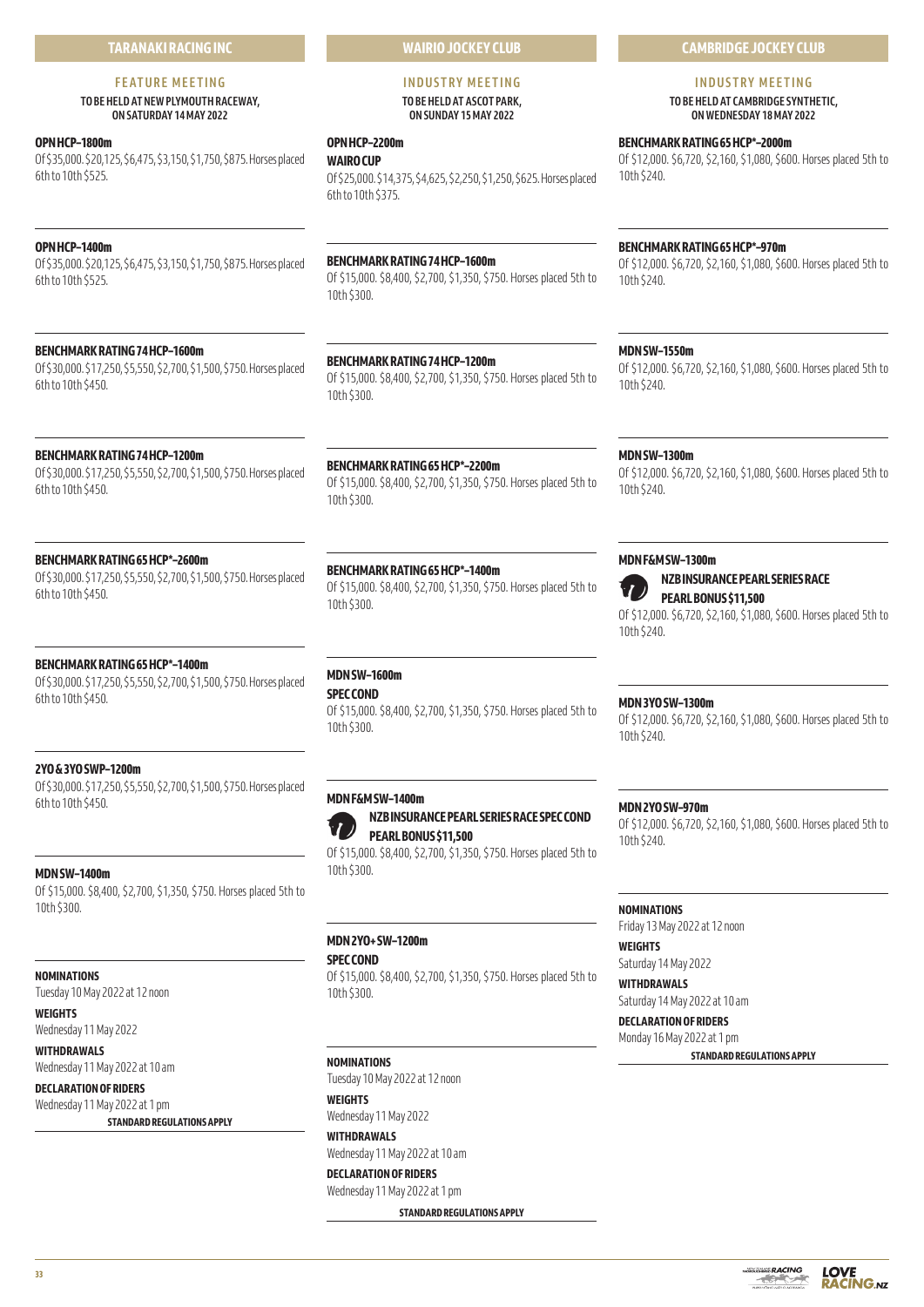## TARANAKI RACING INC

### FEATURE MEETING

**TO BE HELD AT NEW PLYMOUTH RACEWAY, ON SATURDAY 14 MAY 2022**

**OPN HCP–1800m**
Of $35,000. $20,125, $6,475, $3,150, $1,750, $875. Horses placed 6th to 10th $525.

**OPN HCP–1400m**
Of $35,000. $20,125, $6,475, $3,150, $1,750, $875. Horses placed 6th to 10th $525.

**BENCHMARK RATING 74 HCP–1600m**
Of $30,000. $17,250, $5,550, $2,700, $1,500, $750. Horses placed 6th to 10th $450.

**BENCHMARK RATING 74 HCP–1200m**
Of $30,000. $17,250, $5,550, $2,700, $1,500, $750. Horses placed 6th to 10th $450.

**BENCHMARK RATING 65 HCP*–2600m**
Of $30,000. $17,250, $5,550, $2,700, $1,500, $750. Horses placed 6th to 10th $450.

**BENCHMARK RATING 65 HCP*–1400m**
Of $30,000. $17,250, $5,550, $2,700, $1,500, $750. Horses placed 6th to 10th $450.

**2YO & 3YO SWP–1200m**
Of $30,000. $17,250, $5,550, $2,700, $1,500, $750. Horses placed 6th to 10th $450.

**MDN SW–1400m**
Of $15,000. $8,400, $2,700, $1,350, $750. Horses placed 5th to 10th $300.

**NOMINATIONS**
Tuesday 10 May 2022 at 12 noon

**WEIGHTS**
Wednesday 11 May 2022

**WITHDRAWALS**
Wednesday 11 May 2022 at 10 am

**DECLARATION OF RIDERS**
Wednesday 11 May 2022 at 1 pm

**STANDARD REGULATIONS APPLY**

## WAIRIO JOCKEY CLUB

### INDUSTRY MEETING

**TO BE HELD AT ASCOT PARK, ON SUNDAY 15 MAY 2022**

**OPN HCP–2200m**
**WAIRO CUP**
Of $25,000. $14,375, $4,625, $2,250, $1,250, $625. Horses placed 6th to 10th $375.

**BENCHMARK RATING 74 HCP–1600m**
Of $15,000. $8,400, $2,700, $1,350, $750. Horses placed 5th to 10th $300.

**BENCHMARK RATING 74 HCP–1200m**
Of $15,000. $8,400, $2,700, $1,350, $750. Horses placed 5th to 10th $300.

**BENCHMARK RATING 65 HCP*–2200m**
Of $15,000. $8,400, $2,700, $1,350, $750. Horses placed 5th to 10th $300.

**BENCHMARK RATING 65 HCP*–1400m**
Of $15,000. $8,400, $2,700, $1,350, $750. Horses placed 5th to 10th $300.

**MDN SW–1600m**
**SPEC COND**
Of $15,000. $8,400, $2,700, $1,350, $750. Horses placed 5th to 10th $300.

**MDN F&M SW–1400m**
**NZB INSURANCE PEARL SERIES RACE SPEC COND**
**PEARL BONUS $11,500**
Of $15,000. $8,400, $2,700, $1,350, $750. Horses placed 5th to 10th $300.

**MDN 2YO+ SW–1200m**
**SPEC COND**
Of $15,000. $8,400, $2,700, $1,350, $750. Horses placed 5th to 10th $300.

**NOMINATIONS**
Tuesday 10 May 2022 at 12 noon

**WEIGHTS**
Wednesday 11 May 2022

**WITHDRAWALS**
Wednesday 11 May 2022 at 10 am

**DECLARATION OF RIDERS**
Wednesday 11 May 2022 at 1 pm

**STANDARD REGULATIONS APPLY**

## CAMBRIDGE JOCKEY CLUB

### INDUSTRY MEETING

**TO BE HELD AT CAMBRIDGE SYNTHETIC, ON WEDNESDAY 18 MAY 2022**

**BENCHMARK RATING 65 HCP*–2000m**
Of $12,000. $6,720, $2,160, $1,080, $600. Horses placed 5th to 10th $240.

**BENCHMARK RATING 65 HCP*–970m**
Of $12,000. $6,720, $2,160, $1,080, $600. Horses placed 5th to 10th $240.

**MDN SW–1550m**
Of $12,000. $6,720, $2,160, $1,080, $600. Horses placed 5th to 10th $240.

**MDN SW–1300m**
Of $12,000. $6,720, $2,160, $1,080, $600. Horses placed 5th to 10th $240.

**MDN F&M SW–1300m**
**NZB INSURANCE PEARL SERIES RACE**
**PEARL BONUS $11,500**
Of $12,000. $6,720, $2,160, $1,080, $600. Horses placed 5th to 10th $240.

**MDN 3YO SW–1300m**
Of $12,000. $6,720, $2,160, $1,080, $600. Horses placed 5th to 10th $240.

**MDN 2YO SW–970m**
Of $12,000. $6,720, $2,160, $1,080, $600. Horses placed 5th to 10th $240.

**NOMINATIONS**
Friday 13 May 2022 at 12 noon

**WEIGHTS**
Saturday 14 May 2022

**WITHDRAWALS**
Saturday 14 May 2022 at 10 am

**DECLARATION OF RIDERS**
Monday 16 May 2022 at 1 pm

**STANDARD REGULATIONS APPLY**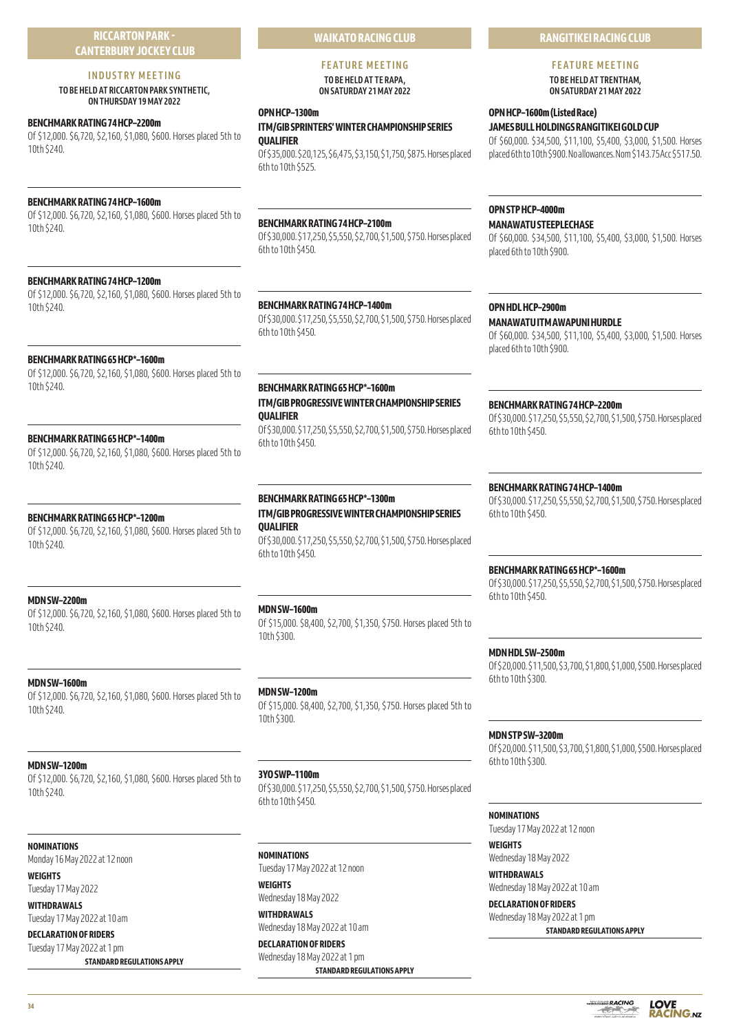## RICCARTON PARK - CANTERBURY JOCKEY CLUB

### INDUSTRY MEETING

**TO BE HELD AT RICCARTON PARK SYNTHETIC, ON THURSDAY 19 MAY 2022**

**BENCHMARK RATING 74 HCP–2200m**
Of $12,000. $6,720, $2,160, $1,080, $600. Horses placed 5th to 10th $240.

**BENCHMARK RATING 74 HCP–1600m**
Of $12,000. $6,720, $2,160, $1,080, $600. Horses placed 5th to 10th $240.

**BENCHMARK RATING 74 HCP–1200m**
Of $12,000. $6,720, $2,160, $1,080, $600. Horses placed 5th to 10th $240.

**BENCHMARK RATING 65 HCP*–1600m**
Of $12,000. $6,720, $2,160, $1,080, $600. Horses placed 5th to 10th $240.

**BENCHMARK RATING 65 HCP*–1400m**
Of $12,000. $6,720, $2,160, $1,080, $600. Horses placed 5th to 10th $240.

**BENCHMARK RATING 65 HCP*–1200m**
Of $12,000. $6,720, $2,160, $1,080, $600. Horses placed 5th to 10th $240.

**MDN SW–2200m**
Of $12,000. $6,720, $2,160, $1,080, $600. Horses placed 5th to 10th $240.

**MDN SW–1600m**
Of $12,000. $6,720, $2,160, $1,080, $600. Horses placed 5th to 10th $240.

**MDN SW–1200m**
Of $12,000. $6,720, $2,160, $1,080, $600. Horses placed 5th to 10th $240.

**NOMINATIONS**
Monday 16 May 2022 at 12 noon

**WEIGHTS**
Tuesday 17 May 2022

**WITHDRAWALS**
Tuesday 17 May 2022 at 10 am

**DECLARATION OF RIDERS**
Tuesday 17 May 2022 at 1 pm

**STANDARD REGULATIONS APPLY**

## WAIKATO RACING CLUB

### FEATURE MEETING

**TO BE HELD AT TE RAPA, ON SATURDAY 21 MAY 2022**

**OPN HCP–1300m**
**ITM/GIB SPRINTERS' WINTER CHAMPIONSHIP SERIES QUALIFIER**
Of $35,000. $20,125, $6,475, $3,150, $1,750, $875. Horses placed 6th to 10th $525.

**BENCHMARK RATING 74 HCP–2100m**
Of $30,000. $17,250, $5,550, $2,700, $1,500, $750. Horses placed 6th to 10th $450.

**BENCHMARK RATING 74 HCP–1400m**
Of $30,000. $17,250, $5,550, $2,700, $1,500, $750. Horses placed 6th to 10th $450.

**BENCHMARK RATING 65 HCP*–1600m**
**ITM/GIB PROGRESSIVE WINTER CHAMPIONSHIP SERIES QUALIFIER**
Of $30,000. $17,250, $5,550, $2,700, $1,500, $750. Horses placed 6th to 10th $450.

**BENCHMARK RATING 65 HCP*–1300m**
**ITM/GIB PROGRESSIVE WINTER CHAMPIONSHIP SERIES QUALIFIER**
Of $30,000. $17,250, $5,550, $2,700, $1,500, $750. Horses placed 6th to 10th $450.

**MDN SW–1600m**
Of $15,000. $8,400, $2,700, $1,350, $750. Horses placed 5th to 10th $300.

**MDN SW–1200m**
Of $15,000. $8,400, $2,700, $1,350, $750. Horses placed 5th to 10th $300.

**3YO SWP–1100m**
Of $30,000. $17,250, $5,550, $2,700, $1,500, $750. Horses placed 6th to 10th $450.

**NOMINATIONS**
Tuesday 17 May 2022 at 12 noon

**WEIGHTS**
Wednesday 18 May 2022

**WITHDRAWALS**
Wednesday 18 May 2022 at 10 am

**DECLARATION OF RIDERS**
Wednesday 18 May 2022 at 1 pm

**STANDARD REGULATIONS APPLY**

## RANGITIKEI RACING CLUB

### FEATURE MEETING

**TO BE HELD AT TRENTHAM, ON SATURDAY 21 MAY 2022**

**OPN HCP–1600m (Listed Race)**
**JAMES BULL HOLDINGS RANGITIKEI GOLD CUP**
Of $60,000. $34,500, $11,100, $5,400, $3,000, $1,500. Horses placed 6th to 10th $900. No allowances. Nom $143.75 Acc $517.50.

**OPN STP HCP–4000m**
**MANAWATU STEEPLECHASE**
Of $60,000. $34,500, $11,100, $5,400, $3,000, $1,500. Horses placed 6th to 10th $900.

**OPN HDL HCP–2900m**
**MANAWATU ITM AWAPUNI HURDLE**
Of $60,000. $34,500, $11,100, $5,400, $3,000, $1,500. Horses placed 6th to 10th $900.

**BENCHMARK RATING 74 HCP–2200m**
Of $30,000. $17,250, $5,550, $2,700, $1,500, $750. Horses placed 6th to 10th $450.

**BENCHMARK RATING 74 HCP–1400m**
Of $30,000. $17,250, $5,550, $2,700, $1,500, $750. Horses placed 6th to 10th $450.

**BENCHMARK RATING 65 HCP*–1600m**
Of $30,000. $17,250, $5,550, $2,700, $1,500, $750. Horses placed 6th to 10th $450.

**MDN HDL SW–2500m**
Of $20,000. $11,500, $3,700, $1,800, $1,000, $500. Horses placed 6th to 10th $300.

**MDN STP SW–3200m**
Of $20,000. $11,500, $3,700, $1,800, $1,000, $500. Horses placed 6th to 10th $300.

**NOMINATIONS**
Tuesday 17 May 2022 at 12 noon

**WEIGHTS**
Wednesday 18 May 2022

**WITHDRAWALS**
Wednesday 18 May 2022 at 10 am

**DECLARATION OF RIDERS**
Wednesday 18 May 2022 at 1 pm

**STANDARD REGULATIONS APPLY**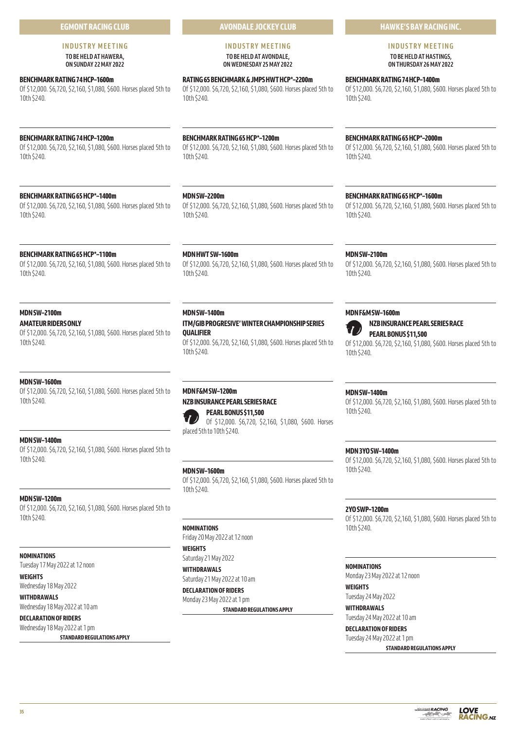## EGMONT RACING CLUB

### INDUSTRY MEETING

**TO BE HELD AT HAWERA, ON SUNDAY 22 MAY 2022**

**BENCHMARK RATING 74 HCP–1600m**
Of $12,000. $6,720, $2,160, $1,080, $600. Horses placed 5th to 10th $240.

**BENCHMARK RATING 74 HCP–1200m**
Of $12,000. $6,720, $2,160, $1,080, $600. Horses placed 5th to 10th $240.

**BENCHMARK RATING 65 HCP*–1400m**
Of $12,000. $6,720, $2,160, $1,080, $600. Horses placed 5th to 10th $240.

**BENCHMARK RATING 65 HCP*–1100m**
Of $12,000. $6,720, $2,160, $1,080, $600. Horses placed 5th to 10th $240.

**MDN SW–2100m**
**AMATEUR RIDERS ONLY**
Of $12,000. $6,720, $2,160, $1,080, $600. Horses placed 5th to 10th $240.

**MDN SW–1600m**
Of $12,000. $6,720, $2,160, $1,080, $600. Horses placed 5th to 10th $240.

**MDN SW–1400m**
Of $12,000. $6,720, $2,160, $1,080, $600. Horses placed 5th to 10th $240.

**MDN SW–1200m**
Of $12,000. $6,720, $2,160, $1,080, $600. Horses placed 5th to 10th $240.

**NOMINATIONS**
Tuesday 17 May 2022 at 12 noon

**WEIGHTS**
Wednesday 18 May 2022

**WITHDRAWALS**
Wednesday 18 May 2022 at 10 am

**DECLARATION OF RIDERS**
Wednesday 18 May 2022 at 1 pm

**STANDARD REGULATIONS APPLY**

## AVONDALE JOCKEY CLUB

### INDUSTRY MEETING

**TO BE HELD AT AVONDALE, ON WEDNESDAY 25 MAY 2022**

**RATING 65 BENCHMARK & JMPS HWT HCP*–2200m**
Of $12,000. $6,720, $2,160, $1,080, $600. Horses placed 5th to 10th $240.

**BENCHMARK RATING 65 HCP*–1200m**
Of $12,000. $6,720, $2,160, $1,080, $600. Horses placed 5th to 10th $240.

**MDN SW–2200m**
Of $12,000. $6,720, $2,160, $1,080, $600. Horses placed 5th to 10th $240.

**MDN HWT SW–1600m**
Of $12,000. $6,720, $2,160, $1,080, $600. Horses placed 5th to 10th $240.

**MDN SW–1400m**
**ITM/GIB PROGRESIVE' WINTER CHAMPIONSHIP SERIES QUALIFIER**
Of $12,000. $6,720, $2,160, $1,080, $600. Horses placed 5th to 10th $240.

**MDN F&M SW–1200m**
**NZB INSURANCE PEARL SERIES RACE**
**PEARL BONUS $11,500**
Of $12,000. $6,720, $2,160, $1,080, $600. Horses placed 5th to 10th $240.

**MDN SW–1600m**
Of $12,000. $6,720, $2,160, $1,080, $600. Horses placed 5th to 10th $240.

**NOMINATIONS**
Friday 20 May 2022 at 12 noon

**WEIGHTS**
Saturday 21 May 2022

**WITHDRAWALS**
Saturday 21 May 2022 at 10 am

**DECLARATION OF RIDERS**
Monday 23 May 2022 at 1 pm

**STANDARD REGULATIONS APPLY**

## HAWKE'S BAY RACING INC.

### INDUSTRY MEETING

**TO BE HELD AT HASTINGS, ON THURSDAY 26 MAY 2022**

**BENCHMARK RATING 74 HCP–1400m**
Of $12,000. $6,720, $2,160, $1,080, $600. Horses placed 5th to 10th $240.

**BENCHMARK RATING 65 HCP*–2000m**
Of $12,000. $6,720, $2,160, $1,080, $600. Horses placed 5th to 10th $240.

**BENCHMARK RATING 65 HCP*–1600m**
Of $12,000. $6,720, $2,160, $1,080, $600. Horses placed 5th to 10th $240.

**MDN SW–2100m**
Of $12,000. $6,720, $2,160, $1,080, $600. Horses placed 5th to 10th $240.

**MDN F&M SW–1600m**
**NZB INSURANCE PEARL SERIES RACE**
**PEARL BONUS $11,500**
Of $12,000. $6,720, $2,160, $1,080, $600. Horses placed 5th to 10th $240.

**MDN SW–1400m**
Of $12,000. $6,720, $2,160, $1,080, $600. Horses placed 5th to 10th $240.

**MDN 3YO SW–1400m**
Of $12,000. $6,720, $2,160, $1,080, $600. Horses placed 5th to 10th $240.

**2YO SWP–1200m**
Of $12,000. $6,720, $2,160, $1,080, $600. Horses placed 5th to 10th $240.

**NOMINATIONS**
Monday 23 May 2022 at 12 noon

**WEIGHTS**
Tuesday 24 May 2022

**WITHDRAWALS**
Tuesday 24 May 2022 at 10 am

**DECLARATION OF RIDERS**
Tuesday 24 May 2022 at 1 pm

**STANDARD REGULATIONS APPLY**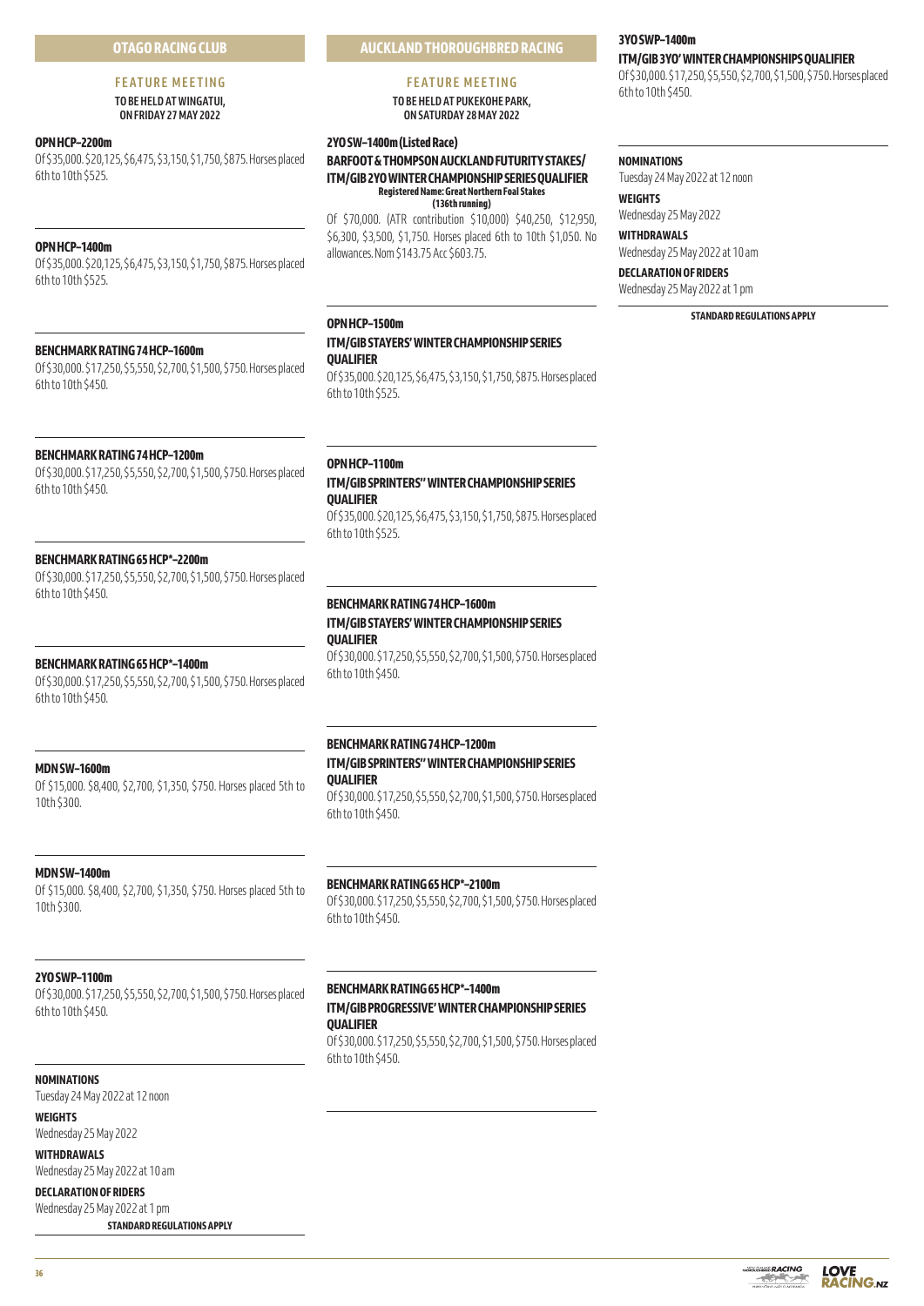## OTAGO RACING CLUB

### FEATURE MEETING

**TO BE HELD AT WINGATUI, ON FRIDAY 27 MAY 2022**

**OPN HCP–2200m**
Of $35,000. $20,125, $6,475, $3,150, $1,750, $875. Horses placed 6th to 10th $525.

**OPN HCP–1400m**
Of $35,000. $20,125, $6,475, $3,150, $1,750, $875. Horses placed 6th to 10th $525.

**BENCHMARK RATING 74 HCP–1600m**
Of $30,000. $17,250, $5,550, $2,700, $1,500, $750. Horses placed 6th to 10th $450.

**BENCHMARK RATING 74 HCP–1200m**
Of $30,000. $17,250, $5,550, $2,700, $1,500, $750. Horses placed 6th to 10th $450.

**BENCHMARK RATING 65 HCP*–2200m**
Of $30,000. $17,250, $5,550, $2,700, $1,500, $750. Horses placed 6th to 10th $450.

**BENCHMARK RATING 65 HCP*–1400m**
Of $30,000. $17,250, $5,550, $2,700, $1,500, $750. Horses placed 6th to 10th $450.

**MDN SW–1600m**
Of $15,000. $8,400, $2,700, $1,350, $750. Horses placed 5th to 10th $300.

**MDN SW–1400m**
Of $15,000. $8,400, $2,700, $1,350, $750. Horses placed 5th to 10th $300.

**2YO SWP–1100m**
Of $30,000. $17,250, $5,550, $2,700, $1,500, $750. Horses placed 6th to 10th $450.

**NOMINATIONS**
Tuesday 24 May 2022 at 12 noon

**WEIGHTS**
Wednesday 25 May 2022

**WITHDRAWALS**
Wednesday 25 May 2022 at 10 am

**DECLARATION OF RIDERS**
Wednesday 25 May 2022 at 1 pm

**STANDARD REGULATIONS APPLY**

## AUCKLAND THOROUGHBRED RACING

### FEATURE MEETING

**TO BE HELD AT PUKEKOHE PARK, ON SATURDAY 28 MAY 2022**

**2YO SW–1400m (Listed Race)**
**BARFOOT & THOMPSON AUCKLAND FUTURITY STAKES/ ITM/GIB 2YO WINTER CHAMPIONSHIP SERIES QUALIFIER**
**Registered Name: Great Northern Foal Stakes (136th running)**
Of $70,000. (ATR contribution $10,000) $40,250, $12,950, $6,300, $3,500, $1,750. Horses placed 6th to 10th $1,050. No allowances. Nom $143.75 Acc $603.75.

**OPN HCP–1500m**
**ITM/GIB STAYERS' WINTER CHAMPIONSHIP SERIES QUALIFIER**
Of $35,000. $20,125, $6,475, $3,150, $1,750, $875. Horses placed 6th to 10th $525.

**OPN HCP–1100m**
**ITM/GIB SPRINTERS'' WINTER CHAMPIONSHIP SERIES QUALIFIER**
Of $35,000. $20,125, $6,475, $3,150, $1,750, $875. Horses placed 6th to 10th $525.

**BENCHMARK RATING 74 HCP–1600m**
**ITM/GIB STAYERS' WINTER CHAMPIONSHIP SERIES QUALIFIER**
Of $30,000. $17,250, $5,550, $2,700, $1,500, $750. Horses placed 6th to 10th $450.

**BENCHMARK RATING 74 HCP–1200m**
**ITM/GIB SPRINTERS'' WINTER CHAMPIONSHIP SERIES QUALIFIER**
Of $30,000. $17,250, $5,550, $2,700, $1,500, $750. Horses placed 6th to 10th $450.

**BENCHMARK RATING 65 HCP*–2100m**
Of $30,000. $17,250, $5,550, $2,700, $1,500, $750. Horses placed 6th to 10th $450.

**BENCHMARK RATING 65 HCP*–1400m**
**ITM/GIB PROGRESSIVE' WINTER CHAMPIONSHIP SERIES QUALIFIER**
Of $30,000. $17,250, $5,550, $2,700, $1,500, $750. Horses placed 6th to 10th $450.

**3YO SWP–1400m**
**ITM/GIB 3YO' WINTER CHAMPIONSHIPS QUALIFIER**
Of $30,000. $17,250, $5,550, $2,700, $1,500, $750. Horses placed 6th to 10th $450.

**NOMINATIONS**
Tuesday 24 May 2022 at 12 noon

**WEIGHTS**
Wednesday 25 May 2022

**WITHDRAWALS**
Wednesday 25 May 2022 at 10 am

**DECLARATION OF RIDERS**
Wednesday 25 May 2022 at 1 pm

**STANDARD REGULATIONS APPLY**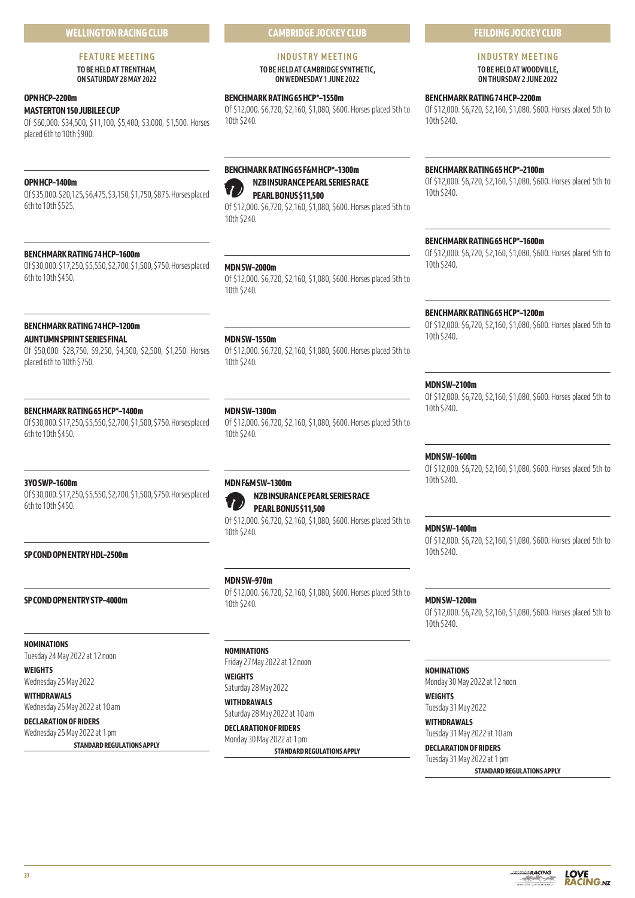## WELLINGTON RACING CLUB

### FEATURE MEETING

**TO BE HELD AT TRENTHAM, ON SATURDAY 28 MAY 2022**

**OPN HCP–2200m**
**MASTERTON 150 JUBILEE CUP**
Of $60,000. $34,500, $11,100, $5,400, $3,000, $1,500. Horses placed 6th to 10th $900.

**OPN HCP–1400m**
Of $35,000. $20,125, $6,475, $3,150, $1,750, $875. Horses placed 6th to 10th $525.

**BENCHMARK RATING 74 HCP–1600m**
Of $30,000. $17,250, $5,550, $2,700, $1,500, $750. Horses placed 6th to 10th $450.

**BENCHMARK RATING 74 HCP–1200m**
**AUNTUMN SPRINT SERIES FINAL**
Of $50,000. $28,750, $9,250, $4,500, $2,500, $1,250. Horses placed 6th to 10th $750.

**BENCHMARK RATING 65 HCP*–1400m**
Of $30,000. $17,250, $5,550, $2,700, $1,500, $750. Horses placed 6th to 10th $450.

**3YO SWP–1600m**
Of $30,000. $17,250, $5,550, $2,700, $1,500, $750. Horses placed 6th to 10th $450.

**SP COND OPN ENTRY HDL–2500m**

**SP COND OPN ENTRY STP–4000m**

**NOMINATIONS**
Tuesday 24 May 2022 at 12 noon

**WEIGHTS**
Wednesday 25 May 2022

**WITHDRAWALS**
Wednesday 25 May 2022 at 10 am

**DECLARATION OF RIDERS**
Wednesday 25 May 2022 at 1 pm

**STANDARD REGULATIONS APPLY**

## CAMBRIDGE JOCKEY CLUB

### INDUSTRY MEETING

**TO BE HELD AT CAMBRIDGE SYNTHETIC, ON WEDNESDAY 1 JUNE 2022**

**BENCHMARK RATING 65 HCP*–1550m**
Of $12,000. $6,720, $2,160, $1,080, $600. Horses placed 5th to 10th $240.

**BENCHMARK RATING 65 F&M HCP*–1300m**
**NZB INSURANCE PEARL SERIES RACE**
**PEARL BONUS $11,500**
Of $12,000. $6,720, $2,160, $1,080, $600. Horses placed 5th to 10th $240.

**MDN SW–2000m**
Of $12,000. $6,720, $2,160, $1,080, $600. Horses placed 5th to 10th $240.

**MDN SW–1550m**
Of $12,000. $6,720, $2,160, $1,080, $600. Horses placed 5th to 10th $240.

**MDN SW–1300m**
Of $12,000. $6,720, $2,160, $1,080, $600. Horses placed 5th to 10th $240.

**MDN F&M SW–1300m**
**NZB INSURANCE PEARL SERIES RACE**
**PEARL BONUS $11,500**
Of $12,000. $6,720, $2,160, $1,080, $600. Horses placed 5th to 10th $240.

**MDN SW–970m**
Of $12,000. $6,720, $2,160, $1,080, $600. Horses placed 5th to 10th $240.

**NOMINATIONS**
Friday 27 May 2022 at 12 noon

**WEIGHTS**
Saturday 28 May 2022

**WITHDRAWALS**
Saturday 28 May 2022 at 10 am

**DECLARATION OF RIDERS**
Monday 30 May 2022 at 1 pm

**STANDARD REGULATIONS APPLY**

## FEILDING JOCKEY CLUB

### INDUSTRY MEETING

**TO BE HELD AT WOODVILLE, ON THURSDAY 2 JUNE 2022**

**BENCHMARK RATING 74 HCP–2200m**
Of $12,000. $6,720, $2,160, $1,080, $600. Horses placed 5th to 10th $240.

**BENCHMARK RATING 65 HCP*–2100m**
Of $12,000. $6,720, $2,160, $1,080, $600. Horses placed 5th to 10th $240.

**BENCHMARK RATING 65 HCP*–1600m**
Of $12,000. $6,720, $2,160, $1,080, $600. Horses placed 5th to 10th $240.

**BENCHMARK RATING 65 HCP*–1200m**
Of $12,000. $6,720, $2,160, $1,080, $600. Horses placed 5th to 10th $240.

**MDN SW–2100m**
Of $12,000. $6,720, $2,160, $1,080, $600. Horses placed 5th to 10th $240.

**MDN SW–1600m**
Of $12,000. $6,720, $2,160, $1,080, $600. Horses placed 5th to 10th $240.

**MDN SW–1400m**
Of $12,000. $6,720, $2,160, $1,080, $600. Horses placed 5th to 10th $240.

**MDN SW–1200m**
Of $12,000. $6,720, $2,160, $1,080, $600. Horses placed 5th to 10th $240.

**NOMINATIONS**
Monday 30 May 2022 at 12 noon

**WEIGHTS**
Tuesday 31 May 2022

**WITHDRAWALS**
Tuesday 31 May 2022 at 10 am

**DECLARATION OF RIDERS**
Tuesday 31 May 2022 at 1 pm

**STANDARD REGULATIONS APPLY**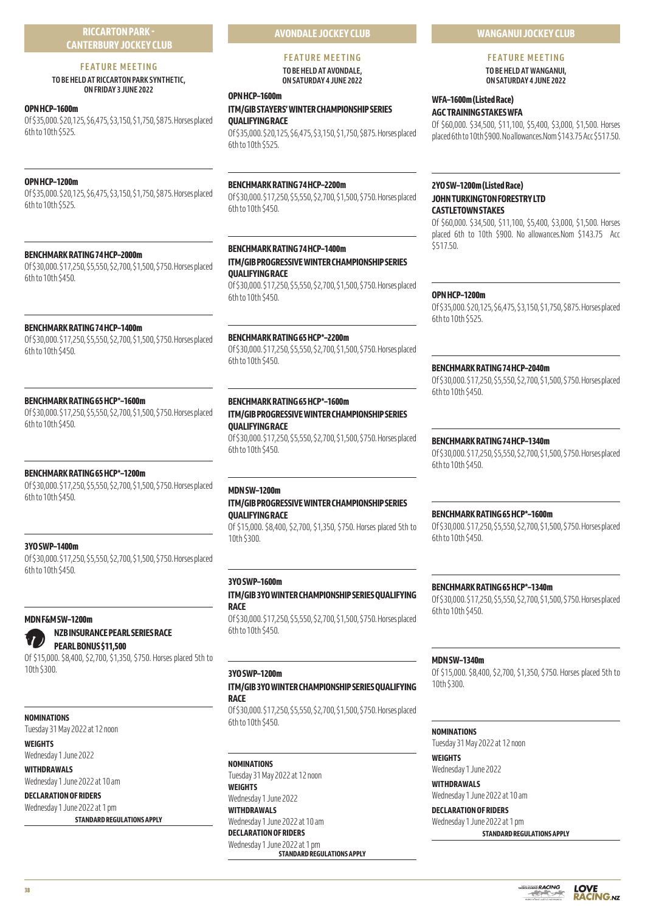## RICCARTON PARK - CANTERBURY JOCKEY CLUB

### FEATURE MEETING

**TO BE HELD AT RICCARTON PARK SYNTHETIC, ON FRIDAY 3 JUNE 2022**

**OPN HCP–1600m**

Of $35,000. $20,125, $6,475, $3,150, $1,750, $875. Horses placed 6th to 10th $525.

**OPN HCP–1200m**

Of $35,000. $20,125, $6,475, $3,150, $1,750, $875. Horses placed 6th to 10th $525.

**BENCHMARK RATING 74 HCP–2000m**

Of $30,000. $17,250, $5,550, $2,700, $1,500, $750. Horses placed 6th to 10th $450.

**BENCHMARK RATING 74 HCP–1400m**

Of $30,000. $17,250, $5,550, $2,700, $1,500, $750. Horses placed 6th to 10th $450.

**BENCHMARK RATING 65 HCP*–1600m**

Of $30,000. $17,250, $5,550, $2,700, $1,500, $750. Horses placed 6th to 10th $450.

**BENCHMARK RATING 65 HCP*–1200m**

Of $30,000. $17,250, $5,550, $2,700, $1,500, $750. Horses placed 6th to 10th $450.

**3YO SWP–1400m**

Of $30,000. $17,250, $5,550, $2,700, $1,500, $750. Horses placed 6th to 10th $450.

**MDN F&M SW–1200m**

**NZB INSURANCE PEARL SERIES RACE**
**PEARL BONUS $11,500**

Of $15,000. $8,400, $2,700, $1,350, $750. Horses placed 5th to 10th $300.

**NOMINATIONS**
Tuesday 31 May 2022 at 12 noon

**WEIGHTS**
Wednesday 1 June 2022

**WITHDRAWALS**
Wednesday 1 June 2022 at 10 am

**DECLARATION OF RIDERS**
Wednesday 1 June 2022 at 1 pm

**STANDARD REGULATIONS APPLY**

## AVONDALE JOCKEY CLUB

### FEATURE MEETING

**TO BE HELD AT AVONDALE, ON SATURDAY 4 JUNE 2022**

**OPN HCP–1600m**
**ITM/GIB STAYERS' WINTER CHAMPIONSHIP SERIES QUALIFYING RACE**

Of $35,000. $20,125, $6,475, $3,150, $1,750, $875. Horses placed 6th to 10th $525.

**BENCHMARK RATING 74 HCP–2200m**

Of $30,000. $17,250, $5,550, $2,700, $1,500, $750. Horses placed 6th to 10th $450.

**BENCHMARK RATING 74 HCP–1400m**
**ITM/GIB PROGRESSIVE WINTER CHAMPIONSHIP SERIES QUALIFYING RACE**

Of $30,000. $17,250, $5,550, $2,700, $1,500, $750. Horses placed 6th to 10th $450.

**BENCHMARK RATING 65 HCP*–2200m**

Of $30,000. $17,250, $5,550, $2,700, $1,500, $750. Horses placed 6th to 10th $450.

**BENCHMARK RATING 65 HCP*–1600m**
**ITM/GIB PROGRESSIVE WINTER CHAMPIONSHIP SERIES QUALIFYING RACE**

Of $30,000. $17,250, $5,550, $2,700, $1,500, $750. Horses placed 6th to 10th $450.

**MDN SW–1200m**
**ITM/GIB PROGRESSIVE WINTER CHAMPIONSHIP SERIES QUALIFYING RACE**

Of $15,000. $8,400, $2,700, $1,350, $750. Horses placed 5th to 10th $300.

**3YO SWP–1600m**
**ITM/GIB 3YO WINTER CHAMPIONSHIP SERIES QUALIFYING RACE**

Of $30,000. $17,250, $5,550, $2,700, $1,500, $750. Horses placed 6th to 10th $450.

**3YO SWP–1200m**
**ITM/GIB 3YO WINTER CHAMPIONSHIP SERIES QUALIFYING RACE**

Of $30,000. $17,250, $5,550, $2,700, $1,500, $750. Horses placed 6th to 10th $450.

**NOMINATIONS**
Tuesday 31 May 2022 at 12 noon

**WEIGHTS**
Wednesday 1 June 2022

**WITHDRAWALS**
Wednesday 1 June 2022 at 10 am

**DECLARATION OF RIDERS**
Wednesday 1 June 2022 at 1 pm

**STANDARD REGULATIONS APPLY**

## WANGANUI JOCKEY CLUB

### FEATURE MEETING

**TO BE HELD AT WANGANUI, ON SATURDAY 4 JUNE 2022**

**WFA–1600m (Listed Race)**
**AGC TRAINING STAKES WFA**

Of $60,000. $34,500, $11,100, $5,400, $3,000, $1,500. Horses placed 6th to 10th $900. No allowances.Nom $143.75 Acc $517.50.

**2YO SW–1200m (Listed Race)**
**JOHN TURKINGTON FORESTRY LTD CASTLETOWN STAKES**

Of $60,000. $34,500, $11,100, $5,400, $3,000, $1,500. Horses placed 6th to 10th $900. No allowances.Nom $143.75 Acc $517.50.

**OPN HCP–1200m**

Of $35,000. $20,125, $6,475, $3,150, $1,750, $875. Horses placed 6th to 10th $525.

**BENCHMARK RATING 74 HCP–2040m**

Of $30,000. $17,250, $5,550, $2,700, $1,500, $750. Horses placed 6th to 10th $450.

**BENCHMARK RATING 74 HCP–1340m**

Of $30,000. $17,250, $5,550, $2,700, $1,500, $750. Horses placed 6th to 10th $450.

**BENCHMARK RATING 65 HCP*–1600m**

Of $30,000. $17,250, $5,550, $2,700, $1,500, $750. Horses placed 6th to 10th $450.

**BENCHMARK RATING 65 HCP*–1340m**

Of $30,000. $17,250, $5,550, $2,700, $1,500, $750. Horses placed 6th to 10th $450.

**MDN SW–1340m**

Of $15,000. $8,400, $2,700, $1,350, $750. Horses placed 5th to 10th $300.

**NOMINATIONS**
Tuesday 31 May 2022 at 12 noon

**WEIGHTS**
Wednesday 1 June 2022

**WITHDRAWALS**
Wednesday 1 June 2022 at 10 am

**DECLARATION OF RIDERS**
Wednesday 1 June 2022 at 1 pm

**STANDARD REGULATIONS APPLY**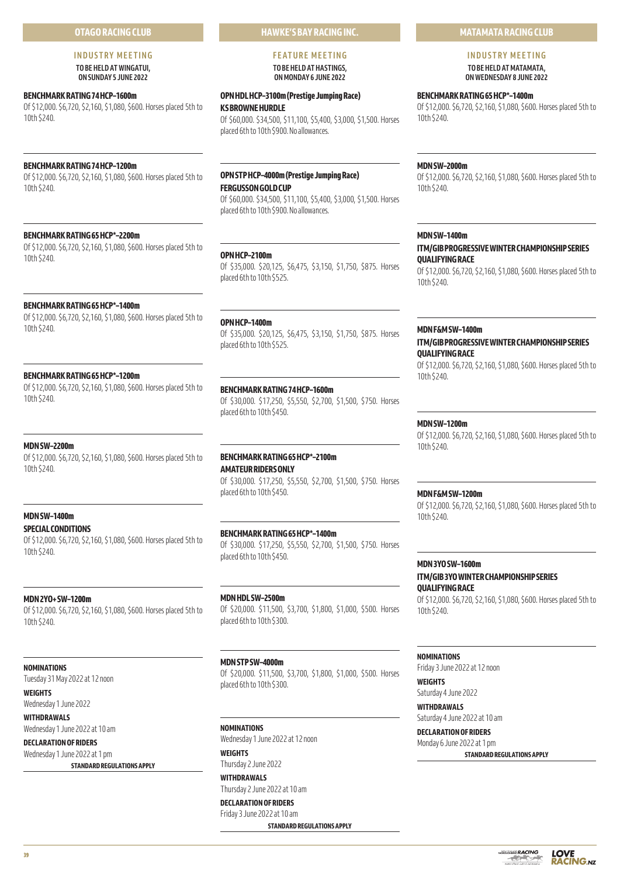## OTAGO RACING CLUB

### INDUSTRY MEETING

**TO BE HELD AT WINGATUI, ON SUNDAY 5 JUNE 2022**

**BENCHMARK RATING 74 HCP–1600m**
Of $12,000. $6,720, $2,160, $1,080, $600. Horses placed 5th to 10th $240.

**BENCHMARK RATING 74 HCP–1200m**
Of $12,000. $6,720, $2,160, $1,080, $600. Horses placed 5th to 10th $240.

**BENCHMARK RATING 65 HCP*–2200m**
Of $12,000. $6,720, $2,160, $1,080, $600. Horses placed 5th to 10th $240.

**BENCHMARK RATING 65 HCP*–1400m**
Of $12,000. $6,720, $2,160, $1,080, $600. Horses placed 5th to 10th $240.

**BENCHMARK RATING 65 HCP*–1200m**
Of $12,000. $6,720, $2,160, $1,080, $600. Horses placed 5th to 10th $240.

**MDN SW–2200m**
Of $12,000. $6,720, $2,160, $1,080, $600. Horses placed 5th to 10th $240.

**MDN SW–1400m**
**SPECIAL CONDITIONS**
Of $12,000. $6,720, $2,160, $1,080, $600. Horses placed 5th to 10th $240.

**MDN 2YO+ SW–1200m**
Of $12,000. $6,720, $2,160, $1,080, $600. Horses placed 5th to 10th $240.

**NOMINATIONS**
Tuesday 31 May 2022 at 12 noon

**WEIGHTS**
Wednesday 1 June 2022

**WITHDRAWALS**
Wednesday 1 June 2022 at 10 am

**DECLARATION OF RIDERS**
Wednesday 1 June 2022 at 1 pm

**STANDARD REGULATIONS APPLY**

## HAWKE'S BAY RACING INC.

### FEATURE MEETING

**TO BE HELD AT HASTINGS, ON MONDAY 6 JUNE 2022**

**OPN HDL HCP–3100m (Prestige Jumping Race)**
**KS BROWNE HURDLE**
Of $60,000. $34,500, $11,100, $5,400, $3,000, $1,500. Horses placed 6th to 10th $900. No allowances.

**OPN STP HCP–4000m (Prestige Jumping Race)**
**FERGUSSON GOLD CUP**
Of $60,000. $34,500, $11,100, $5,400, $3,000, $1,500. Horses placed 6th to 10th $900. No allowances.

**OPN HCP–2100m**
Of $35,000. $20,125, $6,475, $3,150, $1,750, $875. Horses placed 6th to 10th $525.

**OPN HCP–1400m**
Of $35,000. $20,125, $6,475, $3,150, $1,750, $875. Horses placed 6th to 10th $525.

**BENCHMARK RATING 74 HCP–1600m**
Of $30,000. $17,250, $5,550, $2,700, $1,500, $750. Horses placed 6th to 10th $450.

**BENCHMARK RATING 65 HCP*–2100m**
**AMATEUR RIDERS ONLY**
Of $30,000. $17,250, $5,550, $2,700, $1,500, $750. Horses placed 6th to 10th $450.

**BENCHMARK RATING 65 HCP*–1400m**
Of $30,000. $17,250, $5,550, $2,700, $1,500, $750. Horses placed 6th to 10th $450.

**MDN HDL SW–2500m**
Of $20,000. $11,500, $3,700, $1,800, $1,000, $500. Horses placed 6th to 10th $300.

**MDN STP SW–4000m**
Of $20,000. $11,500, $3,700, $1,800, $1,000, $500. Horses placed 6th to 10th $300.

**NOMINATIONS**
Wednesday 1 June 2022 at 12 noon

**WEIGHTS**
Thursday 2 June 2022

**WITHDRAWALS**
Thursday 2 June 2022 at 10 am

**DECLARATION OF RIDERS**
Friday 3 June 2022 at 10 am

**STANDARD REGULATIONS APPLY**

## MATAMATA RACING CLUB

### INDUSTRY MEETING

**TO BE HELD AT MATAMATA, ON WEDNESDAY 8 JUNE 2022**

**BENCHMARK RATING 65 HCP*–1400m**
Of $12,000. $6,720, $2,160, $1,080, $600. Horses placed 5th to 10th $240.

**MDN SW–2000m**
Of $12,000. $6,720, $2,160, $1,080, $600. Horses placed 5th to 10th $240.

**MDN SW–1400m**
**ITM/GIB PROGRESSIVE WINTER CHAMPIONSHIP SERIES QUALIFYING RACE**
Of $12,000. $6,720, $2,160, $1,080, $600. Horses placed 5th to 10th $240.

**MDN F&M SW–1400m**
**ITM/GIB PROGRESSIVE WINTER CHAMPIONSHIP SERIES QUALIFYING RACE**
Of $12,000. $6,720, $2,160, $1,080, $600. Horses placed 5th to 10th $240.

**MDN SW–1200m**
Of $12,000. $6,720, $2,160, $1,080, $600. Horses placed 5th to 10th $240.

**MDN F&M SW–1200m**
Of $12,000. $6,720, $2,160, $1,080, $600. Horses placed 5th to 10th $240.

**MDN 3YO SW–1600m**
**ITM/GIB 3YO WINTER CHAMPIONSHIP SERIES QUALIFYING RACE**
Of $12,000. $6,720, $2,160, $1,080, $600. Horses placed 5th to 10th $240.

**NOMINATIONS**
Friday 3 June 2022 at 12 noon

**WEIGHTS**
Saturday 4 June 2022

**WITHDRAWALS**
Saturday 4 June 2022 at 10 am

**DECLARATION OF RIDERS**
Monday 6 June 2022 at 1 pm

**STANDARD REGULATIONS APPLY**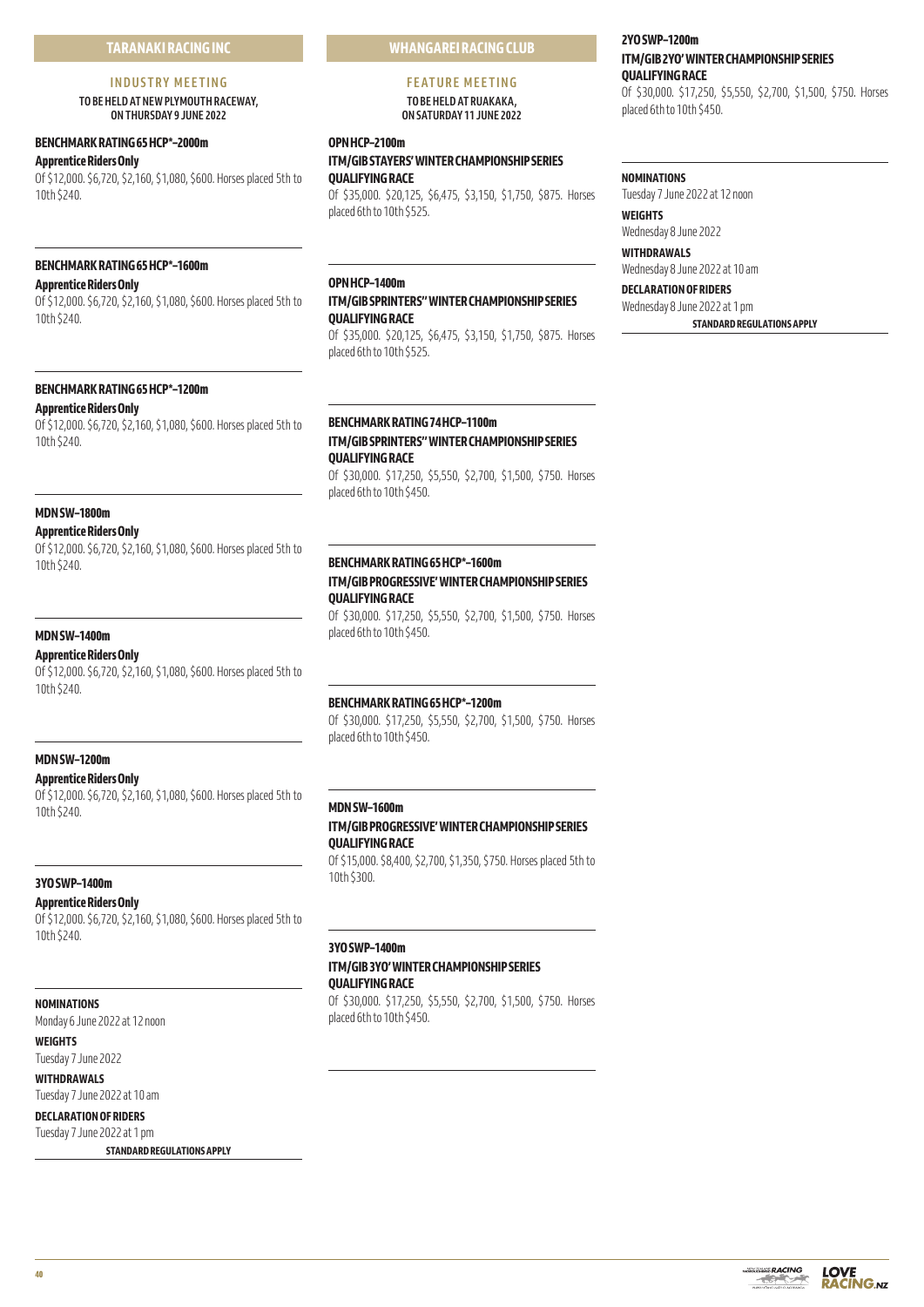## TARANAKI RACING INC

### INDUSTRY MEETING

**TO BE HELD AT NEW PLYMOUTH RACEWAY, ON THURSDAY 9 JUNE 2022**

**BENCHMARK RATING 65 HCP*–2000m**

**Apprentice Riders Only**

Of $12,000. $6,720, $2,160, $1,080, $600. Horses placed 5th to 10th $240.

**BENCHMARK RATING 65 HCP*–1600m**

**Apprentice Riders Only**

Of $12,000. $6,720, $2,160, $1,080, $600. Horses placed 5th to 10th $240.

**BENCHMARK RATING 65 HCP*–1200m**

**Apprentice Riders Only**

Of $12,000. $6,720, $2,160, $1,080, $600. Horses placed 5th to 10th $240.

**MDN SW–1800m**

**Apprentice Riders Only**

Of $12,000. $6,720, $2,160, $1,080, $600. Horses placed 5th to 10th $240.

**MDN SW–1400m**

**Apprentice Riders Only**

Of $12,000. $6,720, $2,160, $1,080, $600. Horses placed 5th to 10th $240.

**MDN SW–1200m**

**Apprentice Riders Only**

Of $12,000. $6,720, $2,160, $1,080, $600. Horses placed 5th to 10th $240.

**3YO SWP–1400m**

**Apprentice Riders Only**

Of $12,000. $6,720, $2,160, $1,080, $600. Horses placed 5th to 10th $240.

**NOMINATIONS**

Monday 6 June 2022 at 12 noon

**WEIGHTS**

Tuesday 7 June 2022

**WITHDRAWALS**

Tuesday 7 June 2022 at 10 am

**DECLARATION OF RIDERS**

Tuesday 7 June 2022 at 1 pm

**STANDARD REGULATIONS APPLY**

## WHANGAREI RACING CLUB

### FEATURE MEETING

**TO BE HELD AT RUAKAKA, ON SATURDAY 11 JUNE 2022**

**OPN HCP–2100m**

**ITM/GIB STAYERS' WINTER CHAMPIONSHIP SERIES QUALIFYING RACE**

Of $35,000. $20,125, $6,475, $3,150, $1,750, $875. Horses placed 6th to 10th $525.

**OPN HCP–1400m**

**ITM/GIB SPRINTERS'' WINTER CHAMPIONSHIP SERIES QUALIFYING RACE**

Of $35,000. $20,125, $6,475, $3,150, $1,750, $875. Horses placed 6th to 10th $525.

**BENCHMARK RATING 74 HCP–1100m**

**ITM/GIB SPRINTERS'' WINTER CHAMPIONSHIP SERIES QUALIFYING RACE**

Of $30,000. $17,250, $5,550, $2,700, $1,500, $750. Horses placed 6th to 10th $450.

**BENCHMARK RATING 65 HCP*–1600m**

**ITM/GIB PROGRESSIVE' WINTER CHAMPIONSHIP SERIES QUALIFYING RACE**

Of $30,000. $17,250, $5,550, $2,700, $1,500, $750. Horses placed 6th to 10th $450.

**BENCHMARK RATING 65 HCP*–1200m**

Of $30,000. $17,250, $5,550, $2,700, $1,500, $750. Horses placed 6th to 10th $450.

**MDN SW–1600m**

**ITM/GIB PROGRESSIVE' WINTER CHAMPIONSHIP SERIES QUALIFYING RACE**

Of $15,000. $8,400, $2,700, $1,350, $750. Horses placed 5th to 10th $300.

**3YO SWP–1400m**

**ITM/GIB 3YO' WINTER CHAMPIONSHIP SERIES QUALIFYING RACE**

Of $30,000. $17,250, $5,550, $2,700, $1,500, $750. Horses placed 6th to 10th $450.

**2YO SWP–1200m**

**ITM/GIB 2YO' WINTER CHAMPIONSHIP SERIES QUALIFYING RACE**

Of $30,000. $17,250, $5,550, $2,700, $1,500, $750. Horses placed 6th to 10th $450.

**NOMINATIONS**

Tuesday 7 June 2022 at 12 noon

**WEIGHTS**

Wednesday 8 June 2022

**WITHDRAWALS**

Wednesday 8 June 2022 at 10 am

**DECLARATION OF RIDERS**

Wednesday 8 June 2022 at 1 pm

**STANDARD REGULATIONS APPLY**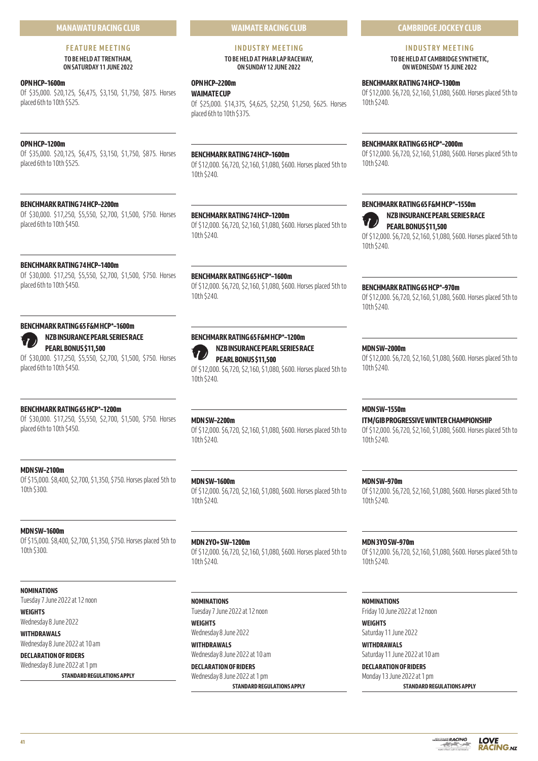## MANAWATU RACING CLUB

### FEATURE MEETING

**TO BE HELD AT TRENTHAM, ON SATURDAY 11 JUNE 2022**

**OPN HCP–1600m**
Of $35,000. $20,125, $6,475, $3,150, $1,750, $875. Horses placed 6th to 10th $525.

**OPN HCP–1200m**
Of $35,000. $20,125, $6,475, $3,150, $1,750, $875. Horses placed 6th to 10th $525.

**BENCHMARK RATING 74 HCP–2200m**
Of $30,000. $17,250, $5,550, $2,700, $1,500, $750. Horses placed 6th to 10th $450.

**BENCHMARK RATING 74 HCP–1400m**
Of $30,000. $17,250, $5,550, $2,700, $1,500, $750. Horses placed 6th to 10th $450.

**BENCHMARK RATING 65 F&M HCP*–1600m**
**NZB INSURANCE PEARL SERIES RACE**
**PEARL BONUS $11,500**
Of $30,000. $17,250, $5,550, $2,700, $1,500, $750. Horses placed 6th to 10th $450.

**BENCHMARK RATING 65 HCP*–1200m**
Of $30,000. $17,250, $5,550, $2,700, $1,500, $750. Horses placed 6th to 10th $450.

**MDN SW–2100m**
Of $15,000. $8,400, $2,700, $1,350, $750. Horses placed 5th to 10th $300.

**MDN SW–1600m**
Of $15,000. $8,400, $2,700, $1,350, $750. Horses placed 5th to 10th $300.

**NOMINATIONS**
Tuesday 7 June 2022 at 12 noon

**WEIGHTS**
Wednesday 8 June 2022

**WITHDRAWALS**
Wednesday 8 June 2022 at 10 am

**DECLARATION OF RIDERS**
Wednesday 8 June 2022 at 1 pm

**STANDARD REGULATIONS APPLY**

## WAIMATE RACING CLUB

### INDUSTRY MEETING

**TO BE HELD AT PHAR LAP RACEWAY, ON SUNDAY 12 JUNE 2022**

**OPN HCP–2200m**
**WAIMATE CUP**
Of $25,000. $14,375, $4,625, $2,250, $1,250, $625. Horses placed 6th to 10th $375.

**BENCHMARK RATING 74 HCP–1600m**
Of $12,000. $6,720, $2,160, $1,080, $600. Horses placed 5th to 10th $240.

**BENCHMARK RATING 74 HCP–1200m**
Of $12,000. $6,720, $2,160, $1,080, $600. Horses placed 5th to 10th $240.

**BENCHMARK RATING 65 HCP*–1600m**
Of $12,000. $6,720, $2,160, $1,080, $600. Horses placed 5th to 10th $240.

**BENCHMARK RATING 65 F&M HCP*–1200m**
**NZB INSURANCE PEARL SERIES RACE**
**PEARL BONUS $11,500**
Of $12,000. $6,720, $2,160, $1,080, $600. Horses placed 5th to 10th $240.

**MDN SW–2200m**
Of $12,000. $6,720, $2,160, $1,080, $600. Horses placed 5th to 10th $240.

**MDN SW–1600m**
Of $12,000. $6,720, $2,160, $1,080, $600. Horses placed 5th to 10th $240.

**MDN 2YO+ SW–1200m**
Of $12,000. $6,720, $2,160, $1,080, $600. Horses placed 5th to 10th $240.

**NOMINATIONS**
Tuesday 7 June 2022 at 12 noon

**WEIGHTS**
Wednesday 8 June 2022

**WITHDRAWALS**
Wednesday 8 June 2022 at 10 am

**DECLARATION OF RIDERS**
Wednesday 8 June 2022 at 1 pm

**STANDARD REGULATIONS APPLY**

## CAMBRIDGE JOCKEY CLUB

### INDUSTRY MEETING

**TO BE HELD AT CAMBRIDGE SYNTHETIC, ON WEDNESDAY 15 JUNE 2022**

**BENCHMARK RATING 74 HCP–1300m**
Of $12,000. $6,720, $2,160, $1,080, $600. Horses placed 5th to 10th $240.

**BENCHMARK RATING 65 HCP*–2000m**
Of $12,000. $6,720, $2,160, $1,080, $600. Horses placed 5th to 10th $240.

**BENCHMARK RATING 65 F&M HCP*–1550m**
**NZB INSURANCE PEARL SERIES RACE**
**PEARL BONUS $11,500**
Of $12,000. $6,720, $2,160, $1,080, $600. Horses placed 5th to 10th $240.

**BENCHMARK RATING 65 HCP*–970m**
Of $12,000. $6,720, $2,160, $1,080, $600. Horses placed 5th to 10th $240.

**MDN SW–2000m**
Of $12,000. $6,720, $2,160, $1,080, $600. Horses placed 5th to 10th $240.

**MDN SW–1550m**
**ITM/GIB PROGRESSIVE WINTER CHAMPIONSHIP**
Of $12,000. $6,720, $2,160, $1,080, $600. Horses placed 5th to 10th $240.

**MDN SW–970m**
Of $12,000. $6,720, $2,160, $1,080, $600. Horses placed 5th to 10th $240.

**MDN 3YO SW–970m**
Of $12,000. $6,720, $2,160, $1,080, $600. Horses placed 5th to 10th $240.

**NOMINATIONS**
Friday 10 June 2022 at 12 noon

**WEIGHTS**
Saturday 11 June 2022

**WITHDRAWALS**
Saturday 11 June 2022 at 10 am

**DECLARATION OF RIDERS**
Monday 13 June 2022 at 1 pm

**STANDARD REGULATIONS APPLY**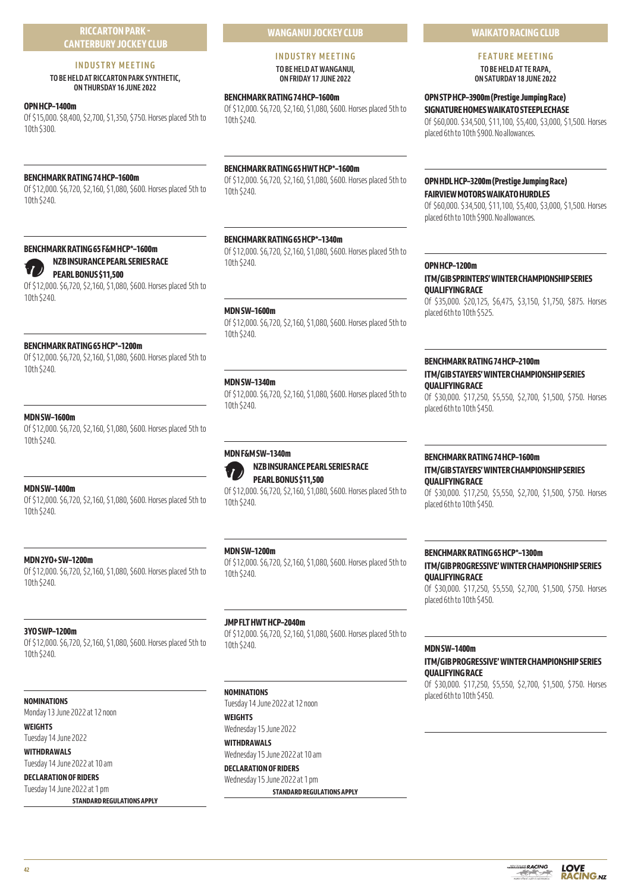## RICCARTON PARK - CANTERBURY JOCKEY CLUB

### INDUSTRY MEETING

**TO BE HELD AT RICCARTON PARK SYNTHETIC, ON THURSDAY 16 JUNE 2022**

**OPN HCP–1400m**
Of $15,000. $8,400, $2,700, $1,350, $750. Horses placed 5th to 10th $300.

**BENCHMARK RATING 74 HCP–1600m**
Of $12,000. $6,720, $2,160, $1,080, $600. Horses placed 5th to 10th $240.

**BENCHMARK RATING 65 F&M HCP*–1600m**
**NZB INSURANCE PEARL SERIES RACE**
**PEARL BONUS $11,500**
Of $12,000. $6,720, $2,160, $1,080, $600. Horses placed 5th to 10th $240.

**BENCHMARK RATING 65 HCP*–1200m**
Of $12,000. $6,720, $2,160, $1,080, $600. Horses placed 5th to 10th $240.

**MDN SW–1600m**
Of $12,000. $6,720, $2,160, $1,080, $600. Horses placed 5th to 10th $240.

**MDN SW–1400m**
Of $12,000. $6,720, $2,160, $1,080, $600. Horses placed 5th to 10th $240.

**MDN 2YO+ SW–1200m**
Of $12,000. $6,720, $2,160, $1,080, $600. Horses placed 5th to 10th $240.

**3YO SWP–1200m**
Of $12,000. $6,720, $2,160, $1,080, $600. Horses placed 5th to 10th $240.

**NOMINATIONS**
Monday 13 June 2022 at 12 noon

**WEIGHTS**
Tuesday 14 June 2022

**WITHDRAWALS**
Tuesday 14 June 2022 at 10 am

**DECLARATION OF RIDERS**
Tuesday 14 June 2022 at 1 pm

**STANDARD REGULATIONS APPLY**

## WANGANUI JOCKEY CLUB

### INDUSTRY MEETING

**TO BE HELD AT WANGANUI, ON FRIDAY 17 JUNE 2022**

**BENCHMARK RATING 74 HCP–1600m**
Of $12,000. $6,720, $2,160, $1,080, $600. Horses placed 5th to 10th $240.

**BENCHMARK RATING 65 HWT HCP*–1600m**
Of $12,000. $6,720, $2,160, $1,080, $600. Horses placed 5th to 10th $240.

**BENCHMARK RATING 65 HCP*–1340m**
Of $12,000. $6,720, $2,160, $1,080, $600. Horses placed 5th to 10th $240.

**MDN SW–1600m**
Of $12,000. $6,720, $2,160, $1,080, $600. Horses placed 5th to 10th $240.

**MDN SW–1340m**
Of $12,000. $6,720, $2,160, $1,080, $600. Horses placed 5th to 10th $240.

**MDN F&M SW–1340m**
**NZB INSURANCE PEARL SERIES RACE**
**PEARL BONUS $11,500**
Of $12,000. $6,720, $2,160, $1,080, $600. Horses placed 5th to 10th $240.

**MDN SW–1200m**
Of $12,000. $6,720, $2,160, $1,080, $600. Horses placed 5th to 10th $240.

**JMP FLT HWT HCP–2040m**
Of $12,000. $6,720, $2,160, $1,080, $600. Horses placed 5th to 10th $240.

**NOMINATIONS**
Tuesday 14 June 2022 at 12 noon

**WEIGHTS**
Wednesday 15 June 2022

**WITHDRAWALS**
Wednesday 15 June 2022 at 10 am

**DECLARATION OF RIDERS**
Wednesday 15 June 2022 at 1 pm

**STANDARD REGULATIONS APPLY**

## WAIKATO RACING CLUB

### FEATURE MEETING

**TO BE HELD AT TE RAPA, ON SATURDAY 18 JUNE 2022**

**OPN STP HCP–3900m (Prestige Jumping Race)**
**SIGNATURE HOMES WAIKATO STEEPLECHASE**
Of $60,000. $34,500, $11,100, $5,400, $3,000, $1,500. Horses placed 6th to 10th $900. No allowances.

**OPN HDL HCP–3200m (Prestige Jumping Race)**
**FAIRVIEW MOTORS WAIKATO HURDLES**
Of $60,000. $34,500, $11,100, $5,400, $3,000, $1,500. Horses placed 6th to 10th $900. No allowances.

**OPN HCP–1200m**
**ITM/GIB SPRINTERS' WINTER CHAMPIONSHIP SERIES QUALIFYING RACE**
Of $35,000. $20,125, $6,475, $3,150, $1,750, $875. Horses placed 6th to 10th $525.

**BENCHMARK RATING 74 HCP–2100m**
**ITM/GIB STAYERS' WINTER CHAMPIONSHIP SERIES QUALIFYING RACE**
Of $30,000. $17,250, $5,550, $2,700, $1,500, $750. Horses placed 6th to 10th $450.

**BENCHMARK RATING 74 HCP–1600m**
**ITM/GIB STAYERS' WINTER CHAMPIONSHIP SERIES QUALIFYING RACE**
Of $30,000. $17,250, $5,550, $2,700, $1,500, $750. Horses placed 6th to 10th $450.

**BENCHMARK RATING 65 HCP*–1300m**
**ITM/GIB PROGRESSIVE' WINTER CHAMPIONSHIP SERIES QUALIFYING RACE**
Of $30,000. $17,250, $5,550, $2,700, $1,500, $750. Horses placed 6th to 10th $450.

**MDN SW–1400m**
**ITM/GIB PROGRESSIVE' WINTER CHAMPIONSHIP SERIES QUALIFYING RACE**
Of $30,000. $17,250, $5,550, $2,700, $1,500, $750. Horses placed 6th to 10th $450.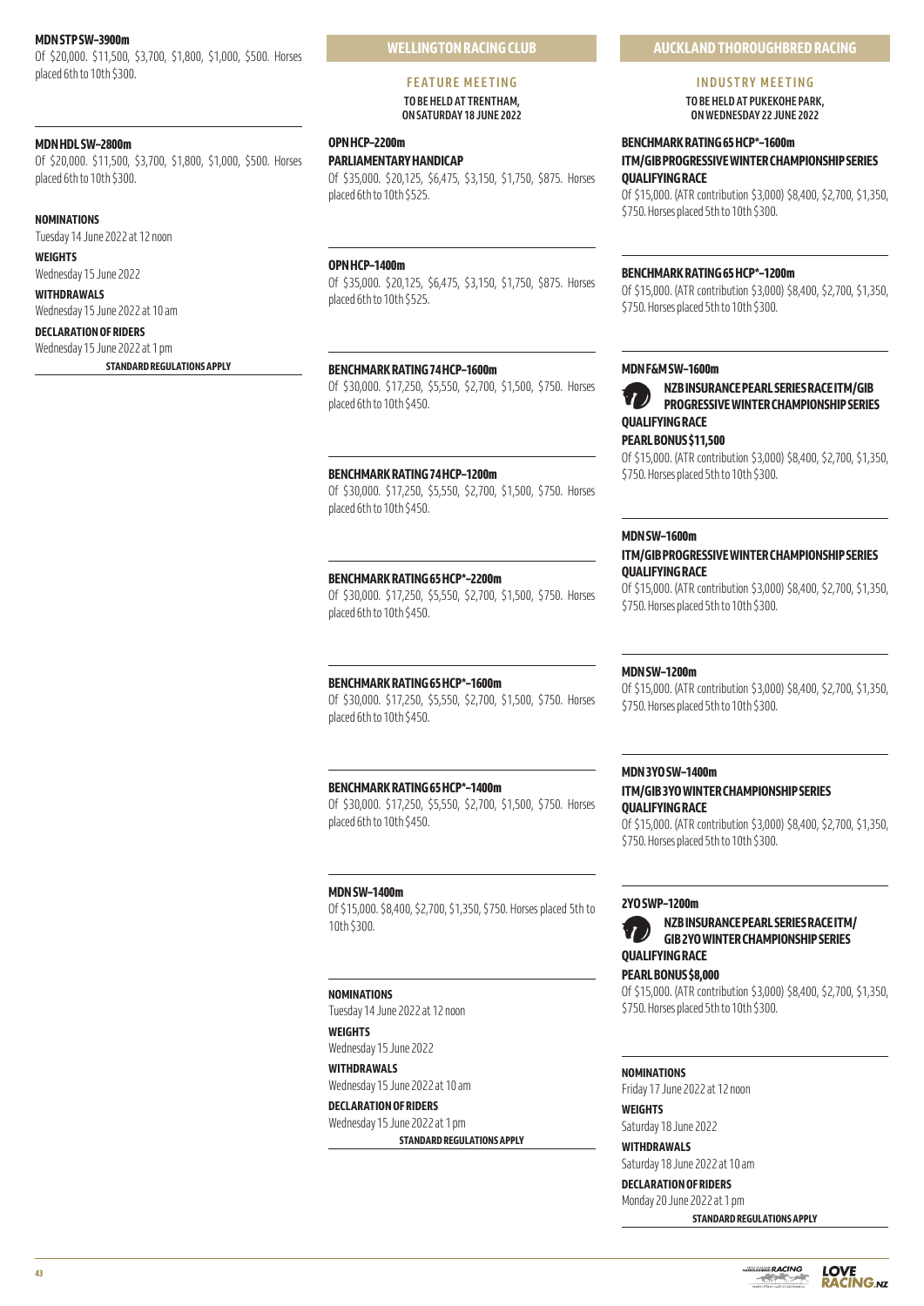**MDN STP SW–3900m**

Of $20,000. $11,500, $3,700, $1,800, $1,000, $500. Horses placed 6th to 10th $300.

**MDN HDL SW–2800m**

Of $20,000. $11,500, $3,700, $1,800, $1,000, $500. Horses placed 6th to 10th $300.

**NOMINATIONS**

Tuesday 14 June 2022 at 12 noon

**WEIGHTS**

Wednesday 15 June 2022

**WITHDRAWALS**

Wednesday 15 June 2022 at 10 am

**DECLARATION OF RIDERS**

Wednesday 15 June 2022 at 1 pm

**STANDARD REGULATIONS APPLY**

## WELLINGTON RACING CLUB

### FEATURE MEETING

**TO BE HELD AT TRENTHAM, ON SATURDAY 18 JUNE 2022**

**OPN HCP–2200m**

**PARLIAMENTARY HANDICAP**

Of $35,000. $20,125, $6,475, $3,150, $1,750, $875. Horses placed 6th to 10th $525.

**OPN HCP–1400m**

Of $35,000. $20,125, $6,475, $3,150, $1,750, $875. Horses placed 6th to 10th $525.

**BENCHMARK RATING 74 HCP–1600m**

Of $30,000. $17,250, $5,550, $2,700, $1,500, $750. Horses placed 6th to 10th $450.

**BENCHMARK RATING 74 HCP–1200m**

Of $30,000. $17,250, $5,550, $2,700, $1,500, $750. Horses placed 6th to 10th $450.

**BENCHMARK RATING 65 HCP*–2200m**

Of $30,000. $17,250, $5,550, $2,700, $1,500, $750. Horses placed 6th to 10th $450.

**BENCHMARK RATING 65 HCP*–1600m**

Of $30,000. $17,250, $5,550, $2,700, $1,500, $750. Horses placed 6th to 10th $450.

**BENCHMARK RATING 65 HCP*–1400m**

Of $30,000. $17,250, $5,550, $2,700, $1,500, $750. Horses placed 6th to 10th $450.

**MDN SW–1400m**

Of $15,000. $8,400, $2,700, $1,350, $750. Horses placed 5th to 10th $300.

**NOMINATIONS**

Tuesday 14 June 2022 at 12 noon

**WEIGHTS**

Wednesday 15 June 2022

**WITHDRAWALS**

Wednesday 15 June 2022 at 10 am

**DECLARATION OF RIDERS**

Wednesday 15 June 2022 at 1 pm

**STANDARD REGULATIONS APPLY**

## AUCKLAND THOROUGHBRED RACING

### INDUSTRY MEETING

**TO BE HELD AT PUKEKOHE PARK, ON WEDNESDAY 22 JUNE 2022**

**BENCHMARK RATING 65 HCP*–1600m**

**ITM/GIB PROGRESSIVE WINTER CHAMPIONSHIP SERIES QUALIFYING RACE**

Of $15,000. (ATR contribution $3,000) $8,400, $2,700, $1,350, $750. Horses placed 5th to 10th $300.

**BENCHMARK RATING 65 HCP*–1200m**

Of $15,000. (ATR contribution $3,000) $8,400, $2,700, $1,350, $750. Horses placed 5th to 10th $300.

**MDN F&M SW–1600m**

**NZB INSURANCE PEARL SERIES RACE ITM/GIB PROGRESSIVE WINTER CHAMPIONSHIP SERIES QUALIFYING RACE**

**PEARL BONUS $11,500**

Of $15,000. (ATR contribution $3,000) $8,400, $2,700, $1,350, $750. Horses placed 5th to 10th $300.

**MDN SW–1600m**

**ITM/GIB PROGRESSIVE WINTER CHAMPIONSHIP SERIES QUALIFYING RACE**

Of $15,000. (ATR contribution $3,000) $8,400, $2,700, $1,350, $750. Horses placed 5th to 10th $300.

**MDN SW–1200m**

Of $15,000. (ATR contribution $3,000) $8,400, $2,700, $1,350, $750. Horses placed 5th to 10th $300.

**MDN 3YO SW–1400m**

**ITM/GIB 3YO WINTER CHAMPIONSHIP SERIES QUALIFYING RACE**

Of $15,000. (ATR contribution $3,000) $8,400, $2,700, $1,350, $750. Horses placed 5th to 10th $300.

**2YO SWP–1200m**

**NZB INSURANCE PEARL SERIES RACE ITM/GIB 2YO WINTER CHAMPIONSHIP SERIES QUALIFYING RACE**

**PEARL BONUS $8,000**

Of $15,000. (ATR contribution $3,000) $8,400, $2,700, $1,350, $750. Horses placed 5th to 10th $300.

**NOMINATIONS**

Friday 17 June 2022 at 12 noon

**WEIGHTS**

Saturday 18 June 2022

**WITHDRAWALS**

Saturday 18 June 2022 at 10 am

**DECLARATION OF RIDERS**

Monday 20 June 2022 at 1 pm

**STANDARD REGULATIONS APPLY**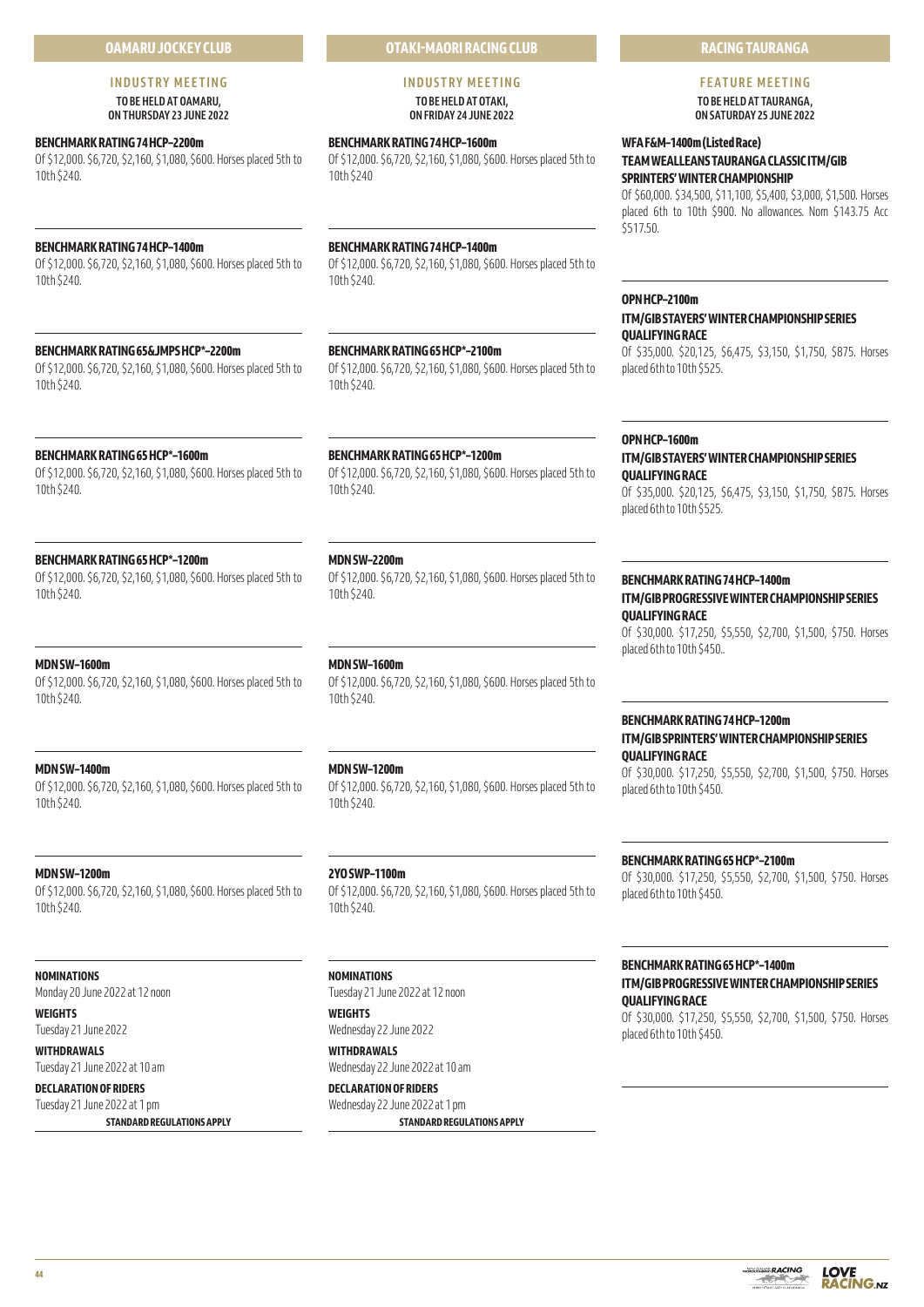## OAMARU JOCKEY CLUB

### INDUSTRY MEETING

**TO BE HELD AT OAMARU, ON THURSDAY 23 JUNE 2022**

**BENCHMARK RATING 74 HCP–2200m**
Of $12,000. $6,720, $2,160, $1,080, $600. Horses placed 5th to 10th $240.

**BENCHMARK RATING 74 HCP–1400m**
Of $12,000. $6,720, $2,160, $1,080, $600. Horses placed 5th to 10th $240.

**BENCHMARK RATING 65&JMPS HCP*–2200m**
Of $12,000. $6,720, $2,160, $1,080, $600. Horses placed 5th to 10th $240.

**BENCHMARK RATING 65 HCP*–1600m**
Of $12,000. $6,720, $2,160, $1,080, $600. Horses placed 5th to 10th $240.

**BENCHMARK RATING 65 HCP*–1200m**
Of $12,000. $6,720, $2,160, $1,080, $600. Horses placed 5th to 10th $240.

**MDN SW–1600m**
Of $12,000. $6,720, $2,160, $1,080, $600. Horses placed 5th to 10th $240.

**MDN SW–1400m**
Of $12,000. $6,720, $2,160, $1,080, $600. Horses placed 5th to 10th $240.

**MDN SW–1200m**
Of $12,000. $6,720, $2,160, $1,080, $600. Horses placed 5th to 10th $240.

**NOMINATIONS**
Monday 20 June 2022 at 12 noon

**WEIGHTS**
Tuesday 21 June 2022

**WITHDRAWALS**
Tuesday 21 June 2022 at 10 am

**DECLARATION OF RIDERS**
Tuesday 21 June 2022 at 1 pm

**STANDARD REGULATIONS APPLY**

## OTAKI-MAORI RACING CLUB

### INDUSTRY MEETING

**TO BE HELD AT OTAKI, ON FRIDAY 24 JUNE 2022**

**BENCHMARK RATING 74 HCP–1600m**
Of $12,000. $6,720, $2,160, $1,080, $600. Horses placed 5th to 10th $240

**BENCHMARK RATING 74 HCP–1400m**
Of $12,000. $6,720, $2,160, $1,080, $600. Horses placed 5th to 10th $240.

**BENCHMARK RATING 65 HCP*–2100m**
Of $12,000. $6,720, $2,160, $1,080, $600. Horses placed 5th to 10th $240.

**BENCHMARK RATING 65 HCP*–1200m**
Of $12,000. $6,720, $2,160, $1,080, $600. Horses placed 5th to 10th $240.

**MDN SW–2200m**
Of $12,000. $6,720, $2,160, $1,080, $600. Horses placed 5th to 10th $240.

**MDN SW–1600m**
Of $12,000. $6,720, $2,160, $1,080, $600. Horses placed 5th to 10th $240.

**MDN SW–1200m**
Of $12,000. $6,720, $2,160, $1,080, $600. Horses placed 5th to 10th $240.

**2YO SWP–1100m**
Of $12,000. $6,720, $2,160, $1,080, $600. Horses placed 5th to 10th $240.

**NOMINATIONS**
Tuesday 21 June 2022 at 12 noon

**WEIGHTS**
Wednesday 22 June 2022

**WITHDRAWALS**
Wednesday 22 June 2022 at 10 am

**DECLARATION OF RIDERS**
Wednesday 22 June 2022 at 1 pm

**STANDARD REGULATIONS APPLY**

## RACING TAURANGA

### FEATURE MEETING

**TO BE HELD AT TAURANGA, ON SATURDAY 25 JUNE 2022**

**WFA F&M–1400m (Listed Race)**
**TEAM WEALLEANS TAURANGA CLASSIC ITM/GIB SPRINTERS' WINTER CHAMPIONSHIP**
Of $60,000. $34,500, $11,100, $5,400, $3,000, $1,500. Horses placed 6th to 10th $900. No allowances. Nom $143.75 Acc $517.50.

**OPN HCP–2100m**
**ITM/GIB STAYERS' WINTER CHAMPIONSHIP SERIES QUALIFYING RACE**
Of $35,000. $20,125, $6,475, $3,150, $1,750, $875. Horses placed 6th to 10th $525.

**OPN HCP–1600m**
**ITM/GIB STAYERS' WINTER CHAMPIONSHIP SERIES QUALIFYING RACE**
Of $35,000. $20,125, $6,475, $3,150, $1,750, $875. Horses placed 6th to 10th $525.

**BENCHMARK RATING 74 HCP–1400m**
**ITM/GIB PROGRESSIVE WINTER CHAMPIONSHIP SERIES QUALIFYING RACE**
Of $30,000. $17,250, $5,550, $2,700, $1,500, $750. Horses placed 6th to 10th $450..

**BENCHMARK RATING 74 HCP–1200m**
**ITM/GIB SPRINTERS' WINTER CHAMPIONSHIP SERIES QUALIFYING RACE**
Of $30,000. $17,250, $5,550, $2,700, $1,500, $750. Horses placed 6th to 10th $450.

**BENCHMARK RATING 65 HCP*–2100m**
Of $30,000. $17,250, $5,550, $2,700, $1,500, $750. Horses placed 6th to 10th $450.

**BENCHMARK RATING 65 HCP*–1400m**
**ITM/GIB PROGRESSIVE WINTER CHAMPIONSHIP SERIES QUALIFYING RACE**
Of $30,000. $17,250, $5,550, $2,700, $1,500, $750. Horses placed 6th to 10th $450.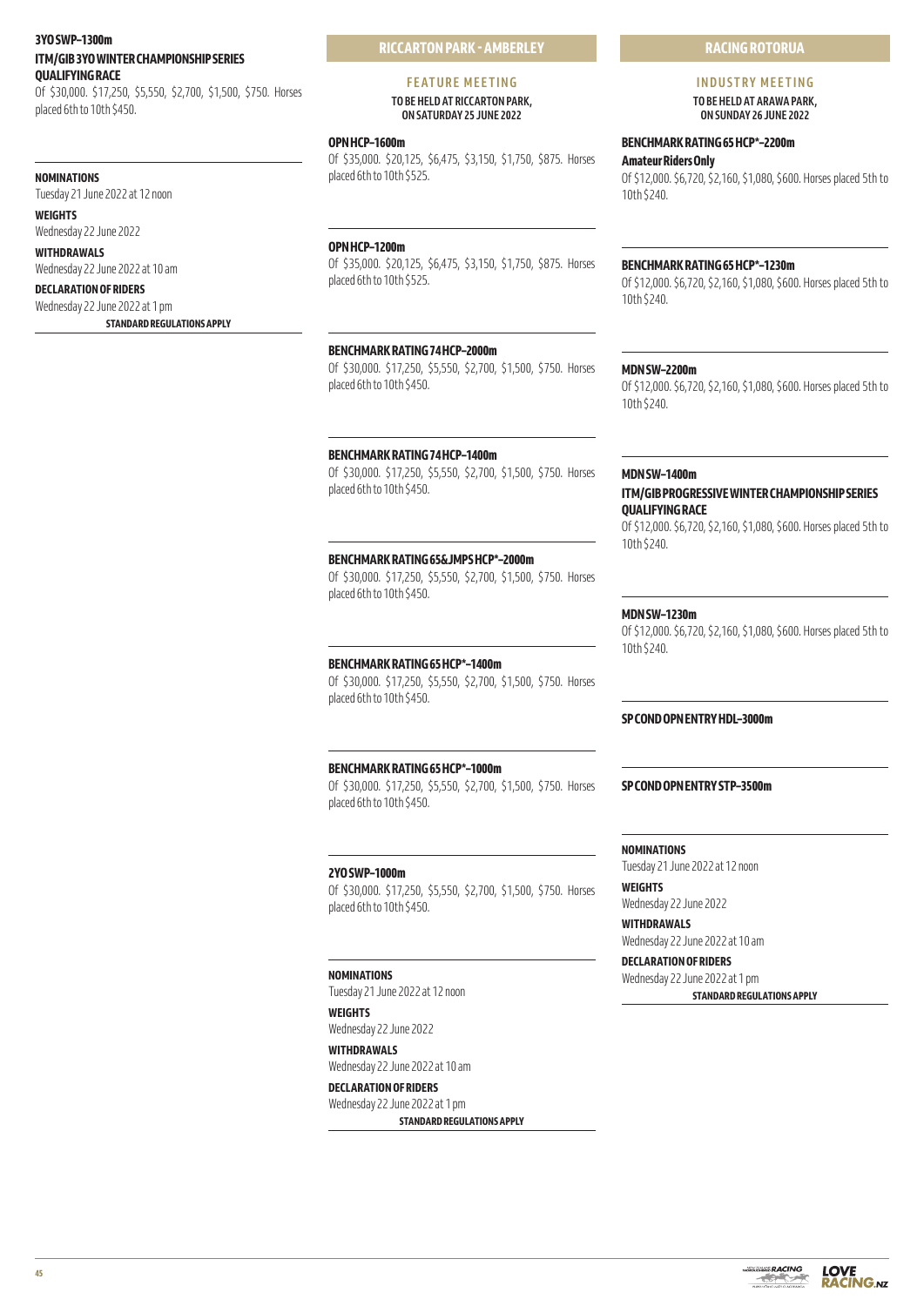**3YO SWP–1300m**

**ITM/GIB 3YO WINTER CHAMPIONSHIP SERIES QUALIFYING RACE**

Of $30,000. $17,250, $5,550, $2,700, $1,500, $750. Horses placed 6th to 10th $450.

**NOMINATIONS**
Tuesday 21 June 2022 at 12 noon

**WEIGHTS**
Wednesday 22 June 2022

**WITHDRAWALS**
Wednesday 22 June 2022 at 10 am

**DECLARATION OF RIDERS**
Wednesday 22 June 2022 at 1 pm

**STANDARD REGULATIONS APPLY**

## RICCARTON PARK - AMBERLEY

### FEATURE MEETING

**TO BE HELD AT RICCARTON PARK, ON SATURDAY 25 JUNE 2022**

**OPN HCP–1600m**

Of $35,000. $20,125, $6,475, $3,150, $1,750, $875. Horses placed 6th to 10th $525.

**OPN HCP–1200m**

Of $35,000. $20,125, $6,475, $3,150, $1,750, $875. Horses placed 6th to 10th $525.

**BENCHMARK RATING 74 HCP–2000m**

Of $30,000. $17,250, $5,550, $2,700, $1,500, $750. Horses placed 6th to 10th $450.

**BENCHMARK RATING 74 HCP–1400m**

Of $30,000. $17,250, $5,550, $2,700, $1,500, $750. Horses placed 6th to 10th $450.

**BENCHMARK RATING 65&JMPS HCP*–2000m**

Of $30,000. $17,250, $5,550, $2,700, $1,500, $750. Horses placed 6th to 10th $450.

**BENCHMARK RATING 65 HCP*–1400m**

Of $30,000. $17,250, $5,550, $2,700, $1,500, $750. Horses placed 6th to 10th $450.

**BENCHMARK RATING 65 HCP*–1000m**

Of $30,000. $17,250, $5,550, $2,700, $1,500, $750. Horses placed 6th to 10th $450.

**2YO SWP–1000m**

Of $30,000. $17,250, $5,550, $2,700, $1,500, $750. Horses placed 6th to 10th $450.

**NOMINATIONS**
Tuesday 21 June 2022 at 12 noon

**WEIGHTS**
Wednesday 22 June 2022

**WITHDRAWALS**
Wednesday 22 June 2022 at 10 am

**DECLARATION OF RIDERS**
Wednesday 22 June 2022 at 1 pm

**STANDARD REGULATIONS APPLY**

## RACING ROTORUA

### INDUSTRY MEETING

**TO BE HELD AT ARAWA PARK, ON SUNDAY 26 JUNE 2022**

**BENCHMARK RATING 65 HCP*–2200m**

**Amateur Riders Only**

Of $12,000. $6,720, $2,160, $1,080, $600. Horses placed 5th to 10th $240.

**BENCHMARK RATING 65 HCP*–1230m**

Of $12,000. $6,720, $2,160, $1,080, $600. Horses placed 5th to 10th $240.

**MDN SW–2200m**

Of $12,000. $6,720, $2,160, $1,080, $600. Horses placed 5th to 10th $240.

**MDN SW–1400m**

**ITM/GIB PROGRESSIVE WINTER CHAMPIONSHIP SERIES QUALIFYING RACE**

Of $12,000. $6,720, $2,160, $1,080, $600. Horses placed 5th to 10th $240.

**MDN SW–1230m**

Of $12,000. $6,720, $2,160, $1,080, $600. Horses placed 5th to 10th $240.

**SP COND OPN ENTRY HDL–3000m**

**SP COND OPN ENTRY STP–3500m**

**NOMINATIONS**
Tuesday 21 June 2022 at 12 noon

**WEIGHTS**
Wednesday 22 June 2022

**WITHDRAWALS**
Wednesday 22 June 2022 at 10 am

**DECLARATION OF RIDERS**
Wednesday 22 June 2022 at 1 pm

**STANDARD REGULATIONS APPLY**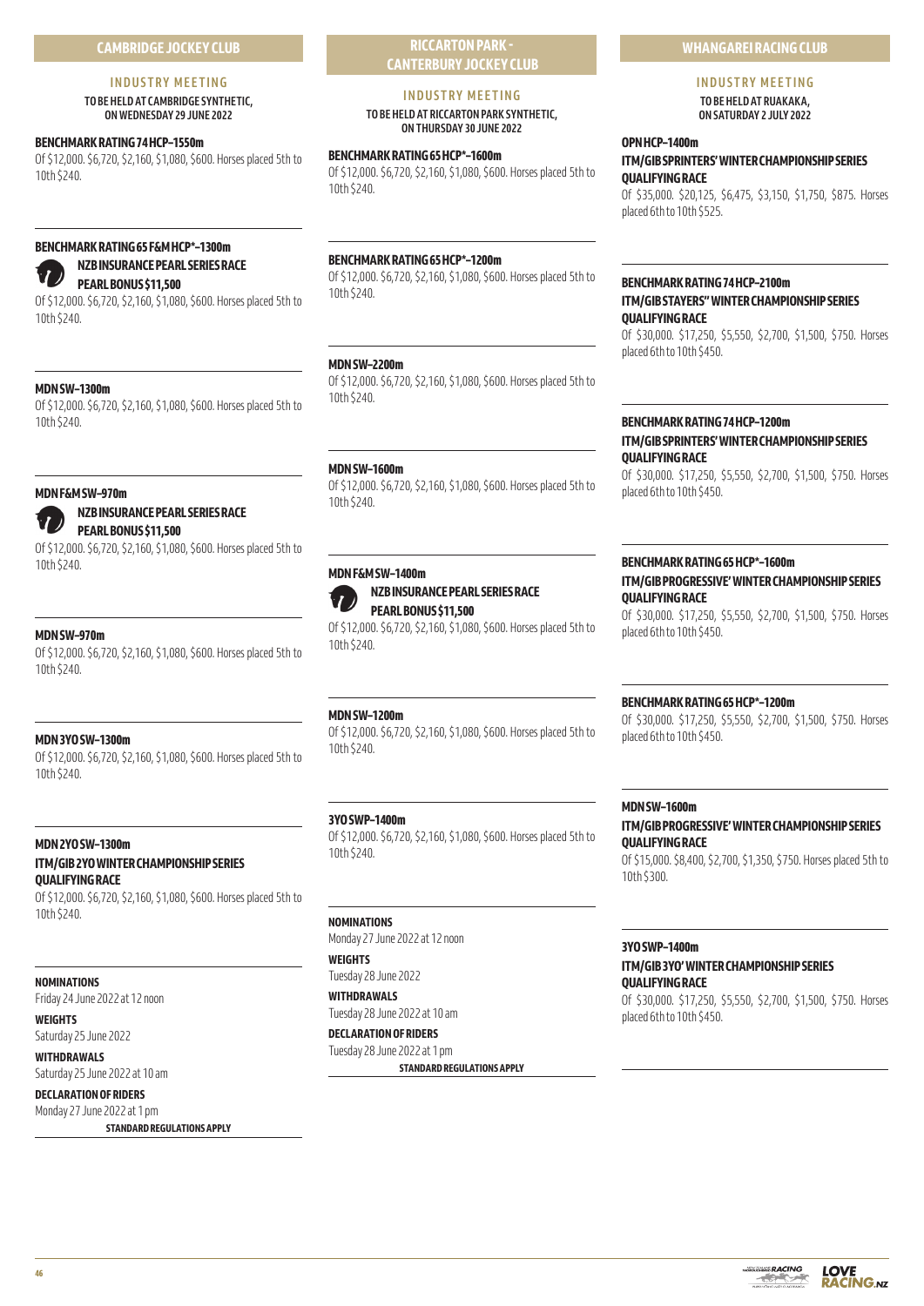## CAMBRIDGE JOCKEY CLUB

### INDUSTRY MEETING

**TO BE HELD AT CAMBRIDGE SYNTHETIC, ON WEDNESDAY 29 JUNE 2022**

**BENCHMARK RATING 74 HCP–1550m**
Of $12,000. $6,720, $2,160, $1,080, $600. Horses placed 5th to 10th $240.

**BENCHMARK RATING 65 F&M HCP*–1300m**
**NZB INSURANCE PEARL SERIES RACE**
**PEARL BONUS $11,500**
Of $12,000. $6,720, $2,160, $1,080, $600. Horses placed 5th to 10th $240.

**MDN SW–1300m**
Of $12,000. $6,720, $2,160, $1,080, $600. Horses placed 5th to 10th $240.

**MDN F&M SW–970m**
**NZB INSURANCE PEARL SERIES RACE**
**PEARL BONUS $11,500**
Of $12,000. $6,720, $2,160, $1,080, $600. Horses placed 5th to 10th $240.

**MDN SW–970m**
Of $12,000. $6,720, $2,160, $1,080, $600. Horses placed 5th to 10th $240.

**MDN 3YO SW–1300m**
Of $12,000. $6,720, $2,160, $1,080, $600. Horses placed 5th to 10th $240.

**MDN 2YO SW–1300m**
**ITM/GIB 2YO WINTER CHAMPIONSHIP SERIES QUALIFYING RACE**
Of $12,000. $6,720, $2,160, $1,080, $600. Horses placed 5th to 10th $240.

**NOMINATIONS**
Friday 24 June 2022 at 12 noon

**WEIGHTS**
Saturday 25 June 2022

**WITHDRAWALS**
Saturday 25 June 2022 at 10 am

**DECLARATION OF RIDERS**
Monday 27 June 2022 at 1 pm

**STANDARD REGULATIONS APPLY**

## RICCARTON PARK - CANTERBURY JOCKEY CLUB

### INDUSTRY MEETING

**TO BE HELD AT RICCARTON PARK SYNTHETIC, ON THURSDAY 30 JUNE 2022**

**BENCHMARK RATING 65 HCP*–1600m**
Of $12,000. $6,720, $2,160, $1,080, $600. Horses placed 5th to 10th $240.

**BENCHMARK RATING 65 HCP*–1200m**
Of $12,000. $6,720, $2,160, $1,080, $600. Horses placed 5th to 10th $240.

**MDN SW–2200m**
Of $12,000. $6,720, $2,160, $1,080, $600. Horses placed 5th to 10th $240.

**MDN SW–1600m**
Of $12,000. $6,720, $2,160, $1,080, $600. Horses placed 5th to 10th $240.

**MDN F&M SW–1400m**
**NZB INSURANCE PEARL SERIES RACE**
**PEARL BONUS $11,500**
Of $12,000. $6,720, $2,160, $1,080, $600. Horses placed 5th to 10th $240.

**MDN SW–1200m**
Of $12,000. $6,720, $2,160, $1,080, $600. Horses placed 5th to 10th $240.

**3YO SWP–1400m**
Of $12,000. $6,720, $2,160, $1,080, $600. Horses placed 5th to 10th $240.

**NOMINATIONS**
Monday 27 June 2022 at 12 noon

**WEIGHTS**
Tuesday 28 June 2022

**WITHDRAWALS**
Tuesday 28 June 2022 at 10 am

**DECLARATION OF RIDERS**
Tuesday 28 June 2022 at 1 pm

**STANDARD REGULATIONS APPLY**

## WHANGAREI RACING CLUB

### INDUSTRY MEETING

**TO BE HELD AT RUAKAKA, ON SATURDAY 2 JULY 2022**

**OPN HCP–1400m**
**ITM/GIB SPRINTERS' WINTER CHAMPIONSHIP SERIES QUALIFYING RACE**
Of $35,000. $20,125, $6,475, $3,150, $1,750, $875. Horses placed 6th to 10th $525.

**BENCHMARK RATING 74 HCP–2100m**
**ITM/GIB STAYERS" WINTER CHAMPIONSHIP SERIES QUALIFYING RACE**
Of $30,000. $17,250, $5,550, $2,700, $1,500, $750. Horses placed 6th to 10th $450.

**BENCHMARK RATING 74 HCP–1200m**
**ITM/GIB SPRINTERS' WINTER CHAMPIONSHIP SERIES QUALIFYING RACE**
Of $30,000. $17,250, $5,550, $2,700, $1,500, $750. Horses placed 6th to 10th $450.

**BENCHMARK RATING 65 HCP*–1600m**
**ITM/GIB PROGRESSIVE' WINTER CHAMPIONSHIP SERIES QUALIFYING RACE**
Of $30,000. $17,250, $5,550, $2,700, $1,500, $750. Horses placed 6th to 10th $450.

**BENCHMARK RATING 65 HCP*–1200m**
Of $30,000. $17,250, $5,550, $2,700, $1,500, $750. Horses placed 6th to 10th $450.

**MDN SW–1600m**
**ITM/GIB PROGRESSIVE' WINTER CHAMPIONSHIP SERIES QUALIFYING RACE**
Of $15,000. $8,400, $2,700, $1,350, $750. Horses placed 5th to 10th $300.

**3YO SWP–1400m**
**ITM/GIB 3YO' WINTER CHAMPIONSHIP SERIES QUALIFYING RACE**
Of $30,000. $17,250, $5,550, $2,700, $1,500, $750. Horses placed 6th to 10th $450.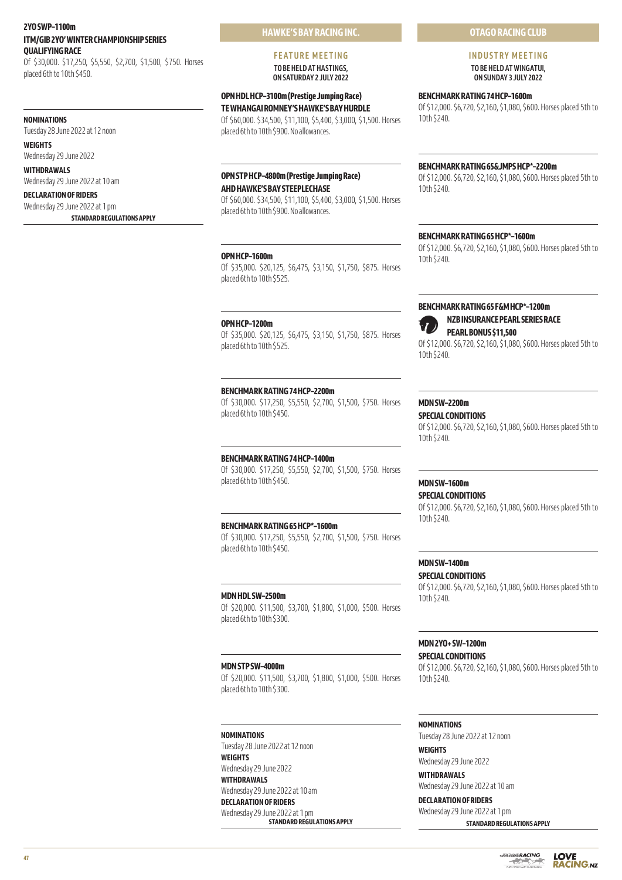**2YO SWP–1100m**
**ITM/GIB 2YO' WINTER CHAMPIONSHIP SERIES QUALIFYING RACE**
Of $30,000. $17,250, $5,550, $2,700, $1,500, $750. Horses placed 6th to 10th $450.

**NOMINATIONS**
Tuesday 28 June 2022 at 12 noon

**WEIGHTS**
Wednesday 29 June 2022

**WITHDRAWALS**
Wednesday 29 June 2022 at 10 am

**DECLARATION OF RIDERS**
Wednesday 29 June 2022 at 1 pm

**STANDARD REGULATIONS APPLY**

## HAWKE'S BAY RACING INC.

### FEATURE MEETING

**TO BE HELD AT HASTINGS, ON SATURDAY 2 JULY 2022**

**OPN HDL HCP–3100m (Prestige Jumping Race)**
**TE WHANGAI ROMNEY'S HAWKE'S BAY HURDLE**
Of $60,000. $34,500, $11,100, $5,400, $3,000, $1,500. Horses placed 6th to 10th $900. No allowances.

**OPN STP HCP–4800m (Prestige Jumping Race)**
**AHD HAWKE'S BAY STEEPLECHASE**
Of $60,000. $34,500, $11,100, $5,400, $3,000, $1,500. Horses placed 6th to 10th $900. No allowances.

**OPN HCP–1600m**
Of $35,000. $20,125, $6,475, $3,150, $1,750, $875. Horses placed 6th to 10th $525.

**OPN HCP–1200m**
Of $35,000. $20,125, $6,475, $3,150, $1,750, $875. Horses placed 6th to 10th $525.

**BENCHMARK RATING 74 HCP–2200m**
Of $30,000. $17,250, $5,550, $2,700, $1,500, $750. Horses placed 6th to 10th $450.

**BENCHMARK RATING 74 HCP–1400m**
Of $30,000. $17,250, $5,550, $2,700, $1,500, $750. Horses placed 6th to 10th $450.

**BENCHMARK RATING 65 HCP*–1600m**
Of $30,000. $17,250, $5,550, $2,700, $1,500, $750. Horses placed 6th to 10th $450.

**MDN HDL SW–2500m**
Of $20,000. $11,500, $3,700, $1,800, $1,000, $500. Horses placed 6th to 10th $300.

**MDN STP SW–4000m**
Of $20,000. $11,500, $3,700, $1,800, $1,000, $500. Horses placed 6th to 10th $300.

**NOMINATIONS**
Tuesday 28 June 2022 at 12 noon

**WEIGHTS**
Wednesday 29 June 2022

**WITHDRAWALS**
Wednesday 29 June 2022 at 10 am

**DECLARATION OF RIDERS**
Wednesday 29 June 2022 at 1 pm

**STANDARD REGULATIONS APPLY**

## OTAGO RACING CLUB

### INDUSTRY MEETING

**TO BE HELD AT WINGATUI, ON SUNDAY 3 JULY 2022**

**BENCHMARK RATING 74 HCP–1600m**
Of $12,000. $6,720, $2,160, $1,080, $600. Horses placed 5th to 10th $240.

**BENCHMARK RATING 65&JMPS HCP*–2200m**
Of $12,000. $6,720, $2,160, $1,080, $600. Horses placed 5th to 10th $240.

**BENCHMARK RATING 65 HCP*–1600m**
Of $12,000. $6,720, $2,160, $1,080, $600. Horses placed 5th to 10th $240.

**BENCHMARK RATING 65 F&M HCP*–1200m**
**NZB INSURANCE PEARL SERIES RACE**
**PEARL BONUS $11,500**
Of $12,000. $6,720, $2,160, $1,080, $600. Horses placed 5th to 10th $240.

**MDN SW–2200m**
**SPECIAL CONDITIONS**
Of $12,000. $6,720, $2,160, $1,080, $600. Horses placed 5th to 10th $240.

**MDN SW–1600m**
**SPECIAL CONDITIONS**
Of $12,000. $6,720, $2,160, $1,080, $600. Horses placed 5th to 10th $240.

**MDN SW–1400m**
**SPECIAL CONDITIONS**
Of $12,000. $6,720, $2,160, $1,080, $600. Horses placed 5th to 10th $240.

**MDN 2YO+ SW–1200m**
**SPECIAL CONDITIONS**
Of $12,000. $6,720, $2,160, $1,080, $600. Horses placed 5th to 10th $240.

**NOMINATIONS**
Tuesday 28 June 2022 at 12 noon

**WEIGHTS**
Wednesday 29 June 2022

**WITHDRAWALS**
Wednesday 29 June 2022 at 10 am

**DECLARATION OF RIDERS**
Wednesday 29 June 2022 at 1 pm

**STANDARD REGULATIONS APPLY**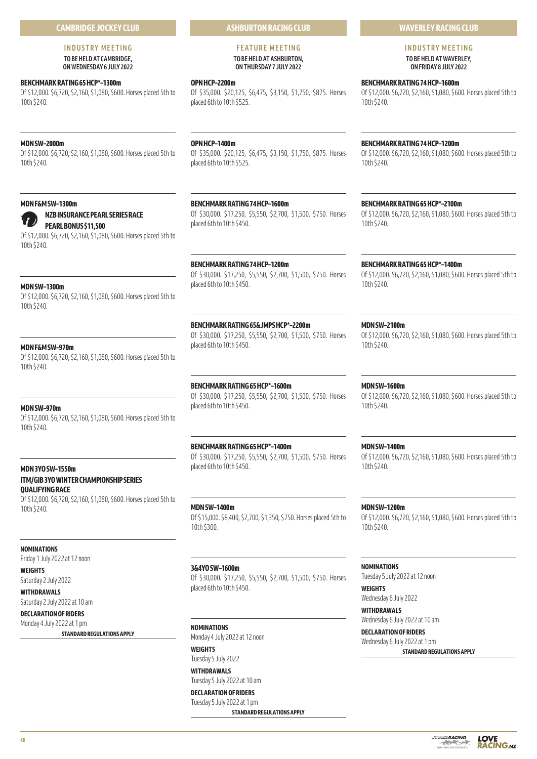## CAMBRIDGE JOCKEY CLUB

### INDUSTRY MEETING

**TO BE HELD AT CAMBRIDGE, ON WEDNESDAY 6 JULY 2022**

**BENCHMARK RATING 65 HCP*–1300m**
Of $12,000. $6,720, $2,160, $1,080, $600. Horses placed 5th to 10th $240.

**MDN SW–2000m**
Of $12,000. $6,720, $2,160, $1,080, $600. Horses placed 5th to 10th $240.

**MDN F&M SW–1300m**
**NZB INSURANCE PEARL SERIES RACE PEARL BONUS $11,500**
Of $12,000. $6,720, $2,160, $1,080, $600. Horses placed 5th to 10th $240.

**MDN SW–1300m**
Of $12,000. $6,720, $2,160, $1,080, $600. Horses placed 5th to 10th $240.

**MDN F&M SW–970m**
Of $12,000. $6,720, $2,160, $1,080, $600. Horses placed 5th to 10th $240.

**MDN SW–970m**
Of $12,000. $6,720, $2,160, $1,080, $600. Horses placed 5th to 10th $240.

**MDN 3YO SW–1550m**
**ITM/GIB 3YO WINTER CHAMPIONSHIP SERIES QUALIFYING RACE**
Of $12,000. $6,720, $2,160, $1,080, $600. Horses placed 5th to 10th $240.

**NOMINATIONS**
Friday 1 July 2022 at 12 noon

**WEIGHTS**
Saturday 2 July 2022

**WITHDRAWALS**
Saturday 2 July 2022 at 10 am

**DECLARATION OF RIDERS**
Monday 4 July 2022 at 1 pm

**STANDARD REGULATIONS APPLY**

## ASHBURTON RACING CLUB

### FEATURE MEETING

**TO BE HELD AT ASHBURTON, ON THURSDAY 7 JULY 2022**

**OPN HCP–2200m**
Of $35,000. $20,125, $6,475, $3,150, $1,750, $875. Horses placed 6th to 10th $525.

**OPN HCP–1400m**
Of $35,000. $20,125, $6,475, $3,150, $1,750, $875. Horses placed 6th to 10th $525.

**BENCHMARK RATING 74 HCP–1600m**
Of $30,000. $17,250, $5,550, $2,700, $1,500, $750. Horses placed 6th to 10th $450.

**BENCHMARK RATING 74 HCP–1200m**
Of $30,000. $17,250, $5,550, $2,700, $1,500, $750. Horses placed 6th to 10th $450.

**BENCHMARK RATING 65 & JMPS HCP*–2200m**
Of $30,000. $17,250, $5,550, $2,700, $1,500, $750. Horses placed 6th to 10th $450.

**BENCHMARK RATING 65 HCP*–1600m**
Of $30,000. $17,250, $5,550, $2,700, $1,500, $750. Horses placed 6th to 10th $450.

**BENCHMARK RATING 65 HCP*–1400m**
Of $30,000. $17,250, $5,550, $2,700, $1,500, $750. Horses placed 6th to 10th $450.

**MDN SW–1400m**
Of $15,000. $8,400, $2,700, $1,350, $750. Horses placed 5th to 10th $300.

**3&4YO SW–1600m**
Of $30,000. $17,250, $5,550, $2,700, $1,500, $750. Horses placed 6th to 10th $450.

**NOMINATIONS**
Monday 4 July 2022 at 12 noon

**WEIGHTS**
Tuesday 5 July 2022

**WITHDRAWALS**
Tuesday 5 July 2022 at 10 am

**DECLARATION OF RIDERS**
Tuesday 5 July 2022 at 1 pm

**STANDARD REGULATIONS APPLY**

## WAVERLEY RACING CLUB

### INDUSTRY MEETING

**TO BE HELD AT WAVERLEY, ON FRIDAY 8 JULY 2022**

**BENCHMARK RATING 74 HCP–1600m**
Of $12,000. $6,720, $2,160, $1,080, $600. Horses placed 5th to 10th $240.

**BENCHMARK RATING 74 HCP–1200m**
Of $12,000. $6,720, $2,160, $1,080, $600. Horses placed 5th to 10th $240.

**BENCHMARK RATING 65 HCP*–2100m**
Of $12,000. $6,720, $2,160, $1,080, $600. Horses placed 5th to 10th $240.

**BENCHMARK RATING 65 HCP*–1400m**
Of $12,000. $6,720, $2,160, $1,080, $600. Horses placed 5th to 10th $240.

**MDN SW–2100m**
Of $12,000. $6,720, $2,160, $1,080, $600. Horses placed 5th to 10th $240.

**MDN SW–1600m**
Of $12,000. $6,720, $2,160, $1,080, $600. Horses placed 5th to 10th $240.

**MDN SW–1400m**
Of $12,000. $6,720, $2,160, $1,080, $600. Horses placed 5th to 10th $240.

**MDN SW–1200m**
Of $12,000. $6,720, $2,160, $1,080, $600. Horses placed 5th to 10th $240.

**NOMINATIONS**
Tuesday 5 July 2022 at 12 noon

**WEIGHTS**
Wednesday 6 July 2022

**WITHDRAWALS**
Wednesday 6 July 2022 at 10 am

**DECLARATION OF RIDERS**
Wednesday 6 July 2022 at 1 pm

**STANDARD REGULATIONS APPLY**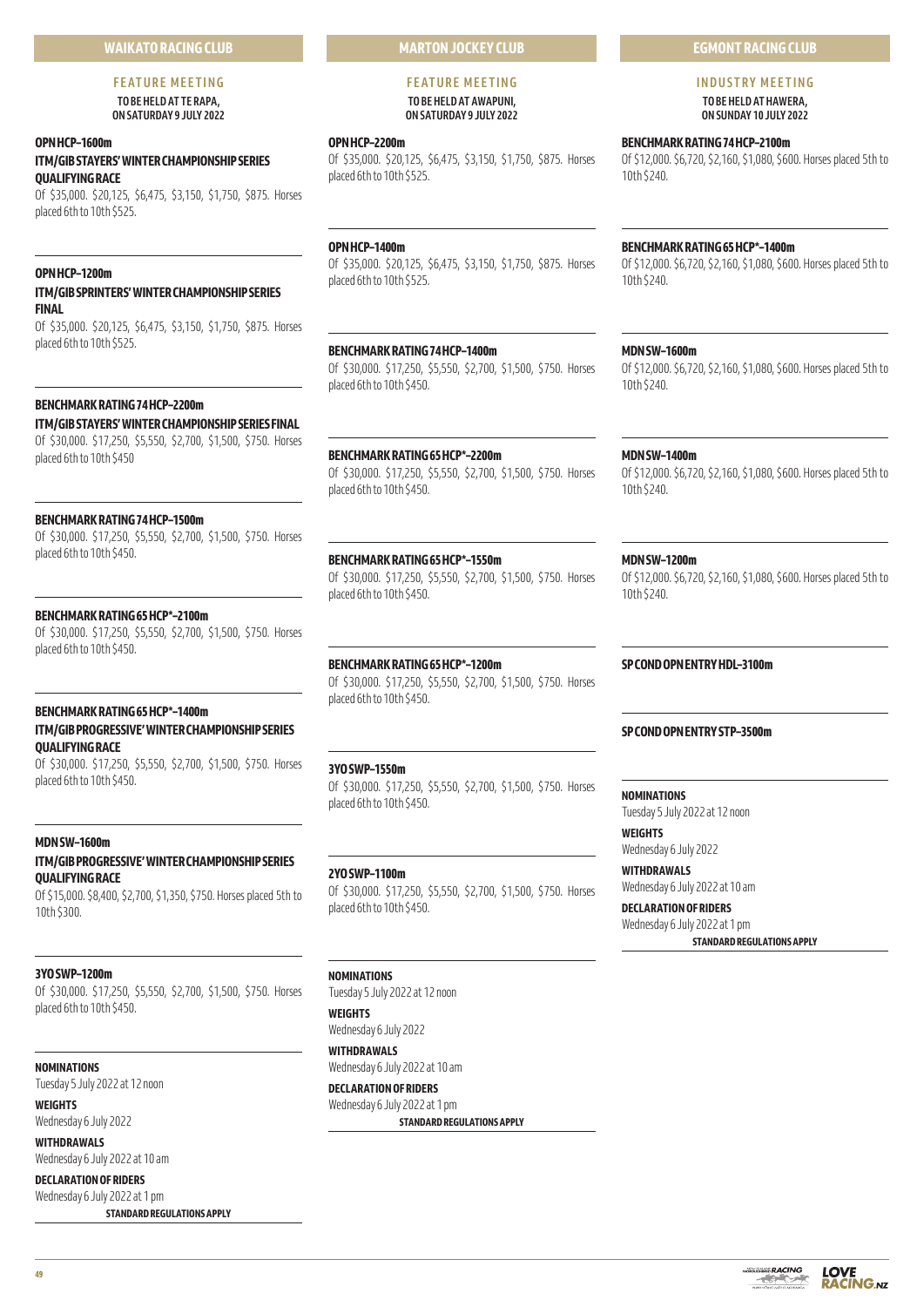## WAIKATO RACING CLUB

### FEATURE MEETING

**TO BE HELD AT TE RAPA, ON SATURDAY 9 JULY 2022**

**OPN HCP–1600m**
**ITM/GIB STAYERS' WINTER CHAMPIONSHIP SERIES QUALIFYING RACE**
Of $35,000. $20,125, $6,475, $3,150, $1,750, $875. Horses placed 6th to 10th $525.

**OPN HCP–1200m**
**ITM/GIB SPRINTERS' WINTER CHAMPIONSHIP SERIES FINAL**
Of $35,000. $20,125, $6,475, $3,150, $1,750, $875. Horses placed 6th to 10th $525.

**BENCHMARK RATING 74 HCP–2200m**
**ITM/GIB STAYERS' WINTER CHAMPIONSHIP SERIES FINAL**
Of $30,000. $17,250, $5,550, $2,700, $1,500, $750. Horses placed 6th to 10th $450

**BENCHMARK RATING 74 HCP–1500m**
Of $30,000. $17,250, $5,550, $2,700, $1,500, $750. Horses placed 6th to 10th $450.

**BENCHMARK RATING 65 HCP*–2100m**
Of $30,000. $17,250, $5,550, $2,700, $1,500, $750. Horses placed 6th to 10th $450.

**BENCHMARK RATING 65 HCP*–1400m**
**ITM/GIB PROGRESSIVE' WINTER CHAMPIONSHIP SERIES QUALIFYING RACE**
Of $30,000. $17,250, $5,550, $2,700, $1,500, $750. Horses placed 6th to 10th $450.

**MDN SW–1600m**
**ITM/GIB PROGRESSIVE' WINTER CHAMPIONSHIP SERIES QUALIFYING RACE**
Of $15,000. $8,400, $2,700, $1,350, $750. Horses placed 5th to 10th $300.

**3YO SWP–1200m**
Of $30,000. $17,250, $5,550, $2,700, $1,500, $750. Horses placed 6th to 10th $450.

**NOMINATIONS**
Tuesday 5 July 2022 at 12 noon

**WEIGHTS**
Wednesday 6 July 2022

**WITHDRAWALS**
Wednesday 6 July 2022 at 10 am

**DECLARATION OF RIDERS**
Wednesday 6 July 2022 at 1 pm

**STANDARD REGULATIONS APPLY**

## MARTON JOCKEY CLUB

### FEATURE MEETING

**TO BE HELD AT AWAPUNI, ON SATURDAY 9 JULY 2022**

**OPN HCP–2200m**
Of $35,000. $20,125, $6,475, $3,150, $1,750, $875. Horses placed 6th to 10th $525.

**OPN HCP–1400m**
Of $35,000. $20,125, $6,475, $3,150, $1,750, $875. Horses placed 6th to 10th $525.

**BENCHMARK RATING 74 HCP–1400m**
Of $30,000. $17,250, $5,550, $2,700, $1,500, $750. Horses placed 6th to 10th $450.

**BENCHMARK RATING 65 HCP*–2200m**
Of $30,000. $17,250, $5,550, $2,700, $1,500, $750. Horses placed 6th to 10th $450.

**BENCHMARK RATING 65 HCP*–1550m**
Of $30,000. $17,250, $5,550, $2,700, $1,500, $750. Horses placed 6th to 10th $450.

**BENCHMARK RATING 65 HCP*–1200m**
Of $30,000. $17,250, $5,550, $2,700, $1,500, $750. Horses placed 6th to 10th $450.

**3YO SWP–1550m**
Of $30,000. $17,250, $5,550, $2,700, $1,500, $750. Horses placed 6th to 10th $450.

**2YO SWP–1100m**
Of $30,000. $17,250, $5,550, $2,700, $1,500, $750. Horses placed 6th to 10th $450.

**NOMINATIONS**
Tuesday 5 July 2022 at 12 noon

**WEIGHTS**
Wednesday 6 July 2022

**WITHDRAWALS**
Wednesday 6 July 2022 at 10 am

**DECLARATION OF RIDERS**
Wednesday 6 July 2022 at 1 pm

**STANDARD REGULATIONS APPLY**

## EGMONT RACING CLUB

### INDUSTRY MEETING

**TO BE HELD AT HAWERA, ON SUNDAY 10 JULY 2022**

**BENCHMARK RATING 74 HCP–2100m**
Of $12,000. $6,720, $2,160, $1,080, $600. Horses placed 5th to 10th $240.

**BENCHMARK RATING 65 HCP*–1400m**
Of $12,000. $6,720, $2,160, $1,080, $600. Horses placed 5th to 10th $240.

**MDN SW–1600m**
Of $12,000. $6,720, $2,160, $1,080, $600. Horses placed 5th to 10th $240.

**MDN SW–1400m**
Of $12,000. $6,720, $2,160, $1,080, $600. Horses placed 5th to 10th $240.

**MDN SW–1200m**
Of $12,000. $6,720, $2,160, $1,080, $600. Horses placed 5th to 10th $240.

**SP COND OPN ENTRY HDL–3100m**

**SP COND OPN ENTRY STP–3500m**

**NOMINATIONS**
Tuesday 5 July 2022 at 12 noon

**WEIGHTS**
Wednesday 6 July 2022

**WITHDRAWALS**
Wednesday 6 July 2022 at 10 am

**DECLARATION OF RIDERS**
Wednesday 6 July 2022 at 1 pm

**STANDARD REGULATIONS APPLY**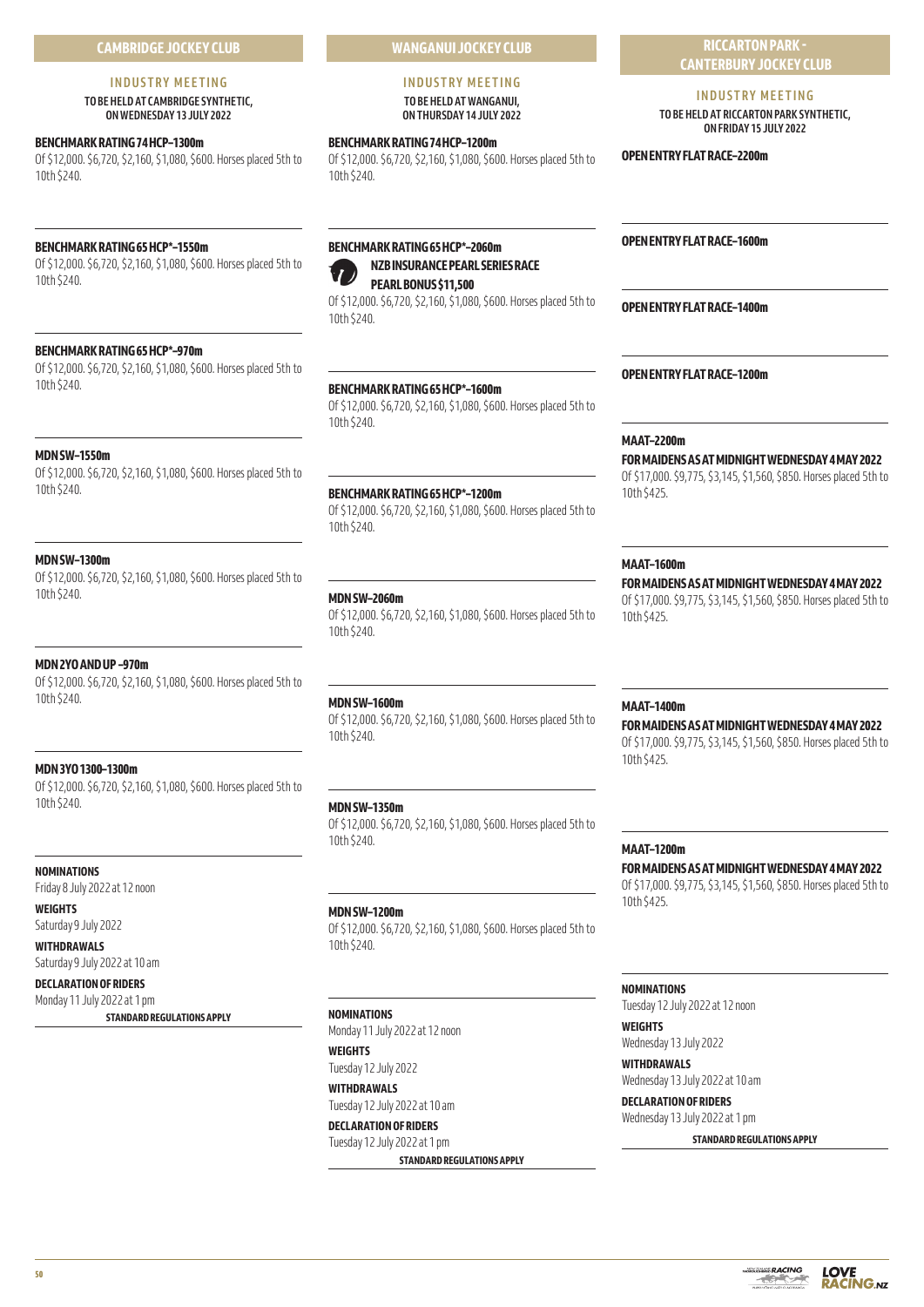## CAMBRIDGE JOCKEY CLUB

### INDUSTRY MEETING

**TO BE HELD AT CAMBRIDGE SYNTHETIC, ON WEDNESDAY 13 JULY 2022**

**BENCHMARK RATING 74 HCP–1300m**
Of $12,000. $6,720, $2,160, $1,080, $600. Horses placed 5th to 10th $240.

**BENCHMARK RATING 65 HCP*–1550m**
Of $12,000. $6,720, $2,160, $1,080, $600. Horses placed 5th to 10th $240.

**BENCHMARK RATING 65 HCP*–970m**
Of $12,000. $6,720, $2,160, $1,080, $600. Horses placed 5th to 10th $240.

**MDN SW–1550m**
Of $12,000. $6,720, $2,160, $1,080, $600. Horses placed 5th to 10th $240.

**MDN SW–1300m**
Of $12,000. $6,720, $2,160, $1,080, $600. Horses placed 5th to 10th $240.

**MDN 2YO AND UP –970m**
Of $12,000. $6,720, $2,160, $1,080, $600. Horses placed 5th to 10th $240.

**MDN 3YO 1300–1300m**
Of $12,000. $6,720, $2,160, $1,080, $600. Horses placed 5th to 10th $240.

**NOMINATIONS**
Friday 8 July 2022 at 12 noon

**WEIGHTS**
Saturday 9 July 2022

**WITHDRAWALS**
Saturday 9 July 2022 at 10 am

**DECLARATION OF RIDERS**
Monday 11 July 2022 at 1 pm

**STANDARD REGULATIONS APPLY**

## WANGANUI JOCKEY CLUB

### INDUSTRY MEETING

**TO BE HELD AT WANGANUI, ON THURSDAY 14 JULY 2022**

**BENCHMARK RATING 74 HCP–1200m**
Of $12,000. $6,720, $2,160, $1,080, $600. Horses placed 5th to 10th $240.

**BENCHMARK RATING 65 HCP*–2060m**
**NZB INSURANCE PEARL SERIES RACE**
**PEARL BONUS $11,500**
Of $12,000. $6,720, $2,160, $1,080, $600. Horses placed 5th to 10th $240.

**BENCHMARK RATING 65 HCP*–1600m**
Of $12,000. $6,720, $2,160, $1,080, $600. Horses placed 5th to 10th $240.

**BENCHMARK RATING 65 HCP*–1200m**
Of $12,000. $6,720, $2,160, $1,080, $600. Horses placed 5th to 10th $240.

**MDN SW–2060m**
Of $12,000. $6,720, $2,160, $1,080, $600. Horses placed 5th to 10th $240.

**MDN SW–1600m**
Of $12,000. $6,720, $2,160, $1,080, $600. Horses placed 5th to 10th $240.

**MDN SW–1350m**
Of $12,000. $6,720, $2,160, $1,080, $600. Horses placed 5th to 10th $240.

**MDN SW–1200m**
Of $12,000. $6,720, $2,160, $1,080, $600. Horses placed 5th to 10th $240.

**NOMINATIONS**
Monday 11 July 2022 at 12 noon

**WEIGHTS**
Tuesday 12 July 2022

**WITHDRAWALS**
Tuesday 12 July 2022 at 10 am

**DECLARATION OF RIDERS**
Tuesday 12 July 2022 at 1 pm

**STANDARD REGULATIONS APPLY**

## RICCARTON PARK - CANTERBURY JOCKEY CLUB

### INDUSTRY MEETING

**TO BE HELD AT RICCARTON PARK SYNTHETIC, ON FRIDAY 15 JULY 2022**

**OPEN ENTRY FLAT RACE–2200m**

**OPEN ENTRY FLAT RACE–1600m**

**OPEN ENTRY FLAT RACE–1400m**

**OPEN ENTRY FLAT RACE–1200m**

**MAAT–2200m**
**FOR MAIDENS AS AT MIDNIGHT WEDNESDAY 4 MAY 2022**
Of $17,000. $9,775, $3,145, $1,560, $850. Horses placed 5th to 10th $425.

**MAAT–1600m**
**FOR MAIDENS AS AT MIDNIGHT WEDNESDAY 4 MAY 2022**
Of $17,000. $9,775, $3,145, $1,560, $850. Horses placed 5th to 10th $425.

**MAAT–1400m**
**FOR MAIDENS AS AT MIDNIGHT WEDNESDAY 4 MAY 2022**
Of $17,000. $9,775, $3,145, $1,560, $850. Horses placed 5th to 10th $425.

**MAAT–1200m**
**FOR MAIDENS AS AT MIDNIGHT WEDNESDAY 4 MAY 2022**
Of $17,000. $9,775, $3,145, $1,560, $850. Horses placed 5th to 10th $425.

**NOMINATIONS**
Tuesday 12 July 2022 at 12 noon

**WEIGHTS**
Wednesday 13 July 2022

**WITHDRAWALS**
Wednesday 13 July 2022 at 10 am

**DECLARATION OF RIDERS**
Wednesday 13 July 2022 at 1 pm

**STANDARD REGULATIONS APPLY**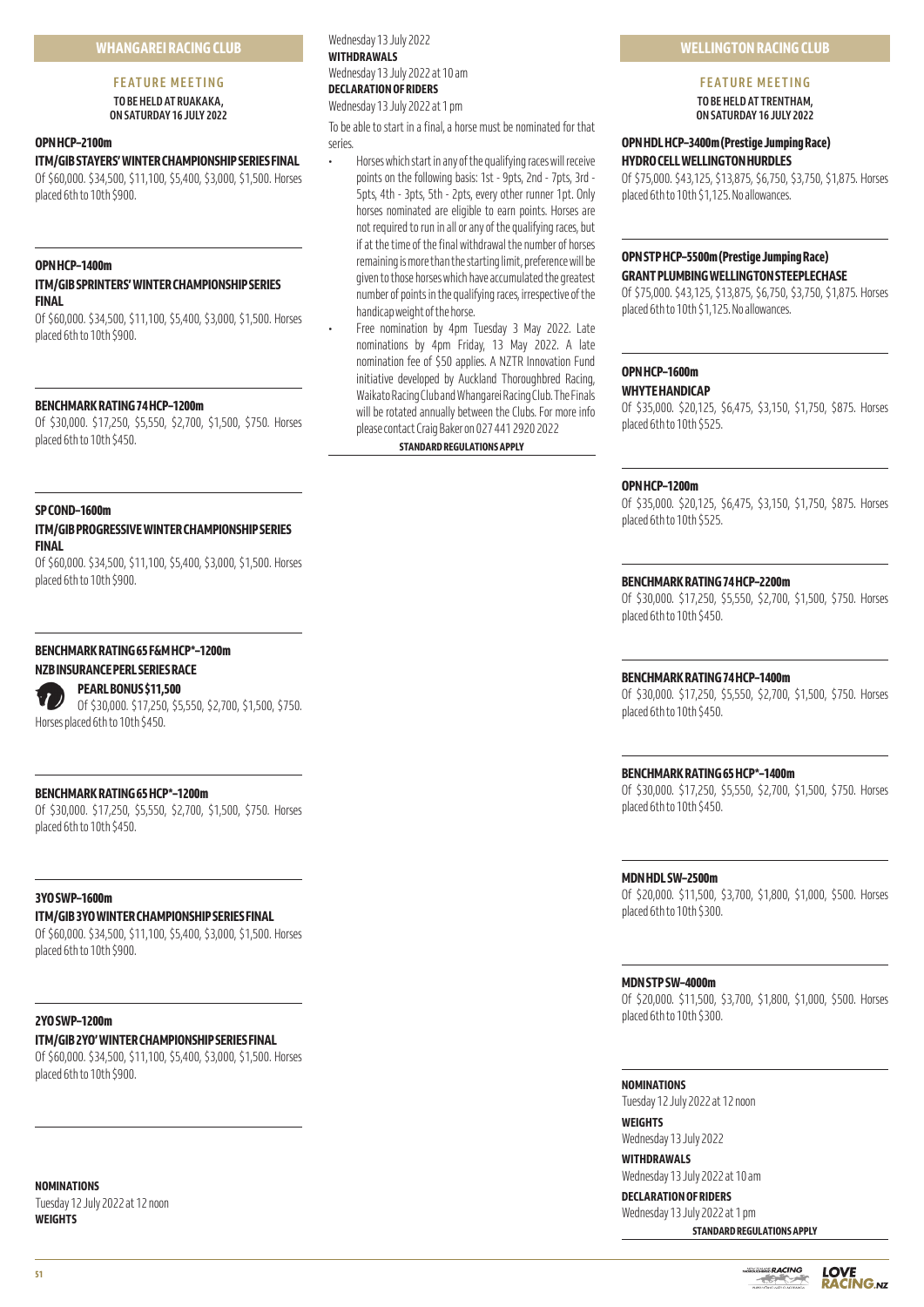## WHANGAREI RACING CLUB

### FEATURE MEETING

**TO BE HELD AT RUAKAKA, ON SATURDAY 16 JULY 2022**

**OPN HCP–2100m**
**ITM/GIB STAYERS' WINTER CHAMPIONSHIP SERIES FINAL**
Of $60,000. $34,500, $11,100, $5,400, $3,000, $1,500. Horses placed 6th to 10th $900.

**OPN HCP–1400m**
**ITM/GIB SPRINTERS' WINTER CHAMPIONSHIP SERIES FINAL**
Of $60,000. $34,500, $11,100, $5,400, $3,000, $1,500. Horses placed 6th to 10th $900.

**BENCHMARK RATING 74 HCP–1200m**
Of $30,000. $17,250, $5,550, $2,700, $1,500, $750. Horses placed 6th to 10th $450.

**SP COND–1600m**
**ITM/GIB PROGRESSIVE WINTER CHAMPIONSHIP SERIES FINAL**
Of $60,000. $34,500, $11,100, $5,400, $3,000, $1,500. Horses placed 6th to 10th $900.

**BENCHMARK RATING 65 F&M HCP*–1200m**
**NZB INSURANCE PERL SERIES RACE**
**PEARL BONUS $11,500**
Of $30,000. $17,250, $5,550, $2,700, $1,500, $750. Horses placed 6th to 10th $450.

**BENCHMARK RATING 65 HCP*–1200m**
Of $30,000. $17,250, $5,550, $2,700, $1,500, $750. Horses placed 6th to 10th $450.

**3YO SWP–1600m**
**ITM/GIB 3YO WINTER CHAMPIONSHIP SERIES FINAL**
Of $60,000. $34,500, $11,100, $5,400, $3,000, $1,500. Horses placed 6th to 10th $900.

**2YO SWP–1200m**
**ITM/GIB 2YO' WINTER CHAMPIONSHIP SERIES FINAL**
Of $60,000. $34,500, $11,100, $5,400, $3,000, $1,500. Horses placed 6th to 10th $900.

**NOMINATIONS**
Tuesday 12 July 2022 at 12 noon
**WEIGHTS**
Wednesday 13 July 2022
**WITHDRAWALS**
Wednesday 13 July 2022 at 10 am
**DECLARATION OF RIDERS**
Wednesday 13 July 2022 at 1 pm

To be able to start in a final, a horse must be nominated for that series.

- Horses which start in any of the qualifying races will receive points on the following basis: 1st - 9pts, 2nd - 7pts, 3rd - 5pts, 4th - 3pts, 5th - 2pts, every other runner 1pt. Only horses nominated are eligible to earn points. Horses are not required to run in all or any of the qualifying races, but if at the time of the final withdrawal the number of horses remaining is more than the starting limit, preference will be given to those horses which have accumulated the greatest number of points in the qualifying races, irrespective of the handicap weight of the horse.
- Free nomination by 4pm Tuesday 3 May 2022. Late nominations by 4pm Friday, 13 May 2022. A late nomination fee of $50 applies. A NZTR Innovation Fund initiative developed by Auckland Thoroughbred Racing, Waikato Racing Club and Whangarei Racing Club. The Finals will be rotated annually between the Clubs. For more info please contact Craig Baker on 027 441 2920 2022

**STANDARD REGULATIONS APPLY**

## WELLINGTON RACING CLUB

### FEATURE MEETING

**TO BE HELD AT TRENTHAM, ON SATURDAY 16 JULY 2022**

**OPN HDL HCP–3400m (Prestige Jumping Race)**
**HYDRO CELL WELLINGTON HURDLES**
Of $75,000. $43,125, $13,875, $6,750, $3,750, $1,875. Horses placed 6th to 10th $1,125. No allowances.

**OPN STP HCP–5500m (Prestige Jumping Race)**
**GRANT PLUMBING WELLINGTON STEEPLECHASE**
Of $75,000. $43,125, $13,875, $6,750, $3,750, $1,875. Horses placed 6th to 10th $1,125. No allowances.

**OPN HCP–1600m**
**WHYTE HANDICAP**
Of $35,000. $20,125, $6,475, $3,150, $1,750, $875. Horses placed 6th to 10th $525.

**OPN HCP–1200m**
Of $35,000. $20,125, $6,475, $3,150, $1,750, $875. Horses placed 6th to 10th $525.

**BENCHMARK RATING 74 HCP–2200m**
Of $30,000. $17,250, $5,550, $2,700, $1,500, $750. Horses placed 6th to 10th $450.

**BENCHMARK RATING 74 HCP–1400m**
Of $30,000. $17,250, $5,550, $2,700, $1,500, $750. Horses placed 6th to 10th $450.

**BENCHMARK RATING 65 HCP*–1400m**
Of $30,000. $17,250, $5,550, $2,700, $1,500, $750. Horses placed 6th to 10th $450.

**MDN HDL SW–2500m**
Of $20,000. $11,500, $3,700, $1,800, $1,000, $500. Horses placed 6th to 10th $300.

**MDN STP SW–4000m**
Of $20,000. $11,500, $3,700, $1,800, $1,000, $500. Horses placed 6th to 10th $300.

**NOMINATIONS**
Tuesday 12 July 2022 at 12 noon
**WEIGHTS**
Wednesday 13 July 2022
**WITHDRAWALS**
Wednesday 13 July 2022 at 10 am
**DECLARATION OF RIDERS**
Wednesday 13 July 2022 at 1 pm

**STANDARD REGULATIONS APPLY**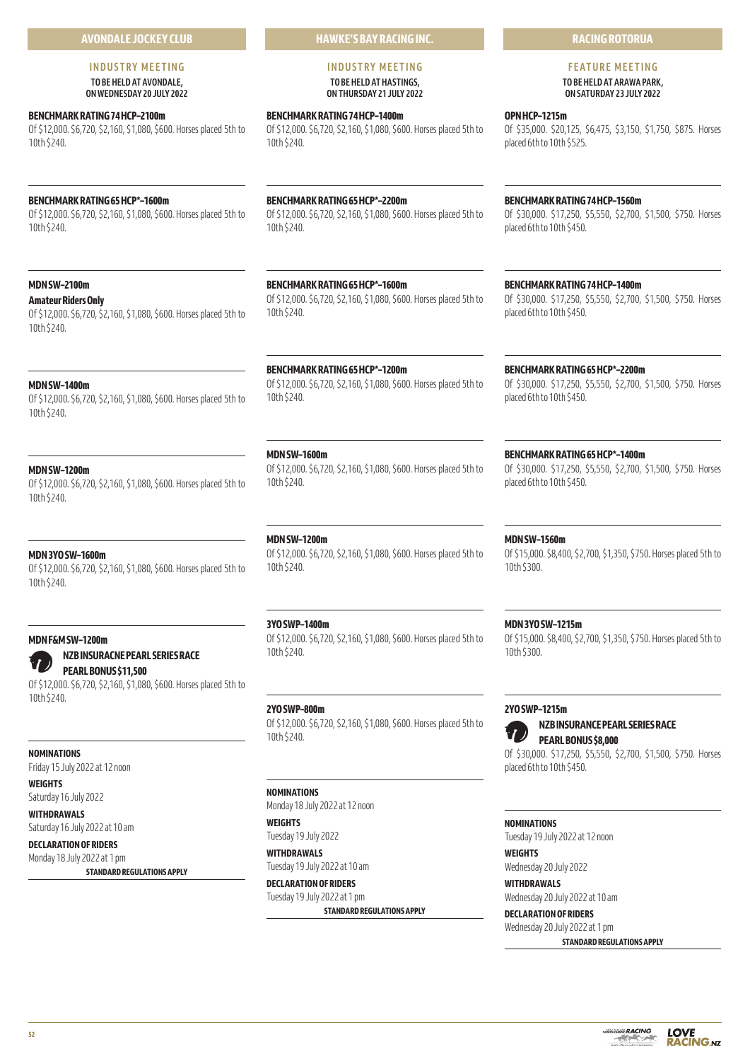## AVONDALE JOCKEY CLUB

### INDUSTRY MEETING

**TO BE HELD AT AVONDALE, ON WEDNESDAY 20 JULY 2022**

**BENCHMARK RATING 74 HCP–2100m**
Of $12,000. $6,720, $2,160, $1,080, $600. Horses placed 5th to 10th $240.

**BENCHMARK RATING 65 HCP*–1600m**
Of $12,000. $6,720, $2,160, $1,080, $600. Horses placed 5th to 10th $240.

**MDN SW–2100m**
**Amateur Riders Only**
Of $12,000. $6,720, $2,160, $1,080, $600. Horses placed 5th to 10th $240.

**MDN SW–1400m**
Of $12,000. $6,720, $2,160, $1,080, $600. Horses placed 5th to 10th $240.

**MDN SW–1200m**
Of $12,000. $6,720, $2,160, $1,080, $600. Horses placed 5th to 10th $240.

**MDN 3YO SW–1600m**
Of $12,000. $6,720, $2,160, $1,080, $600. Horses placed 5th to 10th $240.

**MDN F&M SW–1200m**
**NZB INSURACNE PEARL SERIES RACE**
**PEARL BONUS $11,500**
Of $12,000. $6,720, $2,160, $1,080, $600. Horses placed 5th to 10th $240.

**NOMINATIONS**
Friday 15 July 2022 at 12 noon

**WEIGHTS**
Saturday 16 July 2022

**WITHDRAWALS**
Saturday 16 July 2022 at 10 am

**DECLARATION OF RIDERS**
Monday 18 July 2022 at 1 pm

**STANDARD REGULATIONS APPLY**

## HAWKE'S BAY RACING INC.

### INDUSTRY MEETING

**TO BE HELD AT HASTINGS, ON THURSDAY 21 JULY 2022**

**BENCHMARK RATING 74 HCP–1400m**
Of $12,000. $6,720, $2,160, $1,080, $600. Horses placed 5th to 10th $240.

**BENCHMARK RATING 65 HCP*–2200m**
Of $12,000. $6,720, $2,160, $1,080, $600. Horses placed 5th to 10th $240.

**BENCHMARK RATING 65 HCP*–1600m**
Of $12,000. $6,720, $2,160, $1,080, $600. Horses placed 5th to 10th $240.

**BENCHMARK RATING 65 HCP*–1200m**
Of $12,000. $6,720, $2,160, $1,080, $600. Horses placed 5th to 10th $240.

**MDN SW–1600m**
Of $12,000. $6,720, $2,160, $1,080, $600. Horses placed 5th to 10th $240.

**MDN SW–1200m**
Of $12,000. $6,720, $2,160, $1,080, $600. Horses placed 5th to 10th $240.

**3YO SWP–1400m**
Of $12,000. $6,720, $2,160, $1,080, $600. Horses placed 5th to 10th $240.

**2YO SWP–800m**
Of $12,000. $6,720, $2,160, $1,080, $600. Horses placed 5th to 10th $240.

**NOMINATIONS**
Monday 18 July 2022 at 12 noon

**WEIGHTS**
Tuesday 19 July 2022

**WITHDRAWALS**
Tuesday 19 July 2022 at 10 am

**DECLARATION OF RIDERS**
Tuesday 19 July 2022 at 1 pm

**STANDARD REGULATIONS APPLY**

## RACING ROTORUA

### FEATURE MEETING

**TO BE HELD AT ARAWA PARK, ON SATURDAY 23 JULY 2022**

**OPN HCP–1215m**
Of $35,000. $20,125, $6,475, $3,150, $1,750, $875. Horses placed 6th to 10th $525.

**BENCHMARK RATING 74 HCP–1560m**
Of $30,000. $17,250, $5,550, $2,700, $1,500, $750. Horses placed 6th to 10th $450.

**BENCHMARK RATING 74 HCP–1400m**
Of $30,000. $17,250, $5,550, $2,700, $1,500, $750. Horses placed 6th to 10th $450.

**BENCHMARK RATING 65 HCP*–2200m**
Of $30,000. $17,250, $5,550, $2,700, $1,500, $750. Horses placed 6th to 10th $450.

**BENCHMARK RATING 65 HCP*–1400m**
Of $30,000. $17,250, $5,550, $2,700, $1,500, $750. Horses placed 6th to 10th $450.

**MDN SW–1560m**
Of $15,000. $8,400, $2,700, $1,350, $750. Horses placed 5th to 10th $300.

**MDN 3YO SW–1215m**
Of $15,000. $8,400, $2,700, $1,350, $750. Horses placed 5th to 10th $300.

**2YO SWP–1215m**
**NZB INSURANCE PEARL SERIES RACE**
**PEARL BONUS $8,000**
Of $30,000. $17,250, $5,550, $2,700, $1,500, $750. Horses placed 6th to 10th $450.

**NOMINATIONS**
Tuesday 19 July 2022 at 12 noon

**WEIGHTS**
Wednesday 20 July 2022

**WITHDRAWALS**
Wednesday 20 July 2022 at 10 am

**DECLARATION OF RIDERS**
Wednesday 20 July 2022 at 1 pm

**STANDARD REGULATIONS APPLY**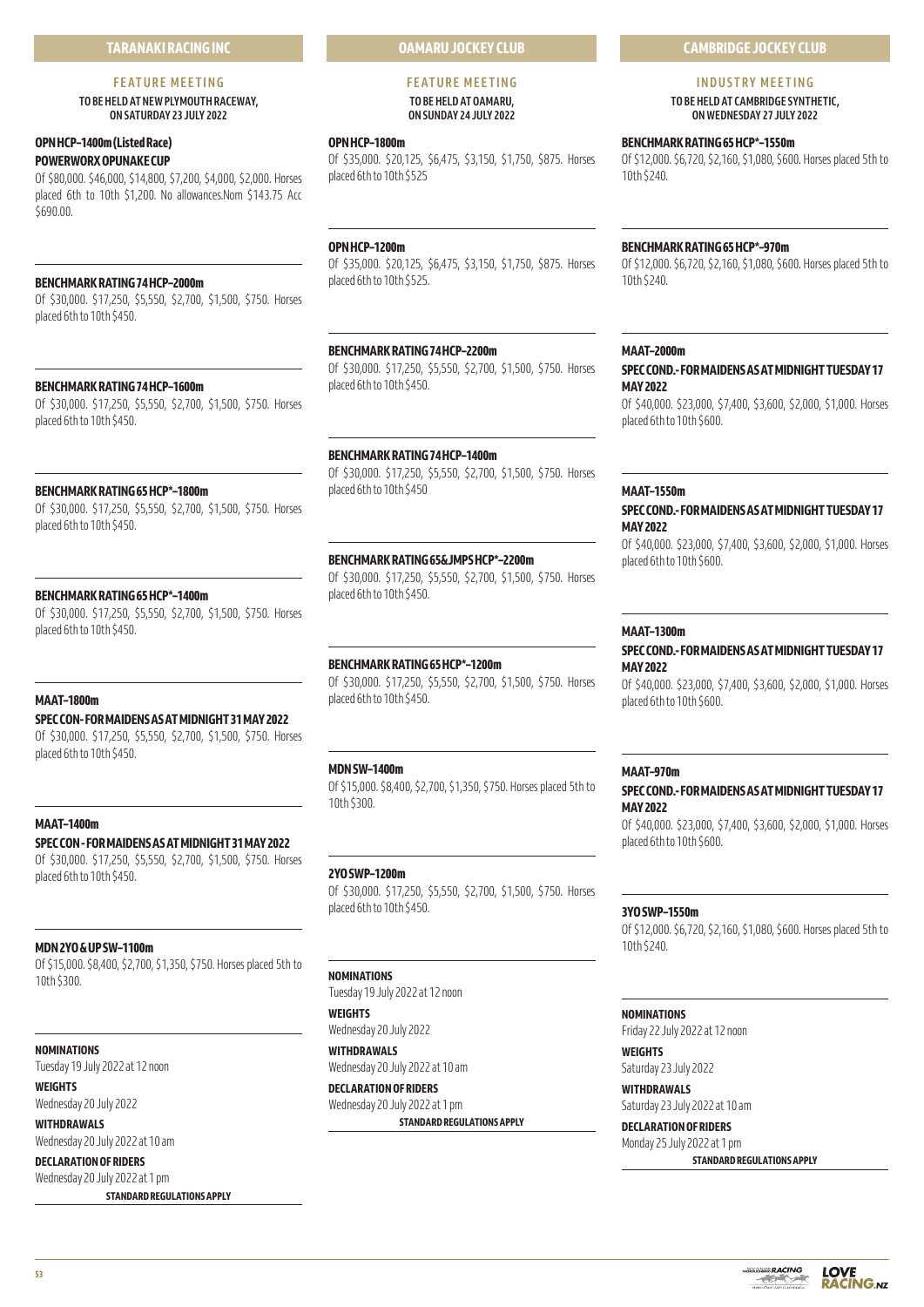## TARANAKI RACING INC

### FEATURE MEETING

**TO BE HELD AT NEW PLYMOUTH RACEWAY, ON SATURDAY 23 JULY 2022**

**OPN HCP–1400m (Listed Race)**
**POWERWORX OPUNAKE CUP**
Of $80,000. $46,000, $14,800, $7,200, $4,000, $2,000. Horses placed 6th to 10th $1,200. No allowances.Nom $143.75 Acc $690.00.

**BENCHMARK RATING 74 HCP–2000m**
Of $30,000. $17,250, $5,550, $2,700, $1,500, $750. Horses placed 6th to 10th $450.

**BENCHMARK RATING 74 HCP–1600m**
Of $30,000. $17,250, $5,550, $2,700, $1,500, $750. Horses placed 6th to 10th $450.

**BENCHMARK RATING 65 HCP*–1800m**
Of $30,000. $17,250, $5,550, $2,700, $1,500, $750. Horses placed 6th to 10th $450.

**BENCHMARK RATING 65 HCP*–1400m**
Of $30,000. $17,250, $5,550, $2,700, $1,500, $750. Horses placed 6th to 10th $450.

**MAAT–1800m**
**SPEC CON - FOR MAIDENS AS AT MIDNIGHT 31 MAY 2022**
Of $30,000. $17,250, $5,550, $2,700, $1,500, $750. Horses placed 6th to 10th $450.

**MAAT–1400m**
**SPEC CON - FOR MAIDENS AS AT MIDNIGHT 31 MAY 2022**
Of $30,000. $17,250, $5,550, $2,700, $1,500, $750. Horses placed 6th to 10th $450.

**MDN 2YO & UP SW–1100m**
Of $15,000. $8,400, $2,700, $1,350, $750. Horses placed 5th to 10th $300.

**NOMINATIONS**
Tuesday 19 July 2022 at 12 noon

**WEIGHTS**
Wednesday 20 July 2022

**WITHDRAWALS**
Wednesday 20 July 2022 at 10 am

**DECLARATION OF RIDERS**
Wednesday 20 July 2022 at 1 pm

**STANDARD REGULATIONS APPLY**

## OAMARU JOCKEY CLUB

### FEATURE MEETING

**TO BE HELD AT OAMARU, ON SUNDAY 24 JULY 2022**

**OPN HCP–1800m**
Of $35,000. $20,125, $6,475, $3,150, $1,750, $875. Horses placed 6th to 10th $525

**OPN HCP–1200m**
Of $35,000. $20,125, $6,475, $3,150, $1,750, $875. Horses placed 6th to 10th $525.

**BENCHMARK RATING 74 HCP–2200m**
Of $30,000. $17,250, $5,550, $2,700, $1,500, $750. Horses placed 6th to 10th $450.

**BENCHMARK RATING 74 HCP–1400m**
Of $30,000. $17,250, $5,550, $2,700, $1,500, $750. Horses placed 6th to 10th $450

**BENCHMARK RATING 65 & JMPS HCP*–2200m**
Of $30,000. $17,250, $5,550, $2,700, $1,500, $750. Horses placed 6th to 10th $450.

**BENCHMARK RATING 65 HCP*–1200m**
Of $30,000. $17,250, $5,550, $2,700, $1,500, $750. Horses placed 6th to 10th $450.

**MDN SW–1400m**
Of $15,000. $8,400, $2,700, $1,350, $750. Horses placed 5th to 10th $300.

**2YO SWP–1200m**
Of $30,000. $17,250, $5,550, $2,700, $1,500, $750. Horses placed 6th to 10th $450.

**NOMINATIONS**
Tuesday 19 July 2022 at 12 noon

**WEIGHTS**
Wednesday 20 July 2022

**WITHDRAWALS**
Wednesday 20 July 2022 at 10 am

**DECLARATION OF RIDERS**
Wednesday 20 July 2022 at 1 pm

**STANDARD REGULATIONS APPLY**

## CAMBRIDGE JOCKEY CLUB

### INDUSTRY MEETING

**TO BE HELD AT CAMBRIDGE SYNTHETIC, ON WEDNESDAY 27 JULY 2022**

**BENCHMARK RATING 65 HCP*–1550m**
Of $12,000. $6,720, $2,160, $1,080, $600. Horses placed 5th to 10th $240.

**BENCHMARK RATING 65 HCP*–970m**
Of $12,000. $6,720, $2,160, $1,080, $600. Horses placed 5th to 10th $240.

**MAAT–2000m**
**SPEC COND. - FOR MAIDENS AS AT MIDNIGHT TUESDAY 17 MAY 2022**
Of $40,000. $23,000, $7,400, $3,600, $2,000, $1,000. Horses placed 6th to 10th $600.

**MAAT–1550m**
**SPEC COND. - FOR MAIDENS AS AT MIDNIGHT TUESDAY 17 MAY 2022**
Of $40,000. $23,000, $7,400, $3,600, $2,000, $1,000. Horses placed 6th to 10th $600.

**MAAT–1300m**
**SPEC COND. - FOR MAIDENS AS AT MIDNIGHT TUESDAY 17 MAY 2022**
Of $40,000. $23,000, $7,400, $3,600, $2,000, $1,000. Horses placed 6th to 10th $600.

**MAAT–970m**
**SPEC COND. - FOR MAIDENS AS AT MIDNIGHT TUESDAY 17 MAY 2022**
Of $40,000. $23,000, $7,400, $3,600, $2,000, $1,000. Horses placed 6th to 10th $600.

**3YO SWP–1550m**
Of $12,000. $6,720, $2,160, $1,080, $600. Horses placed 5th to 10th $240.

**NOMINATIONS**
Friday 22 July 2022 at 12 noon

**WEIGHTS**
Saturday 23 July 2022

**WITHDRAWALS**
Saturday 23 July 2022 at 10 am

**DECLARATION OF RIDERS**
Monday 25 July 2022 at 1 pm

**STANDARD REGULATIONS APPLY**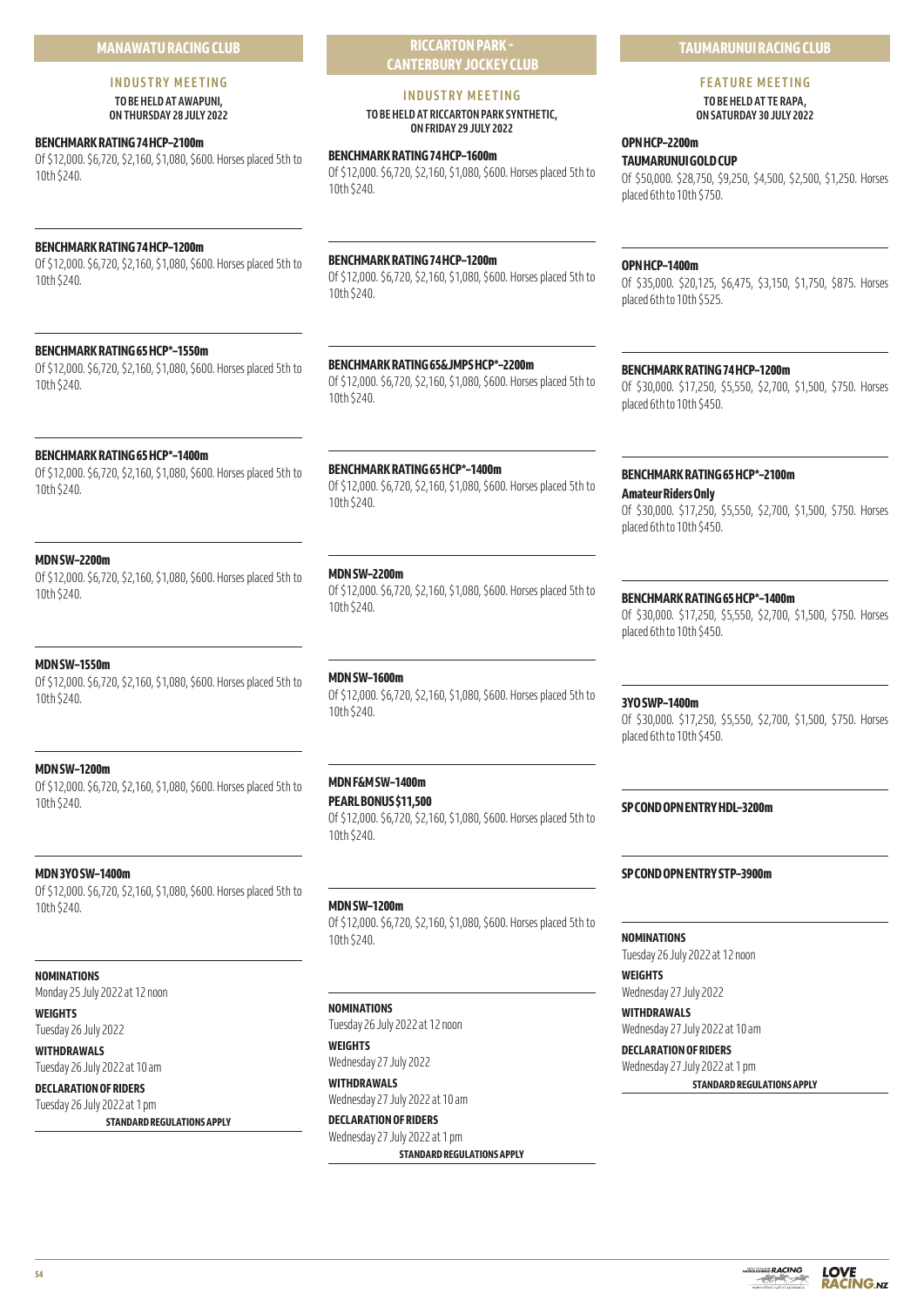## MANAWATU RACING CLUB

### INDUSTRY MEETING

**TO BE HELD AT AWAPUNI, ON THURSDAY 28 JULY 2022**

**BENCHMARK RATING 74 HCP–2100m**
Of $12,000. $6,720, $2,160, $1,080, $600. Horses placed 5th to 10th $240.

**BENCHMARK RATING 74 HCP–1200m**
Of $12,000. $6,720, $2,160, $1,080, $600. Horses placed 5th to 10th $240.

**BENCHMARK RATING 65 HCP*–1550m**
Of $12,000. $6,720, $2,160, $1,080, $600. Horses placed 5th to 10th $240.

**BENCHMARK RATING 65 HCP*–1400m**
Of $12,000. $6,720, $2,160, $1,080, $600. Horses placed 5th to 10th $240.

**MDN SW–2200m**
Of $12,000. $6,720, $2,160, $1,080, $600. Horses placed 5th to 10th $240.

**MDN SW–1550m**
Of $12,000. $6,720, $2,160, $1,080, $600. Horses placed 5th to 10th $240.

**MDN SW–1200m**
Of $12,000. $6,720, $2,160, $1,080, $600. Horses placed 5th to 10th $240.

**MDN 3YO SW–1400m**
Of $12,000. $6,720, $2,160, $1,080, $600. Horses placed 5th to 10th $240.

**NOMINATIONS**
Monday 25 July 2022 at 12 noon

**WEIGHTS**
Tuesday 26 July 2022

**WITHDRAWALS**
Tuesday 26 July 2022 at 10 am

**DECLARATION OF RIDERS**
Tuesday 26 July 2022 at 1 pm

**STANDARD REGULATIONS APPLY**

## RICCARTON PARK - CANTERBURY JOCKEY CLUB

### INDUSTRY MEETING

**TO BE HELD AT RICCARTON PARK SYNTHETIC, ON FRIDAY 29 JULY 2022**

**BENCHMARK RATING 74 HCP–1600m**
Of $12,000. $6,720, $2,160, $1,080, $600. Horses placed 5th to 10th $240.

**BENCHMARK RATING 74 HCP–1200m**
Of $12,000. $6,720, $2,160, $1,080, $600. Horses placed 5th to 10th $240.

**BENCHMARK RATING 65&JMPS HCP*–2200m**
Of $12,000. $6,720, $2,160, $1,080, $600. Horses placed 5th to 10th $240.

**BENCHMARK RATING 65 HCP*–1400m**
Of $12,000. $6,720, $2,160, $1,080, $600. Horses placed 5th to 10th $240.

**MDN SW–2200m**
Of $12,000. $6,720, $2,160, $1,080, $600. Horses placed 5th to 10th $240.

**MDN SW–1600m**
Of $12,000. $6,720, $2,160, $1,080, $600. Horses placed 5th to 10th $240.

**MDN F&M SW–1400m**
**PEARL BONUS $11,500**
Of $12,000. $6,720, $2,160, $1,080, $600. Horses placed 5th to 10th $240.

**MDN SW–1200m**
Of $12,000. $6,720, $2,160, $1,080, $600. Horses placed 5th to 10th $240.

**NOMINATIONS**
Tuesday 26 July 2022 at 12 noon

**WEIGHTS**
Wednesday 27 July 2022

**WITHDRAWALS**
Wednesday 27 July 2022 at 10 am

**DECLARATION OF RIDERS**
Wednesday 27 July 2022 at 1 pm

**STANDARD REGULATIONS APPLY**

## TAUMARUNUI RACING CLUB

### FEATURE MEETING

**TO BE HELD AT TE RAPA, ON SATURDAY 30 JULY 2022**

**OPN HCP–2200m**
**TAUMARUNUI GOLD CUP**
Of $50,000. $28,750, $9,250, $4,500, $2,500, $1,250. Horses placed 6th to 10th $750.

**OPN HCP–1400m**
Of $35,000. $20,125, $6,475, $3,150, $1,750, $875. Horses placed 6th to 10th $525.

**BENCHMARK RATING 74 HCP–1200m**
Of $30,000. $17,250, $5,550, $2,700, $1,500, $750. Horses placed 6th to 10th $450.

**BENCHMARK RATING 65 HCP*–2100m**
**Amateur Riders Only**
Of $30,000. $17,250, $5,550, $2,700, $1,500, $750. Horses placed 6th to 10th $450.

**BENCHMARK RATING 65 HCP*–1400m**
Of $30,000. $17,250, $5,550, $2,700, $1,500, $750. Horses placed 6th to 10th $450.

**3YO SWP–1400m**
Of $30,000. $17,250, $5,550, $2,700, $1,500, $750. Horses placed 6th to 10th $450.

**SP COND OPN ENTRY HDL–3200m**

**SP COND OPN ENTRY STP–3900m**

**NOMINATIONS**
Tuesday 26 July 2022 at 12 noon

**WEIGHTS**
Wednesday 27 July 2022

**WITHDRAWALS**
Wednesday 27 July 2022 at 10 am

**DECLARATION OF RIDERS**
Wednesday 27 July 2022 at 1 pm

**STANDARD REGULATIONS APPLY**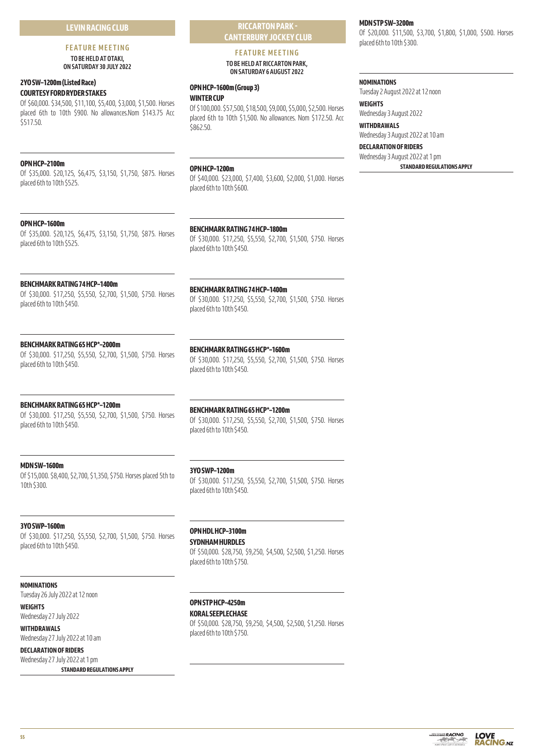## LEVIN RACING CLUB

### FEATURE MEETING

**TO BE HELD AT OTAKI, ON SATURDAY 30 JULY 2022**

**2YO SW–1200m (Listed Race)**
**COURTESY FORD RYDER STAKES**

Of $60,000. $34,500, $11,100, $5,400, $3,000, $1,500. Horses placed 6th to 10th $900. No allowances.Nom $143.75 Acc $517.50.

**OPN HCP–2100m**

Of $35,000. $20,125, $6,475, $3,150, $1,750, $875. Horses placed 6th to 10th $525.

**OPN HCP–1600m**

Of $35,000. $20,125, $6,475, $3,150, $1,750, $875. Horses placed 6th to 10th $525.

**BENCHMARK RATING 74 HCP–1400m**

Of $30,000. $17,250, $5,550, $2,700, $1,500, $750. Horses placed 6th to 10th $450.

**BENCHMARK RATING 65 HCP*–2000m**

Of $30,000. $17,250, $5,550, $2,700, $1,500, $750. Horses placed 6th to 10th $450.

**BENCHMARK RATING 65 HCP*–1200m**

Of $30,000. $17,250, $5,550, $2,700, $1,500, $750. Horses placed 6th to 10th $450.

**MDN SW–1600m**

Of $15,000. $8,400, $2,700, $1,350, $750. Horses placed 5th to 10th $300.

**3YO SWP–1600m**

Of $30,000. $17,250, $5,550, $2,700, $1,500, $750. Horses placed 6th to 10th $450.

**NOMINATIONS**
Tuesday 26 July 2022 at 12 noon

**WEIGHTS**
Wednesday 27 July 2022

**WITHDRAWALS**
Wednesday 27 July 2022 at 10 am

**DECLARATION OF RIDERS**
Wednesday 27 July 2022 at 1 pm

**STANDARD REGULATIONS APPLY**

## RICCARTON PARK - CANTERBURY JOCKEY CLUB

### FEATURE MEETING

**TO BE HELD AT RICCARTON PARK, ON SATURDAY 6 AUGUST 2022**

**OPN HCP–1600m (Group 3)**
**WINTER CUP**

Of $100,000. $57,500, $18,500, $9,000, $5,000, $2,500. Horses placed 6th to 10th $1,500. No allowances. Nom $172.50. Acc $862.50.

**OPN HCP–1200m**

Of $40,000. $23,000, $7,400, $3,600, $2,000, $1,000. Horses placed 6th to 10th $600.

**BENCHMARK RATING 74 HCP–1800m**

Of $30,000. $17,250, $5,550, $2,700, $1,500, $750. Horses placed 6th to 10th $450.

**BENCHMARK RATING 74 HCP–1400m**

Of $30,000. $17,250, $5,550, $2,700, $1,500, $750. Horses placed 6th to 10th $450.

**BENCHMARK RATING 65 HCP*–1600m**

Of $30,000. $17,250, $5,550, $2,700, $1,500, $750. Horses placed 6th to 10th $450.

**BENCHMARK RATING 65 HCP*–1200m**

Of $30,000. $17,250, $5,550, $2,700, $1,500, $750. Horses placed 6th to 10th $450.

**3YO SWP–1200m**

Of $30,000. $17,250, $5,550, $2,700, $1,500, $750. Horses placed 6th to 10th $450.

**OPN HDL HCP–3100m**
**SYDNHAM HURDLES**

Of $50,000. $28,750, $9,250, $4,500, $2,500, $1,250. Horses placed 6th to 10th $750.

**OPN STP HCP–4250m**
**KORAL SEEPLECHASE**

Of $50,000. $28,750, $9,250, $4,500, $2,500, $1,250. Horses placed 6th to 10th $750.

**MDN STP SW–3200m**

Of $20,000. $11,500, $3,700, $1,800, $1,000, $500. Horses placed 6th to 10th $300.

**NOMINATIONS**
Tuesday 2 August 2022 at 12 noon

**WEIGHTS**
Wednesday 3 August 2022

**WITHDRAWALS**
Wednesday 3 August 2022 at 10 am

**DECLARATION OF RIDERS**
Wednesday 3 August 2022 at 1 pm

**STANDARD REGULATIONS APPLY**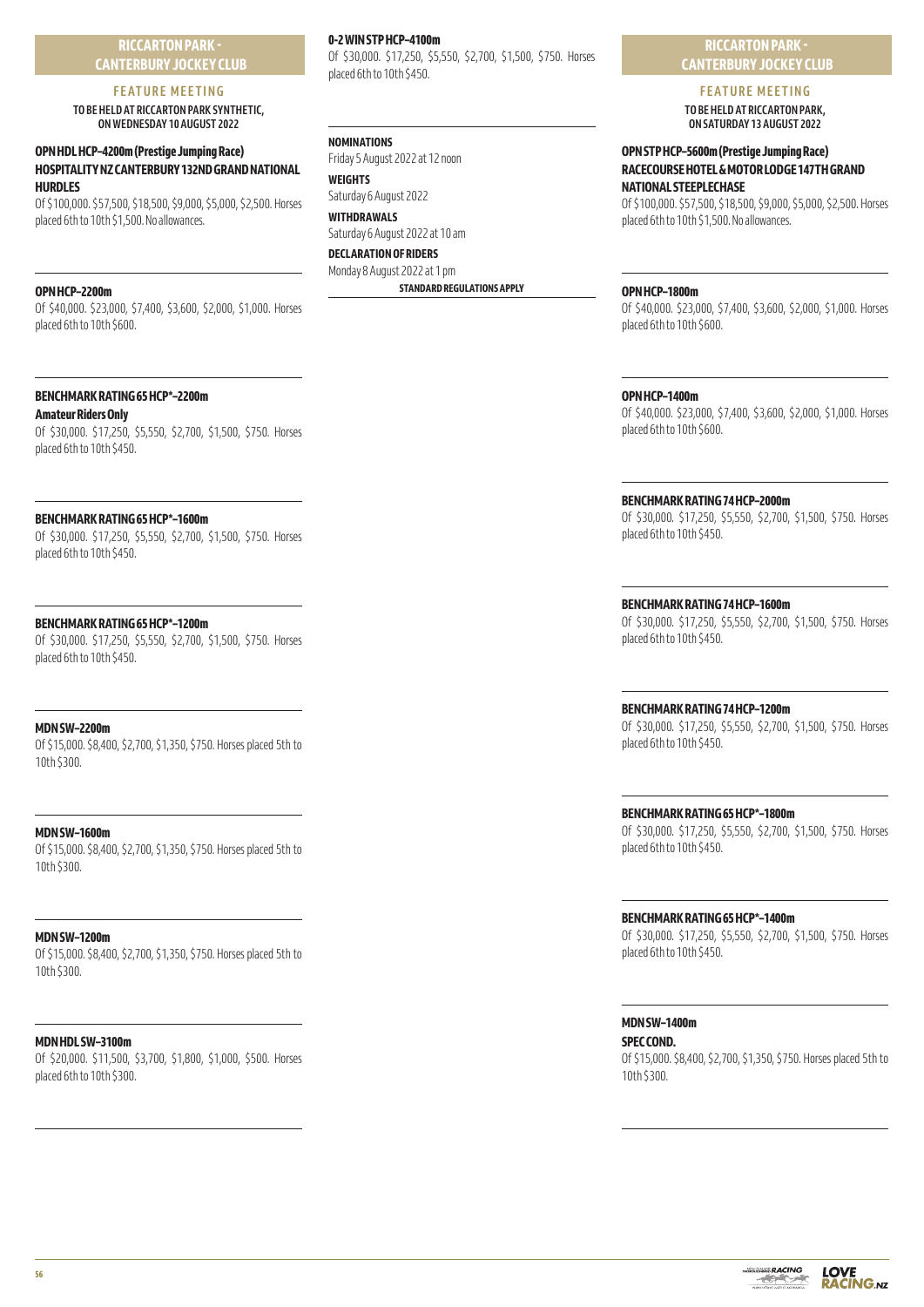## RICCARTON PARK - CANTERBURY JOCKEY CLUB

### FEATURE MEETING

**TO BE HELD AT RICCARTON PARK SYNTHETIC, ON WEDNESDAY 10 AUGUST 2022**

**OPN HDL HCP–4200m (Prestige Jumping Race)**
**HOSPITALITY NZ CANTERBURY 132ND GRAND NATIONAL HURDLES**
Of $100,000. $57,500, $18,500, $9,000, $5,000, $2,500. Horses placed 6th to 10th $1,500. No allowances.

**OPN HCP–2200m**
Of $40,000. $23,000, $7,400, $3,600, $2,000, $1,000. Horses placed 6th to 10th $600.

**BENCHMARK RATING 65 HCP*–2200m**
**Amateur Riders Only**
Of $30,000. $17,250, $5,550, $2,700, $1,500, $750. Horses placed 6th to 10th $450.

**BENCHMARK RATING 65 HCP*–1600m**
Of $30,000. $17,250, $5,550, $2,700, $1,500, $750. Horses placed 6th to 10th $450.

**BENCHMARK RATING 65 HCP*–1200m**
Of $30,000. $17,250, $5,550, $2,700, $1,500, $750. Horses placed 6th to 10th $450.

**MDN SW–2200m**
Of $15,000. $8,400, $2,700, $1,350, $750. Horses placed 5th to 10th $300.

**MDN SW–1600m**
Of $15,000. $8,400, $2,700, $1,350, $750. Horses placed 5th to 10th $300.

**MDN SW–1200m**
Of $15,000. $8,400, $2,700, $1,350, $750. Horses placed 5th to 10th $300.

**MDN HDL SW–3100m**
Of $20,000. $11,500, $3,700, $1,800, $1,000, $500. Horses placed 6th to 10th $300.

**0-2 WIN STP HCP–4100m**
Of $30,000. $17,250, $5,550, $2,700, $1,500, $750. Horses placed 6th to 10th $450.

**NOMINATIONS**
Friday 5 August 2022 at 12 noon

**WEIGHTS**
Saturday 6 August 2022

**WITHDRAWALS**
Saturday 6 August 2022 at 10 am

**DECLARATION OF RIDERS**
Monday 8 August 2022 at 1 pm

**STANDARD REGULATIONS APPLY**

## RICCARTON PARK - CANTERBURY JOCKEY CLUB

### FEATURE MEETING

**TO BE HELD AT RICCARTON PARK, ON SATURDAY 13 AUGUST 2022**

**OPN STP HCP–5600m (Prestige Jumping Race)**
**RACECOURSE HOTEL & MOTOR LODGE 147TH GRAND NATIONAL STEEPLECHASE**
Of $100,000. $57,500, $18,500, $9,000, $5,000, $2,500. Horses placed 6th to 10th $1,500. No allowances.

**OPN HCP–1800m**
Of $40,000. $23,000, $7,400, $3,600, $2,000, $1,000. Horses placed 6th to 10th $600.

**OPN HCP–1400m**
Of $40,000. $23,000, $7,400, $3,600, $2,000, $1,000. Horses placed 6th to 10th $600.

**BENCHMARK RATING 74 HCP–2000m**
Of $30,000. $17,250, $5,550, $2,700, $1,500, $750. Horses placed 6th to 10th $450.

**BENCHMARK RATING 74 HCP–1600m**
Of $30,000. $17,250, $5,550, $2,700, $1,500, $750. Horses placed 6th to 10th $450.

**BENCHMARK RATING 74 HCP–1200m**
Of $30,000. $17,250, $5,550, $2,700, $1,500, $750. Horses placed 6th to 10th $450.

**BENCHMARK RATING 65 HCP*–1800m**
Of $30,000. $17,250, $5,550, $2,700, $1,500, $750. Horses placed 6th to 10th $450.

**BENCHMARK RATING 65 HCP*–1400m**
Of $30,000. $17,250, $5,550, $2,700, $1,500, $750. Horses placed 6th to 10th $450.

**MDN SW–1400m**
**SPEC COND.**
Of $15,000. $8,400, $2,700, $1,350, $750. Horses placed 5th to 10th $300.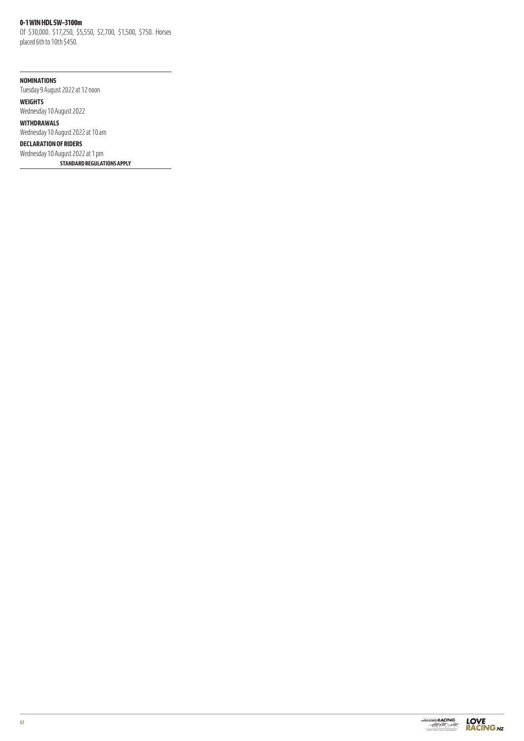**0-1 WIN HDL SW–3100m**
Of $30,000. $17,250, $5,550, $2,700, $1,500, $750. Horses placed 6th to 10th $450.

---

**NOMINATIONS**
Tuesday 9 August 2022 at 12 noon

**WEIGHTS**
Wednesday 10 August 2022

**WITHDRAWALS**
Wednesday 10 August 2022 at 10 am

**DECLARATION OF RIDERS**
Wednesday 10 August 2022 at 1 pm

**STANDARD REGULATIONS APPLY**